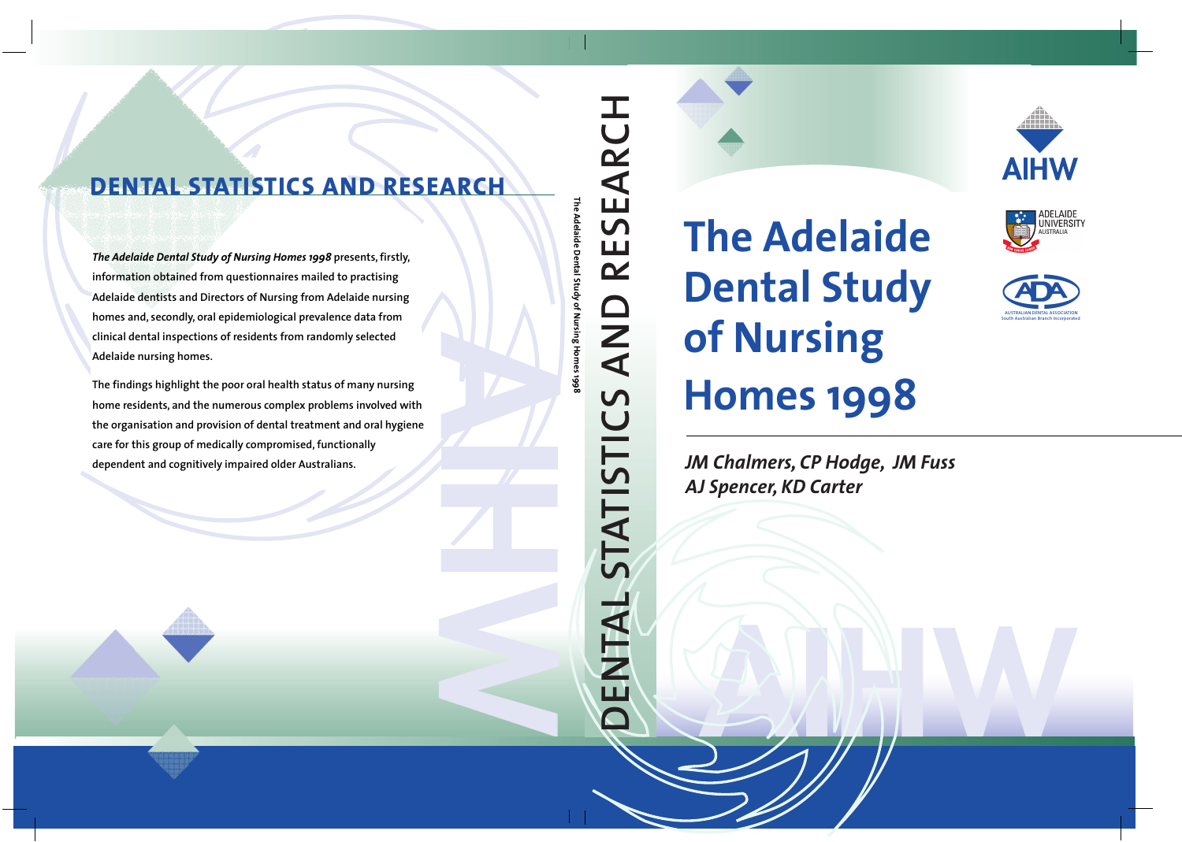# The Adelaide Dental Study of Nursing Homes 1998

*JM Chalmers, CP Hodge, JM Fuss*
*AJ Spencer, KD Carter*

AIHW

ADELAIDE UNIVERSITY AUSTRALIA

AUSTRALIAN DENTAL ASSOCIATION South Australian Branch Incorporated

DENTAL STATISTICS AND RESEARCH

The Adelaide Dental Study of Nursing Homes 1998

## DENTAL STATISTICS AND RESEARCH

***The Adelaide Dental Study of Nursing Homes 1998*** presents, firstly, information obtained from questionnaires mailed to practising Adelaide dentists and Directors of Nursing from Adelaide nursing homes and, secondly, oral epidemiological prevalence data from clinical dental inspections of residents from randomly selected Adelaide nursing homes.

The findings highlight the poor oral health status of many nursing home residents, and the numerous complex problems involved with the organisation and provision of dental treatment and oral hygiene care for this group of medically compromised, functionally dependent and cognitively impaired older Australians.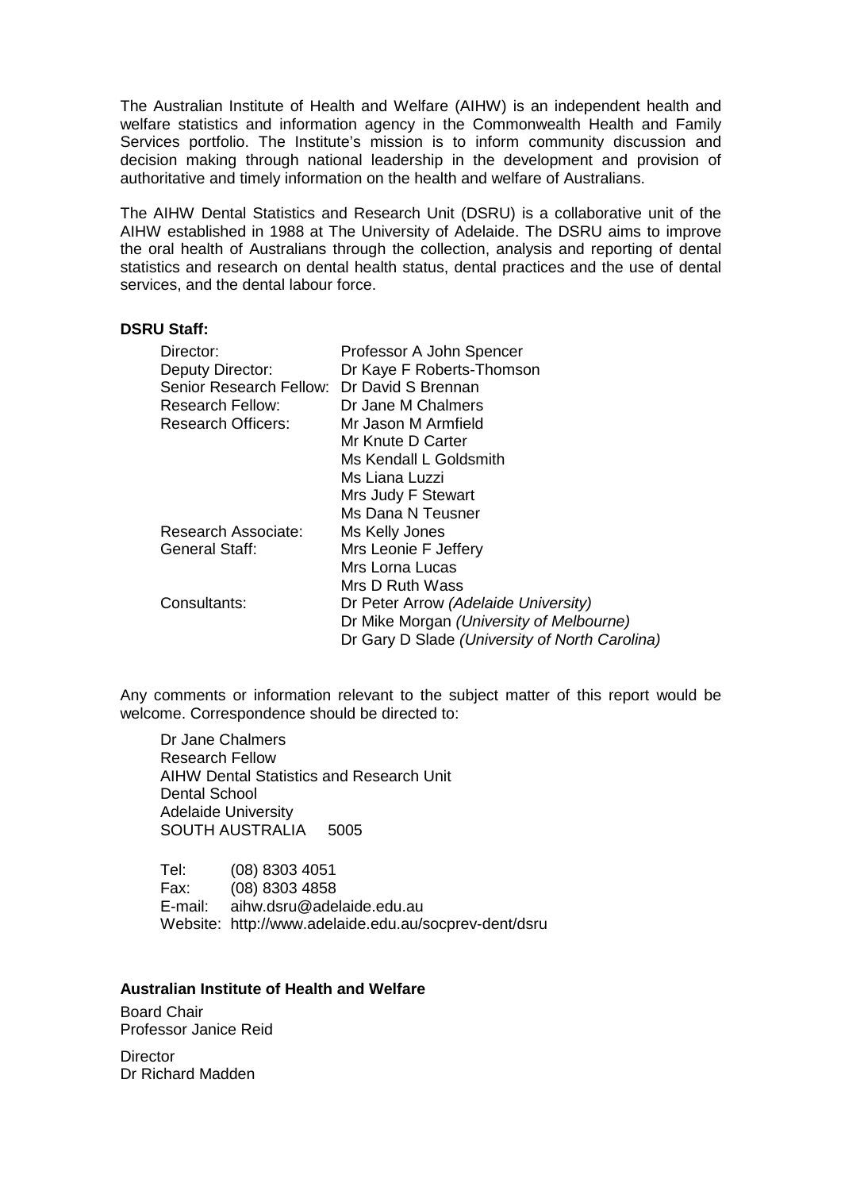The Australian Institute of Health and Welfare (AIHW) is an independent health and welfare statistics and information agency in the Commonwealth Health and Family Services portfolio. The Institute's mission is to inform community discussion and decision making through national leadership in the development and provision of authoritative and timely information on the health and welfare of Australians.

The AIHW Dental Statistics and Research Unit (DSRU) is a collaborative unit of the AIHW established in 1988 at The University of Adelaide. The DSRU aims to improve the oral health of Australians through the collection, analysis and reporting of dental statistics and research on dental health status, dental practices and the use of dental services, and the dental labour force.

**DSRU Staff:**

| | |
|---|---|
| Director: | Professor A John Spencer |
| Deputy Director: | Dr Kaye F Roberts-Thomson |
| Senior Research Fellow: | Dr David S Brennan |
| Research Fellow: | Dr Jane M Chalmers |
| Research Officers: | Mr Jason M Armfield |
| | Mr Knute D Carter |
| | Ms Kendall L Goldsmith |
| | Ms Liana Luzzi |
| | Mrs Judy F Stewart |
| | Ms Dana N Teusner |
| Research Associate: | Ms Kelly Jones |
| General Staff: | Mrs Leonie F Jeffery |
| | Mrs Lorna Lucas |
| | Mrs D Ruth Wass |
| Consultants: | Dr Peter Arrow *(Adelaide University)* |
| | Dr Mike Morgan *(University of Melbourne)* |
| | Dr Gary D Slade *(University of North Carolina)* |

Any comments or information relevant to the subject matter of this report would be welcome. Correspondence should be directed to:

Dr Jane Chalmers
Research Fellow
AIHW Dental Statistics and Research Unit
Dental School
Adelaide University
SOUTH AUSTRALIA 5005

Tel: (08) 8303 4051
Fax: (08) 8303 4858
E-mail: aihw.dsru@adelaide.edu.au
Website: http://www.adelaide.edu.au/socprev-dent/dsru

**Australian Institute of Health and Welfare**

Board Chair
Professor Janice Reid

Director
Dr Richard Madden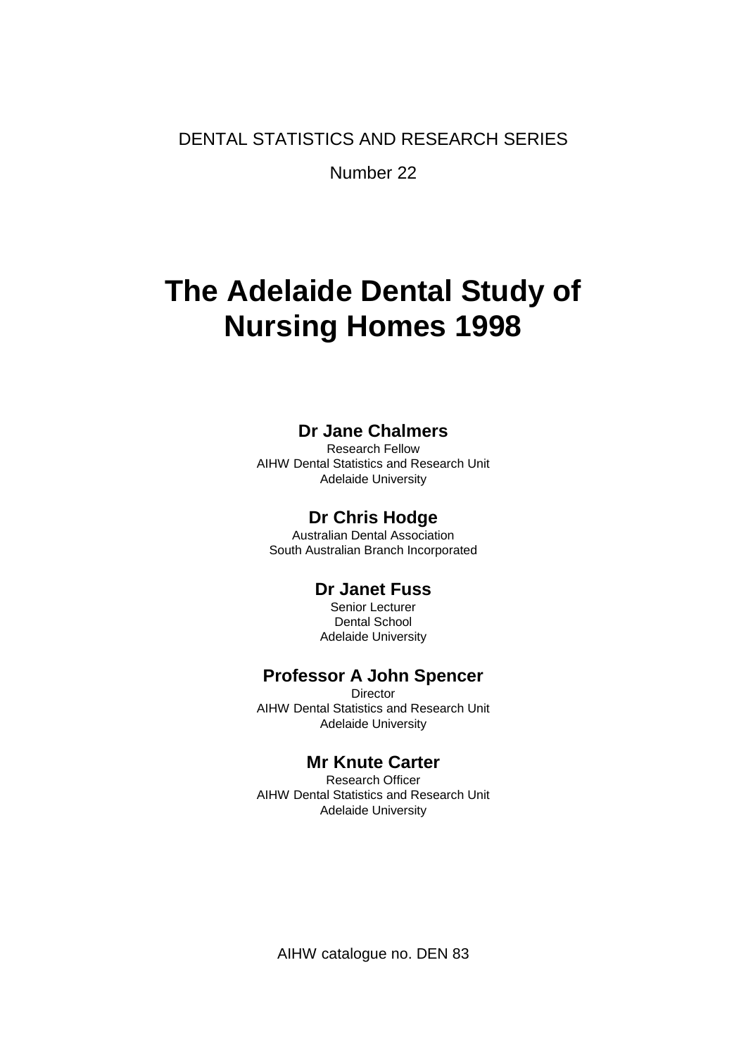DENTAL STATISTICS AND RESEARCH SERIES

Number 22

# The Adelaide Dental Study of Nursing Homes 1998

**Dr Jane Chalmers**
Research Fellow
AIHW Dental Statistics and Research Unit
Adelaide University

**Dr Chris Hodge**
Australian Dental Association
South Australian Branch Incorporated

**Dr Janet Fuss**
Senior Lecturer
Dental School
Adelaide University

**Professor A John Spencer**
Director
AIHW Dental Statistics and Research Unit
Adelaide University

**Mr Knute Carter**
Research Officer
AIHW Dental Statistics and Research Unit
Adelaide University

AIHW catalogue no. DEN 83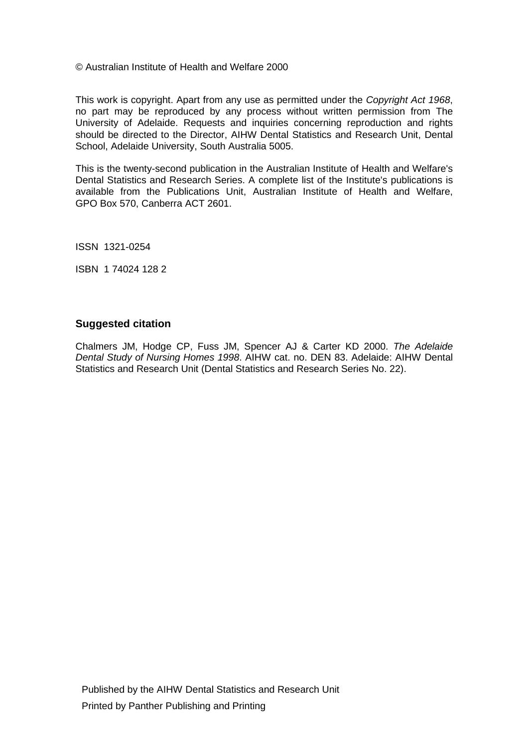© Australian Institute of Health and Welfare 2000

This work is copyright. Apart from any use as permitted under the *Copyright Act 1968*, no part may be reproduced by any process without written permission from The University of Adelaide. Requests and inquiries concerning reproduction and rights should be directed to the Director, AIHW Dental Statistics and Research Unit, Dental School, Adelaide University, South Australia 5005.

This is the twenty-second publication in the Australian Institute of Health and Welfare's Dental Statistics and Research Series. A complete list of the Institute's publications is available from the Publications Unit, Australian Institute of Health and Welfare, GPO Box 570, Canberra ACT 2601.

ISSN 1321-0254

ISBN 1 74024 128 2

### Suggested citation

Chalmers JM, Hodge CP, Fuss JM, Spencer AJ & Carter KD 2000. *The Adelaide Dental Study of Nursing Homes 1998*. AIHW cat. no. DEN 83. Adelaide: AIHW Dental Statistics and Research Unit (Dental Statistics and Research Series No. 22).

Published by the AIHW Dental Statistics and Research Unit

Printed by Panther Publishing and Printing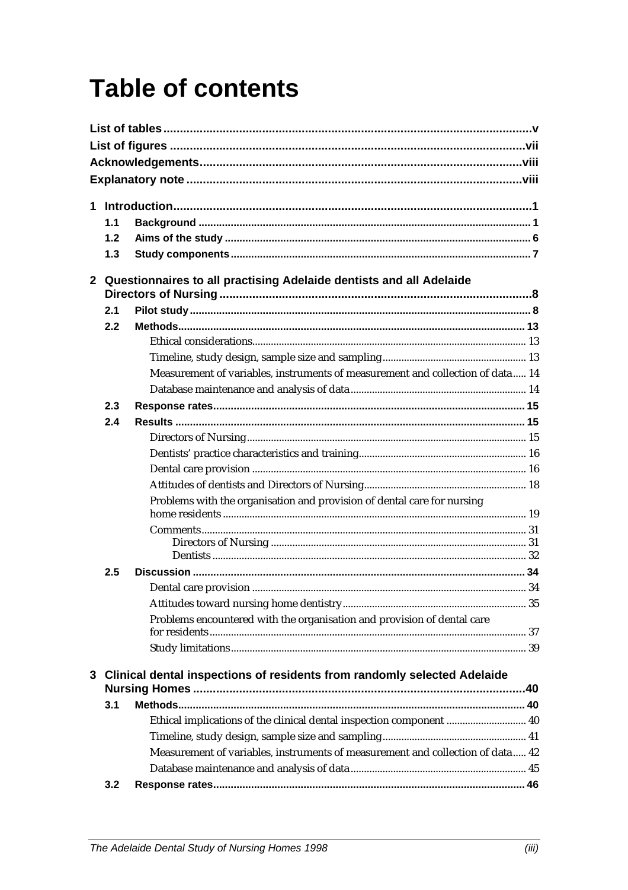# Table of contents

**List of tables** ..... v

**List of figures** ..... vii

**Acknowledgements** ..... viii

**Explanatory note** ..... viii

**1 Introduction** ..... 1

- **1.1 Background** ..... 1
- **1.2 Aims of the study** ..... 6
- **1.3 Study components** ..... 7

**2 Questionnaires to all practising Adelaide dentists and all Adelaide Directors of Nursing** ..... 8

- **2.1 Pilot study** ..... 8
- **2.2 Methods** ..... 13
  - Ethical considerations ..... 13
  - Timeline, study design, sample size and sampling ..... 13
  - Measurement of variables, instruments of measurement and collection of data ..... 14
  - Database maintenance and analysis of data ..... 14
- **2.3 Response rates** ..... 15
- **2.4 Results** ..... 15
  - Directors of Nursing ..... 15
  - Dentists' practice characteristics and training ..... 16
  - Dental care provision ..... 16
  - Attitudes of dentists and Directors of Nursing ..... 18
  - Problems with the organisation and provision of dental care for nursing home residents ..... 19
  - Comments ..... 31
    - Directors of Nursing ..... 31
    - Dentists ..... 32
- **2.5 Discussion** ..... 34
  - Dental care provision ..... 34
  - Attitudes toward nursing home dentistry ..... 35
  - Problems encountered with the organisation and provision of dental care for residents ..... 37
  - Study limitations ..... 39

**3 Clinical dental inspections of residents from randomly selected Adelaide Nursing Homes** ..... 40

- **3.1 Methods** ..... 40
  - Ethical implications of the clinical dental inspection component ..... 40
  - Timeline, study design, sample size and sampling ..... 41
  - Measurement of variables, instruments of measurement and collection of data ..... 42
  - Database maintenance and analysis of data ..... 45
- **3.2 Response rates** ..... 46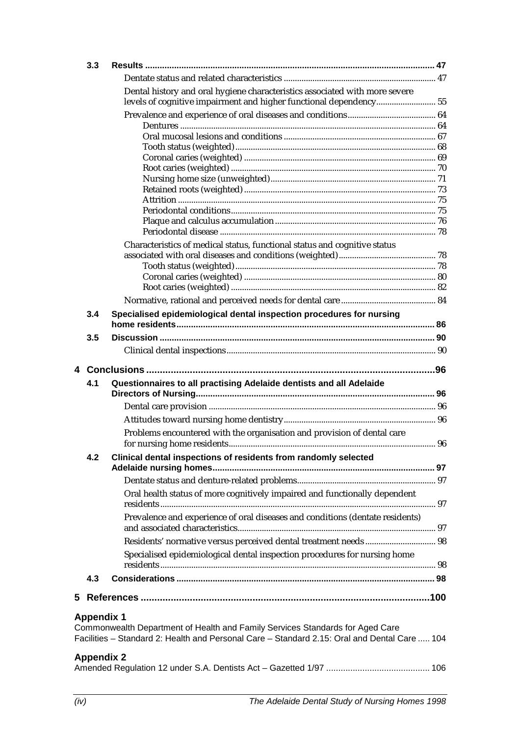**3.3 Results** ........................................................ 47

Dentate status and related characteristics ........................................................ 47

Dental history and oral hygiene characteristics associated with more severe levels of cognitive impairment and higher functional dependency........................ 55

Prevalence and experience of oral diseases and conditions........................ 64

- Dentures ........................................................ 64
- Oral mucosal lesions and conditions ........................................................ 67
- Tooth status (weighted) ........................................................ 68
- Coronal caries (weighted) ........................................................ 69
- Root caries (weighted) ........................................................ 70
- Nursing home size (unweighted) ........................................................ 71
- Retained roots (weighted) ........................................................ 73
- Attrition ........................................................ 75
- Periodontal conditions ........................................................ 75
- Plaque and calculus accumulation ........................................................ 76
- Periodontal disease ........................................................ 78

Characteristics of medical status, functional status and cognitive status associated with oral diseases and conditions (weighted)........................ 78

- Tooth status (weighted) ........................................................ 78
- Coronal caries (weighted) ........................................................ 80
- Root caries (weighted) ........................................................ 82

Normative, rational and perceived needs for dental care........................ 84

**3.4 Specialised epidemiological dental inspection procedures for nursing home residents** ........................................................ 86

**3.5 Discussion** ........................................................ 90

Clinical dental inspections ........................................................ 90

**4 Conclusions** ........................................................ 96

**4.1 Questionnaires to all practising Adelaide dentists and all Adelaide Directors of Nursing** ........................................................ 96

Dental care provision ........................................................ 96

Attitudes toward nursing home dentistry ........................................................ 96

Problems encountered with the organisation and provision of dental care for nursing home residents ........................................................ 96

**4.2 Clinical dental inspections of residents from randomly selected Adelaide nursing homes** ........................................................ 97

Dentate status and denture-related problems ........................................................ 97

Oral health status of more cognitively impaired and functionally dependent residents ........................................................ 97

Prevalence and experience of oral diseases and conditions (dentate residents) and associated characteristics ........................................................ 97

Residents' normative versus perceived dental treatment needs ........................ 98

Specialised epidemiological dental inspection procedures for nursing home residents ........................................................ 98

**4.3 Considerations** ........................................................ 98

**5 References** ........................................................ 100

**Appendix 1**

Commonwealth Department of Health and Family Services Standards for Aged Care Facilities – Standard 2: Health and Personal Care – Standard 2.15: Oral and Dental Care ..... 104

**Appendix 2**

Amended Regulation 12 under S.A. Dentists Act – Gazetted 1/97 ........................ 106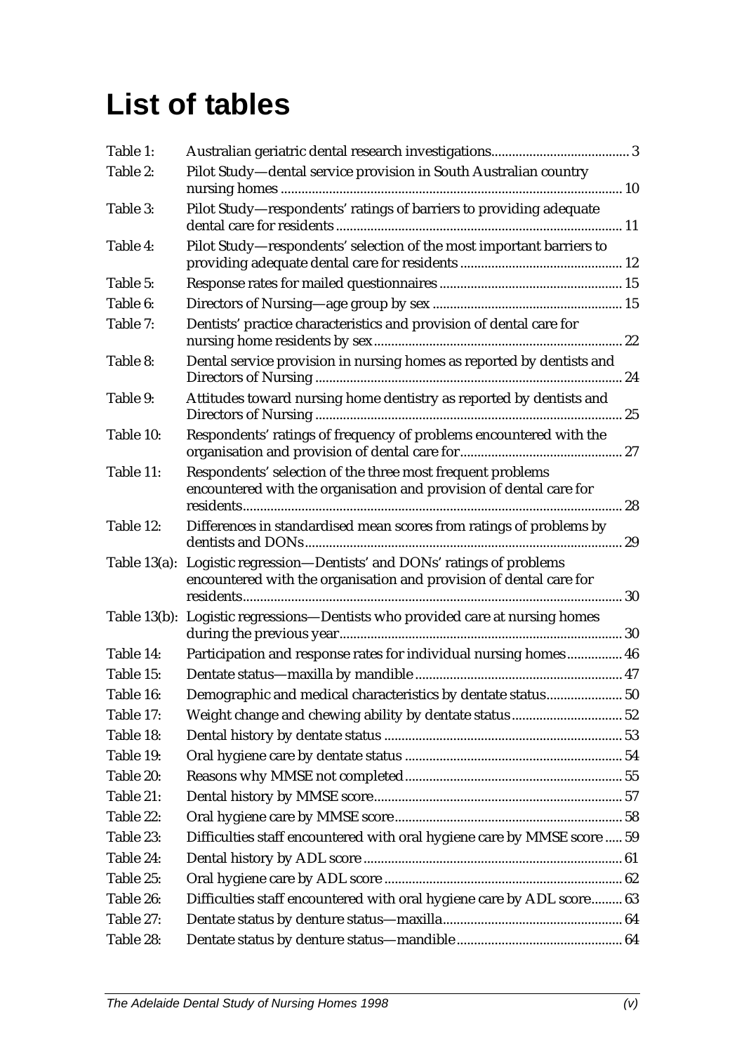# List of tables

| | | |
|---|---|---|
| Table 1: | Australian geriatric dental research investigations | 3 |
| Table 2: | Pilot Study—dental service provision in South Australian country nursing homes | 10 |
| Table 3: | Pilot Study—respondents' ratings of barriers to providing adequate dental care for residents | 11 |
| Table 4: | Pilot Study—respondents' selection of the most important barriers to providing adequate dental care for residents | 12 |
| Table 5: | Response rates for mailed questionnaires | 15 |
| Table 6: | Directors of Nursing—age group by sex | 15 |
| Table 7: | Dentists' practice characteristics and provision of dental care for nursing home residents by sex | 22 |
| Table 8: | Dental service provision in nursing homes as reported by dentists and Directors of Nursing | 24 |
| Table 9: | Attitudes toward nursing home dentistry as reported by dentists and Directors of Nursing | 25 |
| Table 10: | Respondents' ratings of frequency of problems encountered with the organisation and provision of dental care for | 27 |
| Table 11: | Respondents' selection of the three most frequent problems encountered with the organisation and provision of dental care for residents | 28 |
| Table 12: | Differences in standardised mean scores from ratings of problems by dentists and DONs | 29 |
| Table 13(a): | Logistic regression—Dentists' and DONs' ratings of problems encountered with the organisation and provision of dental care for residents | 30 |
| Table 13(b): | Logistic regressions—Dentists who provided care at nursing homes during the previous year | 30 |
| Table 14: | Participation and response rates for individual nursing homes | 46 |
| Table 15: | Dentate status—maxilla by mandible | 47 |
| Table 16: | Demographic and medical characteristics by dentate status | 50 |
| Table 17: | Weight change and chewing ability by dentate status | 52 |
| Table 18: | Dental history by dentate status | 53 |
| Table 19: | Oral hygiene care by dentate status | 54 |
| Table 20: | Reasons why MMSE not completed | 55 |
| Table 21: | Dental history by MMSE score | 57 |
| Table 22: | Oral hygiene care by MMSE score | 58 |
| Table 23: | Difficulties staff encountered with oral hygiene care by MMSE score | 59 |
| Table 24: | Dental history by ADL score | 61 |
| Table 25: | Oral hygiene care by ADL score | 62 |
| Table 26: | Difficulties staff encountered with oral hygiene care by ADL score | 63 |
| Table 27: | Dentate status by denture status—maxilla | 64 |
| Table 28: | Dentate status by denture status—mandible | 64 |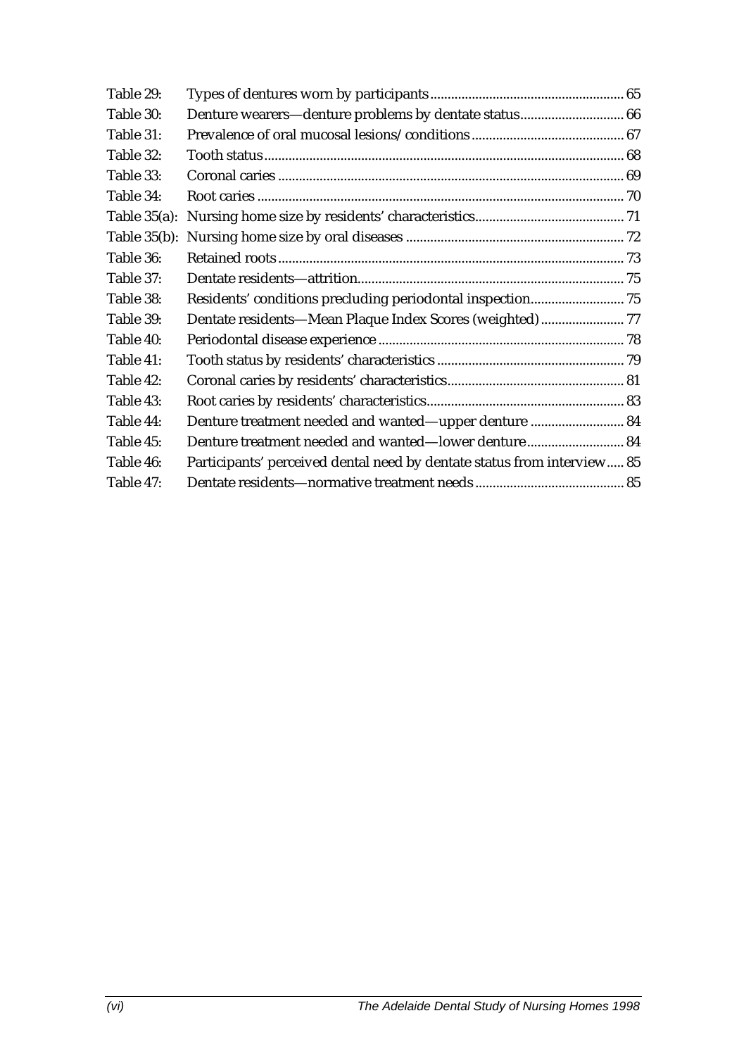| | | |
|---|---|---|
| Table 29: | Types of dentures worn by participants | 65 |
| Table 30: | Denture wearers—denture problems by dentate status | 66 |
| Table 31: | Prevalence of oral mucosal lesions/conditions | 67 |
| Table 32: | Tooth status | 68 |
| Table 33: | Coronal caries | 69 |
| Table 34: | Root caries | 70 |
| Table 35(a): | Nursing home size by residents' characteristics | 71 |
| Table 35(b): | Nursing home size by oral diseases | 72 |
| Table 36: | Retained roots | 73 |
| Table 37: | Dentate residents—attrition | 75 |
| Table 38: | Residents' conditions precluding periodontal inspection | 75 |
| Table 39: | Dentate residents—Mean Plaque Index Scores (weighted) | 77 |
| Table 40: | Periodontal disease experience | 78 |
| Table 41: | Tooth status by residents' characteristics | 79 |
| Table 42: | Coronal caries by residents' characteristics | 81 |
| Table 43: | Root caries by residents' characteristics | 83 |
| Table 44: | Denture treatment needed and wanted—upper denture | 84 |
| Table 45: | Denture treatment needed and wanted—lower denture | 84 |
| Table 46: | Participants' perceived dental need by dentate status from interview | 85 |
| Table 47: | Dentate residents—normative treatment needs | 85 |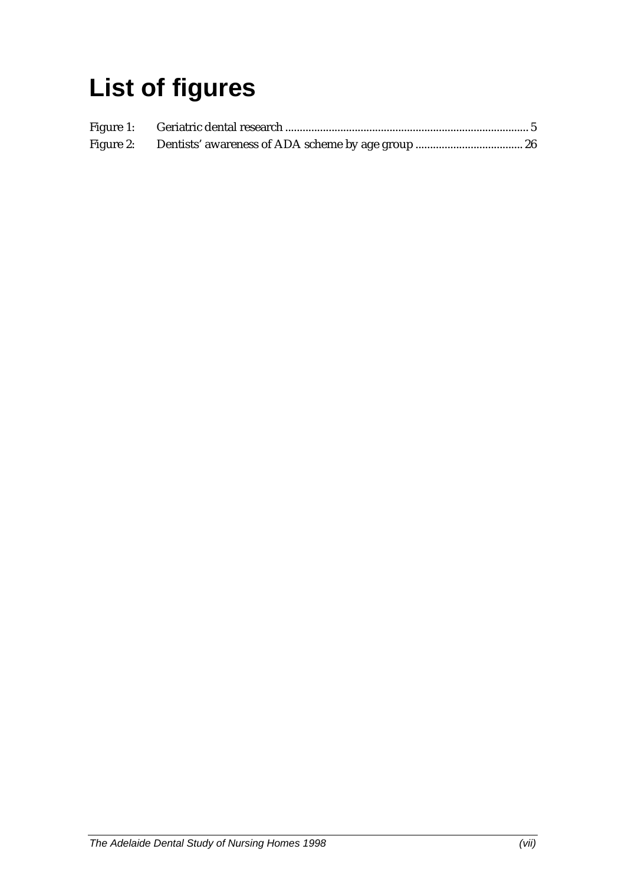# List of figures

Figure 1: Geriatric dental research .................................................................................... 5

Figure 2: Dentists' awareness of ADA scheme by age group ..................................... 26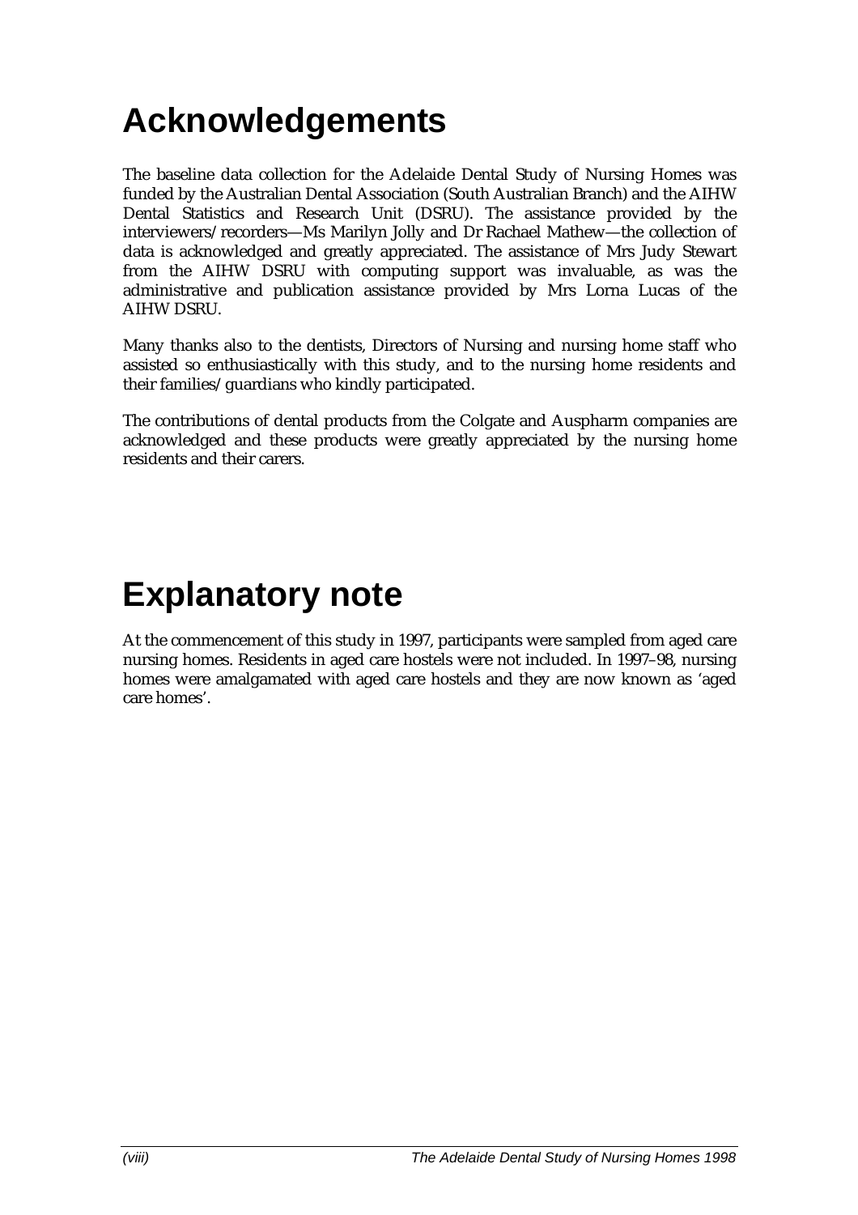# Acknowledgements

The baseline data collection for the Adelaide Dental Study of Nursing Homes was funded by the Australian Dental Association (South Australian Branch) and the AIHW Dental Statistics and Research Unit (DSRU). The assistance provided by the interviewers/recorders—Ms Marilyn Jolly and Dr Rachael Mathew—the collection of data is acknowledged and greatly appreciated. The assistance of Mrs Judy Stewart from the AIHW DSRU with computing support was invaluable, as was the administrative and publication assistance provided by Mrs Lorna Lucas of the AIHW DSRU.

Many thanks also to the dentists, Directors of Nursing and nursing home staff who assisted so enthusiastically with this study, and to the nursing home residents and their families/guardians who kindly participated.

The contributions of dental products from the Colgate and Auspharm companies are acknowledged and these products were greatly appreciated by the nursing home residents and their carers.

# Explanatory note

At the commencement of this study in 1997, participants were sampled from aged care nursing homes. Residents in aged care hostels were not included. In 1997–98, nursing homes were amalgamated with aged care hostels and they are now known as 'aged care homes'.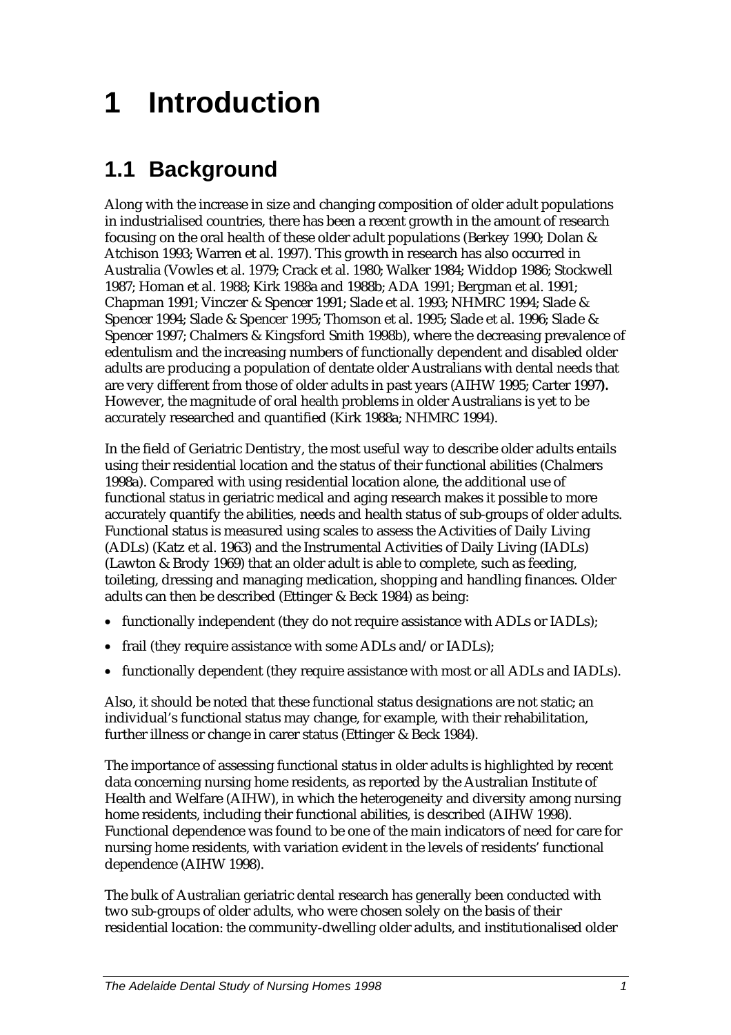# 1 Introduction

## 1.1 Background

Along with the increase in size and changing composition of older adult populations in industrialised countries, there has been a recent growth in the amount of research focusing on the oral health of these older adult populations (Berkey 1990; Dolan & Atchison 1993; Warren et al. 1997). This growth in research has also occurred in Australia (Vowles et al. 1979; Crack et al. 1980; Walker 1984; Widdop 1986; Stockwell 1987; Homan et al. 1988; Kirk 1988a and 1988b; ADA 1991; Bergman et al. 1991; Chapman 1991; Vinczer & Spencer 1991; Slade et al. 1993; NHMRC 1994; Slade & Spencer 1994; Slade & Spencer 1995; Thomson et al. 1995; Slade et al. 1996; Slade & Spencer 1997; Chalmers & Kingsford Smith 1998b), where the decreasing prevalence of edentulism and the increasing numbers of functionally dependent and disabled older adults are producing a population of dentate older Australians with dental needs that are very different from those of older adults in past years (AIHW 1995; Carter 1997**).** However, the magnitude of oral health problems in older Australians is yet to be accurately researched and quantified (Kirk 1988a; NHMRC 1994).

In the field of Geriatric Dentistry, the most useful way to describe older adults entails using their residential location and the status of their functional abilities (Chalmers 1998a). Compared with using residential location alone, the additional use of functional status in geriatric medical and aging research makes it possible to more accurately quantify the abilities, needs and health status of sub-groups of older adults. Functional status is measured using scales to assess the Activities of Daily Living (ADLs) (Katz et al. 1963) and the Instrumental Activities of Daily Living (IADLs) (Lawton & Brody 1969) that an older adult is able to complete, such as feeding, toileting, dressing and managing medication, shopping and handling finances. Older adults can then be described (Ettinger & Beck 1984) as being:

- functionally independent (they do not require assistance with ADLs or IADLs);
- frail (they require assistance with some ADLs and/or IADLs);
- functionally dependent (they require assistance with most or all ADLs and IADLs).

Also, it should be noted that these functional status designations are not static; an individual's functional status may change, for example, with their rehabilitation, further illness or change in carer status (Ettinger & Beck 1984).

The importance of assessing functional status in older adults is highlighted by recent data concerning nursing home residents, as reported by the Australian Institute of Health and Welfare (AIHW), in which the heterogeneity and diversity among nursing home residents, including their functional abilities, is described (AIHW 1998). Functional dependence was found to be one of the main indicators of need for care for nursing home residents, with variation evident in the levels of residents' functional dependence (AIHW 1998).

The bulk of Australian geriatric dental research has generally been conducted with two sub-groups of older adults, who were chosen solely on the basis of their residential location: the community-dwelling older adults, and institutionalised older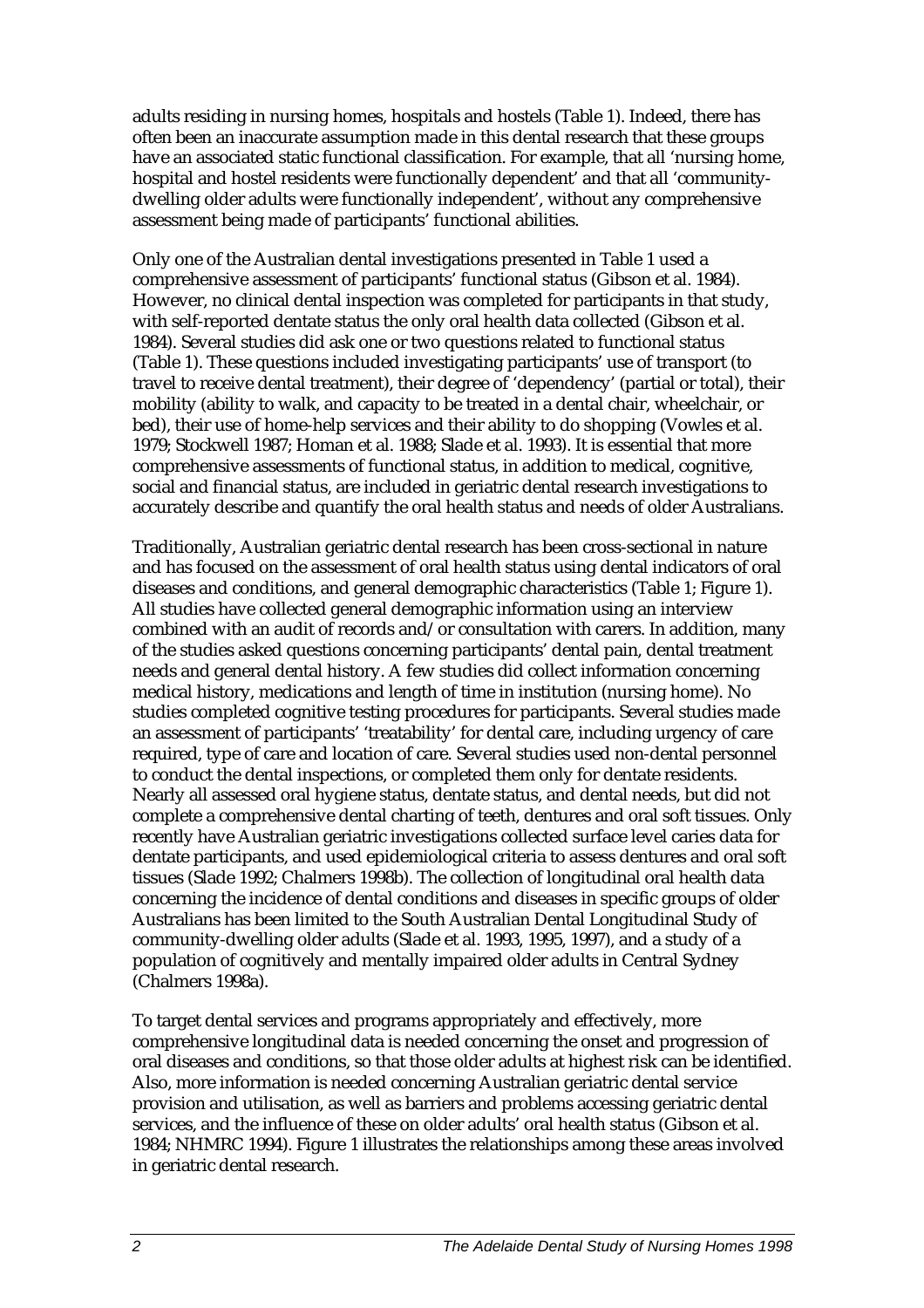adults residing in nursing homes, hospitals and hostels (Table 1). Indeed, there has often been an inaccurate assumption made in this dental research that these groups have an associated static functional classification. For example, that all 'nursing home, hospital and hostel residents were functionally dependent' and that all 'community-dwelling older adults were functionally independent', without any comprehensive assessment being made of participants' functional abilities.

Only one of the Australian dental investigations presented in Table 1 used a comprehensive assessment of participants' functional status (Gibson et al. 1984). However, no clinical dental inspection was completed for participants in that study, with self-reported dentate status the only oral health data collected (Gibson et al. 1984). Several studies did ask one or two questions related to functional status (Table 1). These questions included investigating participants' use of transport (to travel to receive dental treatment), their degree of 'dependency' (partial or total), their mobility (ability to walk, and capacity to be treated in a dental chair, wheelchair, or bed), their use of home-help services and their ability to do shopping (Vowles et al. 1979; Stockwell 1987; Homan et al. 1988; Slade et al. 1993). It is essential that more comprehensive assessments of functional status, in addition to medical, cognitive, social and financial status, are included in geriatric dental research investigations to accurately describe and quantify the oral health status and needs of older Australians.

Traditionally, Australian geriatric dental research has been cross-sectional in nature and has focused on the assessment of oral health status using dental indicators of oral diseases and conditions, and general demographic characteristics (Table 1; Figure 1). All studies have collected general demographic information using an interview combined with an audit of records and/or consultation with carers. In addition, many of the studies asked questions concerning participants' dental pain, dental treatment needs and general dental history. A few studies did collect information concerning medical history, medications and length of time in institution (nursing home). No studies completed cognitive testing procedures for participants. Several studies made an assessment of participants' 'treatability' for dental care, including urgency of care required, type of care and location of care. Several studies used non-dental personnel to conduct the dental inspections, or completed them only for dentate residents. Nearly all assessed oral hygiene status, dentate status, and dental needs, but did not complete a comprehensive dental charting of teeth, dentures and oral soft tissues. Only recently have Australian geriatric investigations collected surface level caries data for dentate participants, and used epidemiological criteria to assess dentures and oral soft tissues (Slade 1992; Chalmers 1998b). The collection of longitudinal oral health data concerning the incidence of dental conditions and diseases in specific groups of older Australians has been limited to the South Australian Dental Longitudinal Study of community-dwelling older adults (Slade et al. 1993, 1995, 1997), and a study of a population of cognitively and mentally impaired older adults in Central Sydney (Chalmers 1998a).

To target dental services and programs appropriately and effectively, more comprehensive longitudinal data is needed concerning the onset and progression of oral diseases and conditions, so that those older adults at highest risk can be identified. Also, more information is needed concerning Australian geriatric dental service provision and utilisation, as well as barriers and problems accessing geriatric dental services, and the influence of these on older adults' oral health status (Gibson et al. 1984; NHMRC 1994). Figure 1 illustrates the relationships among these areas involved in geriatric dental research.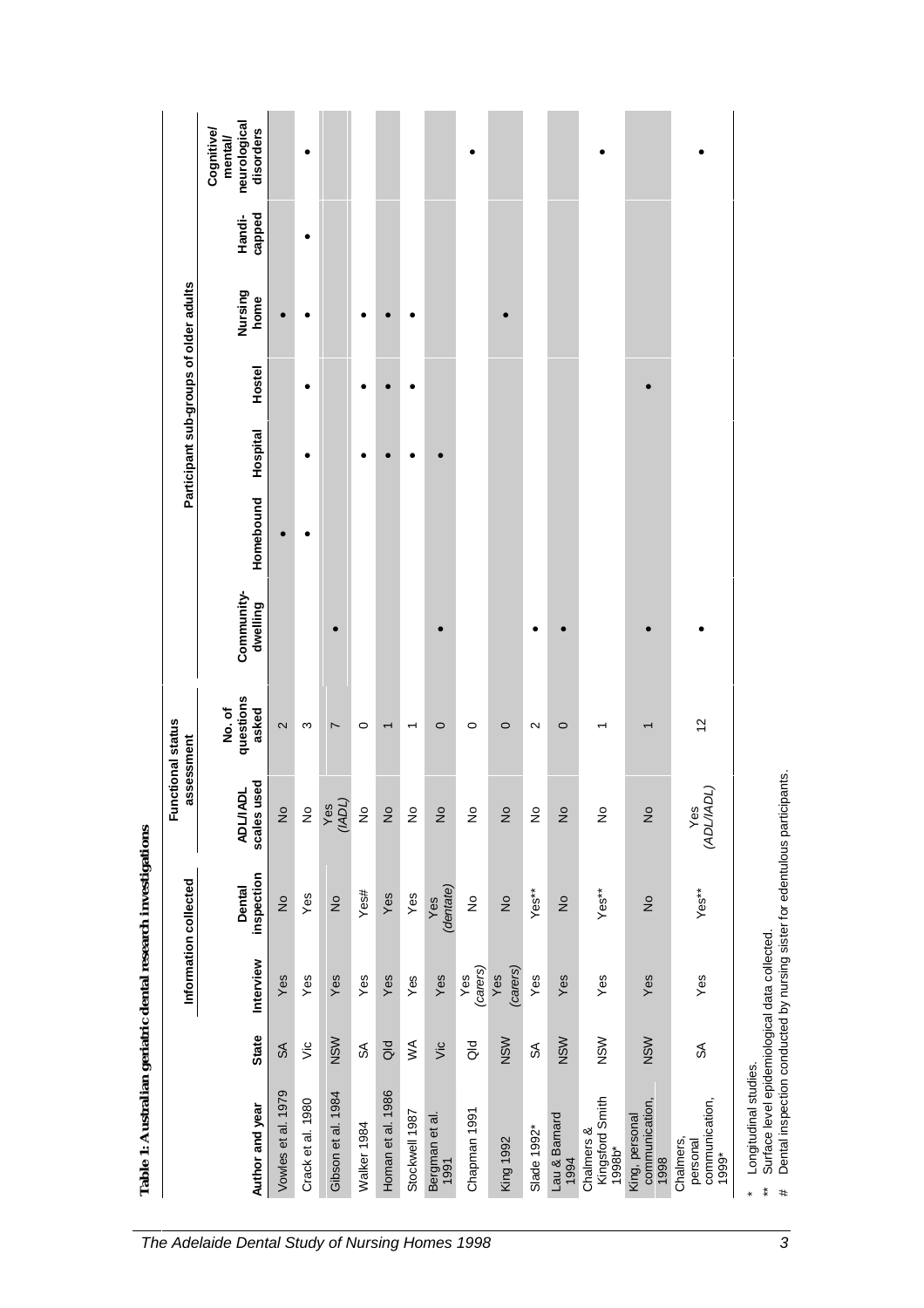**Table 1: Australian geriatric dental research investigations**

| Author and year | State | Information collected | | Functional status assessment | | Participant sub-groups of older adults | | | | | | |
|---|---|---|---|---|---|---|---|---|---|---|---|---|
| | | Interview | Dental inspection | ADL/IADL scales used | No. of questions asked | Community-dwelling | Homebound | Hospital | Hostel | Nursing home | Handi-capped | Cognitive/ mental/ neurological disorders |
| Vowles et al. 1979 | SA | Yes | No | No | 2 | | • | | | • | | |
| Crack et al. 1980 | Vic | Yes | Yes | No | 3 | | • | • | • | • | • | • |
| Gibson et al. 1984 | NSW | Yes | No | Yes (IADL) | 7 | • | | | | | | |
| Walker 1984 | SA | Yes | Yes# | No | 0 | | | • | • | • | | |
| Homan et al. 1986 | Qld | Yes | Yes | No | 1 | | | • | • | • | | |
| Stockwell 1987 | WA | Yes | Yes | No | 1 | | | • | • | • | | |
| Bergman et al. 1991 | Vic | Yes | Yes (*dentate*) | No | 0 | • | | • | | | | |
| Chapman 1991 | Qld | Yes (*carers*) | No | No | 0 | | | | | | | • |
| King 1992 | NSW | Yes (*carers*) | No | No | 0 | | | | | • | | |
| Slade 1992* | SA | Yes | Yes** | No | 2 | • | | | | | | |
| Lau & Barnard 1994 | NSW | Yes | No | No | 0 | • | | | | | | |
| Chalmers & Kingsford Smith 1998b* | NSW | Yes | Yes** | No | 1 | | | | | | | • |
| King, personal communication, 1998 | NSW | Yes | No | No | 1 | • | | | • | | | |
| Chalmers, personal communication, 1999* | SA | Yes | Yes** | Yes (*ADL/IADL*) | 12 | • | | | | | | • |

\* Longitudinal studies.
** Surface level epidemiological data collected.
\# Dental inspection conducted by nursing sister for edentulous participants.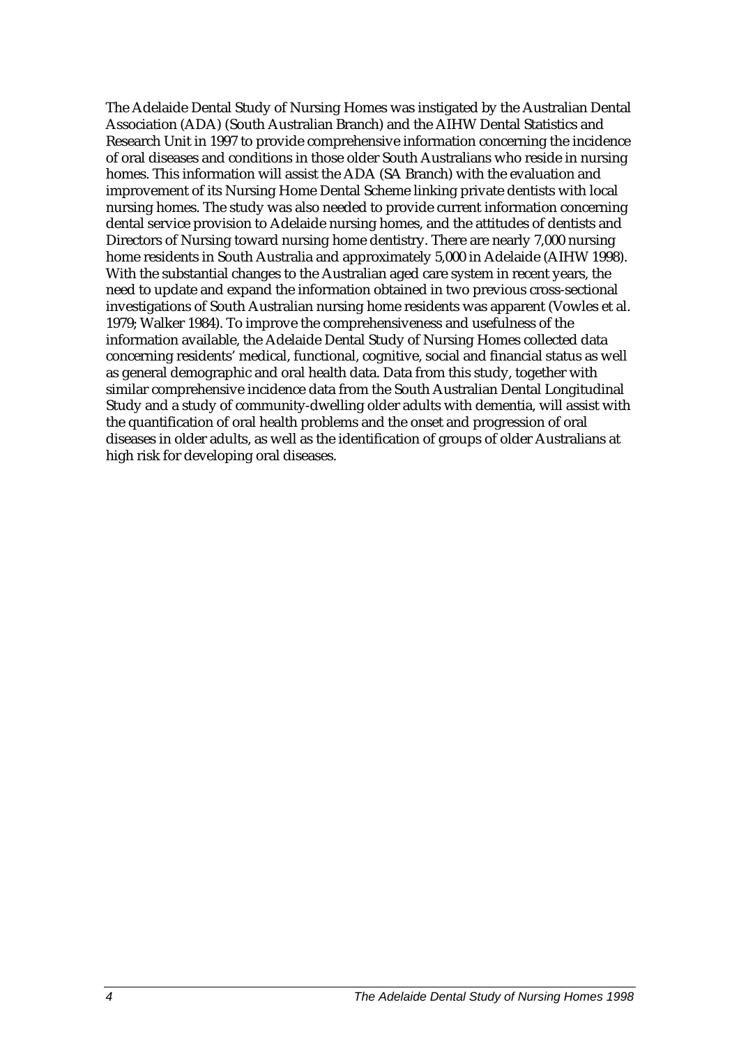The Adelaide Dental Study of Nursing Homes was instigated by the Australian Dental Association (ADA) (South Australian Branch) and the AIHW Dental Statistics and Research Unit in 1997 to provide comprehensive information concerning the incidence of oral diseases and conditions in those older South Australians who reside in nursing homes. This information will assist the ADA (SA Branch) with the evaluation and improvement of its Nursing Home Dental Scheme linking private dentists with local nursing homes. The study was also needed to provide current information concerning dental service provision to Adelaide nursing homes, and the attitudes of dentists and Directors of Nursing toward nursing home dentistry. There are nearly 7,000 nursing home residents in South Australia and approximately 5,000 in Adelaide (AIHW 1998). With the substantial changes to the Australian aged care system in recent years, the need to update and expand the information obtained in two previous cross-sectional investigations of South Australian nursing home residents was apparent (Vowles et al. 1979; Walker 1984). To improve the comprehensiveness and usefulness of the information available, the Adelaide Dental Study of Nursing Homes collected data concerning residents' medical, functional, cognitive, social and financial status as well as general demographic and oral health data. Data from this study, together with similar comprehensive incidence data from the South Australian Dental Longitudinal Study and a study of community-dwelling older adults with dementia, will assist with the quantification of oral health problems and the onset and progression of oral diseases in older adults, as well as the identification of groups of older Australians at high risk for developing oral diseases.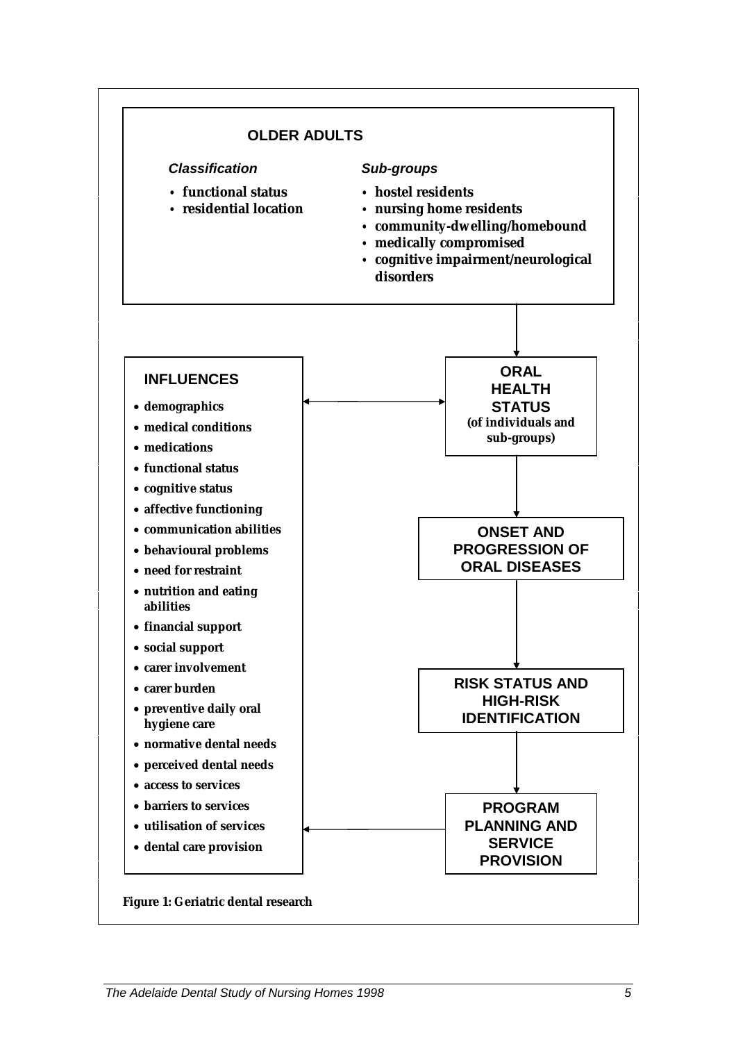**OLDER ADULTS**

*Classification*

- functional status
- residential location

*Sub-groups*

- hostel residents
- nursing home residents
- community-dwelling/homebound
- medically compromised
- cognitive impairment/neurological disorders

**INFLUENCES**

- demographics
- medical conditions
- medications
- functional status
- cognitive status
- affective functioning
- communication abilities
- behavioural problems
- need for restraint
- nutrition and eating abilities
- financial support
- social support
- carer involvement
- carer burden
- preventive daily oral hygiene care
- normative dental needs
- perceived dental needs
- access to services
- barriers to services
- utilisation of services
- dental care provision

**ORAL HEALTH STATUS (of individuals and sub-groups)**

**ONSET AND PROGRESSION OF ORAL DISEASES**

**RISK STATUS AND HIGH-RISK IDENTIFICATION**

**PROGRAM PLANNING AND SERVICE PROVISION**

**Figure 1: Geriatric dental research**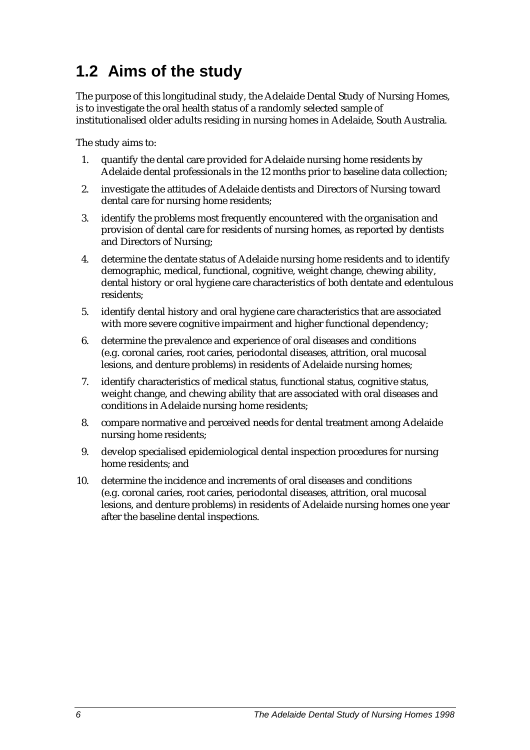## 1.2 Aims of the study

The purpose of this longitudinal study, the Adelaide Dental Study of Nursing Homes, is to investigate the oral health status of a randomly selected sample of institutionalised older adults residing in nursing homes in Adelaide, South Australia.

The study aims to:

1. quantify the dental care provided for Adelaide nursing home residents by Adelaide dental professionals in the 12 months prior to baseline data collection;
2. investigate the attitudes of Adelaide dentists and Directors of Nursing toward dental care for nursing home residents;
3. identify the problems most frequently encountered with the organisation and provision of dental care for residents of nursing homes, as reported by dentists and Directors of Nursing;
4. determine the dentate status of Adelaide nursing home residents and to identify demographic, medical, functional, cognitive, weight change, chewing ability, dental history or oral hygiene care characteristics of both dentate and edentulous residents;
5. identify dental history and oral hygiene care characteristics that are associated with more severe cognitive impairment and higher functional dependency;
6. determine the prevalence and experience of oral diseases and conditions (e.g. coronal caries, root caries, periodontal diseases, attrition, oral mucosal lesions, and denture problems) in residents of Adelaide nursing homes;
7. identify characteristics of medical status, functional status, cognitive status, weight change, and chewing ability that are associated with oral diseases and conditions in Adelaide nursing home residents;
8. compare normative and perceived needs for dental treatment among Adelaide nursing home residents;
9. develop specialised epidemiological dental inspection procedures for nursing home residents; and
10. determine the incidence and increments of oral diseases and conditions (e.g. coronal caries, root caries, periodontal diseases, attrition, oral mucosal lesions, and denture problems) in residents of Adelaide nursing homes one year after the baseline dental inspections.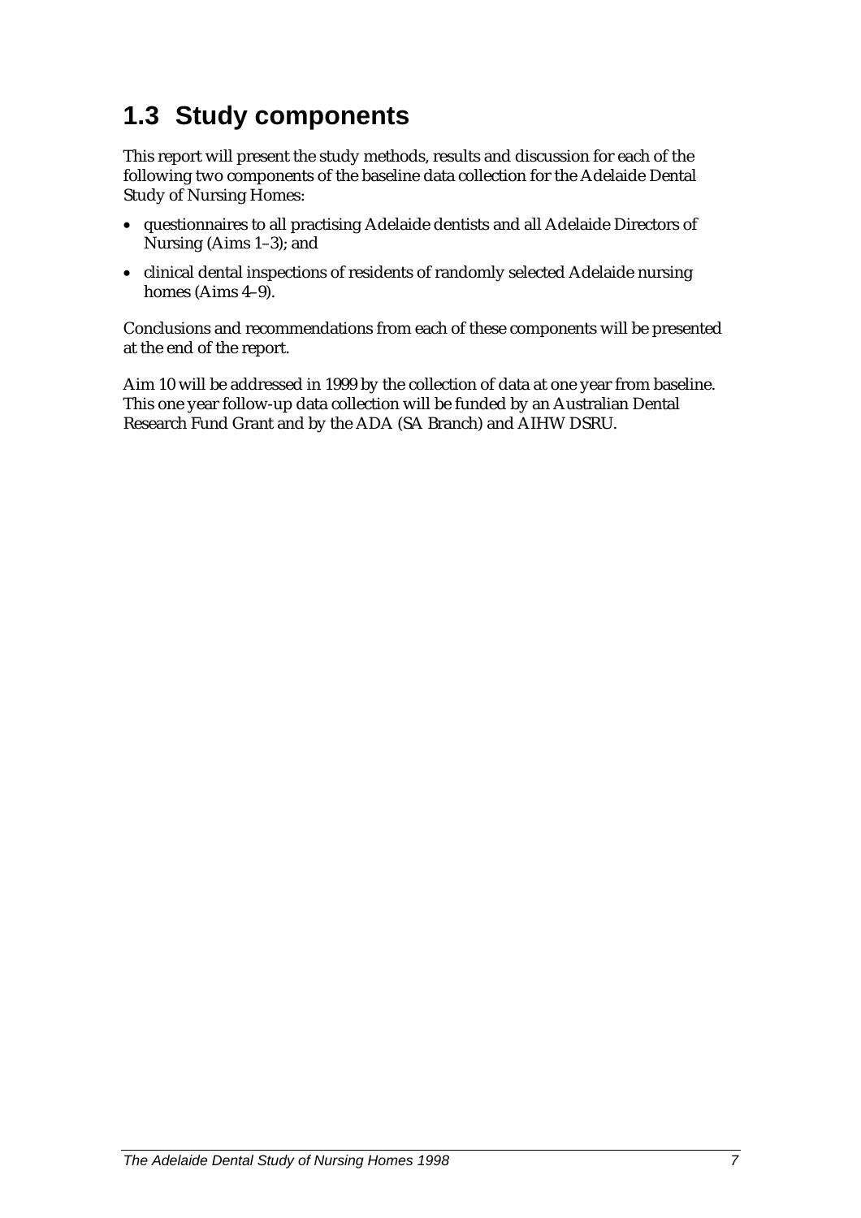## 1.3 Study components

This report will present the study methods, results and discussion for each of the following two components of the baseline data collection for the Adelaide Dental Study of Nursing Homes:

- questionnaires to all practising Adelaide dentists and all Adelaide Directors of Nursing (Aims 1–3); and
- clinical dental inspections of residents of randomly selected Adelaide nursing homes (Aims 4–9).

Conclusions and recommendations from each of these components will be presented at the end of the report.

Aim 10 will be addressed in 1999 by the collection of data at one year from baseline. This one year follow-up data collection will be funded by an Australian Dental Research Fund Grant and by the ADA (SA Branch) and AIHW DSRU.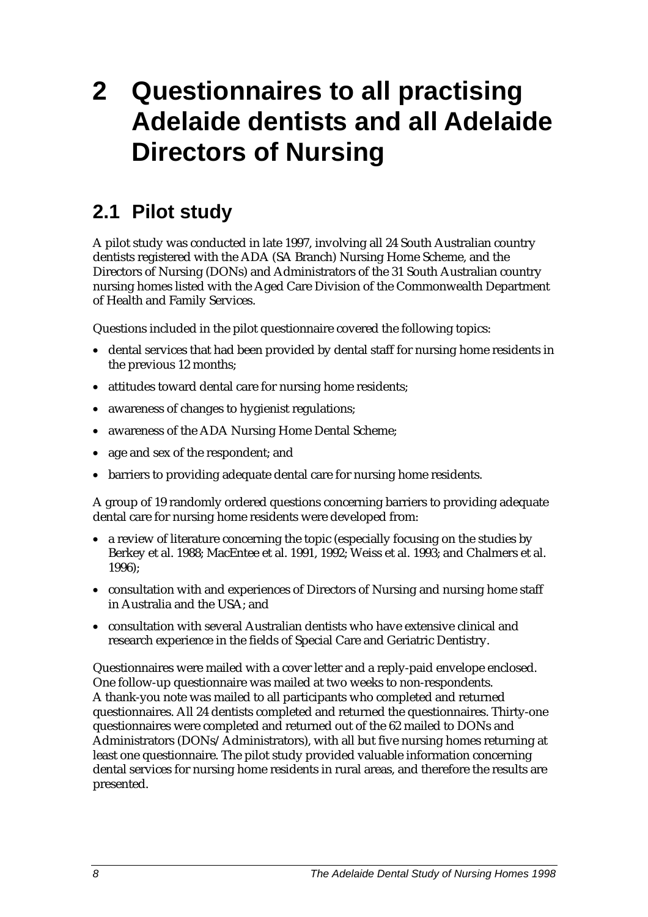# 2 Questionnaires to all practising Adelaide dentists and all Adelaide Directors of Nursing

## 2.1 Pilot study

A pilot study was conducted in late 1997, involving all 24 South Australian country dentists registered with the ADA (SA Branch) Nursing Home Scheme, and the Directors of Nursing (DONs) and Administrators of the 31 South Australian country nursing homes listed with the Aged Care Division of the Commonwealth Department of Health and Family Services.

Questions included in the pilot questionnaire covered the following topics:

- dental services that had been provided by dental staff for nursing home residents in the previous 12 months;
- attitudes toward dental care for nursing home residents;
- awareness of changes to hygienist regulations;
- awareness of the ADA Nursing Home Dental Scheme;
- age and sex of the respondent; and
- barriers to providing adequate dental care for nursing home residents.

A group of 19 randomly ordered questions concerning barriers to providing adequate dental care for nursing home residents were developed from:

- a review of literature concerning the topic (especially focusing on the studies by Berkey et al. 1988; MacEntee et al. 1991, 1992; Weiss et al. 1993; and Chalmers et al. 1996);
- consultation with and experiences of Directors of Nursing and nursing home staff in Australia and the USA; and
- consultation with several Australian dentists who have extensive clinical and research experience in the fields of Special Care and Geriatric Dentistry.

Questionnaires were mailed with a cover letter and a reply-paid envelope enclosed. One follow-up questionnaire was mailed at two weeks to non-respondents. A thank-you note was mailed to all participants who completed and returned questionnaires. All 24 dentists completed and returned the questionnaires. Thirty-one questionnaires were completed and returned out of the 62 mailed to DONs and Administrators (DONs/Administrators), with all but five nursing homes returning at least one questionnaire. The pilot study provided valuable information concerning dental services for nursing home residents in rural areas, and therefore the results are presented.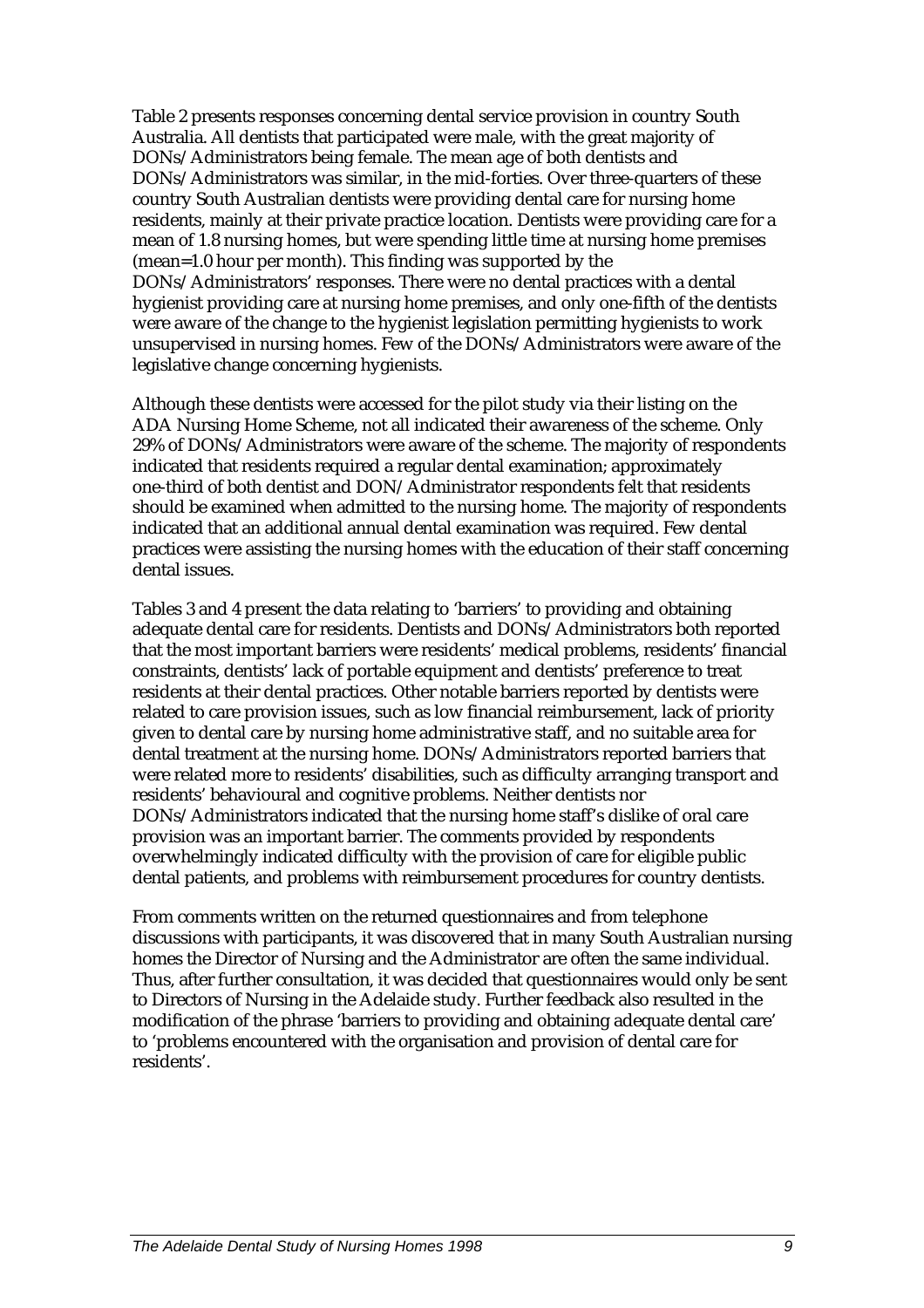Table 2 presents responses concerning dental service provision in country South Australia. All dentists that participated were male, with the great majority of DONs/Administrators being female. The mean age of both dentists and DONs/Administrators was similar, in the mid-forties. Over three-quarters of these country South Australian dentists were providing dental care for nursing home residents, mainly at their private practice location. Dentists were providing care for a mean of 1.8 nursing homes, but were spending little time at nursing home premises (mean=1.0 hour per month). This finding was supported by the DONs/Administrators' responses. There were no dental practices with a dental hygienist providing care at nursing home premises, and only one-fifth of the dentists were aware of the change to the hygienist legislation permitting hygienists to work unsupervised in nursing homes. Few of the DONs/Administrators were aware of the legislative change concerning hygienists.

Although these dentists were accessed for the pilot study via their listing on the ADA Nursing Home Scheme, not all indicated their awareness of the scheme. Only 29% of DONs/Administrators were aware of the scheme. The majority of respondents indicated that residents required a regular dental examination; approximately one-third of both dentist and DON/Administrator respondents felt that residents should be examined when admitted to the nursing home. The majority of respondents indicated that an additional annual dental examination was required. Few dental practices were assisting the nursing homes with the education of their staff concerning dental issues.

Tables 3 and 4 present the data relating to 'barriers' to providing and obtaining adequate dental care for residents. Dentists and DONs/Administrators both reported that the most important barriers were residents' medical problems, residents' financial constraints, dentists' lack of portable equipment and dentists' preference to treat residents at their dental practices. Other notable barriers reported by dentists were related to care provision issues, such as low financial reimbursement, lack of priority given to dental care by nursing home administrative staff, and no suitable area for dental treatment at the nursing home. DONs/Administrators reported barriers that were related more to residents' disabilities, such as difficulty arranging transport and residents' behavioural and cognitive problems. Neither dentists nor DONs/Administrators indicated that the nursing home staff's dislike of oral care provision was an important barrier. The comments provided by respondents overwhelmingly indicated difficulty with the provision of care for eligible public dental patients, and problems with reimbursement procedures for country dentists.

From comments written on the returned questionnaires and from telephone discussions with participants, it was discovered that in many South Australian nursing homes the Director of Nursing and the Administrator are often the same individual. Thus, after further consultation, it was decided that questionnaires would only be sent to Directors of Nursing in the Adelaide study. Further feedback also resulted in the modification of the phrase 'barriers to providing and obtaining adequate dental care' to 'problems encountered with the organisation and provision of dental care for residents'.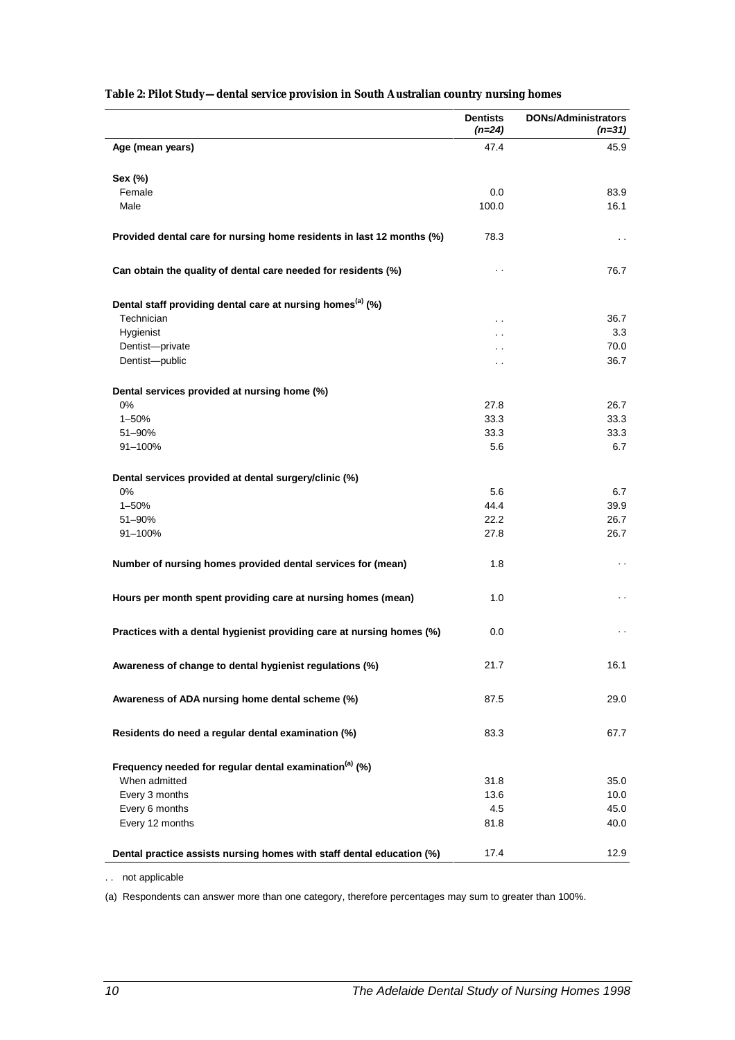**Table 2: Pilot Study—dental service provision in South Australian country nursing homes**

| | Dentists (n=24) | DONs/Administrators (n=31) |
|---|---|---|
| **Age (mean years)** | 47.4 | 45.9 |
| **Sex (%)** | | |
| Female | 0.0 | 83.9 |
| Male | 100.0 | 16.1 |
| **Provided dental care for nursing home residents in last 12 months (%)** | 78.3 | . . |
| **Can obtain the quality of dental care needed for residents (%)** | . . | 76.7 |
| **Dental staff providing dental care at nursing homes[(a)] (%)** | | |
| Technician | . . | 36.7 |
| Hygienist | . . | 3.3 |
| Dentist—private | . . | 70.0 |
| Dentist—public | . . | 36.7 |
| **Dental services provided at nursing home (%)** | | |
| 0% | 27.8 | 26.7 |
| 1–50% | 33.3 | 33.3 |
| 51–90% | 33.3 | 33.3 |
| 91–100% | 5.6 | 6.7 |
| **Dental services provided at dental surgery/clinic (%)** | | |
| 0% | 5.6 | 6.7 |
| 1–50% | 44.4 | 39.9 |
| 51–90% | 22.2 | 26.7 |
| 91–100% | 27.8 | 26.7 |
| **Number of nursing homes provided dental services for (mean)** | 1.8 | . . |
| **Hours per month spent providing care at nursing homes (mean)** | 1.0 | . . |
| **Practices with a dental hygienist providing care at nursing homes (%)** | 0.0 | . . |
| **Awareness of change to dental hygienist regulations (%)** | 21.7 | 16.1 |
| **Awareness of ADA nursing home dental scheme (%)** | 87.5 | 29.0 |
| **Residents do need a regular dental examination (%)** | 83.3 | 67.7 |
| **Frequency needed for regular dental examination[(a)] (%)** | | |
| When admitted | 31.8 | 35.0 |
| Every 3 months | 13.6 | 10.0 |
| Every 6 months | 4.5 | 45.0 |
| Every 12 months | 81.8 | 40.0 |
| **Dental practice assists nursing homes with staff dental education (%)** | 17.4 | 12.9 |

. . not applicable

(a) Respondents can answer more than one category, therefore percentages may sum to greater than 100%.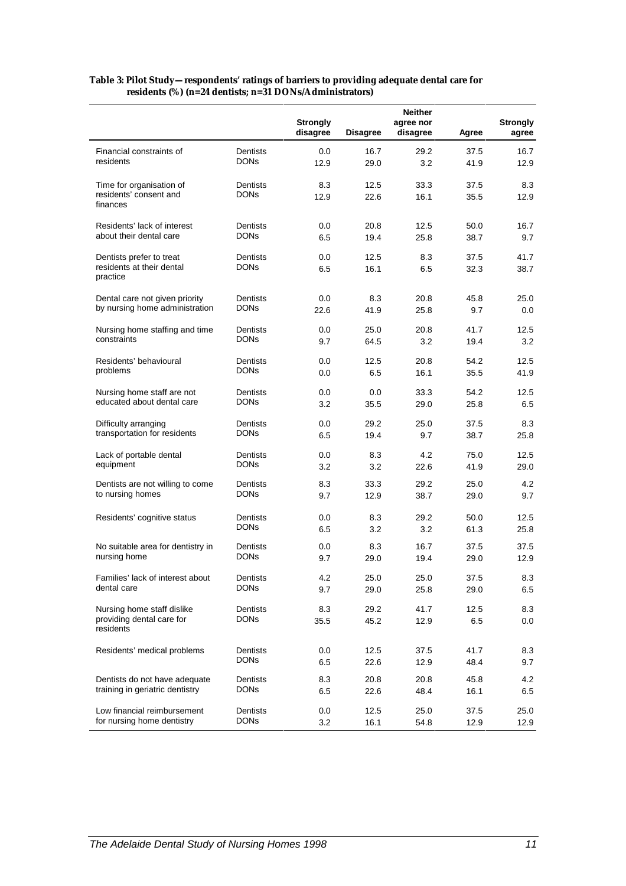**Table 3: Pilot Study—respondents' ratings of barriers to providing adequate dental care for residents (%) (n=24 dentists; n=31 DONs/Administrators)**

| | | Strongly disagree | Disagree | Neither agree nor disagree | Agree | Strongly agree |
|---|---|---|---|---|---|---|
| Financial constraints of residents | Dentists | 0.0 | 16.7 | 29.2 | 37.5 | 16.7 |
| | DONs | 12.9 | 29.0 | 3.2 | 41.9 | 12.9 |
| Time for organisation of residents' consent and finances | Dentists | 8.3 | 12.5 | 33.3 | 37.5 | 8.3 |
| | DONs | 12.9 | 22.6 | 16.1 | 35.5 | 12.9 |
| Residents' lack of interest about their dental care | Dentists | 0.0 | 20.8 | 12.5 | 50.0 | 16.7 |
| | DONs | 6.5 | 19.4 | 25.8 | 38.7 | 9.7 |
| Dentists prefer to treat residents at their dental practice | Dentists | 0.0 | 12.5 | 8.3 | 37.5 | 41.7 |
| | DONs | 6.5 | 16.1 | 6.5 | 32.3 | 38.7 |
| Dental care not given priority by nursing home administration | Dentists | 0.0 | 8.3 | 20.8 | 45.8 | 25.0 |
| | DONs | 22.6 | 41.9 | 25.8 | 9.7 | 0.0 |
| Nursing home staffing and time constraints | Dentists | 0.0 | 25.0 | 20.8 | 41.7 | 12.5 |
| | DONs | 9.7 | 64.5 | 3.2 | 19.4 | 3.2 |
| Residents' behavioural problems | Dentists | 0.0 | 12.5 | 20.8 | 54.2 | 12.5 |
| | DONs | 0.0 | 6.5 | 16.1 | 35.5 | 41.9 |
| Nursing home staff are not educated about dental care | Dentists | 0.0 | 0.0 | 33.3 | 54.2 | 12.5 |
| | DONs | 3.2 | 35.5 | 29.0 | 25.8 | 6.5 |
| Difficulty arranging transportation for residents | Dentists | 0.0 | 29.2 | 25.0 | 37.5 | 8.3 |
| | DONs | 6.5 | 19.4 | 9.7 | 38.7 | 25.8 |
| Lack of portable dental equipment | Dentists | 0.0 | 8.3 | 4.2 | 75.0 | 12.5 |
| | DONs | 3.2 | 3.2 | 22.6 | 41.9 | 29.0 |
| Dentists are not willing to come to nursing homes | Dentists | 8.3 | 33.3 | 29.2 | 25.0 | 4.2 |
| | DONs | 9.7 | 12.9 | 38.7 | 29.0 | 9.7 |
| Residents' cognitive status | Dentists | 0.0 | 8.3 | 29.2 | 50.0 | 12.5 |
| | DONs | 6.5 | 3.2 | 3.2 | 61.3 | 25.8 |
| No suitable area for dentistry in nursing home | Dentists | 0.0 | 8.3 | 16.7 | 37.5 | 37.5 |
| | DONs | 9.7 | 29.0 | 19.4 | 29.0 | 12.9 |
| Families' lack of interest about dental care | Dentists | 4.2 | 25.0 | 25.0 | 37.5 | 8.3 |
| | DONs | 9.7 | 29.0 | 25.8 | 29.0 | 6.5 |
| Nursing home staff dislike providing dental care for residents | Dentists | 8.3 | 29.2 | 41.7 | 12.5 | 8.3 |
| | DONs | 35.5 | 45.2 | 12.9 | 6.5 | 0.0 |
| Residents' medical problems | Dentists | 0.0 | 12.5 | 37.5 | 41.7 | 8.3 |
| | DONs | 6.5 | 22.6 | 12.9 | 48.4 | 9.7 |
| Dentists do not have adequate training in geriatric dentistry | Dentists | 8.3 | 20.8 | 20.8 | 45.8 | 4.2 |
| | DONs | 6.5 | 22.6 | 48.4 | 16.1 | 6.5 |
| Low financial reimbursement for nursing home dentistry | Dentists | 0.0 | 12.5 | 25.0 | 37.5 | 25.0 |
| | DONs | 3.2 | 16.1 | 54.8 | 12.9 | 12.9 |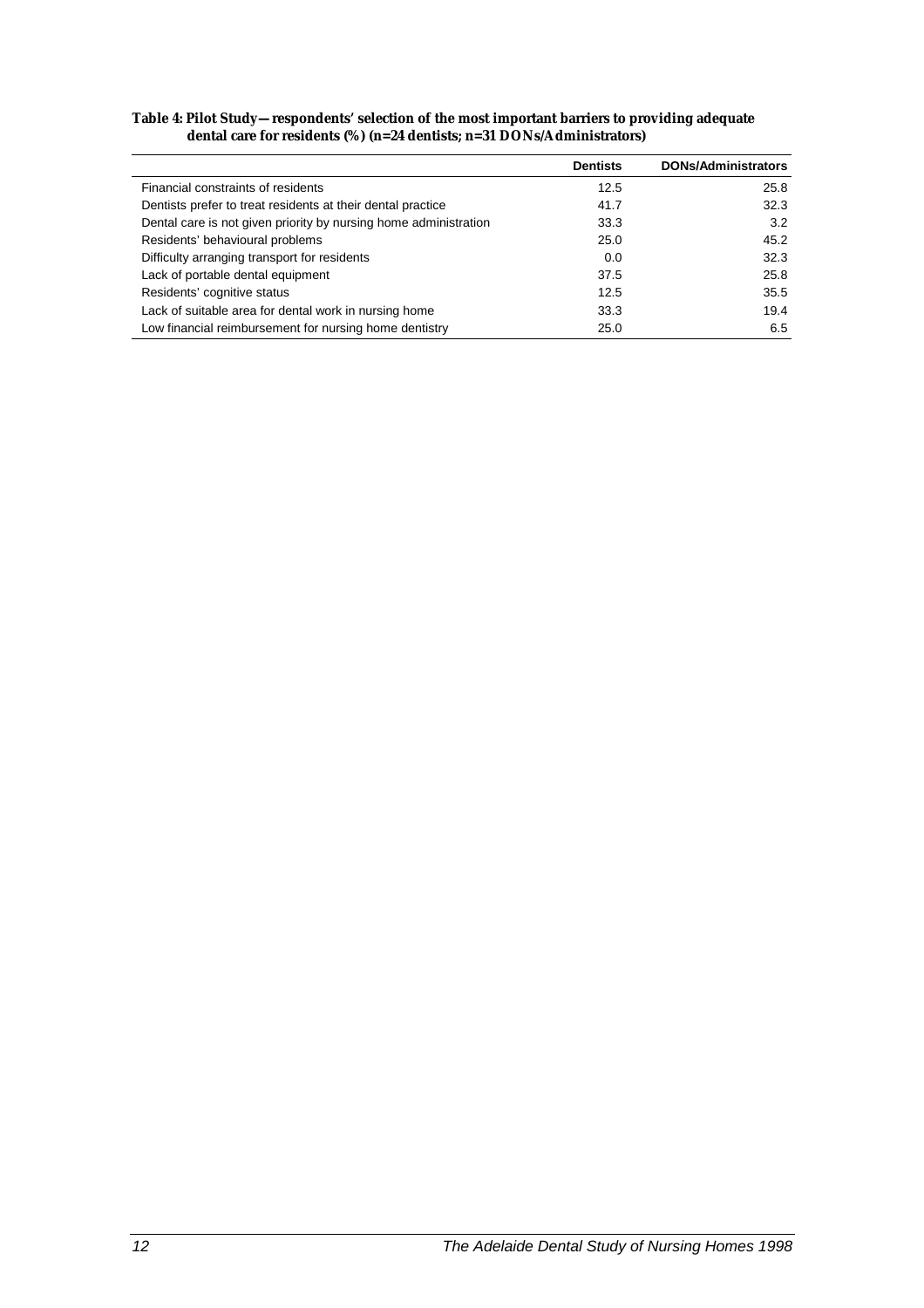**Table 4: Pilot Study—respondents' selection of the most important barriers to providing adequate dental care for residents (%) (n=24 dentists; n=31 DONs/Administrators)**

| | Dentists | DONs/Administrators |
|---|---|---|
| Financial constraints of residents | 12.5 | 25.8 |
| Dentists prefer to treat residents at their dental practice | 41.7 | 32.3 |
| Dental care is not given priority by nursing home administration | 33.3 | 3.2 |
| Residents' behavioural problems | 25.0 | 45.2 |
| Difficulty arranging transport for residents | 0.0 | 32.3 |
| Lack of portable dental equipment | 37.5 | 25.8 |
| Residents' cognitive status | 12.5 | 35.5 |
| Lack of suitable area for dental work in nursing home | 33.3 | 19.4 |
| Low financial reimbursement for nursing home dentistry | 25.0 | 6.5 |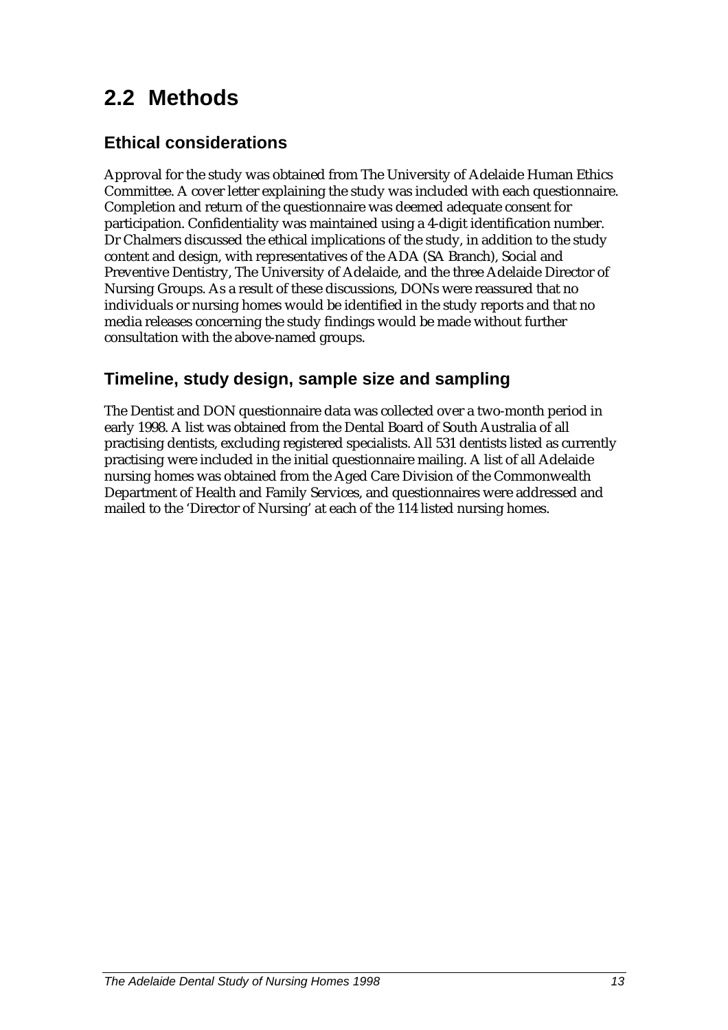## 2.2 Methods

### Ethical considerations

Approval for the study was obtained from The University of Adelaide Human Ethics Committee. A cover letter explaining the study was included with each questionnaire. Completion and return of the questionnaire was deemed adequate consent for participation. Confidentiality was maintained using a 4-digit identification number. Dr Chalmers discussed the ethical implications of the study, in addition to the study content and design, with representatives of the ADA (SA Branch), Social and Preventive Dentistry, The University of Adelaide, and the three Adelaide Director of Nursing Groups. As a result of these discussions, DONs were reassured that no individuals or nursing homes would be identified in the study reports and that no media releases concerning the study findings would be made without further consultation with the above-named groups.

### Timeline, study design, sample size and sampling

The Dentist and DON questionnaire data was collected over a two-month period in early 1998. A list was obtained from the Dental Board of South Australia of all practising dentists, excluding registered specialists. All 531 dentists listed as currently practising were included in the initial questionnaire mailing. A list of all Adelaide nursing homes was obtained from the Aged Care Division of the Commonwealth Department of Health and Family Services, and questionnaires were addressed and mailed to the 'Director of Nursing' at each of the 114 listed nursing homes.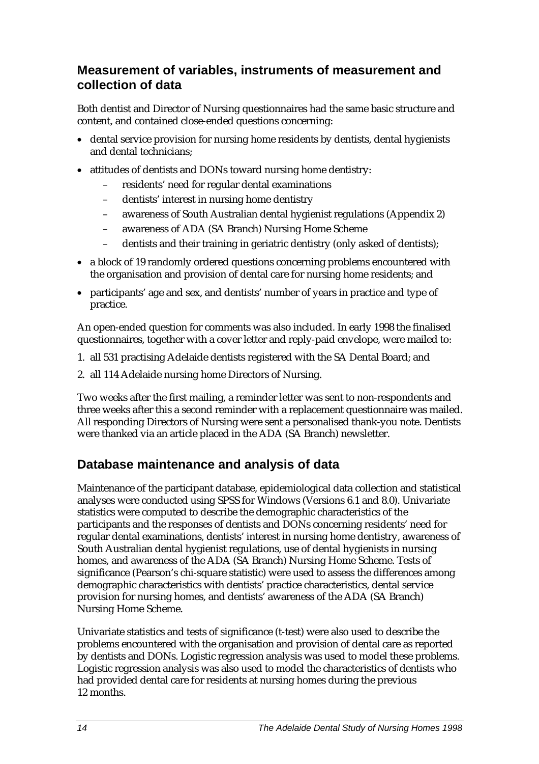## Measurement of variables, instruments of measurement and collection of data

Both dentist and Director of Nursing questionnaires had the same basic structure and content, and contained close-ended questions concerning:

- dental service provision for nursing home residents by dentists, dental hygienists and dental technicians;
- attitudes of dentists and DONs toward nursing home dentistry:
  - residents' need for regular dental examinations
  - dentists' interest in nursing home dentistry
  - awareness of South Australian dental hygienist regulations (Appendix 2)
  - awareness of ADA (SA Branch) Nursing Home Scheme
  - dentists and their training in geriatric dentistry (only asked of dentists);
- a block of 19 randomly ordered questions concerning problems encountered with the organisation and provision of dental care for nursing home residents; and
- participants' age and sex, and dentists' number of years in practice and type of practice.

An open-ended question for comments was also included. In early 1998 the finalised questionnaires, together with a cover letter and reply-paid envelope, were mailed to:

1. all 531 practising Adelaide dentists registered with the SA Dental Board; and
2. all 114 Adelaide nursing home Directors of Nursing.

Two weeks after the first mailing, a reminder letter was sent to non-respondents and three weeks after this a second reminder with a replacement questionnaire was mailed. All responding Directors of Nursing were sent a personalised thank-you note. Dentists were thanked via an article placed in the ADA (SA Branch) newsletter.

## Database maintenance and analysis of data

Maintenance of the participant database, epidemiological data collection and statistical analyses were conducted using SPSS for Windows (Versions 6.1 and 8.0). Univariate statistics were computed to describe the demographic characteristics of the participants and the responses of dentists and DONs concerning residents' need for regular dental examinations, dentists' interest in nursing home dentistry, awareness of South Australian dental hygienist regulations, use of dental hygienists in nursing homes, and awareness of the ADA (SA Branch) Nursing Home Scheme. Tests of significance (Pearson's chi-square statistic) were used to assess the differences among demographic characteristics with dentists' practice characteristics, dental service provision for nursing homes, and dentists' awareness of the ADA (SA Branch) Nursing Home Scheme.

Univariate statistics and tests of significance (t-test) were also used to describe the problems encountered with the organisation and provision of dental care as reported by dentists and DONs. Logistic regression analysis was used to model these problems. Logistic regression analysis was also used to model the characteristics of dentists who had provided dental care for residents at nursing homes during the previous 12 months.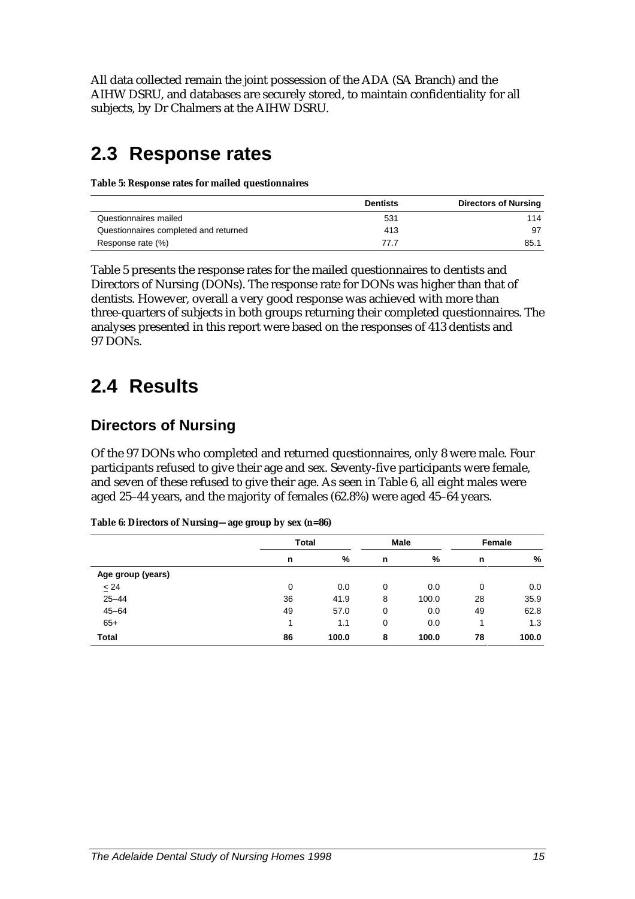All data collected remain the joint possession of the ADA (SA Branch) and the AIHW DSRU, and databases are securely stored, to maintain confidentiality for all subjects, by Dr Chalmers at the AIHW DSRU.

## 2.3 Response rates

**Table 5: Response rates for mailed questionnaires**

| | Dentists | Directors of Nursing |
|---|---|---|
| Questionnaires mailed | 531 | 114 |
| Questionnaires completed and returned | 413 | 97 |
| Response rate (%) | 77.7 | 85.1 |

Table 5 presents the response rates for the mailed questionnaires to dentists and Directors of Nursing (DONs). The response rate for DONs was higher than that of dentists. However, overall a very good response was achieved with more than three-quarters of subjects in both groups returning their completed questionnaires. The analyses presented in this report were based on the responses of 413 dentists and 97 DONs.

## 2.4 Results

### Directors of Nursing

Of the 97 DONs who completed and returned questionnaires, only 8 were male. Four participants refused to give their age and sex. Seventy-five participants were female, and seven of these refused to give their age. As seen in Table 6, all eight males were aged 25–44 years, and the majority of females (62.8%) were aged 45–64 years.

**Table 6: Directors of Nursing—age group by sex (n=86)**

| | Total | | Male | | Female | |
|---|---|---|---|---|---|---|
| | n | % | n | % | n | % |
| **Age group (years)** | | | | | | |
| ≤ 24 | 0 | 0.0 | 0 | 0.0 | 0 | 0.0 |
| 25–44 | 36 | 41.9 | 8 | 100.0 | 28 | 35.9 |
| 45–64 | 49 | 57.0 | 0 | 0.0 | 49 | 62.8 |
| 65+ | 1 | 1.1 | 0 | 0.0 | 1 | 1.3 |
| **Total** | **86** | **100.0** | **8** | **100.0** | **78** | **100.0** |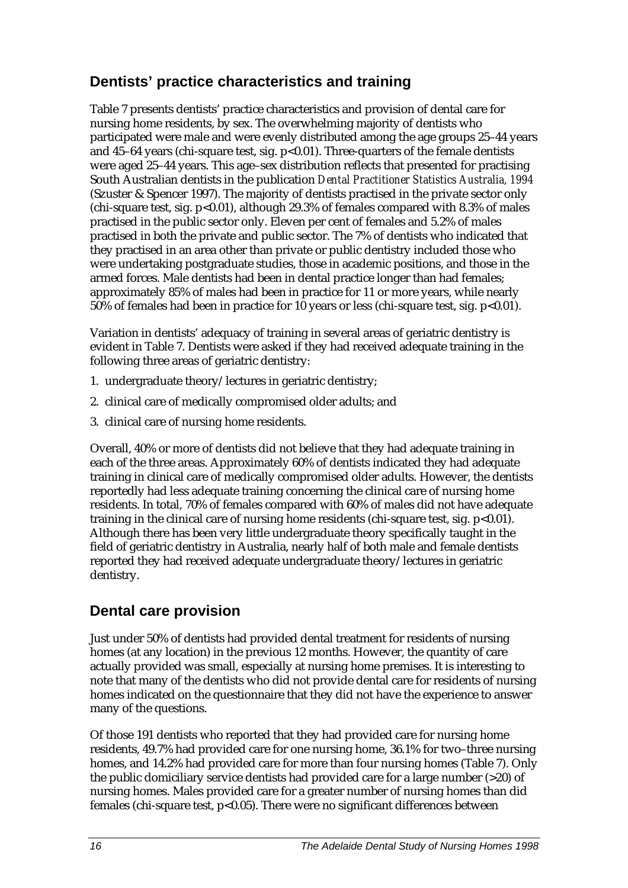## Dentists' practice characteristics and training

Table 7 presents dentists' practice characteristics and provision of dental care for nursing home residents, by sex. The overwhelming majority of dentists who participated were male and were evenly distributed among the age groups 25–44 years and 45–64 years (chi-square test, sig. $p<0.01$). Three-quarters of the female dentists were aged 25–44 years. This age–sex distribution reflects that presented for practising South Australian dentists in the publication *Dental Practitioner Statistics Australia, 1994* (Szuster & Spencer 1997). The majority of dentists practised in the private sector only (chi-square test, sig. $p<0.01$), although 29.3% of females compared with 8.3% of males practised in the public sector only. Eleven per cent of females and 5.2% of males practised in both the private and public sector. The 7% of dentists who indicated that they practised in an area other than private or public dentistry included those who were undertaking postgraduate studies, those in academic positions, and those in the armed forces. Male dentists had been in dental practice longer than had females; approximately 85% of males had been in practice for 11 or more years, while nearly 50% of females had been in practice for 10 years or less (chi-square test, sig. $p<0.01$).

Variation in dentists' adequacy of training in several areas of geriatric dentistry is evident in Table 7. Dentists were asked if they had received adequate training in the following three areas of geriatric dentistry:

1. undergraduate theory/lectures in geriatric dentistry;
2. clinical care of medically compromised older adults; and
3. clinical care of nursing home residents.

Overall, 40% or more of dentists did not believe that they had adequate training in each of the three areas. Approximately 60% of dentists indicated they had adequate training in clinical care of medically compromised older adults. However, the dentists reportedly had less adequate training concerning the clinical care of nursing home residents. In total, 70% of females compared with 60% of males did not have adequate training in the clinical care of nursing home residents (chi-square test, sig. $p<0.01$). Although there has been very little undergraduate theory specifically taught in the field of geriatric dentistry in Australia, nearly half of both male and female dentists reported they had received adequate undergraduate theory/lectures in geriatric dentistry.

## Dental care provision

Just under 50% of dentists had provided dental treatment for residents of nursing homes (at any location) in the previous 12 months. However, the quantity of care actually provided was small, especially at nursing home premises. It is interesting to note that many of the dentists who did not provide dental care for residents of nursing homes indicated on the questionnaire that they did not have the experience to answer many of the questions.

Of those 191 dentists who reported that they had provided care for nursing home residents, 49.7% had provided care for one nursing home, 36.1% for two–three nursing homes, and 14.2% had provided care for more than four nursing homes (Table 7). Only the public domiciliary service dentists had provided care for a large number (>20) of nursing homes. Males provided care for a greater number of nursing homes than did females (chi-square test, $p<0.05$). There were no significant differences between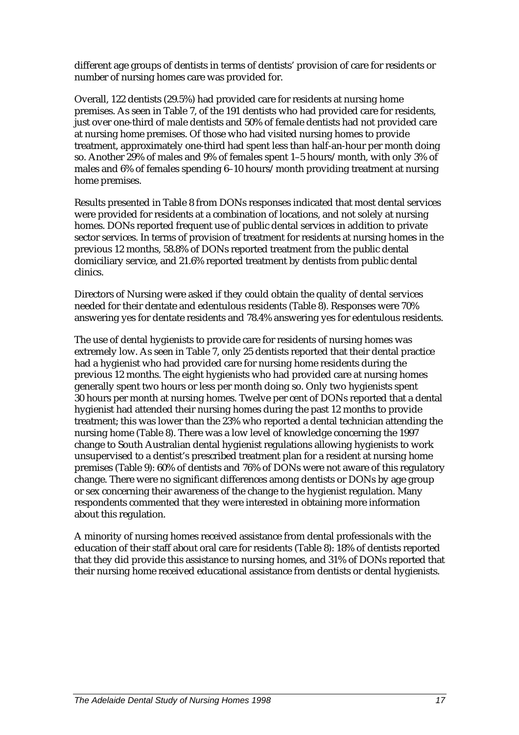different age groups of dentists in terms of dentists' provision of care for residents or number of nursing homes care was provided for.

Overall, 122 dentists (29.5%) had provided care for residents at nursing home premises. As seen in Table 7, of the 191 dentists who had provided care for residents, just over one-third of male dentists and 50% of female dentists had not provided care at nursing home premises. Of those who had visited nursing homes to provide treatment, approximately one-third had spent less than half-an-hour per month doing so. Another 29% of males and 9% of females spent 1–5 hours/month, with only 3% of males and 6% of females spending 6–10 hours/month providing treatment at nursing home premises.

Results presented in Table 8 from DONs responses indicated that most dental services were provided for residents at a combination of locations, and not solely at nursing homes. DONs reported frequent use of public dental services in addition to private sector services. In terms of provision of treatment for residents at nursing homes in the previous 12 months, 58.8% of DONs reported treatment from the public dental domiciliary service, and 21.6% reported treatment by dentists from public dental clinics.

Directors of Nursing were asked if they could obtain the quality of dental services needed for their dentate and edentulous residents (Table 8). Responses were 70% answering yes for dentate residents and 78.4% answering yes for edentulous residents.

The use of dental hygienists to provide care for residents of nursing homes was extremely low. As seen in Table 7, only 25 dentists reported that their dental practice had a hygienist who had provided care for nursing home residents during the previous 12 months. The eight hygienists who had provided care at nursing homes generally spent two hours or less per month doing so. Only two hygienists spent 30 hours per month at nursing homes. Twelve per cent of DONs reported that a dental hygienist had attended their nursing homes during the past 12 months to provide treatment; this was lower than the 23% who reported a dental technician attending the nursing home (Table 8). There was a low level of knowledge concerning the 1997 change to South Australian dental hygienist regulations allowing hygienists to work unsupervised to a dentist's prescribed treatment plan for a resident at nursing home premises (Table 9): 60% of dentists and 76% of DONs were not aware of this regulatory change. There were no significant differences among dentists or DONs by age group or sex concerning their awareness of the change to the hygienist regulation. Many respondents commented that they were interested in obtaining more information about this regulation.

A minority of nursing homes received assistance from dental professionals with the education of their staff about oral care for residents (Table 8): 18% of dentists reported that they did provide this assistance to nursing homes, and 31% of DONs reported that their nursing home received educational assistance from dentists or dental hygienists.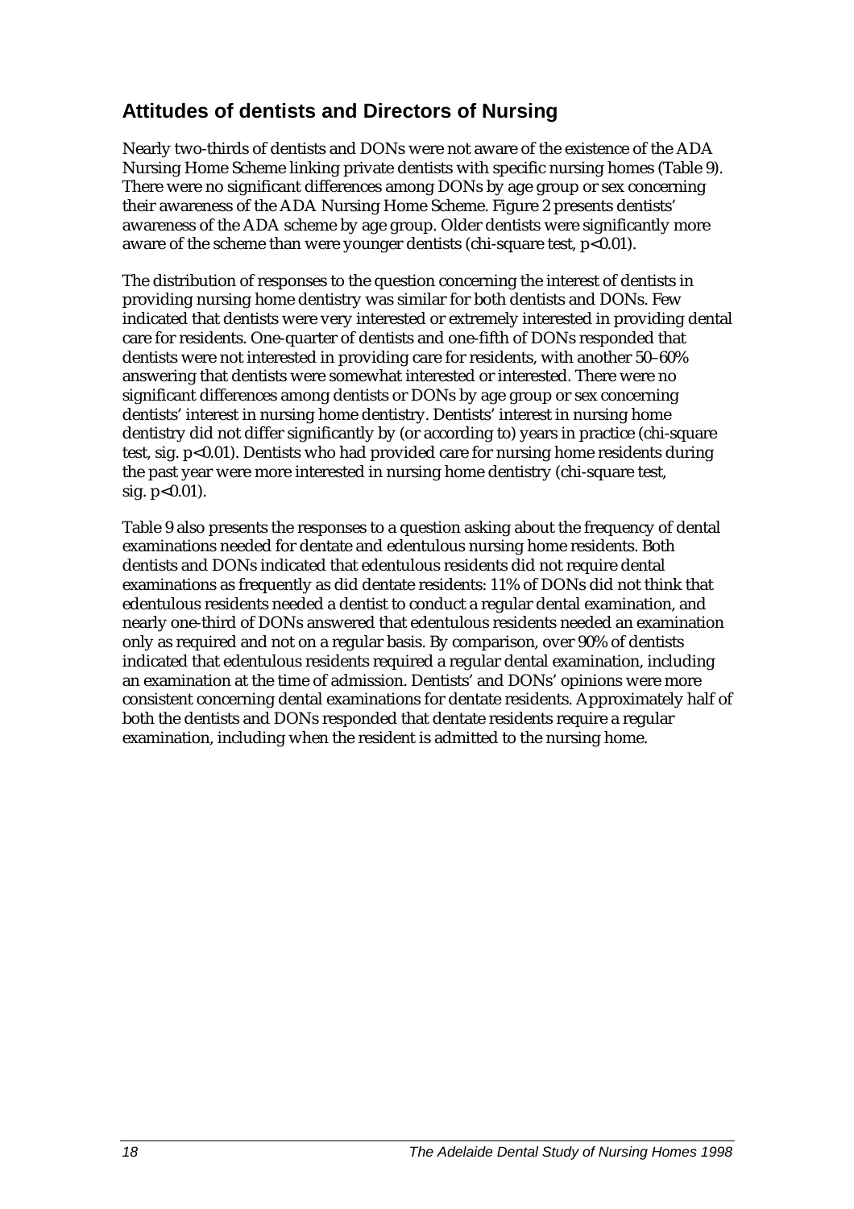## Attitudes of dentists and Directors of Nursing

Nearly two-thirds of dentists and DONs were not aware of the existence of the ADA Nursing Home Scheme linking private dentists with specific nursing homes (Table 9). There were no significant differences among DONs by age group or sex concerning their awareness of the ADA Nursing Home Scheme. Figure 2 presents dentists' awareness of the ADA scheme by age group. Older dentists were significantly more aware of the scheme than were younger dentists (chi-square test, $p<0.01$).

The distribution of responses to the question concerning the interest of dentists in providing nursing home dentistry was similar for both dentists and DONs. Few indicated that dentists were very interested or extremely interested in providing dental care for residents. One-quarter of dentists and one-fifth of DONs responded that dentists were not interested in providing care for residents, with another 50–60% answering that dentists were somewhat interested or interested. There were no significant differences among dentists or DONs by age group or sex concerning dentists' interest in nursing home dentistry. Dentists' interest in nursing home dentistry did not differ significantly by (or according to) years in practice (chi-square test, sig. $p<0.01$). Dentists who had provided care for nursing home residents during the past year were more interested in nursing home dentistry (chi-square test, sig. $p<0.01$).

Table 9 also presents the responses to a question asking about the frequency of dental examinations needed for dentate and edentulous nursing home residents. Both dentists and DONs indicated that edentulous residents did not require dental examinations as frequently as did dentate residents: 11% of DONs did not think that edentulous residents needed a dentist to conduct a regular dental examination, and nearly one-third of DONs answered that edentulous residents needed an examination only as required and not on a regular basis. By comparison, over 90% of dentists indicated that edentulous residents required a regular dental examination, including an examination at the time of admission. Dentists' and DONs' opinions were more consistent concerning dental examinations for dentate residents. Approximately half of both the dentists and DONs responded that dentate residents require a regular examination, including when the resident is admitted to the nursing home.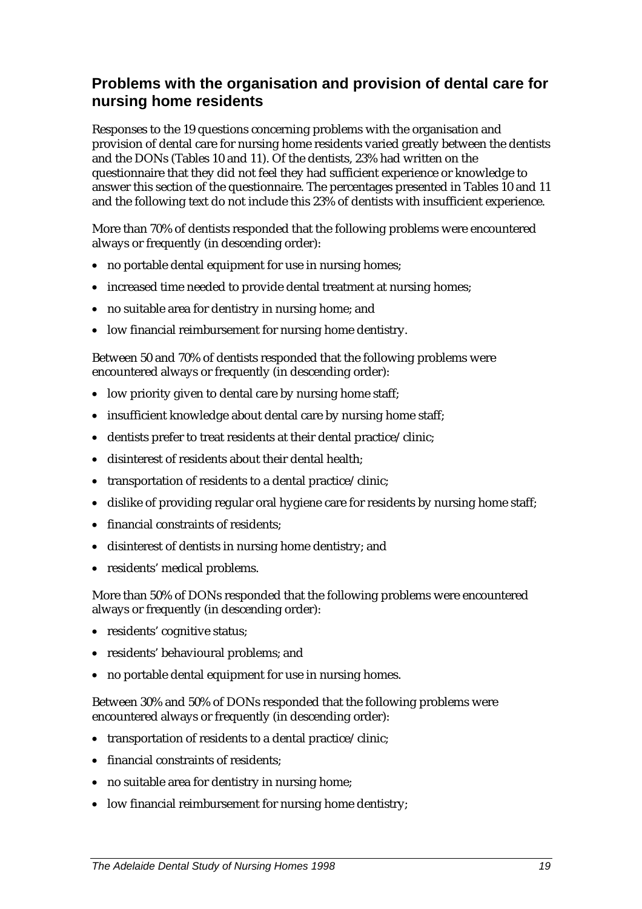## Problems with the organisation and provision of dental care for nursing home residents

Responses to the 19 questions concerning problems with the organisation and provision of dental care for nursing home residents varied greatly between the dentists and the DONs (Tables 10 and 11). Of the dentists, 23% had written on the questionnaire that they did not feel they had sufficient experience or knowledge to answer this section of the questionnaire. The percentages presented in Tables 10 and 11 and the following text do not include this 23% of dentists with insufficient experience.

More than 70% of dentists responded that the following problems were encountered always or frequently (in descending order):

- no portable dental equipment for use in nursing homes;
- increased time needed to provide dental treatment at nursing homes;
- no suitable area for dentistry in nursing home; and
- low financial reimbursement for nursing home dentistry.

Between 50 and 70% of dentists responded that the following problems were encountered always or frequently (in descending order):

- low priority given to dental care by nursing home staff;
- insufficient knowledge about dental care by nursing home staff;
- dentists prefer to treat residents at their dental practice/clinic;
- disinterest of residents about their dental health;
- transportation of residents to a dental practice/clinic;
- dislike of providing regular oral hygiene care for residents by nursing home staff;
- financial constraints of residents;
- disinterest of dentists in nursing home dentistry; and
- residents' medical problems.

More than 50% of DONs responded that the following problems were encountered always or frequently (in descending order):

- residents' cognitive status;
- residents' behavioural problems; and
- no portable dental equipment for use in nursing homes.

Between 30% and 50% of DONs responded that the following problems were encountered always or frequently (in descending order):

- transportation of residents to a dental practice/clinic;
- financial constraints of residents;
- no suitable area for dentistry in nursing home;
- low financial reimbursement for nursing home dentistry;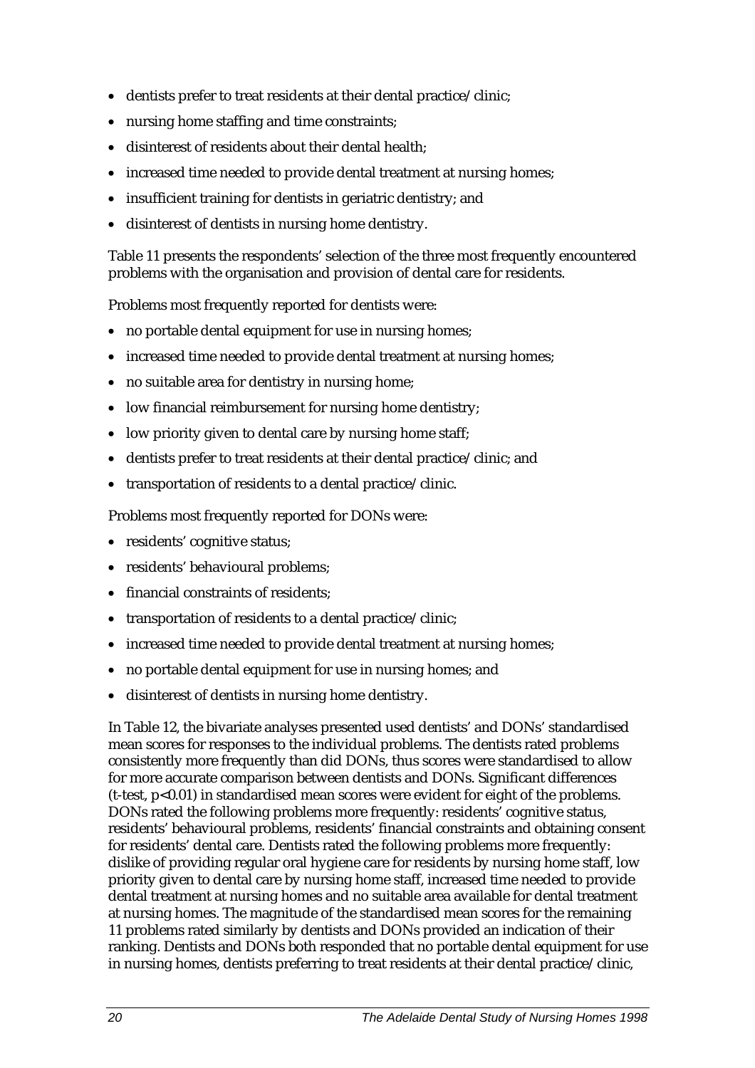- dentists prefer to treat residents at their dental practice/clinic;
- nursing home staffing and time constraints;
- disinterest of residents about their dental health;
- increased time needed to provide dental treatment at nursing homes;
- insufficient training for dentists in geriatric dentistry; and
- disinterest of dentists in nursing home dentistry.

Table 11 presents the respondents' selection of the three most frequently encountered problems with the organisation and provision of dental care for residents.

Problems most frequently reported for dentists were:

- no portable dental equipment for use in nursing homes;
- increased time needed to provide dental treatment at nursing homes;
- no suitable area for dentistry in nursing home;
- low financial reimbursement for nursing home dentistry;
- low priority given to dental care by nursing home staff;
- dentists prefer to treat residents at their dental practice/clinic; and
- transportation of residents to a dental practice/clinic.

Problems most frequently reported for DONs were:

- residents' cognitive status;
- residents' behavioural problems;
- financial constraints of residents;
- transportation of residents to a dental practice/clinic;
- increased time needed to provide dental treatment at nursing homes;
- no portable dental equipment for use in nursing homes; and
- disinterest of dentists in nursing home dentistry.

In Table 12, the bivariate analyses presented used dentists' and DONs' standardised mean scores for responses to the individual problems. The dentists rated problems consistently more frequently than did DONs, thus scores were standardised to allow for more accurate comparison between dentists and DONs. Significant differences (t-test, $p<0.01$) in standardised mean scores were evident for eight of the problems. DONs rated the following problems more frequently: residents' cognitive status, residents' behavioural problems, residents' financial constraints and obtaining consent for residents' dental care. Dentists rated the following problems more frequently: dislike of providing regular oral hygiene care for residents by nursing home staff, low priority given to dental care by nursing home staff, increased time needed to provide dental treatment at nursing homes and no suitable area available for dental treatment at nursing homes. The magnitude of the standardised mean scores for the remaining 11 problems rated similarly by dentists and DONs provided an indication of their ranking. Dentists and DONs both responded that no portable dental equipment for use in nursing homes, dentists preferring to treat residents at their dental practice/clinic,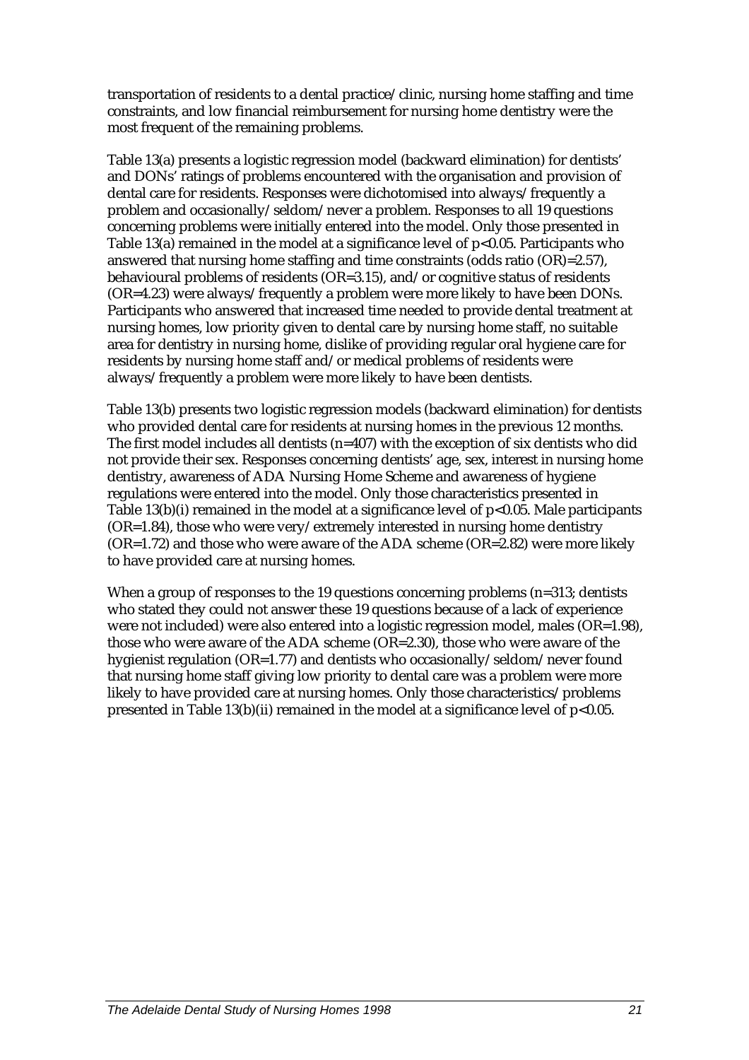transportation of residents to a dental practice/clinic, nursing home staffing and time constraints, and low financial reimbursement for nursing home dentistry were the most frequent of the remaining problems.

Table 13(a) presents a logistic regression model (backward elimination) for dentists' and DONs' ratings of problems encountered with the organisation and provision of dental care for residents. Responses were dichotomised into always/frequently a problem and occasionally/seldom/never a problem. Responses to all 19 questions concerning problems were initially entered into the model. Only those presented in Table 13(a) remained in the model at a significance level of $p<0.05$. Participants who answered that nursing home staffing and time constraints (odds ratio (OR)=2.57), behavioural problems of residents (OR=3.15), and/or cognitive status of residents (OR=4.23) were always/frequently a problem were more likely to have been DONs. Participants who answered that increased time needed to provide dental treatment at nursing homes, low priority given to dental care by nursing home staff, no suitable area for dentistry in nursing home, dislike of providing regular oral hygiene care for residents by nursing home staff and/or medical problems of residents were always/frequently a problem were more likely to have been dentists.

Table 13(b) presents two logistic regression models (backward elimination) for dentists who provided dental care for residents at nursing homes in the previous 12 months. The first model includes all dentists (n=407) with the exception of six dentists who did not provide their sex. Responses concerning dentists' age, sex, interest in nursing home dentistry, awareness of ADA Nursing Home Scheme and awareness of hygiene regulations were entered into the model. Only those characteristics presented in Table 13(b)(i) remained in the model at a significance level of $p<0.05$. Male participants (OR=1.84), those who were very/extremely interested in nursing home dentistry (OR=1.72) and those who were aware of the ADA scheme (OR=2.82) were more likely to have provided care at nursing homes.

When a group of responses to the 19 questions concerning problems (n=313; dentists who stated they could not answer these 19 questions because of a lack of experience were not included) were also entered into a logistic regression model, males (OR=1.98), those who were aware of the ADA scheme (OR=2.30), those who were aware of the hygienist regulation (OR=1.77) and dentists who occasionally/seldom/never found that nursing home staff giving low priority to dental care was a problem were more likely to have provided care at nursing homes. Only those characteristics/problems presented in Table 13(b)(ii) remained in the model at a significance level of $p<0.05$.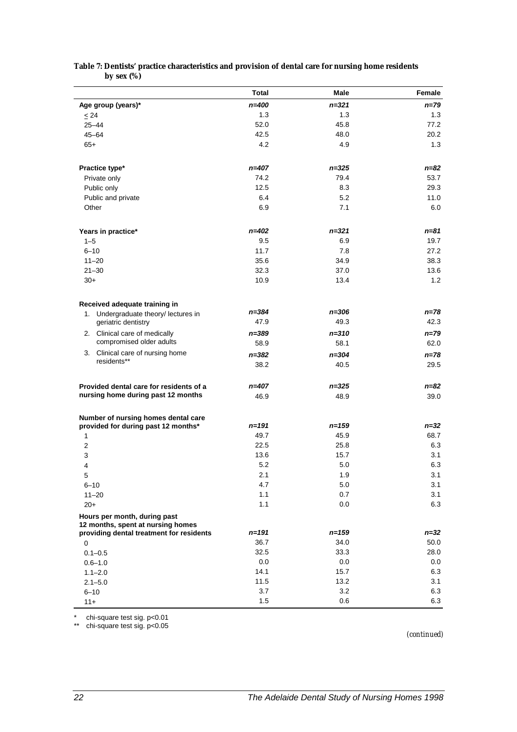**Table 7: Dentists' practice characteristics and provision of dental care for nursing home residents by sex (%)**

| | Total | Male | Female |
|---|---|---|---|
| **Age group (years)*** | *n=400* | *n=321* | *n=79* |
| ≤ 24 | 1.3 | 1.3 | 1.3 |
| 25–44 | 52.0 | 45.8 | 77.2 |
| 45–64 | 42.5 | 48.0 | 20.2 |
| 65+ | 4.2 | 4.9 | 1.3 |
| **Practice type*** | *n=407* | *n=325* | *n=82* |
| Private only | 74.2 | 79.4 | 53.7 |
| Public only | 12.5 | 8.3 | 29.3 |
| Public and private | 6.4 | 5.2 | 11.0 |
| Other | 6.9 | 7.1 | 6.0 |
| **Years in practice*** | *n=402* | *n=321* | *n=81* |
| 1–5 | 9.5 | 6.9 | 19.7 |
| 6–10 | 11.7 | 7.8 | 27.2 |
| 11–20 | 35.6 | 34.9 | 38.3 |
| 21–30 | 32.3 | 37.0 | 13.6 |
| 30+ | 10.9 | 13.4 | 1.2 |
| **Received adequate training in** | | | |
| 1. Undergraduate theory/ lectures in geriatric dentistry | *n=384* | *n=306* | *n=78* |
| | 47.9 | 49.3 | 42.3 |
| 2. Clinical care of medically compromised older adults | *n=389* | *n=310* | *n=79* |
| | 58.9 | 58.1 | 62.0 |
| 3. Clinical care of nursing home residents** | *n=382* | *n=304* | *n=78* |
| | 38.2 | 40.5 | 29.5 |
| **Provided dental care for residents of a nursing home during past 12 months** | *n=407* | *n=325* | *n=82* |
| | 46.9 | 48.9 | 39.0 |
| **Number of nursing homes dental care provided for during past 12 months*** | *n=191* | *n=159* | *n=32* |
| 1 | 49.7 | 45.9 | 68.7 |
| 2 | 22.5 | 25.8 | 6.3 |
| 3 | 13.6 | 15.7 | 3.1 |
| 4 | 5.2 | 5.0 | 6.3 |
| 5 | 2.1 | 1.9 | 3.1 |
| 6–10 | 4.7 | 5.0 | 3.1 |
| 11–20 | 1.1 | 0.7 | 3.1 |
| 20+ | 1.1 | 0.0 | 6.3 |
| **Hours per month, during past 12 months, spent at nursing homes providing dental treatment for residents** | *n=191* | *n=159* | *n=32* |
| 0 | 36.7 | 34.0 | 50.0 |
| 0.1–0.5 | 32.5 | 33.3 | 28.0 |
| 0.6–1.0 | 0.0 | 0.0 | 0.0 |
| 1.1–2.0 | 14.1 | 15.7 | 6.3 |
| 2.1–5.0 | 11.5 | 13.2 | 3.1 |
| 6–10 | 3.7 | 3.2 | 6.3 |
| 11+ | 1.5 | 0.6 | 6.3 |

\* chi-square test sig. $p<0.01$
\*\* chi-square test sig. $p<0.05$

*(continued)*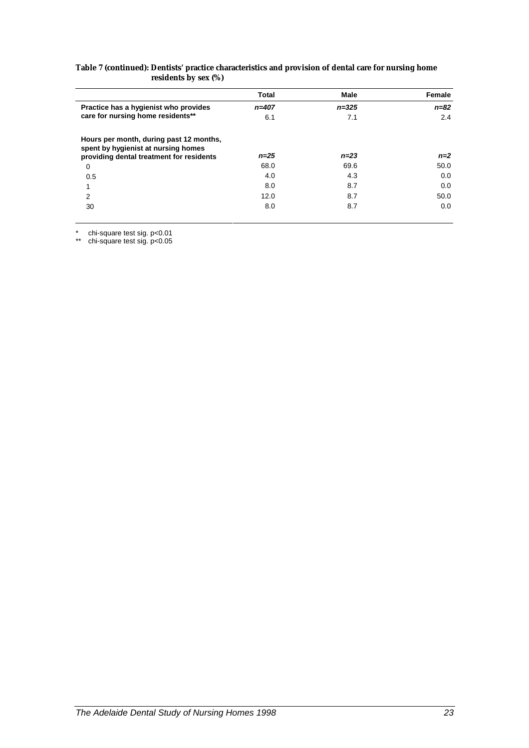**Table 7 (continued): Dentists' practice characteristics and provision of dental care for nursing home residents by sex (%)**

| | Total | Male | Female |
|---|---|---|---|
| **Practice has a hygienist who provides care for nursing home residents**** | *n=407* | *n=325* | *n=82* |
| | 6.1 | 7.1 | 2.4 |
| **Hours per month, during past 12 months, spent by hygienist at nursing homes providing dental treatment for residents** | *n=25* | *n=23* | *n=2* |
| 0 | 68.0 | 69.6 | 50.0 |
| 0.5 | 4.0 | 4.3 | 0.0 |
| 1 | 8.0 | 8.7 | 0.0 |
| 2 | 12.0 | 8.7 | 50.0 |
| 30 | 8.0 | 8.7 | 0.0 |

\* chi-square test sig. $p<0.01$

\*\* chi-square test sig. $p<0.05$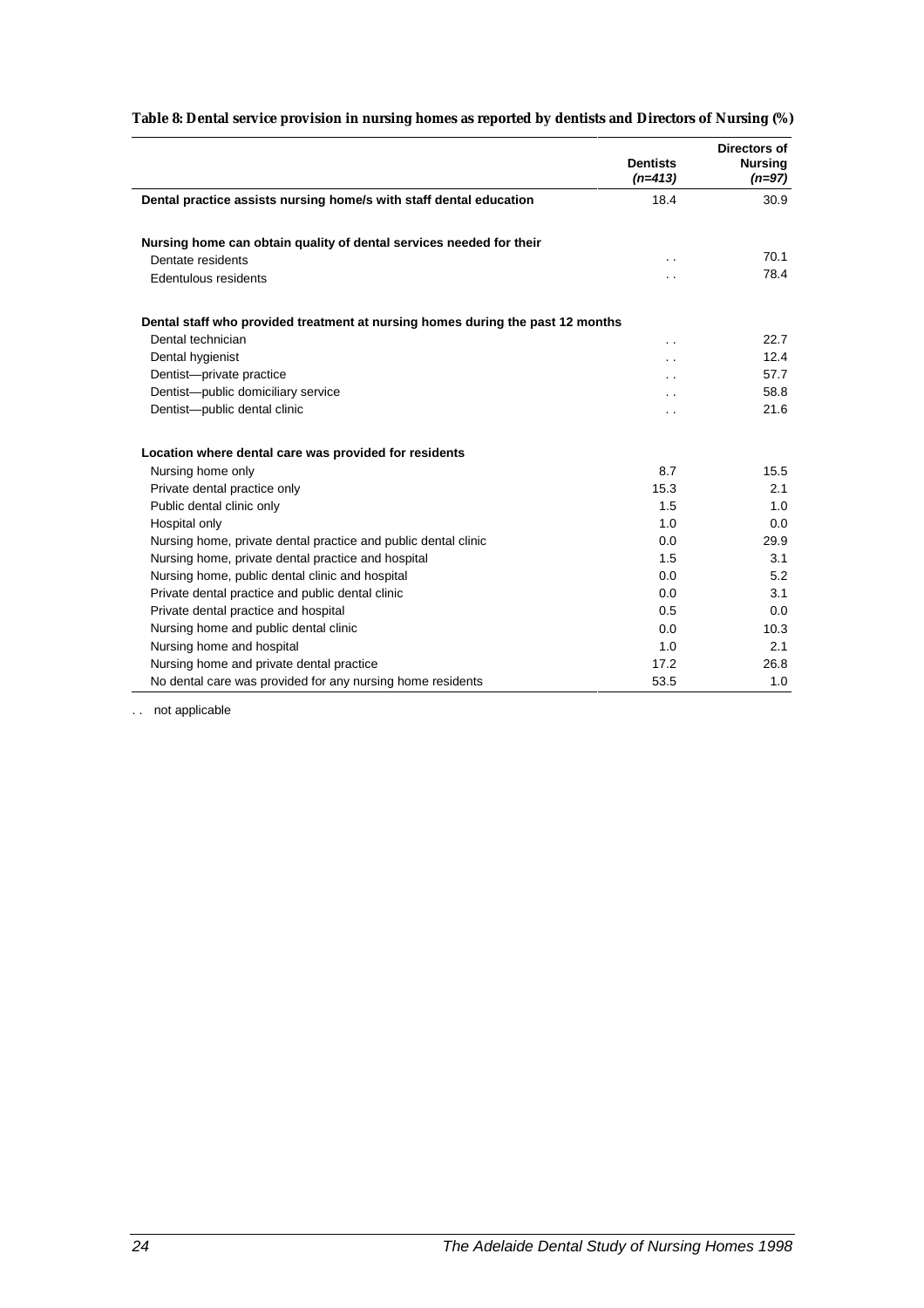**Table 8: Dental service provision in nursing homes as reported by dentists and Directors of Nursing (%)**

| | Dentists *(n=413)* | Directors of Nursing *(n=97)* |
|---|---|---|
| **Dental practice assists nursing home/s with staff dental education** | 18.4 | 30.9 |
| **Nursing home can obtain quality of dental services needed for their** | | |
| Dentate residents | . . | 70.1 |
| Edentulous residents | . . | 78.4 |
| **Dental staff who provided treatment at nursing homes during the past 12 months** | | |
| Dental technician | . . | 22.7 |
| Dental hygienist | . . | 12.4 |
| Dentist—private practice | . . | 57.7 |
| Dentist—public domiciliary service | . . | 58.8 |
| Dentist—public dental clinic | . . | 21.6 |
| **Location where dental care was provided for residents** | | |
| Nursing home only | 8.7 | 15.5 |
| Private dental practice only | 15.3 | 2.1 |
| Public dental clinic only | 1.5 | 1.0 |
| Hospital only | 1.0 | 0.0 |
| Nursing home, private dental practice and public dental clinic | 0.0 | 29.9 |
| Nursing home, private dental practice and hospital | 1.5 | 3.1 |
| Nursing home, public dental clinic and hospital | 0.0 | 5.2 |
| Private dental practice and public dental clinic | 0.0 | 3.1 |
| Private dental practice and hospital | 0.5 | 0.0 |
| Nursing home and public dental clinic | 0.0 | 10.3 |
| Nursing home and hospital | 1.0 | 2.1 |
| Nursing home and private dental practice | 17.2 | 26.8 |
| No dental care was provided for any nursing home residents | 53.5 | 1.0 |

. . not applicable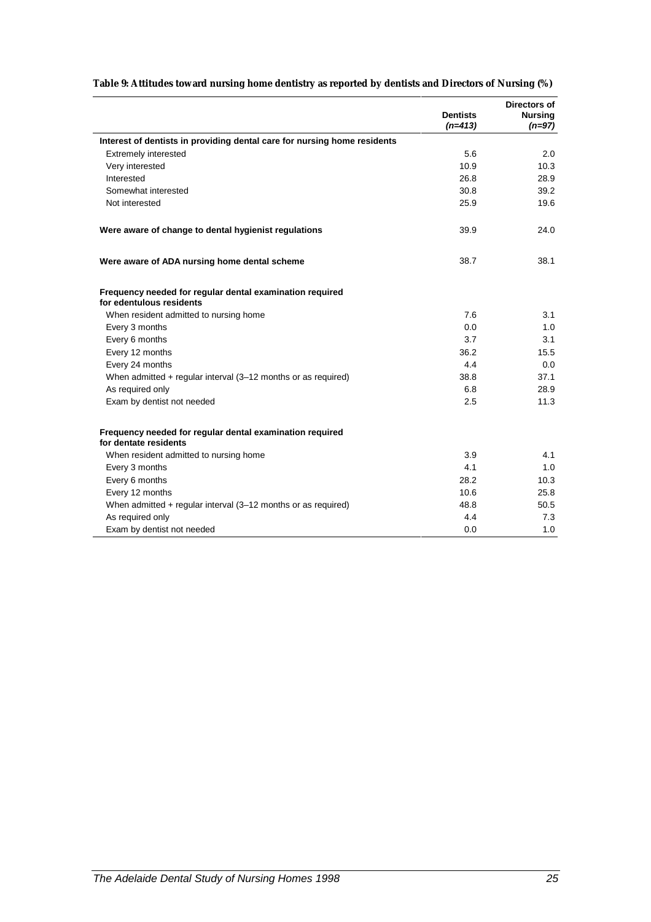**Table 9: Attitudes toward nursing home dentistry as reported by dentists and Directors of Nursing (%)**

| | Dentists *(n=413)* | Directors of Nursing *(n=97)* |
|---|---|---|
| **Interest of dentists in providing dental care for nursing home residents** | | |
| Extremely interested | 5.6 | 2.0 |
| Very interested | 10.9 | 10.3 |
| Interested | 26.8 | 28.9 |
| Somewhat interested | 30.8 | 39.2 |
| Not interested | 25.9 | 19.6 |
| **Were aware of change to dental hygienist regulations** | 39.9 | 24.0 |
| **Were aware of ADA nursing home dental scheme** | 38.7 | 38.1 |
| **Frequency needed for regular dental examination required for edentulous residents** | | |
| When resident admitted to nursing home | 7.6 | 3.1 |
| Every 3 months | 0.0 | 1.0 |
| Every 6 months | 3.7 | 3.1 |
| Every 12 months | 36.2 | 15.5 |
| Every 24 months | 4.4 | 0.0 |
| When admitted + regular interval (3–12 months or as required) | 38.8 | 37.1 |
| As required only | 6.8 | 28.9 |
| Exam by dentist not needed | 2.5 | 11.3 |
| **Frequency needed for regular dental examination required for dentate residents** | | |
| When resident admitted to nursing home | 3.9 | 4.1 |
| Every 3 months | 4.1 | 1.0 |
| Every 6 months | 28.2 | 10.3 |
| Every 12 months | 10.6 | 25.8 |
| When admitted + regular interval (3–12 months or as required) | 48.8 | 50.5 |
| As required only | 4.4 | 7.3 |
| Exam by dentist not needed | 0.0 | 1.0 |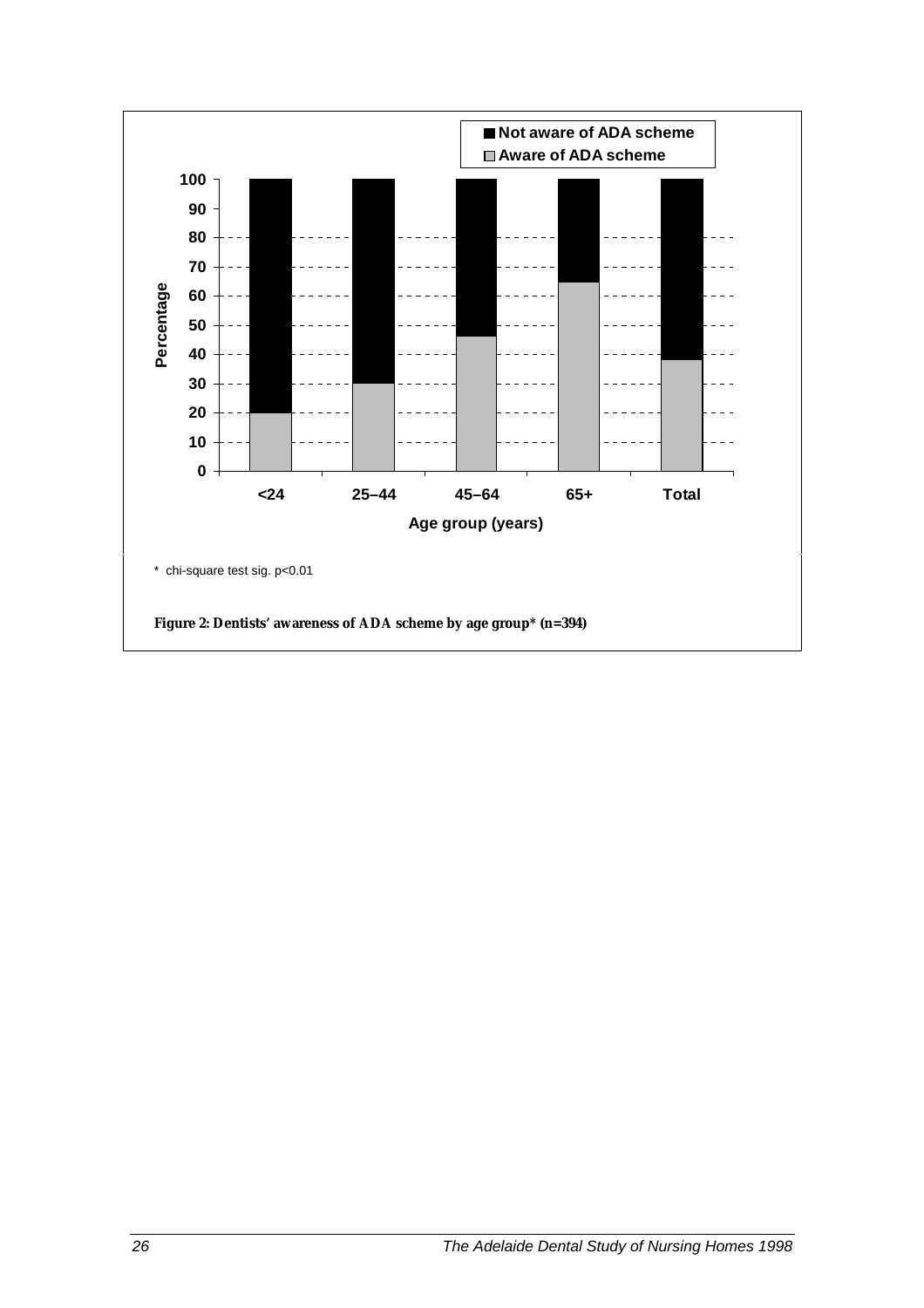\* chi-square test sig. p<0.01

**Figure 2: Dentists' awareness of ADA scheme by age group\* (n=394)**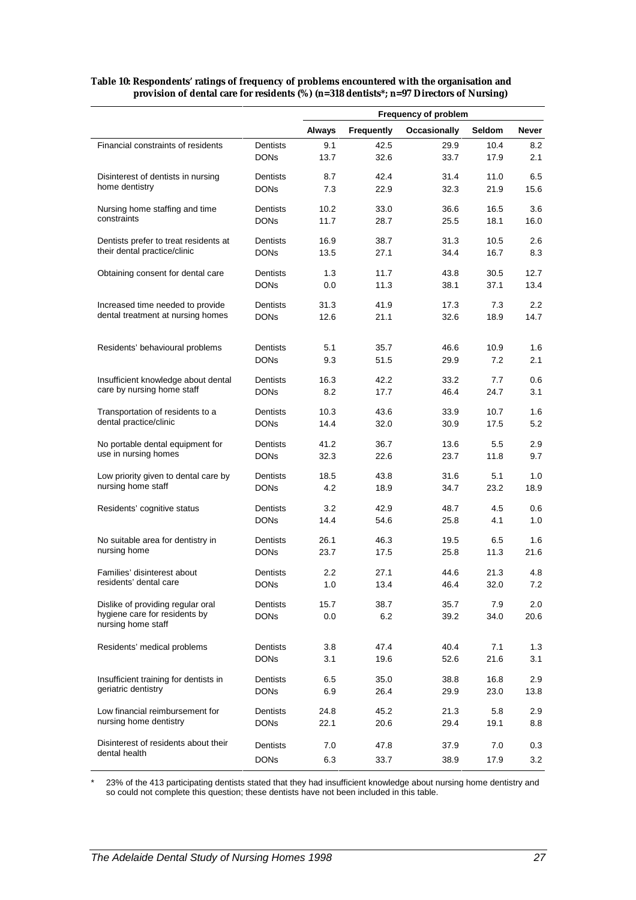**Table 10: Respondents' ratings of frequency of problems encountered with the organisation and provision of dental care for residents (%) (n=318 dentists*; n=97 Directors of Nursing)**

| | | Frequency of problem | | | | |
|---|---|---|---|---|---|---|
| | | Always | Frequently | Occasionally | Seldom | Never |
| Financial constraints of residents | Dentists | 9.1 | 42.5 | 29.9 | 10.4 | 8.2 |
| | DONs | 13.7 | 32.6 | 33.7 | 17.9 | 2.1 |
| Disinterest of dentists in nursing home dentistry | Dentists | 8.7 | 42.4 | 31.4 | 11.0 | 6.5 |
| | DONs | 7.3 | 22.9 | 32.3 | 21.9 | 15.6 |
| Nursing home staffing and time constraints | Dentists | 10.2 | 33.0 | 36.6 | 16.5 | 3.6 |
| | DONs | 11.7 | 28.7 | 25.5 | 18.1 | 16.0 |
| Dentists prefer to treat residents at their dental practice/clinic | Dentists | 16.9 | 38.7 | 31.3 | 10.5 | 2.6 |
| | DONs | 13.5 | 27.1 | 34.4 | 16.7 | 8.3 |
| Obtaining consent for dental care | Dentists | 1.3 | 11.7 | 43.8 | 30.5 | 12.7 |
| | DONs | 0.0 | 11.3 | 38.1 | 37.1 | 13.4 |
| Increased time needed to provide dental treatment at nursing homes | Dentists | 31.3 | 41.9 | 17.3 | 7.3 | 2.2 |
| | DONs | 12.6 | 21.1 | 32.6 | 18.9 | 14.7 |
| Residents' behavioural problems | Dentists | 5.1 | 35.7 | 46.6 | 10.9 | 1.6 |
| | DONs | 9.3 | 51.5 | 29.9 | 7.2 | 2.1 |
| Insufficient knowledge about dental care by nursing home staff | Dentists | 16.3 | 42.2 | 33.2 | 7.7 | 0.6 |
| | DONs | 8.2 | 17.7 | 46.4 | 24.7 | 3.1 |
| Transportation of residents to a dental practice/clinic | Dentists | 10.3 | 43.6 | 33.9 | 10.7 | 1.6 |
| | DONs | 14.4 | 32.0 | 30.9 | 17.5 | 5.2 |
| No portable dental equipment for use in nursing homes | Dentists | 41.2 | 36.7 | 13.6 | 5.5 | 2.9 |
| | DONs | 32.3 | 22.6 | 23.7 | 11.8 | 9.7 |
| Low priority given to dental care by nursing home staff | Dentists | 18.5 | 43.8 | 31.6 | 5.1 | 1.0 |
| | DONs | 4.2 | 18.9 | 34.7 | 23.2 | 18.9 |
| Residents' cognitive status | Dentists | 3.2 | 42.9 | 48.7 | 4.5 | 0.6 |
| | DONs | 14.4 | 54.6 | 25.8 | 4.1 | 1.0 |
| No suitable area for dentistry in nursing home | Dentists | 26.1 | 46.3 | 19.5 | 6.5 | 1.6 |
| | DONs | 23.7 | 17.5 | 25.8 | 11.3 | 21.6 |
| Families' disinterest about residents' dental care | Dentists | 2.2 | 27.1 | 44.6 | 21.3 | 4.8 |
| | DONs | 1.0 | 13.4 | 46.4 | 32.0 | 7.2 |
| Dislike of providing regular oral hygiene care for residents by nursing home staff | Dentists | 15.7 | 38.7 | 35.7 | 7.9 | 2.0 |
| | DONs | 0.0 | 6.2 | 39.2 | 34.0 | 20.6 |
| Residents' medical problems | Dentists | 3.8 | 47.4 | 40.4 | 7.1 | 1.3 |
| | DONs | 3.1 | 19.6 | 52.6 | 21.6 | 3.1 |
| Insufficient training for dentists in geriatric dentistry | Dentists | 6.5 | 35.0 | 38.8 | 16.8 | 2.9 |
| | DONs | 6.9 | 26.4 | 29.9 | 23.0 | 13.8 |
| Low financial reimbursement for nursing home dentistry | Dentists | 24.8 | 45.2 | 21.3 | 5.8 | 2.9 |
| | DONs | 22.1 | 20.6 | 29.4 | 19.1 | 8.8 |
| Disinterest of residents about their dental health | Dentists | 7.0 | 47.8 | 37.9 | 7.0 | 0.3 |
| | DONs | 6.3 | 33.7 | 38.9 | 17.9 | 3.2 |

\* 23% of the 413 participating dentists stated that they had insufficient knowledge about nursing home dentistry and so could not complete this question; these dentists have not been included in this table.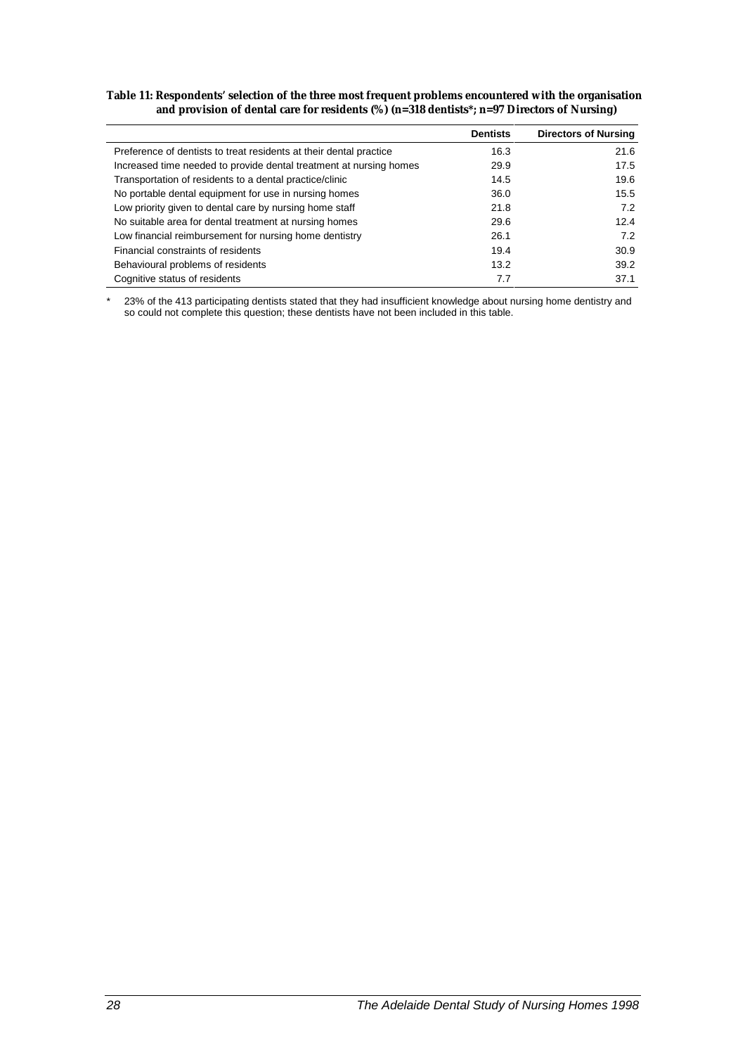**Table 11: Respondents' selection of the three most frequent problems encountered with the organisation and provision of dental care for residents (%) (n=318 dentists*; n=97 Directors of Nursing)**

| | Dentists | Directors of Nursing |
|---|---|---|
| Preference of dentists to treat residents at their dental practice | 16.3 | 21.6 |
| Increased time needed to provide dental treatment at nursing homes | 29.9 | 17.5 |
| Transportation of residents to a dental practice/clinic | 14.5 | 19.6 |
| No portable dental equipment for use in nursing homes | 36.0 | 15.5 |
| Low priority given to dental care by nursing home staff | 21.8 | 7.2 |
| No suitable area for dental treatment at nursing homes | 29.6 | 12.4 |
| Low financial reimbursement for nursing home dentistry | 26.1 | 7.2 |
| Financial constraints of residents | 19.4 | 30.9 |
| Behavioural problems of residents | 13.2 | 39.2 |
| Cognitive status of residents | 7.7 | 37.1 |

\* 23% of the 413 participating dentists stated that they had insufficient knowledge about nursing home dentistry and so could not complete this question; these dentists have not been included in this table.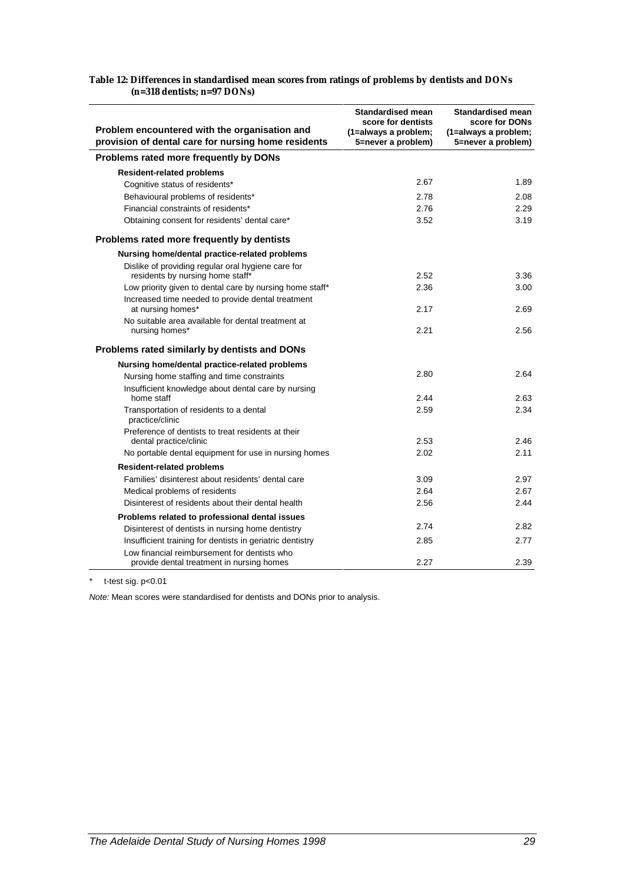**Table 12: Differences in standardised mean scores from ratings of problems by dentists and DONs (n=318 dentists; n=97 DONs)**

| Problem encountered with the organisation and provision of dental care for nursing home residents | Standardised mean score for dentists (1=always a problem; 5=never a problem) | Standardised mean score for DONs (1=always a problem; 5=never a problem) |
|---|---|---|
| **Problems rated more frequently by DONs** | | |
| **Resident-related problems** | | |
| Cognitive status of residents* | 2.67 | 1.89 |
| Behavioural problems of residents* | 2.78 | 2.08 |
| Financial constraints of residents* | 2.76 | 2.29 |
| Obtaining consent for residents' dental care* | 3.52 | 3.19 |
| **Problems rated more frequently by dentists** | | |
| **Nursing home/dental practice-related problems** | | |
| Dislike of providing regular oral hygiene care for residents by nursing home staff* | 2.52 | 3.36 |
| Low priority given to dental care by nursing home staff* | 2.36 | 3.00 |
| Increased time needed to provide dental treatment at nursing homes* | 2.17 | 2.69 |
| No suitable area available for dental treatment at nursing homes* | 2.21 | 2.56 |
| **Problems rated similarly by dentists and DONs** | | |
| **Nursing home/dental practice-related problems** | | |
| Nursing home staffing and time constraints | 2.80 | 2.64 |
| Insufficient knowledge about dental care by nursing home staff | 2.44 | 2.63 |
| Transportation of residents to a dental practice/clinic | 2.59 | 2.34 |
| Preference of dentists to treat residents at their dental practice/clinic | 2.53 | 2.46 |
| No portable dental equipment for use in nursing homes | 2.02 | 2.11 |
| **Resident-related problems** | | |
| Families' disinterest about residents' dental care | 3.09 | 2.97 |
| Medical problems of residents | 2.64 | 2.67 |
| Disinterest of residents about their dental health | 2.56 | 2.44 |
| **Problems related to professional dental issues** | | |
| Disinterest of dentists in nursing home dentistry | 2.74 | 2.82 |
| Insufficient training for dentists in geriatric dentistry | 2.85 | 2.77 |
| Low financial reimbursement for dentists who provide dental treatment in nursing homes | 2.27 | 2.39 |

\* t-test sig. $p<0.01$

*Note:* Mean scores were standardised for dentists and DONs prior to analysis.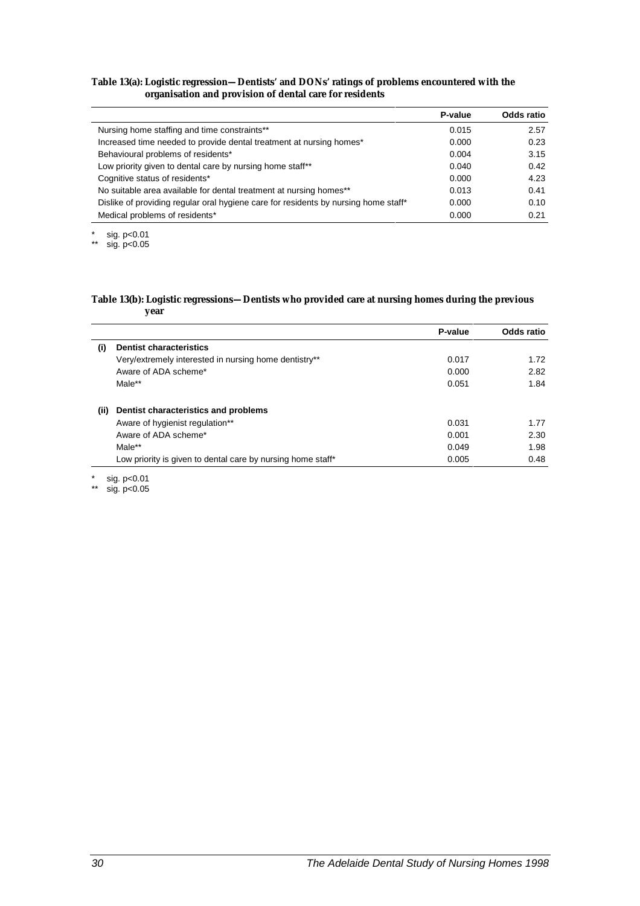**Table 13(a): Logistic regression—Dentists' and DONs' ratings of problems encountered with the organisation and provision of dental care for residents**

| | P-value | Odds ratio |
|---|---|---|
| Nursing home staffing and time constraints** | 0.015 | 2.57 |
| Increased time needed to provide dental treatment at nursing homes* | 0.000 | 0.23 |
| Behavioural problems of residents* | 0.004 | 3.15 |
| Low priority given to dental care by nursing home staff** | 0.040 | 0.42 |
| Cognitive status of residents* | 0.000 | 4.23 |
| No suitable area available for dental treatment at nursing homes** | 0.013 | 0.41 |
| Dislike of providing regular oral hygiene care for residents by nursing home staff* | 0.000 | 0.10 |
| Medical problems of residents* | 0.000 | 0.21 |

\* sig. $p<0.01$

\** sig. $p<0.05$

**Table 13(b): Logistic regressions—Dentists who provided care at nursing homes during the previous year**

| | | P-value | Odds ratio |
|---|---|---|---|
| **(i)** | **Dentist characteristics** | | |
| | Very/extremely interested in nursing home dentistry** | 0.017 | 1.72 |
| | Aware of ADA scheme* | 0.000 | 2.82 |
| | Male** | 0.051 | 1.84 |
| **(ii)** | **Dentist characteristics and problems** | | |
| | Aware of hygienist regulation** | 0.031 | 1.77 |
| | Aware of ADA scheme* | 0.001 | 2.30 |
| | Male** | 0.049 | 1.98 |
| | Low priority is given to dental care by nursing home staff* | 0.005 | 0.48 |

\* sig. $p<0.01$

\** sig. $p<0.05$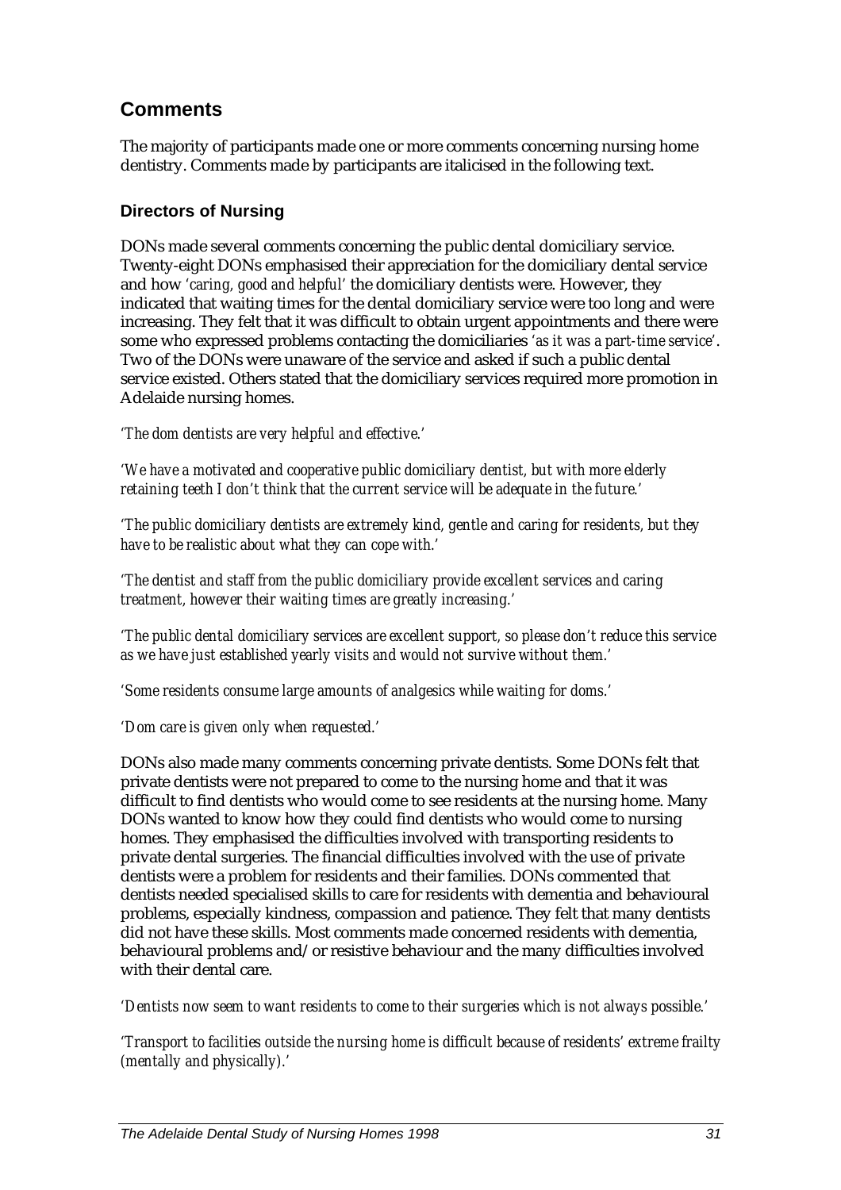## Comments

The majority of participants made one or more comments concerning nursing home dentistry. Comments made by participants are italicised in the following text.

### Directors of Nursing

DONs made several comments concerning the public dental domiciliary service. Twenty-eight DONs emphasised their appreciation for the domiciliary dental service and how *'caring, good and helpful'* the domiciliary dentists were. However, they indicated that waiting times for the dental domiciliary service were too long and were increasing. They felt that it was difficult to obtain urgent appointments and there were some who expressed problems contacting the domiciliaries *'as it was a part-time service'*. Two of the DONs were unaware of the service and asked if such a public dental service existed. Others stated that the domiciliary services required more promotion in Adelaide nursing homes.

*'The dom dentists are very helpful and effective.'*

*'We have a motivated and cooperative public domiciliary dentist, but with more elderly retaining teeth I don't think that the current service will be adequate in the future.'*

*'The public domiciliary dentists are extremely kind, gentle and caring for residents, but they have to be realistic about what they can cope with.'*

*'The dentist and staff from the public domiciliary provide excellent services and caring treatment, however their waiting times are greatly increasing.'*

*'The public dental domiciliary services are excellent support, so please don't reduce this service as we have just established yearly visits and would not survive without them.'*

*'Some residents consume large amounts of analgesics while waiting for doms.'*

*'Dom care is given only when requested.'*

DONs also made many comments concerning private dentists. Some DONs felt that private dentists were not prepared to come to the nursing home and that it was difficult to find dentists who would come to see residents at the nursing home. Many DONs wanted to know how they could find dentists who would come to nursing homes. They emphasised the difficulties involved with transporting residents to private dental surgeries. The financial difficulties involved with the use of private dentists were a problem for residents and their families. DONs commented that dentists needed specialised skills to care for residents with dementia and behavioural problems, especially kindness, compassion and patience. They felt that many dentists did not have these skills. Most comments made concerned residents with dementia, behavioural problems and/or resistive behaviour and the many difficulties involved with their dental care.

*'Dentists now seem to want residents to come to their surgeries which is not always possible.'*

*'Transport to facilities outside the nursing home is difficult because of residents' extreme frailty (mentally and physically).'*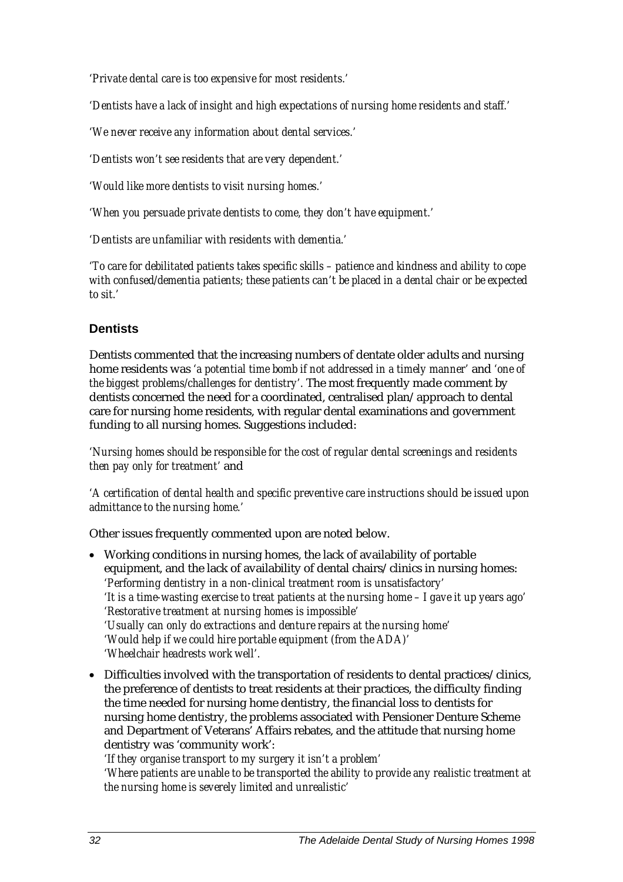*'Private dental care is too expensive for most residents.'*

*'Dentists have a lack of insight and high expectations of nursing home residents and staff.'*

*'We never receive any information about dental services.'*

*'Dentists won't see residents that are very dependent.'*

*'Would like more dentists to visit nursing homes.'*

*'When you persuade private dentists to come, they don't have equipment.'*

*'Dentists are unfamiliar with residents with dementia.'*

*'To care for debilitated patients takes specific skills – patience and kindness and ability to cope with confused/dementia patients; these patients can't be placed in a dental chair or be expected to sit.'*

### Dentists

Dentists commented that the increasing numbers of dentate older adults and nursing home residents was *'a potential time bomb if not addressed in a timely manner'* and *'one of the biggest problems/challenges for dentistry'*. The most frequently made comment by dentists concerned the need for a coordinated, centralised plan/approach to dental care for nursing home residents, with regular dental examinations and government funding to all nursing homes. Suggestions included:

*'Nursing homes should be responsible for the cost of regular dental screenings and residents then pay only for treatment'* and

*'A certification of dental health and specific preventive care instructions should be issued upon admittance to the nursing home.'*

Other issues frequently commented upon are noted below.

- Working conditions in nursing homes, the lack of availability of portable equipment, and the lack of availability of dental chairs/clinics in nursing homes:
  *'Performing dentistry in a non-clinical treatment room is unsatisfactory'*
  *'It is a time-wasting exercise to treat patients at the nursing home – I gave it up years ago'*
  *'Restorative treatment at nursing homes is impossible'*
  *'Usually can only do extractions and denture repairs at the nursing home'*
  *'Would help if we could hire portable equipment (from the ADA)'*
  *'Wheelchair headrests work well'*.
- Difficulties involved with the transportation of residents to dental practices/clinics, the preference of dentists to treat residents at their practices, the difficulty finding the time needed for nursing home dentistry, the financial loss to dentists for nursing home dentistry, the problems associated with Pensioner Denture Scheme and Department of Veterans' Affairs rebates, and the attitude that nursing home dentistry was 'community work':
  *'If they organise transport to my surgery it isn't a problem'*
  *'Where patients are unable to be transported the ability to provide any realistic treatment at the nursing home is severely limited and unrealistic'*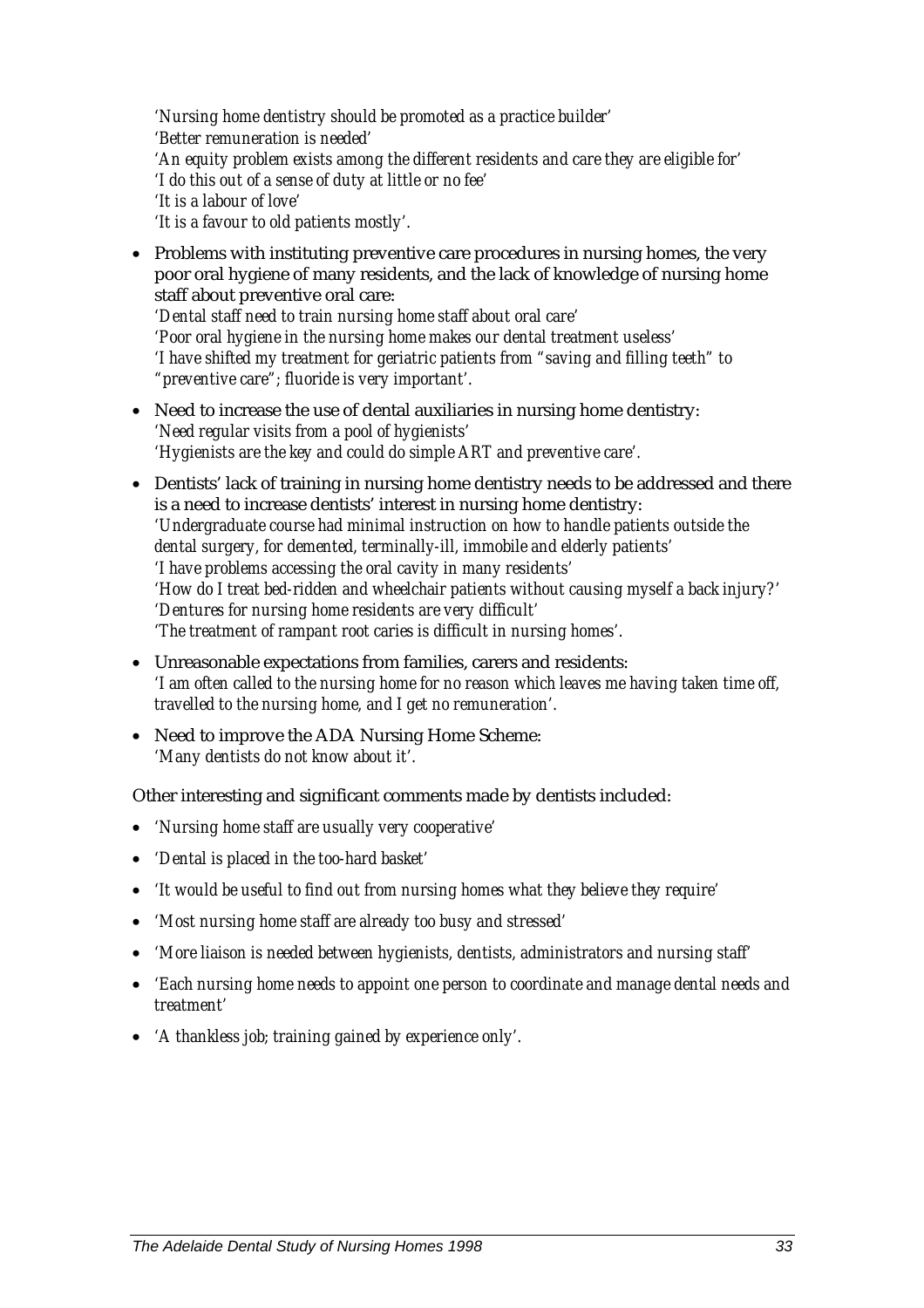*'Nursing home dentistry should be promoted as a practice builder'*
*'Better remuneration is needed'*
*'An equity problem exists among the different residents and care they are eligible for'*
*'I do this out of a sense of duty at little or no fee'*
*'It is a labour of love'*
*'It is a favour to old patients mostly'.*

- Problems with instituting preventive care procedures in nursing homes, the very poor oral hygiene of many residents, and the lack of knowledge of nursing home staff about preventive oral care:
  *'Dental staff need to train nursing home staff about oral care'*
  *'Poor oral hygiene in the nursing home makes our dental treatment useless'*
  *'I have shifted my treatment for geriatric patients from "saving and filling teeth" to "preventive care"; fluoride is very important'.*

- Need to increase the use of dental auxiliaries in nursing home dentistry:
  *'Need regular visits from a pool of hygienists'*
  *'Hygienists are the key and could do simple ART and preventive care'.*

- Dentists' lack of training in nursing home dentistry needs to be addressed and there is a need to increase dentists' interest in nursing home dentistry:
  *'Undergraduate course had minimal instruction on how to handle patients outside the dental surgery, for demented, terminally-ill, immobile and elderly patients'*
  *'I have problems accessing the oral cavity in many residents'*
  *'How do I treat bed-ridden and wheelchair patients without causing myself a back injury?'*
  *'Dentures for nursing home residents are very difficult'*
  *'The treatment of rampant root caries is difficult in nursing homes'.*

- Unreasonable expectations from families, carers and residents:
  *'I am often called to the nursing home for no reason which leaves me having taken time off, travelled to the nursing home, and I get no remuneration'.*

- Need to improve the ADA Nursing Home Scheme:
  *'Many dentists do not know about it'.*

Other interesting and significant comments made by dentists included:

- *'Nursing home staff are usually very cooperative'*
- *'Dental is placed in the too-hard basket'*
- *'It would be useful to find out from nursing homes what they believe they require'*
- *'Most nursing home staff are already too busy and stressed'*
- *'More liaison is needed between hygienists, dentists, administrators and nursing staff'*
- *'Each nursing home needs to appoint one person to coordinate and manage dental needs and treatment'*
- *'A thankless job; training gained by experience only'.*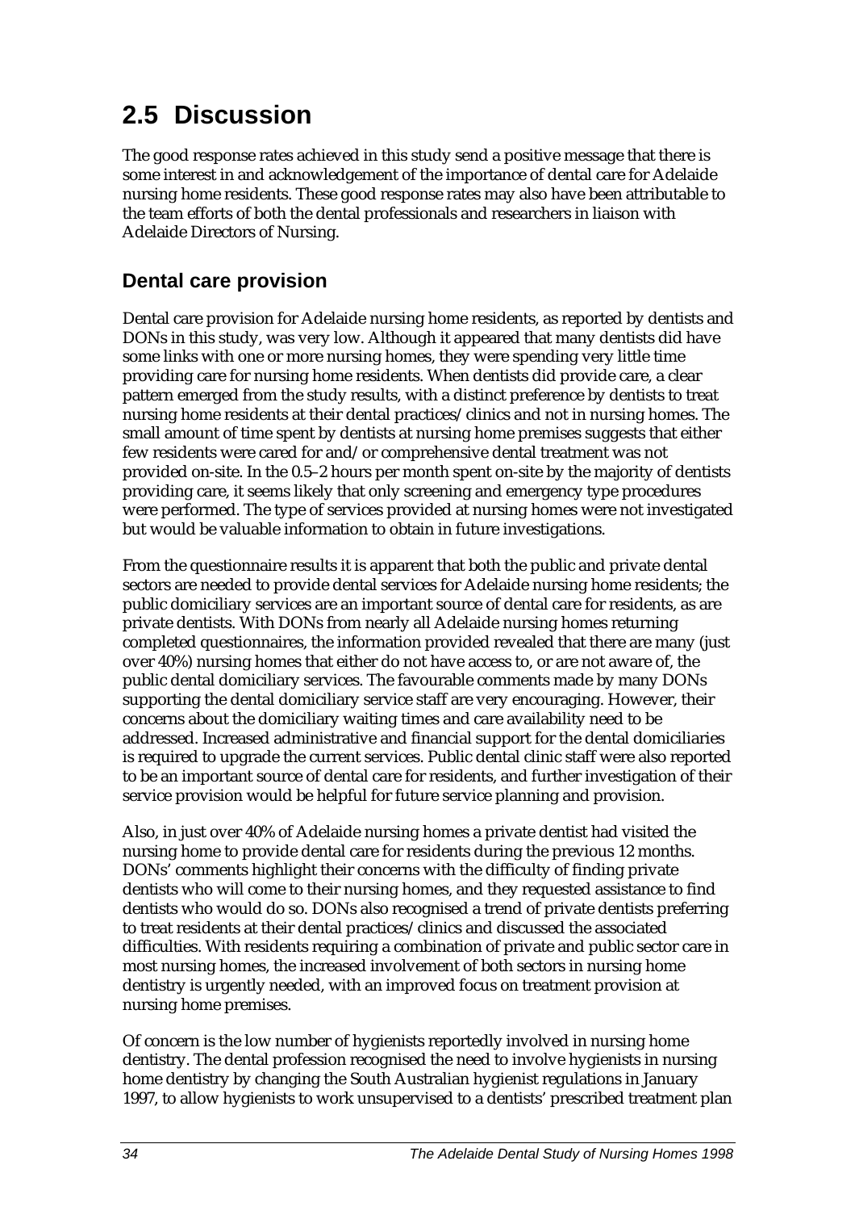## 2.5 Discussion

The good response rates achieved in this study send a positive message that there is some interest in and acknowledgement of the importance of dental care for Adelaide nursing home residents. These good response rates may also have been attributable to the team efforts of both the dental professionals and researchers in liaison with Adelaide Directors of Nursing.

### Dental care provision

Dental care provision for Adelaide nursing home residents, as reported by dentists and DONs in this study, was very low. Although it appeared that many dentists did have some links with one or more nursing homes, they were spending very little time providing care for nursing home residents. When dentists did provide care, a clear pattern emerged from the study results, with a distinct preference by dentists to treat nursing home residents at their dental practices/clinics and not in nursing homes. The small amount of time spent by dentists at nursing home premises suggests that either few residents were cared for and/or comprehensive dental treatment was not provided on-site. In the 0.5–2 hours per month spent on-site by the majority of dentists providing care, it seems likely that only screening and emergency type procedures were performed. The type of services provided at nursing homes were not investigated but would be valuable information to obtain in future investigations.

From the questionnaire results it is apparent that both the public and private dental sectors are needed to provide dental services for Adelaide nursing home residents; the public domiciliary services are an important source of dental care for residents, as are private dentists. With DONs from nearly all Adelaide nursing homes returning completed questionnaires, the information provided revealed that there are many (just over 40%) nursing homes that either do not have access to, or are not aware of, the public dental domiciliary services. The favourable comments made by many DONs supporting the dental domiciliary service staff are very encouraging. However, their concerns about the domiciliary waiting times and care availability need to be addressed. Increased administrative and financial support for the dental domiciliaries is required to upgrade the current services. Public dental clinic staff were also reported to be an important source of dental care for residents, and further investigation of their service provision would be helpful for future service planning and provision.

Also, in just over 40% of Adelaide nursing homes a private dentist had visited the nursing home to provide dental care for residents during the previous 12 months. DONs' comments highlight their concerns with the difficulty of finding private dentists who will come to their nursing homes, and they requested assistance to find dentists who would do so. DONs also recognised a trend of private dentists preferring to treat residents at their dental practices/clinics and discussed the associated difficulties. With residents requiring a combination of private and public sector care in most nursing homes, the increased involvement of both sectors in nursing home dentistry is urgently needed, with an improved focus on treatment provision at nursing home premises.

Of concern is the low number of hygienists reportedly involved in nursing home dentistry. The dental profession recognised the need to involve hygienists in nursing home dentistry by changing the South Australian hygienist regulations in January 1997, to allow hygienists to work unsupervised to a dentists' prescribed treatment plan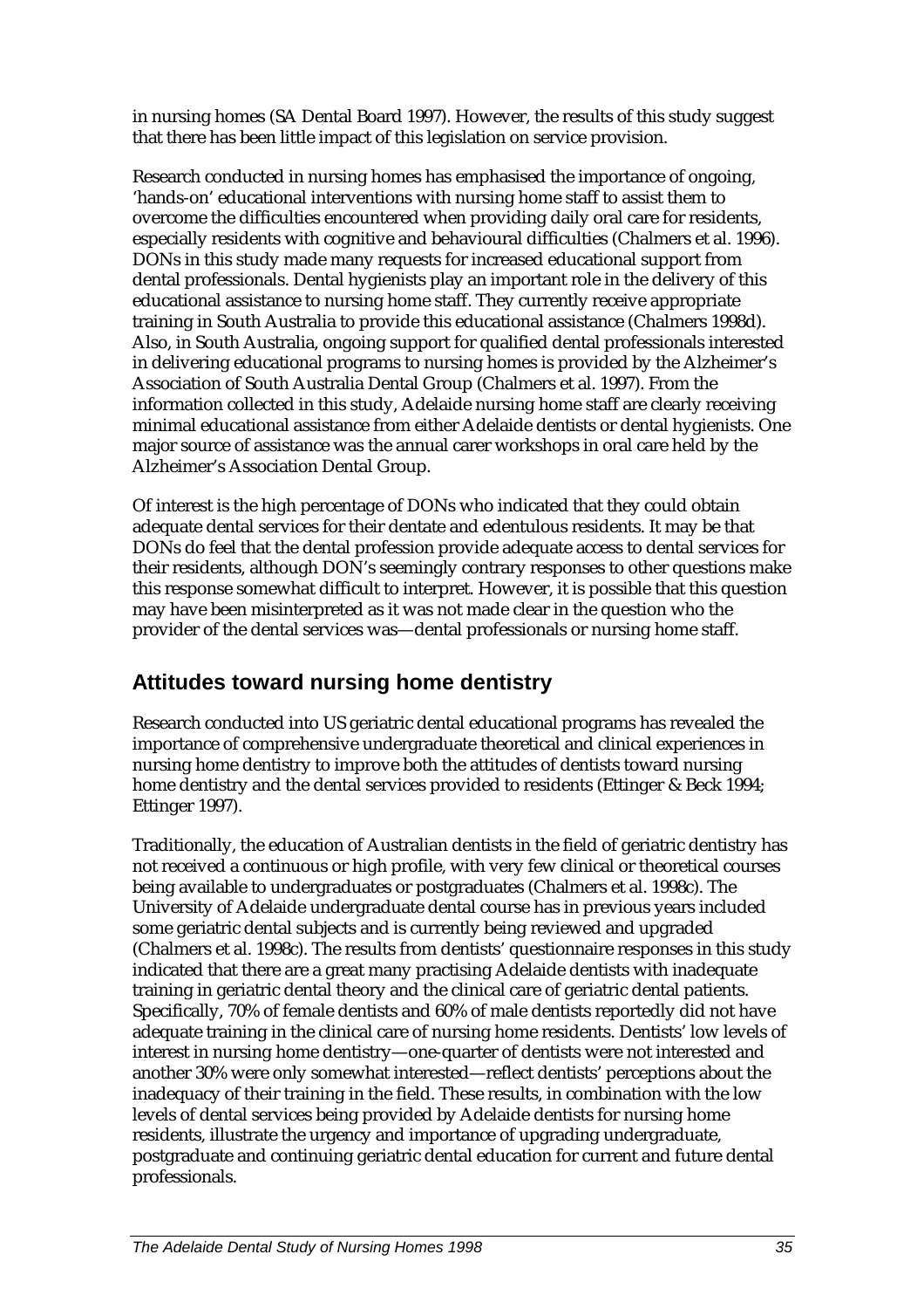in nursing homes (SA Dental Board 1997). However, the results of this study suggest that there has been little impact of this legislation on service provision.

Research conducted in nursing homes has emphasised the importance of ongoing, 'hands-on' educational interventions with nursing home staff to assist them to overcome the difficulties encountered when providing daily oral care for residents, especially residents with cognitive and behavioural difficulties (Chalmers et al. 1996). DONs in this study made many requests for increased educational support from dental professionals. Dental hygienists play an important role in the delivery of this educational assistance to nursing home staff. They currently receive appropriate training in South Australia to provide this educational assistance (Chalmers 1998d). Also, in South Australia, ongoing support for qualified dental professionals interested in delivering educational programs to nursing homes is provided by the Alzheimer's Association of South Australia Dental Group (Chalmers et al. 1997). From the information collected in this study, Adelaide nursing home staff are clearly receiving minimal educational assistance from either Adelaide dentists or dental hygienists. One major source of assistance was the annual carer workshops in oral care held by the Alzheimer's Association Dental Group.

Of interest is the high percentage of DONs who indicated that they could obtain adequate dental services for their dentate and edentulous residents. It may be that DONs do feel that the dental profession provide adequate access to dental services for their residents, although DON's seemingly contrary responses to other questions make this response somewhat difficult to interpret. However, it is possible that this question may have been misinterpreted as it was not made clear in the question who the provider of the dental services was—dental professionals or nursing home staff.

## Attitudes toward nursing home dentistry

Research conducted into US geriatric dental educational programs has revealed the importance of comprehensive undergraduate theoretical and clinical experiences in nursing home dentistry to improve both the attitudes of dentists toward nursing home dentistry and the dental services provided to residents (Ettinger & Beck 1994; Ettinger 1997).

Traditionally, the education of Australian dentists in the field of geriatric dentistry has not received a continuous or high profile, with very few clinical or theoretical courses being available to undergraduates or postgraduates (Chalmers et al. 1998c). The University of Adelaide undergraduate dental course has in previous years included some geriatric dental subjects and is currently being reviewed and upgraded (Chalmers et al. 1998c). The results from dentists' questionnaire responses in this study indicated that there are a great many practising Adelaide dentists with inadequate training in geriatric dental theory and the clinical care of geriatric dental patients. Specifically, 70% of female dentists and 60% of male dentists reportedly did not have adequate training in the clinical care of nursing home residents. Dentists' low levels of interest in nursing home dentistry—one-quarter of dentists were not interested and another 30% were only somewhat interested—reflect dentists' perceptions about the inadequacy of their training in the field. These results, in combination with the low levels of dental services being provided by Adelaide dentists for nursing home residents, illustrate the urgency and importance of upgrading undergraduate, postgraduate and continuing geriatric dental education for current and future dental professionals.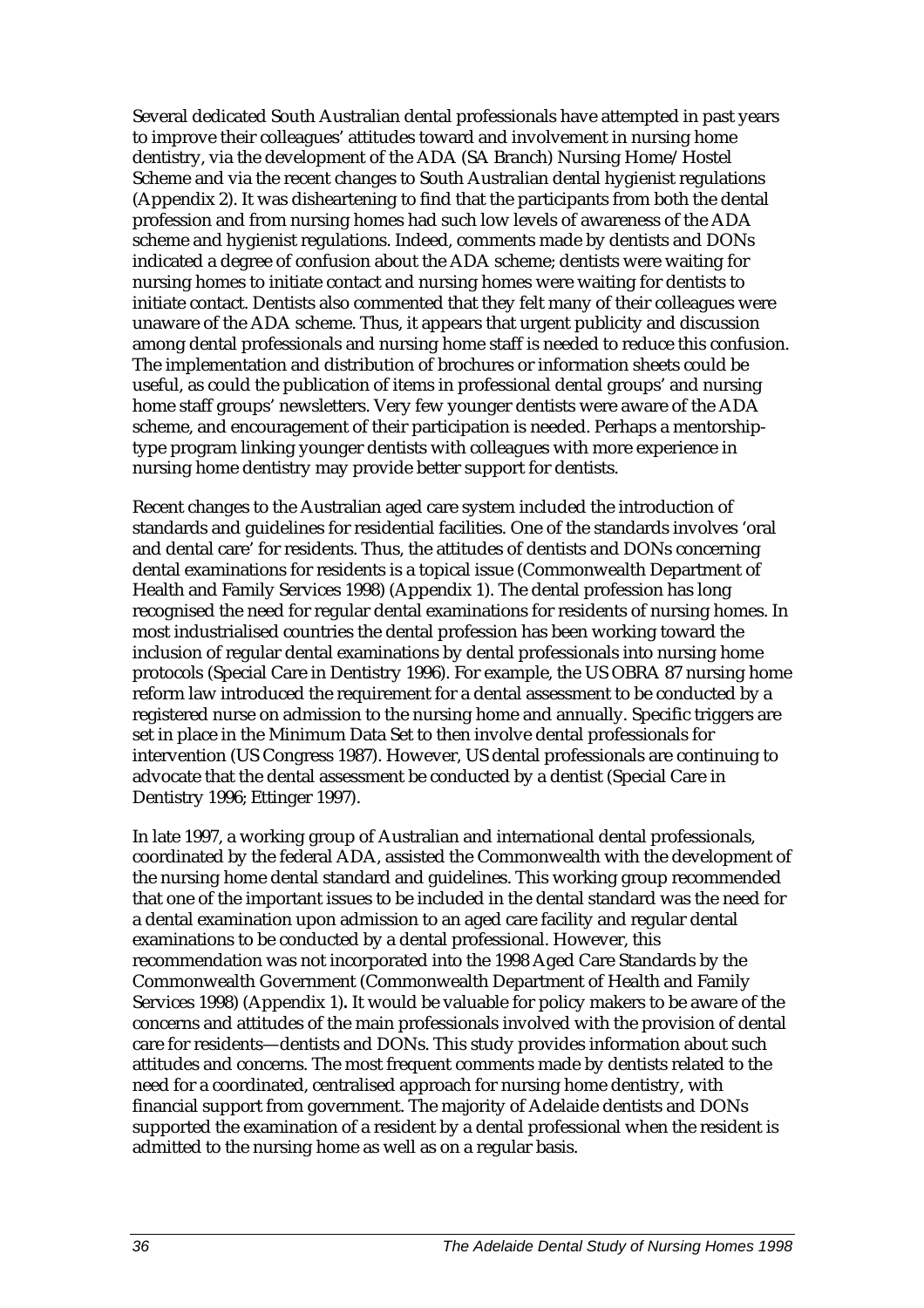Several dedicated South Australian dental professionals have attempted in past years to improve their colleagues' attitudes toward and involvement in nursing home dentistry, via the development of the ADA (SA Branch) Nursing Home/Hostel Scheme and via the recent changes to South Australian dental hygienist regulations (Appendix 2). It was disheartening to find that the participants from both the dental profession and from nursing homes had such low levels of awareness of the ADA scheme and hygienist regulations. Indeed, comments made by dentists and DONs indicated a degree of confusion about the ADA scheme; dentists were waiting for nursing homes to initiate contact and nursing homes were waiting for dentists to initiate contact. Dentists also commented that they felt many of their colleagues were unaware of the ADA scheme. Thus, it appears that urgent publicity and discussion among dental professionals and nursing home staff is needed to reduce this confusion. The implementation and distribution of brochures or information sheets could be useful, as could the publication of items in professional dental groups' and nursing home staff groups' newsletters. Very few younger dentists were aware of the ADA scheme, and encouragement of their participation is needed. Perhaps a mentorship-type program linking younger dentists with colleagues with more experience in nursing home dentistry may provide better support for dentists.

Recent changes to the Australian aged care system included the introduction of standards and guidelines for residential facilities. One of the standards involves 'oral and dental care' for residents. Thus, the attitudes of dentists and DONs concerning dental examinations for residents is a topical issue (Commonwealth Department of Health and Family Services 1998) (Appendix 1). The dental profession has long recognised the need for regular dental examinations for residents of nursing homes. In most industrialised countries the dental profession has been working toward the inclusion of regular dental examinations by dental professionals into nursing home protocols (Special Care in Dentistry 1996). For example, the US OBRA 87 nursing home reform law introduced the requirement for a dental assessment to be conducted by a registered nurse on admission to the nursing home and annually. Specific triggers are set in place in the Minimum Data Set to then involve dental professionals for intervention (US Congress 1987). However, US dental professionals are continuing to advocate that the dental assessment be conducted by a dentist (Special Care in Dentistry 1996; Ettinger 1997).

In late 1997, a working group of Australian and international dental professionals, coordinated by the federal ADA, assisted the Commonwealth with the development of the nursing home dental standard and guidelines. This working group recommended that one of the important issues to be included in the dental standard was the need for a dental examination upon admission to an aged care facility and regular dental examinations to be conducted by a dental professional. However, this recommendation was not incorporated into the 1998 Aged Care Standards by the Commonwealth Government (Commonwealth Department of Health and Family Services 1998) (Appendix 1). It would be valuable for policy makers to be aware of the concerns and attitudes of the main professionals involved with the provision of dental care for residents—dentists and DONs. This study provides information about such attitudes and concerns. The most frequent comments made by dentists related to the need for a coordinated, centralised approach for nursing home dentistry, with financial support from government. The majority of Adelaide dentists and DONs supported the examination of a resident by a dental professional when the resident is admitted to the nursing home as well as on a regular basis.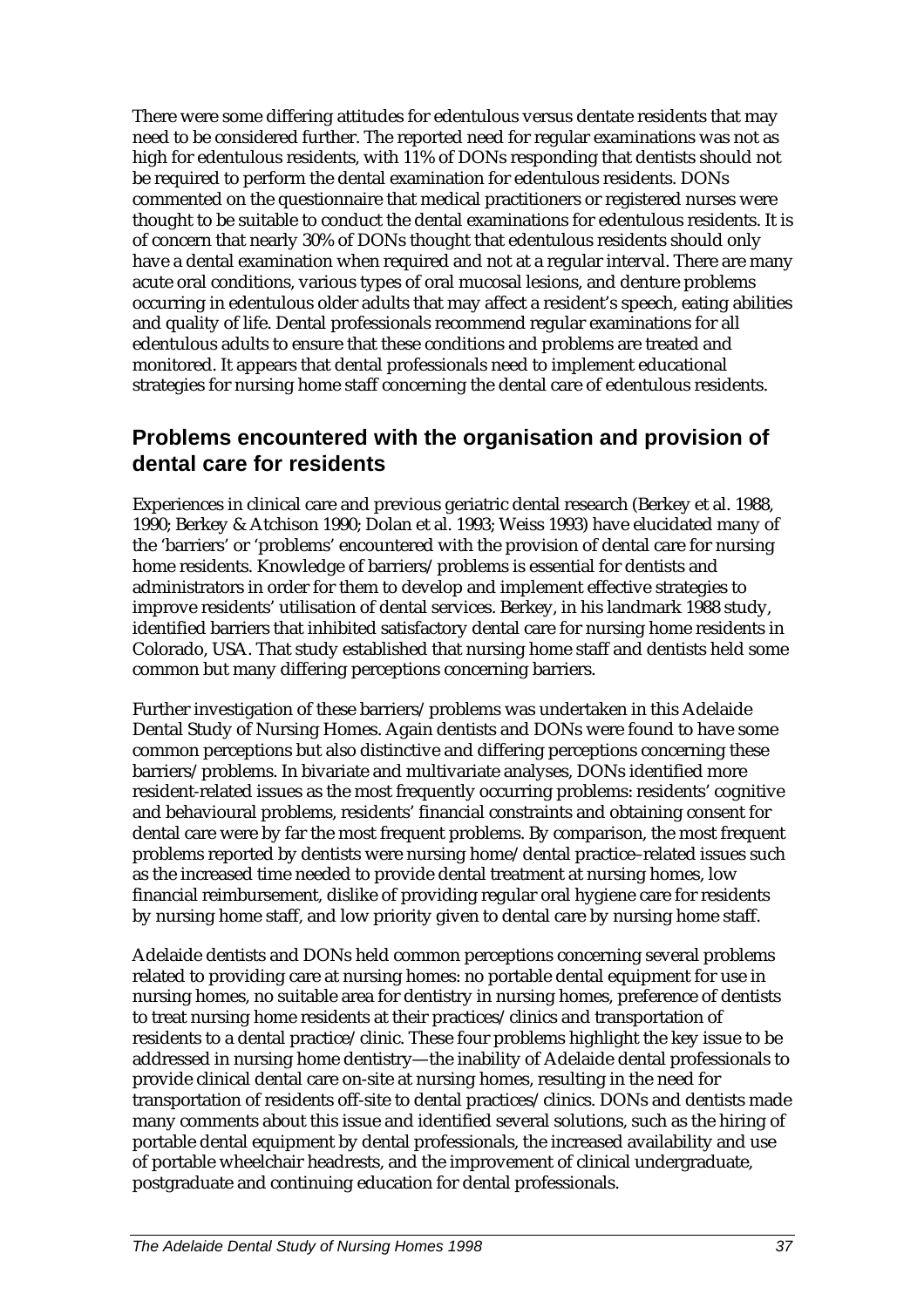There were some differing attitudes for edentulous versus dentate residents that may need to be considered further. The reported need for regular examinations was not as high for edentulous residents, with 11% of DONs responding that dentists should not be required to perform the dental examination for edentulous residents. DONs commented on the questionnaire that medical practitioners or registered nurses were thought to be suitable to conduct the dental examinations for edentulous residents. It is of concern that nearly 30% of DONs thought that edentulous residents should only have a dental examination when required and not at a regular interval. There are many acute oral conditions, various types of oral mucosal lesions, and denture problems occurring in edentulous older adults that may affect a resident's speech, eating abilities and quality of life. Dental professionals recommend regular examinations for all edentulous adults to ensure that these conditions and problems are treated and monitored. It appears that dental professionals need to implement educational strategies for nursing home staff concerning the dental care of edentulous residents.

## Problems encountered with the organisation and provision of dental care for residents

Experiences in clinical care and previous geriatric dental research (Berkey et al. 1988, 1990; Berkey & Atchison 1990; Dolan et al. 1993; Weiss 1993) have elucidated many of the 'barriers' or 'problems' encountered with the provision of dental care for nursing home residents. Knowledge of barriers/problems is essential for dentists and administrators in order for them to develop and implement effective strategies to improve residents' utilisation of dental services. Berkey, in his landmark 1988 study, identified barriers that inhibited satisfactory dental care for nursing home residents in Colorado, USA. That study established that nursing home staff and dentists held some common but many differing perceptions concerning barriers.

Further investigation of these barriers/problems was undertaken in this Adelaide Dental Study of Nursing Homes. Again dentists and DONs were found to have some common perceptions but also distinctive and differing perceptions concerning these barriers/problems. In bivariate and multivariate analyses, DONs identified more resident-related issues as the most frequently occurring problems: residents' cognitive and behavioural problems, residents' financial constraints and obtaining consent for dental care were by far the most frequent problems. By comparison, the most frequent problems reported by dentists were nursing home/dental practice–related issues such as the increased time needed to provide dental treatment at nursing homes, low financial reimbursement, dislike of providing regular oral hygiene care for residents by nursing home staff, and low priority given to dental care by nursing home staff.

Adelaide dentists and DONs held common perceptions concerning several problems related to providing care at nursing homes: no portable dental equipment for use in nursing homes, no suitable area for dentistry in nursing homes, preference of dentists to treat nursing home residents at their practices/clinics and transportation of residents to a dental practice/clinic. These four problems highlight the key issue to be addressed in nursing home dentistry—the inability of Adelaide dental professionals to provide clinical dental care on-site at nursing homes, resulting in the need for transportation of residents off-site to dental practices/clinics. DONs and dentists made many comments about this issue and identified several solutions, such as the hiring of portable dental equipment by dental professionals, the increased availability and use of portable wheelchair headrests, and the improvement of clinical undergraduate, postgraduate and continuing education for dental professionals.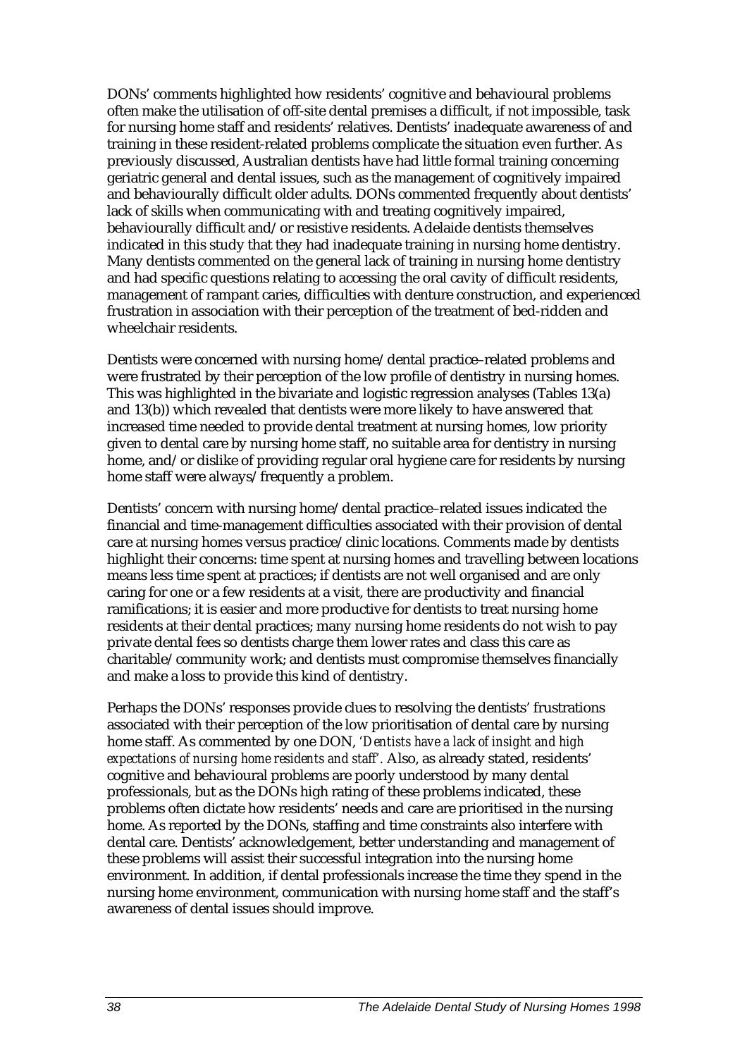DONs' comments highlighted how residents' cognitive and behavioural problems often make the utilisation of off-site dental premises a difficult, if not impossible, task for nursing home staff and residents' relatives. Dentists' inadequate awareness of and training in these resident-related problems complicate the situation even further. As previously discussed, Australian dentists have had little formal training concerning geriatric general and dental issues, such as the management of cognitively impaired and behaviourally difficult older adults. DONs commented frequently about dentists' lack of skills when communicating with and treating cognitively impaired, behaviourally difficult and/or resistive residents. Adelaide dentists themselves indicated in this study that they had inadequate training in nursing home dentistry. Many dentists commented on the general lack of training in nursing home dentistry and had specific questions relating to accessing the oral cavity of difficult residents, management of rampant caries, difficulties with denture construction, and experienced frustration in association with their perception of the treatment of bed-ridden and wheelchair residents.

Dentists were concerned with nursing home/dental practice–related problems and were frustrated by their perception of the low profile of dentistry in nursing homes. This was highlighted in the bivariate and logistic regression analyses (Tables 13(a) and 13(b)) which revealed that dentists were more likely to have answered that increased time needed to provide dental treatment at nursing homes, low priority given to dental care by nursing home staff, no suitable area for dentistry in nursing home, and/or dislike of providing regular oral hygiene care for residents by nursing home staff were always/frequently a problem.

Dentists' concern with nursing home/dental practice–related issues indicated the financial and time-management difficulties associated with their provision of dental care at nursing homes versus practice/clinic locations. Comments made by dentists highlight their concerns: time spent at nursing homes and travelling between locations means less time spent at practices; if dentists are not well organised and are only caring for one or a few residents at a visit, there are productivity and financial ramifications; it is easier and more productive for dentists to treat nursing home residents at their dental practices; many nursing home residents do not wish to pay private dental fees so dentists charge them lower rates and class this care as charitable/community work; and dentists must compromise themselves financially and make a loss to provide this kind of dentistry.

Perhaps the DONs' responses provide clues to resolving the dentists' frustrations associated with their perception of the low prioritisation of dental care by nursing home staff. As commented by one DON, *'Dentists have a lack of insight and high expectations of nursing home residents and staff'.* Also, as already stated, residents' cognitive and behavioural problems are poorly understood by many dental professionals, but as the DONs high rating of these problems indicated, these problems often dictate how residents' needs and care are prioritised in the nursing home. As reported by the DONs, staffing and time constraints also interfere with dental care. Dentists' acknowledgement, better understanding and management of these problems will assist their successful integration into the nursing home environment. In addition, if dental professionals increase the time they spend in the nursing home environment, communication with nursing home staff and the staff's awareness of dental issues should improve.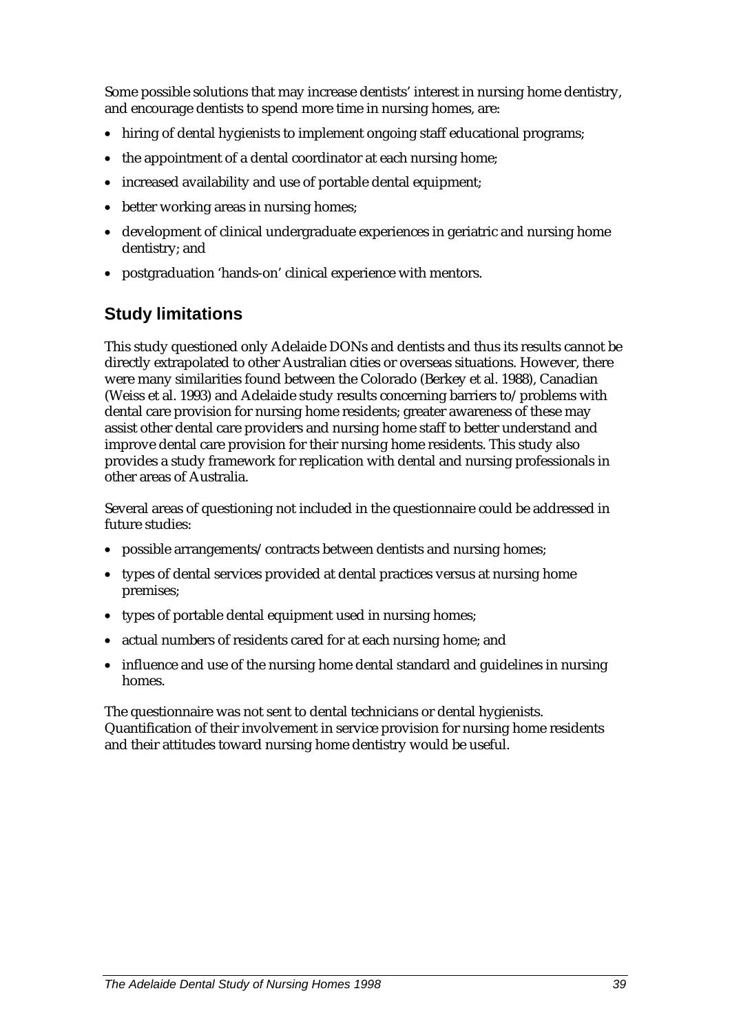Some possible solutions that may increase dentists' interest in nursing home dentistry, and encourage dentists to spend more time in nursing homes, are:

- hiring of dental hygienists to implement ongoing staff educational programs;
- the appointment of a dental coordinator at each nursing home;
- increased availability and use of portable dental equipment;
- better working areas in nursing homes;
- development of clinical undergraduate experiences in geriatric and nursing home dentistry; and
- postgraduation 'hands-on' clinical experience with mentors.

## Study limitations

This study questioned only Adelaide DONs and dentists and thus its results cannot be directly extrapolated to other Australian cities or overseas situations. However, there were many similarities found between the Colorado (Berkey et al. 1988), Canadian (Weiss et al. 1993) and Adelaide study results concerning barriers to/problems with dental care provision for nursing home residents; greater awareness of these may assist other dental care providers and nursing home staff to better understand and improve dental care provision for their nursing home residents. This study also provides a study framework for replication with dental and nursing professionals in other areas of Australia.

Several areas of questioning not included in the questionnaire could be addressed in future studies:

- possible arrangements/contracts between dentists and nursing homes;
- types of dental services provided at dental practices versus at nursing home premises;
- types of portable dental equipment used in nursing homes;
- actual numbers of residents cared for at each nursing home; and
- influence and use of the nursing home dental standard and guidelines in nursing homes.

The questionnaire was not sent to dental technicians or dental hygienists. Quantification of their involvement in service provision for nursing home residents and their attitudes toward nursing home dentistry would be useful.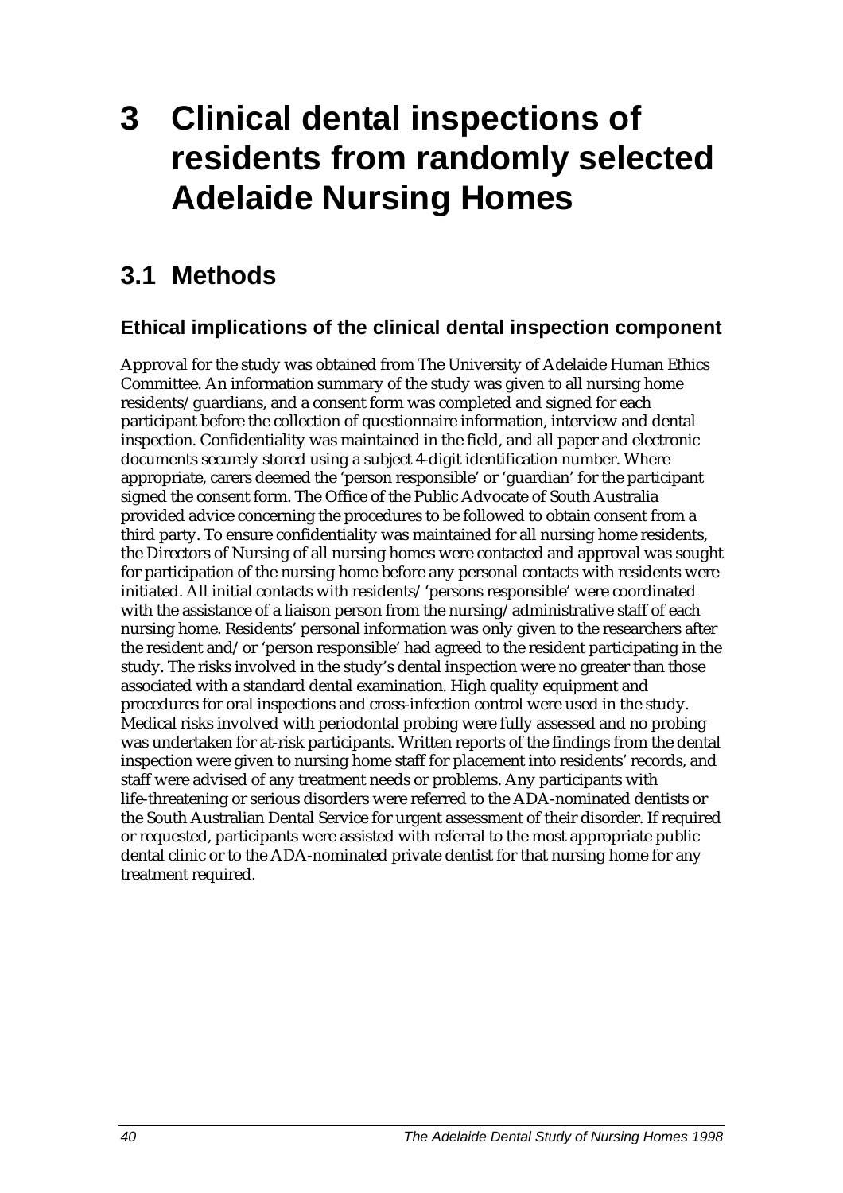# 3 Clinical dental inspections of residents from randomly selected Adelaide Nursing Homes

## 3.1 Methods

### Ethical implications of the clinical dental inspection component

Approval for the study was obtained from The University of Adelaide Human Ethics Committee. An information summary of the study was given to all nursing home residents/guardians, and a consent form was completed and signed for each participant before the collection of questionnaire information, interview and dental inspection. Confidentiality was maintained in the field, and all paper and electronic documents securely stored using a subject 4-digit identification number. Where appropriate, carers deemed the 'person responsible' or 'guardian' for the participant signed the consent form. The Office of the Public Advocate of South Australia provided advice concerning the procedures to be followed to obtain consent from a third party. To ensure confidentiality was maintained for all nursing home residents, the Directors of Nursing of all nursing homes were contacted and approval was sought for participation of the nursing home before any personal contacts with residents were initiated. All initial contacts with residents/'persons responsible' were coordinated with the assistance of a liaison person from the nursing/administrative staff of each nursing home. Residents' personal information was only given to the researchers after the resident and/or 'person responsible' had agreed to the resident participating in the study. The risks involved in the study's dental inspection were no greater than those associated with a standard dental examination. High quality equipment and procedures for oral inspections and cross-infection control were used in the study. Medical risks involved with periodontal probing were fully assessed and no probing was undertaken for at-risk participants. Written reports of the findings from the dental inspection were given to nursing home staff for placement into residents' records, and staff were advised of any treatment needs or problems. Any participants with life-threatening or serious disorders were referred to the ADA-nominated dentists or the South Australian Dental Service for urgent assessment of their disorder. If required or requested, participants were assisted with referral to the most appropriate public dental clinic or to the ADA-nominated private dentist for that nursing home for any treatment required.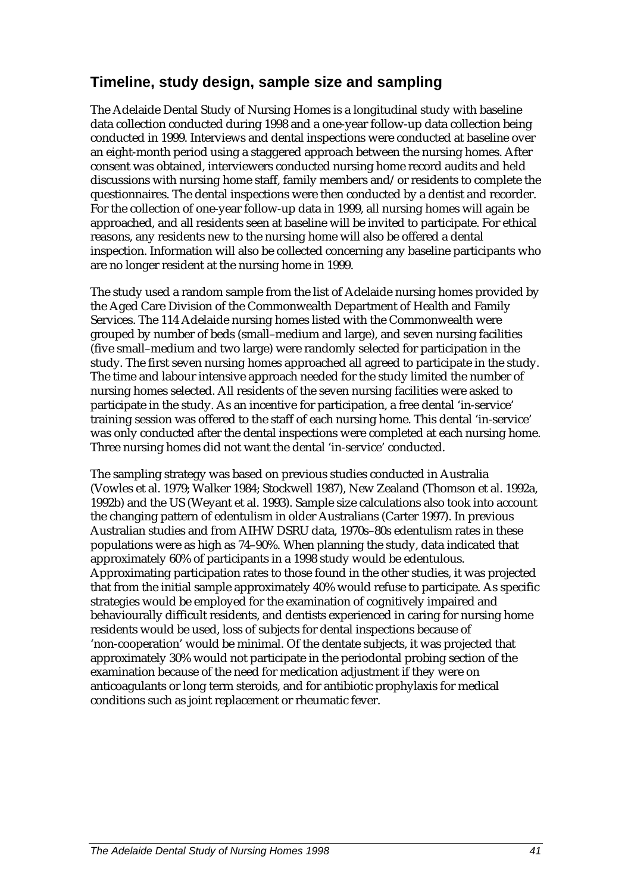## Timeline, study design, sample size and sampling

The Adelaide Dental Study of Nursing Homes is a longitudinal study with baseline data collection conducted during 1998 and a one-year follow-up data collection being conducted in 1999. Interviews and dental inspections were conducted at baseline over an eight-month period using a staggered approach between the nursing homes. After consent was obtained, interviewers conducted nursing home record audits and held discussions with nursing home staff, family members and/or residents to complete the questionnaires. The dental inspections were then conducted by a dentist and recorder. For the collection of one-year follow-up data in 1999, all nursing homes will again be approached, and all residents seen at baseline will be invited to participate. For ethical reasons, any residents new to the nursing home will also be offered a dental inspection. Information will also be collected concerning any baseline participants who are no longer resident at the nursing home in 1999.

The study used a random sample from the list of Adelaide nursing homes provided by the Aged Care Division of the Commonwealth Department of Health and Family Services. The 114 Adelaide nursing homes listed with the Commonwealth were grouped by number of beds (small–medium and large), and seven nursing facilities (five small–medium and two large) were randomly selected for participation in the study. The first seven nursing homes approached all agreed to participate in the study. The time and labour intensive approach needed for the study limited the number of nursing homes selected. All residents of the seven nursing facilities were asked to participate in the study. As an incentive for participation, a free dental 'in-service' training session was offered to the staff of each nursing home. This dental 'in-service' was only conducted after the dental inspections were completed at each nursing home. Three nursing homes did not want the dental 'in-service' conducted.

The sampling strategy was based on previous studies conducted in Australia (Vowles et al. 1979; Walker 1984; Stockwell 1987), New Zealand (Thomson et al. 1992a, 1992b) and the US (Weyant et al. 1993). Sample size calculations also took into account the changing pattern of edentulism in older Australians (Carter 1997). In previous Australian studies and from AIHW DSRU data, 1970s–80s edentulism rates in these populations were as high as 74–90%. When planning the study, data indicated that approximately 60% of participants in a 1998 study would be edentulous. Approximating participation rates to those found in the other studies, it was projected that from the initial sample approximately 40% would refuse to participate. As specific strategies would be employed for the examination of cognitively impaired and behaviourally difficult residents, and dentists experienced in caring for nursing home residents would be used, loss of subjects for dental inspections because of 'non-cooperation' would be minimal. Of the dentate subjects, it was projected that approximately 30% would not participate in the periodontal probing section of the examination because of the need for medication adjustment if they were on anticoagulants or long term steroids, and for antibiotic prophylaxis for medical conditions such as joint replacement or rheumatic fever.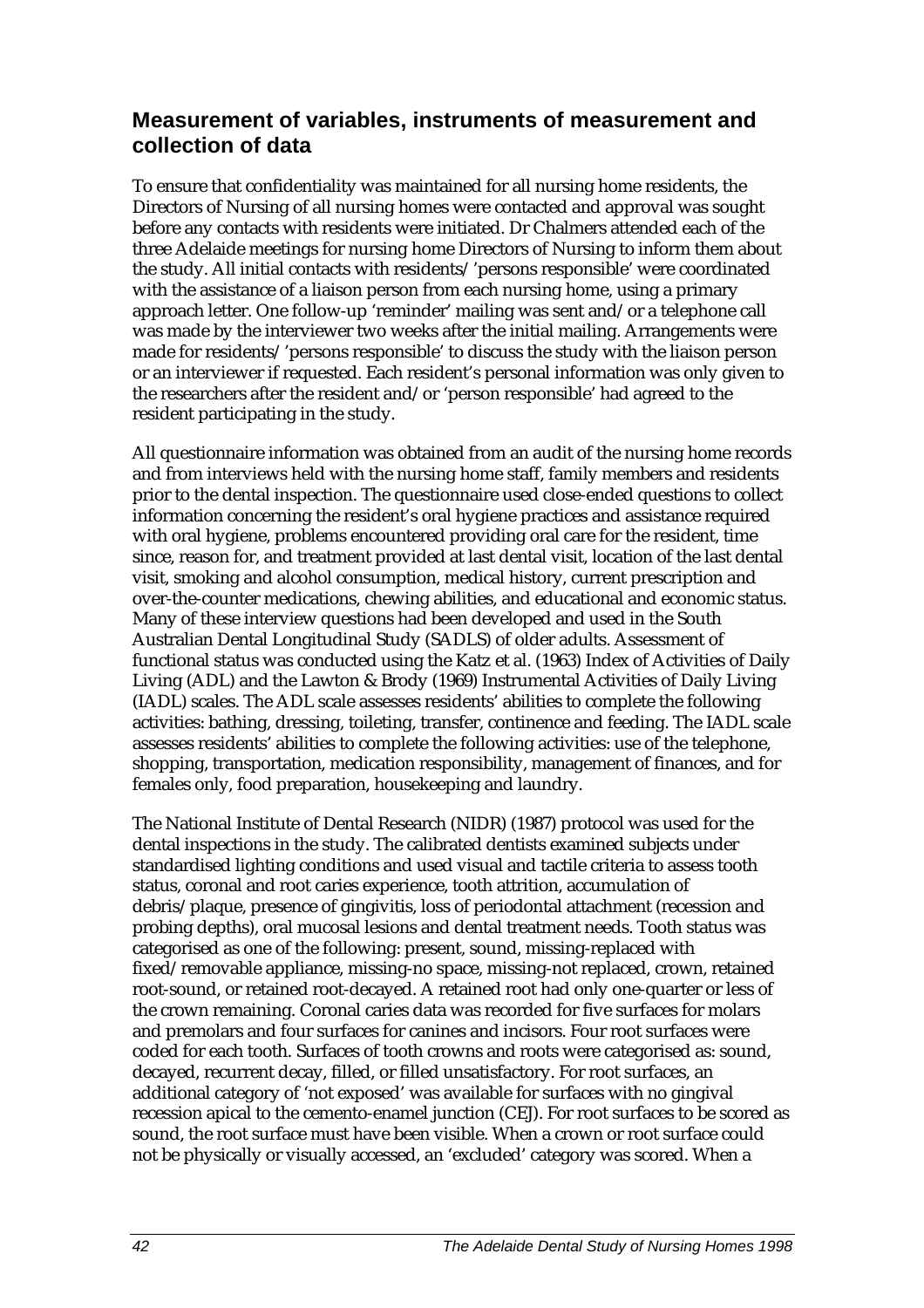## Measurement of variables, instruments of measurement and collection of data

To ensure that confidentiality was maintained for all nursing home residents, the Directors of Nursing of all nursing homes were contacted and approval was sought before any contacts with residents were initiated. Dr Chalmers attended each of the three Adelaide meetings for nursing home Directors of Nursing to inform them about the study. All initial contacts with residents/'persons responsible' were coordinated with the assistance of a liaison person from each nursing home, using a primary approach letter. One follow-up 'reminder' mailing was sent and/or a telephone call was made by the interviewer two weeks after the initial mailing. Arrangements were made for residents/'persons responsible' to discuss the study with the liaison person or an interviewer if requested. Each resident's personal information was only given to the researchers after the resident and/or 'person responsible' had agreed to the resident participating in the study.

All questionnaire information was obtained from an audit of the nursing home records and from interviews held with the nursing home staff, family members and residents prior to the dental inspection. The questionnaire used close-ended questions to collect information concerning the resident's oral hygiene practices and assistance required with oral hygiene, problems encountered providing oral care for the resident, time since, reason for, and treatment provided at last dental visit, location of the last dental visit, smoking and alcohol consumption, medical history, current prescription and over-the-counter medications, chewing abilities, and educational and economic status. Many of these interview questions had been developed and used in the South Australian Dental Longitudinal Study (SADLS) of older adults. Assessment of functional status was conducted using the Katz et al. (1963) Index of Activities of Daily Living (ADL) and the Lawton & Brody (1969) Instrumental Activities of Daily Living (IADL) scales. The ADL scale assesses residents' abilities to complete the following activities: bathing, dressing, toileting, transfer, continence and feeding. The IADL scale assesses residents' abilities to complete the following activities: use of the telephone, shopping, transportation, medication responsibility, management of finances, and for females only, food preparation, housekeeping and laundry.

The National Institute of Dental Research (NIDR) (1987) protocol was used for the dental inspections in the study. The calibrated dentists examined subjects under standardised lighting conditions and used visual and tactile criteria to assess tooth status, coronal and root caries experience, tooth attrition, accumulation of debris/plaque, presence of gingivitis, loss of periodontal attachment (recession and probing depths), oral mucosal lesions and dental treatment needs. Tooth status was categorised as one of the following: present, sound, missing-replaced with fixed/removable appliance, missing-no space, missing-not replaced, crown, retained root-sound, or retained root-decayed. A retained root had only one-quarter or less of the crown remaining. Coronal caries data was recorded for five surfaces for molars and premolars and four surfaces for canines and incisors. Four root surfaces were coded for each tooth. Surfaces of tooth crowns and roots were categorised as: sound, decayed, recurrent decay, filled, or filled unsatisfactory. For root surfaces, an additional category of 'not exposed' was available for surfaces with no gingival recession apical to the cemento-enamel junction (CEJ). For root surfaces to be scored as sound, the root surface must have been visible. When a crown or root surface could not be physically or visually accessed, an 'excluded' category was scored. When a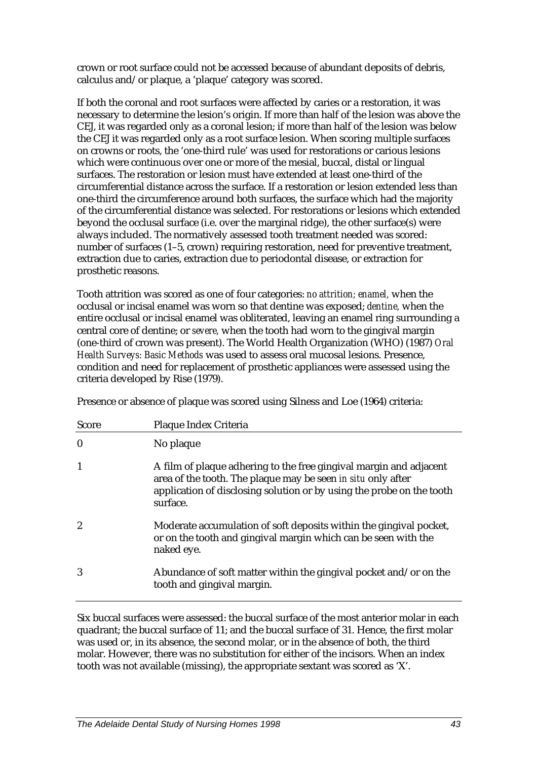crown or root surface could not be accessed because of abundant deposits of debris, calculus and/or plaque, a 'plaque' category was scored.

If both the coronal and root surfaces were affected by caries or a restoration, it was necessary to determine the lesion's origin. If more than half of the lesion was above the CEJ, it was regarded only as a coronal lesion; if more than half of the lesion was below the CEJ it was regarded only as a root surface lesion. When scoring multiple surfaces on crowns or roots, the 'one-third rule' was used for restorations or carious lesions which were continuous over one or more of the mesial, buccal, distal or lingual surfaces. The restoration or lesion must have extended at least one-third of the circumferential distance across the surface. If a restoration or lesion extended less than one-third the circumference around both surfaces, the surface which had the majority of the circumferential distance was selected. For restorations or lesions which extended beyond the occlusal surface (i.e. over the marginal ridge), the other surface(s) were always included. The normatively assessed tooth treatment needed was scored: number of surfaces (1–5, crown) requiring restoration, need for preventive treatment, extraction due to caries, extraction due to periodontal disease, or extraction for prosthetic reasons.

Tooth attrition was scored as one of four categories: *no attrition; enamel,* when the occlusal or incisal enamel was worn so that dentine was exposed; *dentine,* when the entire occlusal or incisal enamel was obliterated, leaving an enamel ring surrounding a central core of dentine; or *severe,* when the tooth had worn to the gingival margin (one-third of crown was present). The World Health Organization (WHO) (1987) *Oral Health Surveys: Basic Methods* was used to assess oral mucosal lesions. Presence, condition and need for replacement of prosthetic appliances were assessed using the criteria developed by Rise (1979).

Presence or absence of plaque was scored using Silness and Loe (1964) criteria:

| Score | Plaque Index Criteria |
|---|---|
| 0 | No plaque |
| 1 | A film of plaque adhering to the free gingival margin and adjacent area of the tooth. The plaque may be seen *in situ* only after application of disclosing solution or by using the probe on the tooth surface. |
| 2 | Moderate accumulation of soft deposits within the gingival pocket, or on the tooth and gingival margin which can be seen with the naked eye. |
| 3 | Abundance of soft matter within the gingival pocket and/or on the tooth and gingival margin. |

Six buccal surfaces were assessed: the buccal surface of the most anterior molar in each quadrant; the buccal surface of 11; and the buccal surface of 31. Hence, the first molar was used or, in its absence, the second molar, or in the absence of both, the third molar. However, there was no substitution for either of the incisors. When an index tooth was not available (missing), the appropriate sextant was scored as 'X'.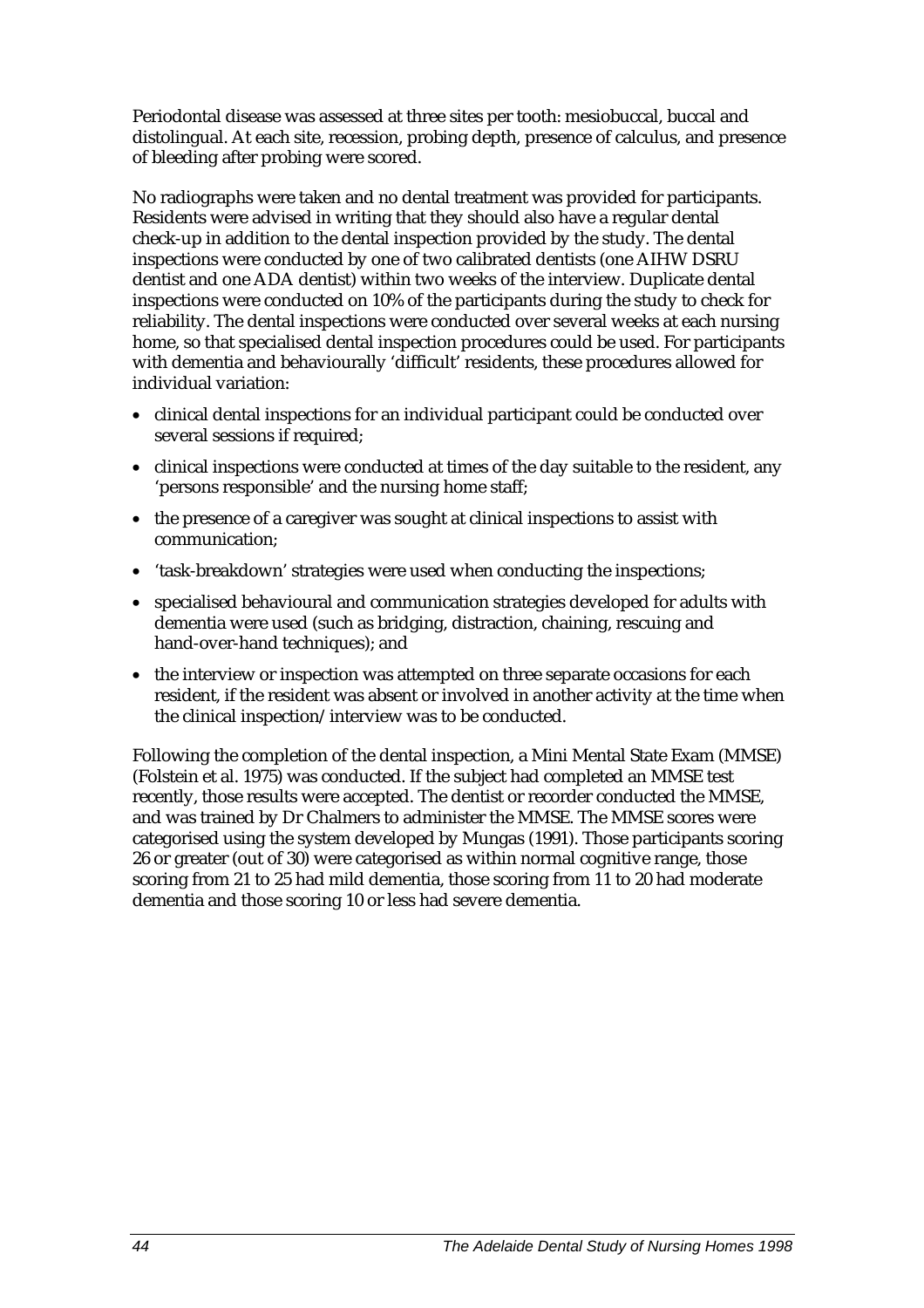Periodontal disease was assessed at three sites per tooth: mesiobuccal, buccal and distolingual. At each site, recession, probing depth, presence of calculus, and presence of bleeding after probing were scored.

No radiographs were taken and no dental treatment was provided for participants. Residents were advised in writing that they should also have a regular dental check-up in addition to the dental inspection provided by the study. The dental inspections were conducted by one of two calibrated dentists (one AIHW DSRU dentist and one ADA dentist) within two weeks of the interview. Duplicate dental inspections were conducted on 10% of the participants during the study to check for reliability. The dental inspections were conducted over several weeks at each nursing home, so that specialised dental inspection procedures could be used. For participants with dementia and behaviourally 'difficult' residents, these procedures allowed for individual variation:

- clinical dental inspections for an individual participant could be conducted over several sessions if required;
- clinical inspections were conducted at times of the day suitable to the resident, any 'persons responsible' and the nursing home staff;
- the presence of a caregiver was sought at clinical inspections to assist with communication;
- 'task-breakdown' strategies were used when conducting the inspections;
- specialised behavioural and communication strategies developed for adults with dementia were used (such as bridging, distraction, chaining, rescuing and hand-over-hand techniques); and
- the interview or inspection was attempted on three separate occasions for each resident, if the resident was absent or involved in another activity at the time when the clinical inspection/interview was to be conducted.

Following the completion of the dental inspection, a Mini Mental State Exam (MMSE) (Folstein et al. 1975) was conducted. If the subject had completed an MMSE test recently, those results were accepted. The dentist or recorder conducted the MMSE, and was trained by Dr Chalmers to administer the MMSE. The MMSE scores were categorised using the system developed by Mungas (1991). Those participants scoring 26 or greater (out of 30) were categorised as within normal cognitive range, those scoring from 21 to 25 had mild dementia, those scoring from 11 to 20 had moderate dementia and those scoring 10 or less had severe dementia.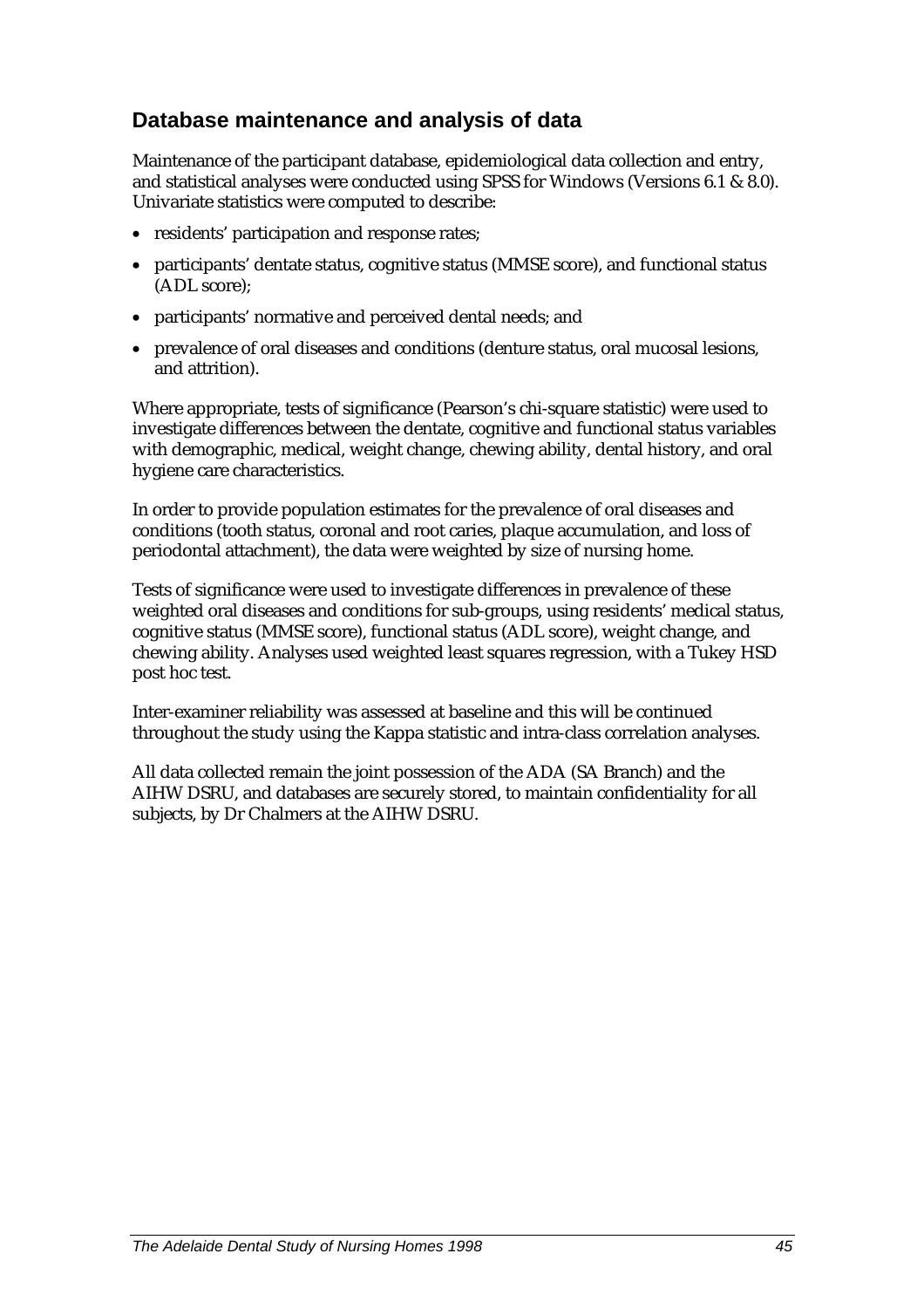## Database maintenance and analysis of data

Maintenance of the participant database, epidemiological data collection and entry, and statistical analyses were conducted using SPSS for Windows (Versions 6.1 & 8.0). Univariate statistics were computed to describe:

- residents' participation and response rates;
- participants' dentate status, cognitive status (MMSE score), and functional status (ADL score);
- participants' normative and perceived dental needs; and
- prevalence of oral diseases and conditions (denture status, oral mucosal lesions, and attrition).

Where appropriate, tests of significance (Pearson's chi-square statistic) were used to investigate differences between the dentate, cognitive and functional status variables with demographic, medical, weight change, chewing ability, dental history, and oral hygiene care characteristics.

In order to provide population estimates for the prevalence of oral diseases and conditions (tooth status, coronal and root caries, plaque accumulation, and loss of periodontal attachment), the data were weighted by size of nursing home.

Tests of significance were used to investigate differences in prevalence of these weighted oral diseases and conditions for sub-groups, using residents' medical status, cognitive status (MMSE score), functional status (ADL score), weight change, and chewing ability. Analyses used weighted least squares regression, with a Tukey HSD post hoc test.

Inter-examiner reliability was assessed at baseline and this will be continued throughout the study using the Kappa statistic and intra-class correlation analyses.

All data collected remain the joint possession of the ADA (SA Branch) and the AIHW DSRU, and databases are securely stored, to maintain confidentiality for all subjects, by Dr Chalmers at the AIHW DSRU.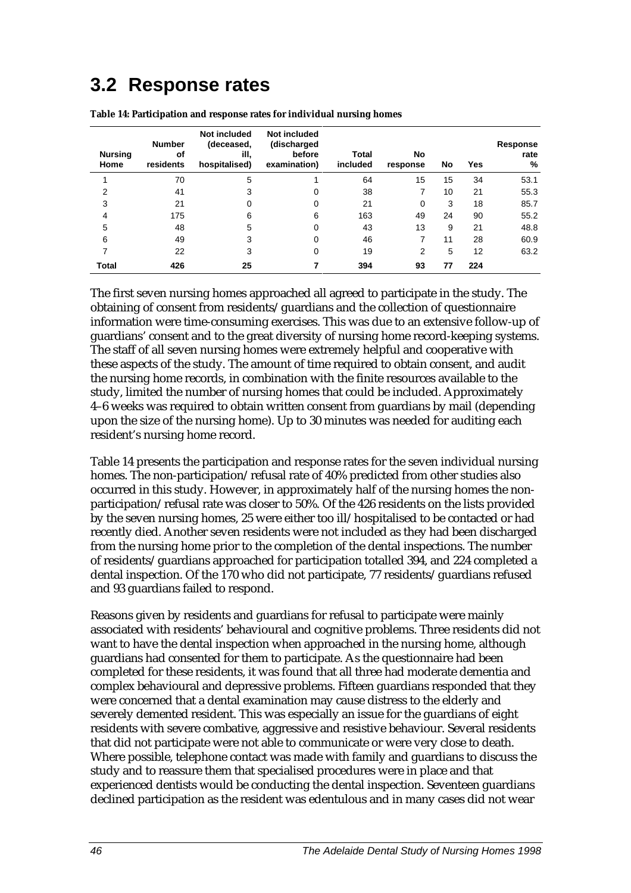## 3.2 Response rates

**Table 14: Participation and response rates for individual nursing homes**

| Nursing Home | Number of residents | Not included (deceased, ill, hospitalised) | Not included (discharged before examination) | Total included | No response | No | Yes | Response rate % |
|---|---|---|---|---|---|---|---|---|
| 1 | 70 | 5 | 1 | 64 | 15 | 15 | 34 | 53.1 |
| 2 | 41 | 3 | 0 | 38 | 7 | 10 | 21 | 55.3 |
| 3 | 21 | 0 | 0 | 21 | 0 | 3 | 18 | 85.7 |
| 4 | 175 | 6 | 6 | 163 | 49 | 24 | 90 | 55.2 |
| 5 | 48 | 5 | 0 | 43 | 13 | 9 | 21 | 48.8 |
| 6 | 49 | 3 | 0 | 46 | 7 | 11 | 28 | 60.9 |
| 7 | 22 | 3 | 0 | 19 | 2 | 5 | 12 | 63.2 |
| **Total** | **426** | **25** | **7** | **394** | **93** | **77** | **224** | |

The first seven nursing homes approached all agreed to participate in the study. The obtaining of consent from residents/guardians and the collection of questionnaire information were time-consuming exercises. This was due to an extensive follow-up of guardians' consent and to the great diversity of nursing home record-keeping systems. The staff of all seven nursing homes were extremely helpful and cooperative with these aspects of the study. The amount of time required to obtain consent, and audit the nursing home records, in combination with the finite resources available to the study, limited the number of nursing homes that could be included. Approximately 4–6 weeks was required to obtain written consent from guardians by mail (depending upon the size of the nursing home). Up to 30 minutes was needed for auditing each resident's nursing home record.

Table 14 presents the participation and response rates for the seven individual nursing homes. The non-participation/refusal rate of 40% predicted from other studies also occurred in this study. However, in approximately half of the nursing homes the non-participation/refusal rate was closer to 50%. Of the 426 residents on the lists provided by the seven nursing homes, 25 were either too ill/hospitalised to be contacted or had recently died. Another seven residents were not included as they had been discharged from the nursing home prior to the completion of the dental inspections. The number of residents/guardians approached for participation totalled 394, and 224 completed a dental inspection. Of the 170 who did not participate, 77 residents/guardians refused and 93 guardians failed to respond.

Reasons given by residents and guardians for refusal to participate were mainly associated with residents' behavioural and cognitive problems. Three residents did not want to have the dental inspection when approached in the nursing home, although guardians had consented for them to participate. As the questionnaire had been completed for these residents, it was found that all three had moderate dementia and complex behavioural and depressive problems. Fifteen guardians responded that they were concerned that a dental examination may cause distress to the elderly and severely demented resident. This was especially an issue for the guardians of eight residents with severe combative, aggressive and resistive behaviour. Several residents that did not participate were not able to communicate or were very close to death. Where possible, telephone contact was made with family and guardians to discuss the study and to reassure them that specialised procedures were in place and that experienced dentists would be conducting the dental inspection. Seventeen guardians declined participation as the resident was edentulous and in many cases did not wear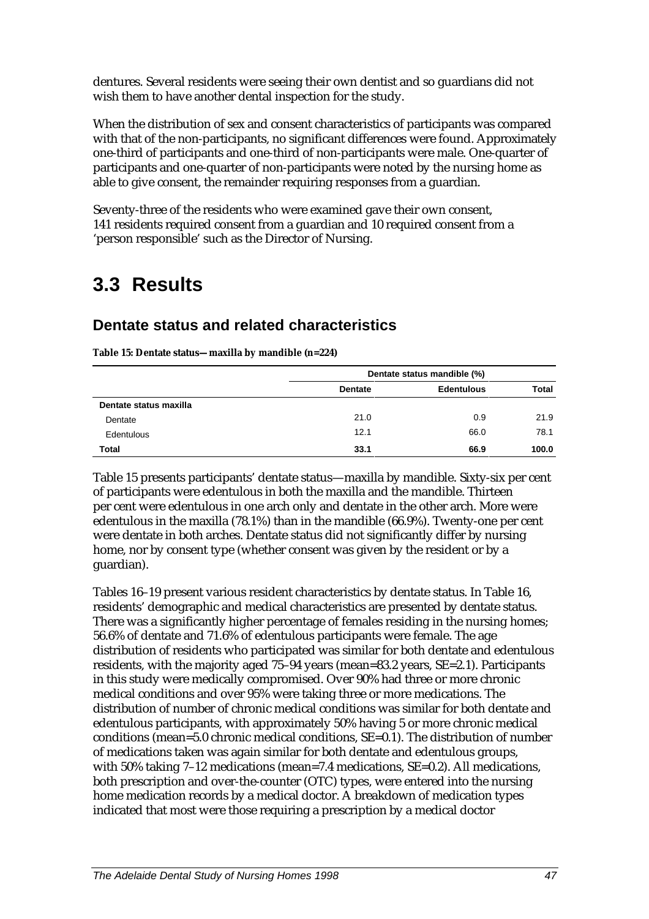dentures. Several residents were seeing their own dentist and so guardians did not wish them to have another dental inspection for the study.

When the distribution of sex and consent characteristics of participants was compared with that of the non-participants, no significant differences were found. Approximately one-third of participants and one-third of non-participants were male. One-quarter of participants and one-quarter of non-participants were noted by the nursing home as able to give consent, the remainder requiring responses from a guardian.

Seventy-three of the residents who were examined gave their own consent, 141 residents required consent from a guardian and 10 required consent from a 'person responsible' such as the Director of Nursing.

# 3.3 Results

## Dentate status and related characteristics

**Table 15: Dentate status—maxilla by mandible (n=224)**

| | Dentate status mandible (%) | | |
|---|---|---|---|
| | **Dentate** | **Edentulous** | **Total** |
| **Dentate status maxilla** | | | |
| Dentate | 21.0 | 0.9 | 21.9 |
| Edentulous | 12.1 | 66.0 | 78.1 |
| **Total** | **33.1** | **66.9** | **100.0** |

Table 15 presents participants' dentate status—maxilla by mandible. Sixty-six per cent of participants were edentulous in both the maxilla and the mandible. Thirteen per cent were edentulous in one arch only and dentate in the other arch. More were edentulous in the maxilla (78.1%) than in the mandible (66.9%). Twenty-one per cent were dentate in both arches. Dentate status did not significantly differ by nursing home, nor by consent type (whether consent was given by the resident or by a guardian).

Tables 16–19 present various resident characteristics by dentate status. In Table 16, residents' demographic and medical characteristics are presented by dentate status. There was a significantly higher percentage of females residing in the nursing homes; 56.6% of dentate and 71.6% of edentulous participants were female. The age distribution of residents who participated was similar for both dentate and edentulous residents, with the majority aged 75–94 years (mean=83.2 years, SE=2.1). Participants in this study were medically compromised. Over 90% had three or more chronic medical conditions and over 95% were taking three or more medications. The distribution of number of chronic medical conditions was similar for both dentate and edentulous participants, with approximately 50% having 5 or more chronic medical conditions (mean=5.0 chronic medical conditions, SE=0.1). The distribution of number of medications taken was again similar for both dentate and edentulous groups, with 50% taking 7–12 medications (mean=7.4 medications, SE=0.2). All medications, both prescription and over-the-counter (OTC) types, were entered into the nursing home medication records by a medical doctor. A breakdown of medication types indicated that most were those requiring a prescription by a medical doctor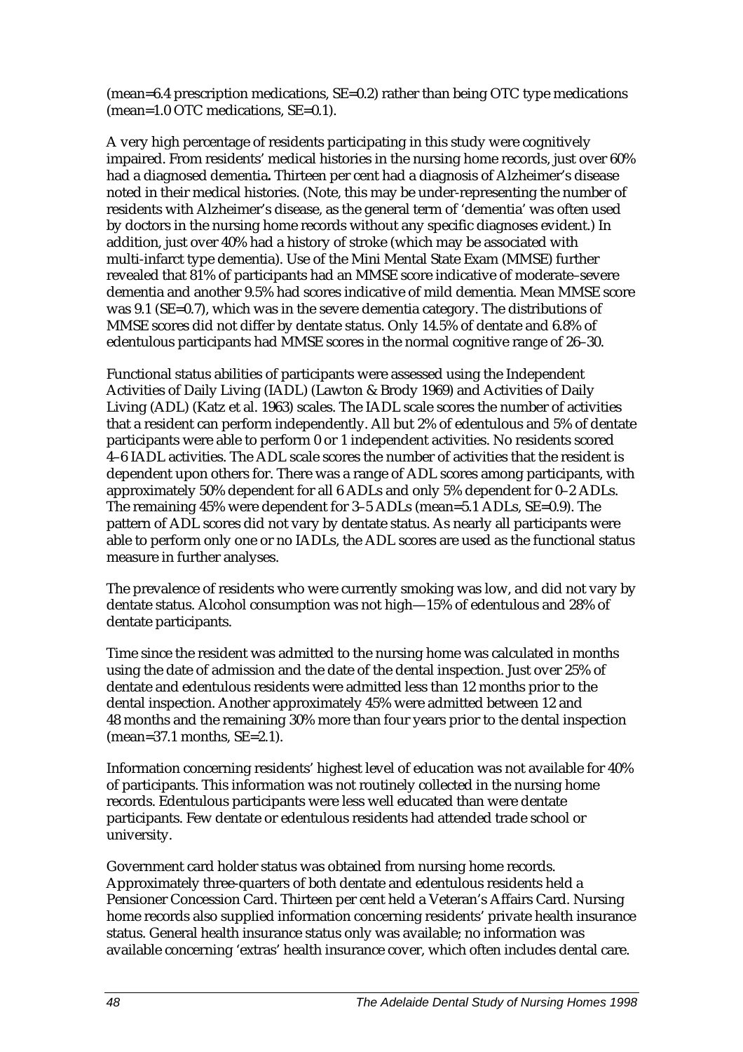(mean=6.4 prescription medications, SE=0.2) rather than being OTC type medications (mean=1.0 OTC medications, SE=0.1).

A very high percentage of residents participating in this study were cognitively impaired. From residents' medical histories in the nursing home records, just over 60% had a diagnosed dementia**.** Thirteen per cent had a diagnosis of Alzheimer's disease noted in their medical histories. (Note, this may be under-representing the number of residents with Alzheimer's disease, as the general term of 'dementia' was often used by doctors in the nursing home records without any specific diagnoses evident.) In addition, just over 40% had a history of stroke (which may be associated with multi-infarct type dementia). Use of the Mini Mental State Exam (MMSE) further revealed that 81% of participants had an MMSE score indicative of moderate–severe dementia and another 9.5% had scores indicative of mild dementia. Mean MMSE score was 9.1 (SE=0.7), which was in the severe dementia category. The distributions of MMSE scores did not differ by dentate status. Only 14.5% of dentate and 6.8% of edentulous participants had MMSE scores in the normal cognitive range of 26–30.

Functional status abilities of participants were assessed using the Independent Activities of Daily Living (IADL) (Lawton & Brody 1969) and Activities of Daily Living (ADL) (Katz et al. 1963) scales. The IADL scale scores the number of activities that a resident can perform independently. All but 2% of edentulous and 5% of dentate participants were able to perform 0 or 1 independent activities. No residents scored 4–6 IADL activities. The ADL scale scores the number of activities that the resident is dependent upon others for. There was a range of ADL scores among participants, with approximately 50% dependent for all 6 ADLs and only 5% dependent for 0–2 ADLs. The remaining 45% were dependent for 3–5 ADLs (mean=5.1 ADLs, SE=0.9). The pattern of ADL scores did not vary by dentate status. As nearly all participants were able to perform only one or no IADLs, the ADL scores are used as the functional status measure in further analyses.

The prevalence of residents who were currently smoking was low, and did not vary by dentate status. Alcohol consumption was not high—15% of edentulous and 28% of dentate participants.

Time since the resident was admitted to the nursing home was calculated in months using the date of admission and the date of the dental inspection. Just over 25% of dentate and edentulous residents were admitted less than 12 months prior to the dental inspection. Another approximately 45% were admitted between 12 and 48 months and the remaining 30% more than four years prior to the dental inspection (mean=37.1 months, SE=2.1).

Information concerning residents' highest level of education was not available for 40% of participants. This information was not routinely collected in the nursing home records. Edentulous participants were less well educated than were dentate participants. Few dentate or edentulous residents had attended trade school or university.

Government card holder status was obtained from nursing home records. Approximately three-quarters of both dentate and edentulous residents held a Pensioner Concession Card. Thirteen per cent held a Veteran's Affairs Card. Nursing home records also supplied information concerning residents' private health insurance status. General health insurance status only was available; no information was available concerning 'extras' health insurance cover, which often includes dental care.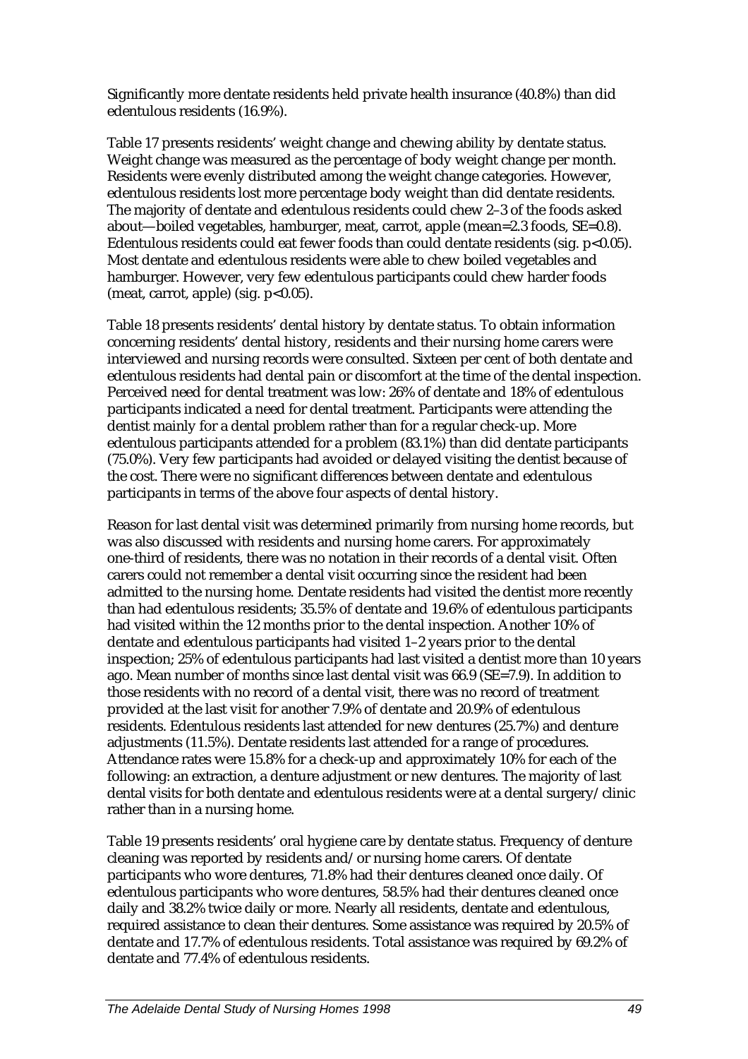Significantly more dentate residents held private health insurance (40.8%) than did edentulous residents (16.9%).

Table 17 presents residents' weight change and chewing ability by dentate status. Weight change was measured as the percentage of body weight change per month. Residents were evenly distributed among the weight change categories. However, edentulous residents lost more percentage body weight than did dentate residents. The majority of dentate and edentulous residents could chew 2–3 of the foods asked about—boiled vegetables, hamburger, meat, carrot, apple (mean=2.3 foods, SE=0.8). Edentulous residents could eat fewer foods than could dentate residents (sig. $p<0.05$). Most dentate and edentulous residents were able to chew boiled vegetables and hamburger. However, very few edentulous participants could chew harder foods (meat, carrot, apple) (sig. $p<0.05$).

Table 18 presents residents' dental history by dentate status. To obtain information concerning residents' dental history, residents and their nursing home carers were interviewed and nursing records were consulted. Sixteen per cent of both dentate and edentulous residents had dental pain or discomfort at the time of the dental inspection. Perceived need for dental treatment was low: 26% of dentate and 18% of edentulous participants indicated a need for dental treatment. Participants were attending the dentist mainly for a dental problem rather than for a regular check-up. More edentulous participants attended for a problem (83.1%) than did dentate participants (75.0%). Very few participants had avoided or delayed visiting the dentist because of the cost. There were no significant differences between dentate and edentulous participants in terms of the above four aspects of dental history.

Reason for last dental visit was determined primarily from nursing home records, but was also discussed with residents and nursing home carers. For approximately one-third of residents, there was no notation in their records of a dental visit. Often carers could not remember a dental visit occurring since the resident had been admitted to the nursing home. Dentate residents had visited the dentist more recently than had edentulous residents; 35.5% of dentate and 19.6% of edentulous participants had visited within the 12 months prior to the dental inspection. Another 10% of dentate and edentulous participants had visited 1–2 years prior to the dental inspection; 25% of edentulous participants had last visited a dentist more than 10 years ago. Mean number of months since last dental visit was 66.9 (SE=7.9). In addition to those residents with no record of a dental visit, there was no record of treatment provided at the last visit for another 7.9% of dentate and 20.9% of edentulous residents. Edentulous residents last attended for new dentures (25.7%) and denture adjustments (11.5%). Dentate residents last attended for a range of procedures. Attendance rates were 15.8% for a check-up and approximately 10% for each of the following: an extraction, a denture adjustment or new dentures. The majority of last dental visits for both dentate and edentulous residents were at a dental surgery/clinic rather than in a nursing home.

Table 19 presents residents' oral hygiene care by dentate status. Frequency of denture cleaning was reported by residents and/or nursing home carers. Of dentate participants who wore dentures, 71.8% had their dentures cleaned once daily. Of edentulous participants who wore dentures, 58.5% had their dentures cleaned once daily and 38.2% twice daily or more. Nearly all residents, dentate and edentulous, required assistance to clean their dentures. Some assistance was required by 20.5% of dentate and 17.7% of edentulous residents. Total assistance was required by 69.2% of dentate and 77.4% of edentulous residents.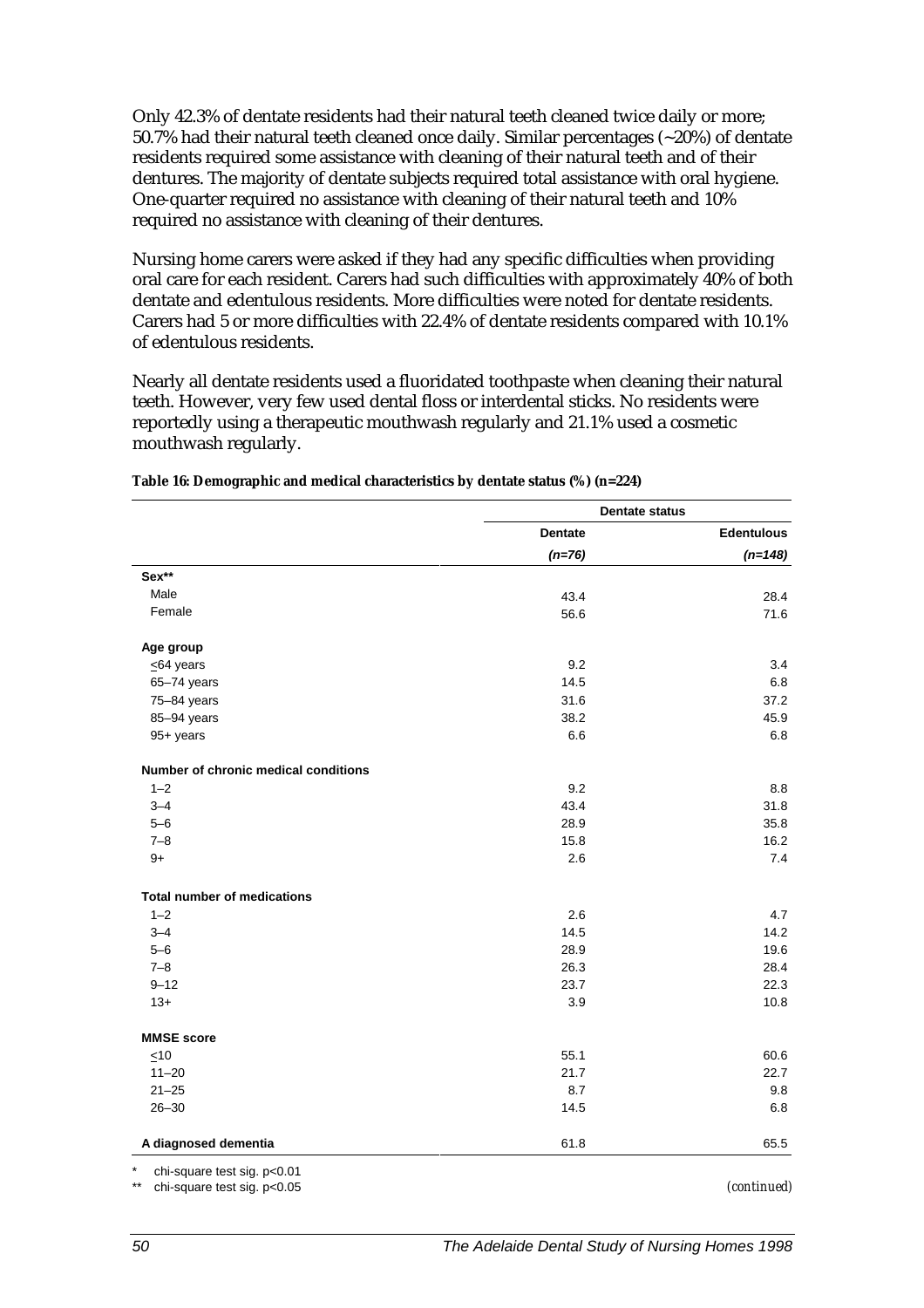Only 42.3% of dentate residents had their natural teeth cleaned twice daily or more; 50.7% had their natural teeth cleaned once daily. Similar percentages (~20%) of dentate residents required some assistance with cleaning of their natural teeth and of their dentures. The majority of dentate subjects required total assistance with oral hygiene. One-quarter required no assistance with cleaning of their natural teeth and 10% required no assistance with cleaning of their dentures.

Nursing home carers were asked if they had any specific difficulties when providing oral care for each resident. Carers had such difficulties with approximately 40% of both dentate and edentulous residents. More difficulties were noted for dentate residents. Carers had 5 or more difficulties with 22.4% of dentate residents compared with 10.1% of edentulous residents.

Nearly all dentate residents used a fluoridated toothpaste when cleaning their natural teeth. However, very few used dental floss or interdental sticks. No residents were reportedly using a therapeutic mouthwash regularly and 21.1% used a cosmetic mouthwash regularly.

**Table 16: Demographic and medical characteristics by dentate status (%) (n=224)**

| | Dentate status | |
|---|---|---|
| | **Dentate** *(n=76)* | **Edentulous** *(n=148)* |
| **Sex**** | | |
| Male | 43.4 | 28.4 |
| Female | 56.6 | 71.6 |
| **Age group** | | |
| ≤64 years | 9.2 | 3.4 |
| 65–74 years | 14.5 | 6.8 |
| 75–84 years | 31.6 | 37.2 |
| 85–94 years | 38.2 | 45.9 |
| 95+ years | 6.6 | 6.8 |
| **Number of chronic medical conditions** | | |
| 1–2 | 9.2 | 8.8 |
| 3–4 | 43.4 | 31.8 |
| 5–6 | 28.9 | 35.8 |
| 7–8 | 15.8 | 16.2 |
| 9+ | 2.6 | 7.4 |
| **Total number of medications** | | |
| 1–2 | 2.6 | 4.7 |
| 3–4 | 14.5 | 14.2 |
| 5–6 | 28.9 | 19.6 |
| 7–8 | 26.3 | 28.4 |
| 9–12 | 23.7 | 22.3 |
| 13+ | 3.9 | 10.8 |
| **MMSE score** | | |
| ≤10 | 55.1 | 60.6 |
| 11–20 | 21.7 | 22.7 |
| 21–25 | 8.7 | 9.8 |
| 26–30 | 14.5 | 6.8 |
| **A diagnosed dementia** | 61.8 | 65.5 |

\* chi-square test sig. p<0.01
\** chi-square test sig. p<0.05

*(continued)*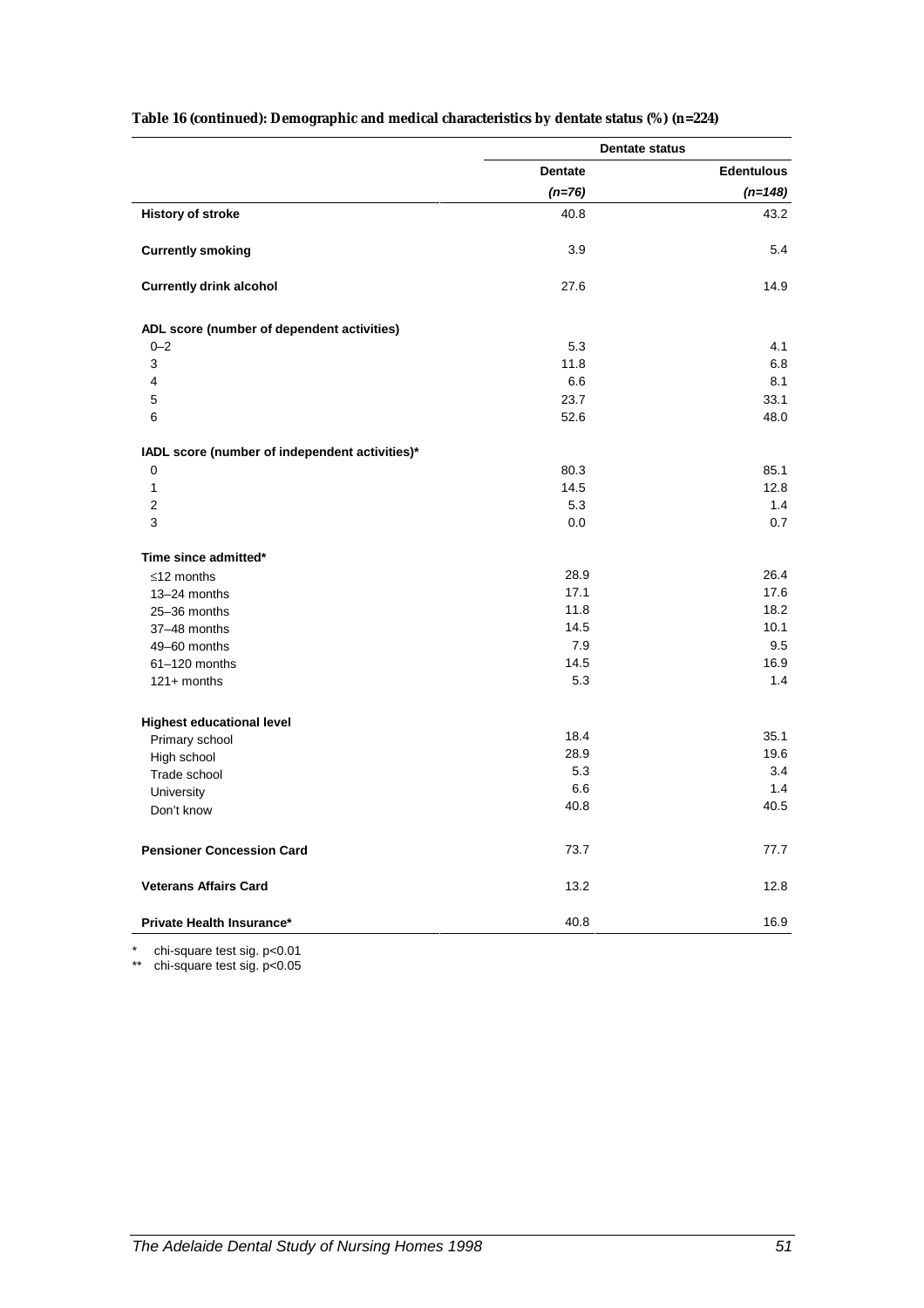**Table 16 (continued): Demographic and medical characteristics by dentate status (%) (n=224)**

| | Dentate status | |
|---|---|---|
| | **Dentate** | **Edentulous** |
| | ***(n=76)*** | ***(n=148)*** |
| **History of stroke** | 40.8 | 43.2 |
| **Currently smoking** | 3.9 | 5.4 |
| **Currently drink alcohol** | 27.6 | 14.9 |
| **ADL score (number of dependent activities)** | | |
| 0–2 | 5.3 | 4.1 |
| 3 | 11.8 | 6.8 |
| 4 | 6.6 | 8.1 |
| 5 | 23.7 | 33.1 |
| 6 | 52.6 | 48.0 |
| **IADL score (number of independent activities)*** | | |
| 0 | 80.3 | 85.1 |
| 1 | 14.5 | 12.8 |
| 2 | 5.3 | 1.4 |
| 3 | 0.0 | 0.7 |
| **Time since admitted*** | | |
| ≤12 months | 28.9 | 26.4 |
| 13–24 months | 17.1 | 17.6 |
| 25–36 months | 11.8 | 18.2 |
| 37–48 months | 14.5 | 10.1 |
| 49–60 months | 7.9 | 9.5 |
| 61–120 months | 14.5 | 16.9 |
| 121+ months | 5.3 | 1.4 |
| **Highest educational level** | | |
| Primary school | 18.4 | 35.1 |
| High school | 28.9 | 19.6 |
| Trade school | 5.3 | 3.4 |
| University | 6.6 | 1.4 |
| Don't know | 40.8 | 40.5 |
| **Pensioner Concession Card** | 73.7 | 77.7 |
| **Veterans Affairs Card** | 13.2 | 12.8 |
| **Private Health Insurance*** | 40.8 | 16.9 |

\* chi-square test sig. $p<0.01$

\*\* chi-square test sig. $p<0.05$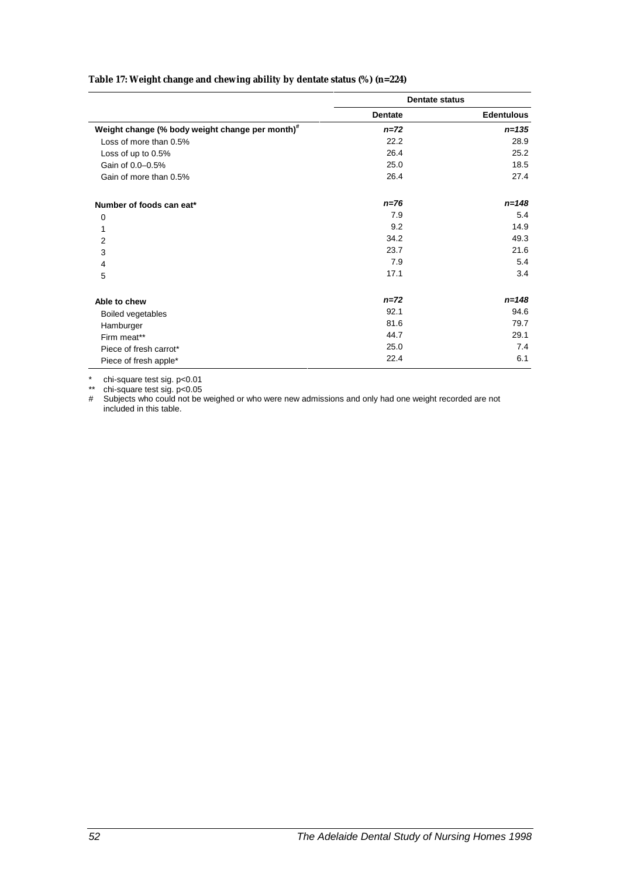**Table 17: Weight change and chewing ability by dentate status (%) (n=224)**

| | Dentate status | |
|---|---|---|
| | **Dentate** | **Edentulous** |
| **Weight change (% body weight change per month)#** | ***n=72*** | ***n=135*** |
| Loss of more than 0.5% | 22.2 | 28.9 |
| Loss of up to 0.5% | 26.4 | 25.2 |
| Gain of 0.0–0.5% | 25.0 | 18.5 |
| Gain of more than 0.5% | 26.4 | 27.4 |
| **Number of foods can eat*** | ***n=76*** | ***n=148*** |
| 0 | 7.9 | 5.4 |
| 1 | 9.2 | 14.9 |
| 2 | 34.2 | 49.3 |
| 3 | 23.7 | 21.6 |
| 4 | 7.9 | 5.4 |
| 5 | 17.1 | 3.4 |
| **Able to chew** | ***n=72*** | ***n=148*** |
| Boiled vegetables | 92.1 | 94.6 |
| Hamburger | 81.6 | 79.7 |
| Firm meat** | 44.7 | 29.1 |
| Piece of fresh carrot* | 25.0 | 7.4 |
| Piece of fresh apple* | 22.4 | 6.1 |

\* chi-square test sig. $p<0.01$
\*\* chi-square test sig. $p<0.05$
\# Subjects who could not be weighed or who were new admissions and only had one weight recorded are not included in this table.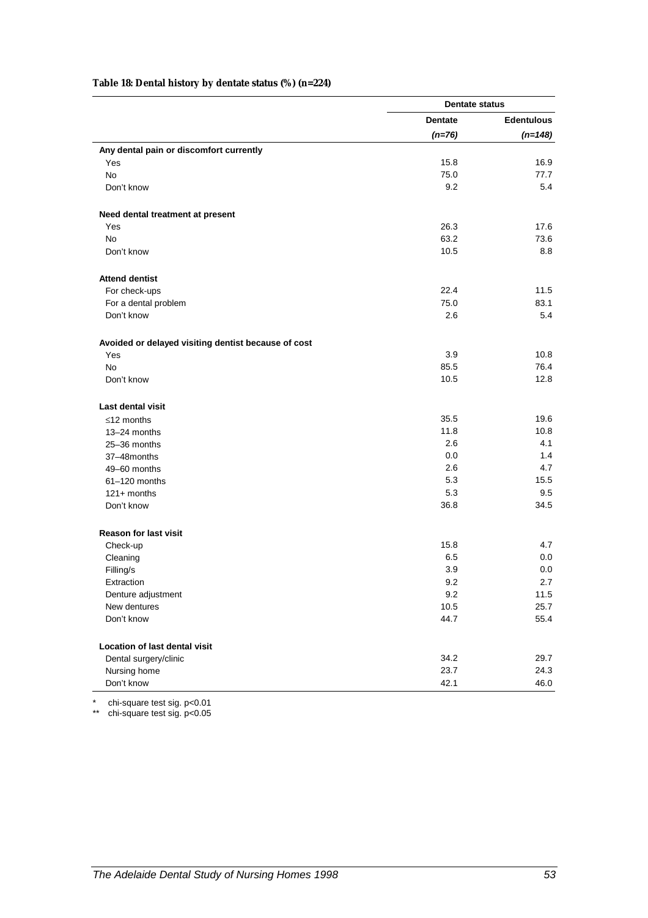**Table 18: Dental history by dentate status (%) (n=224)**

| | Dentate status | |
|---|---|---|
| | Dentate | Edentulous |
| | *(n=76)* | *(n=148)* |
| **Any dental pain or discomfort currently** | | |
| Yes | 15.8 | 16.9 |
| No | 75.0 | 77.7 |
| Don't know | 9.2 | 5.4 |
| **Need dental treatment at present** | | |
| Yes | 26.3 | 17.6 |
| No | 63.2 | 73.6 |
| Don't know | 10.5 | 8.8 |
| **Attend dentist** | | |
| For check-ups | 22.4 | 11.5 |
| For a dental problem | 75.0 | 83.1 |
| Don't know | 2.6 | 5.4 |
| **Avoided or delayed visiting dentist because of cost** | | |
| Yes | 3.9 | 10.8 |
| No | 85.5 | 76.4 |
| Don't know | 10.5 | 12.8 |
| **Last dental visit** | | |
| ≤12 months | 35.5 | 19.6 |
| 13–24 months | 11.8 | 10.8 |
| 25–36 months | 2.6 | 4.1 |
| 37–48months | 0.0 | 1.4 |
| 49–60 months | 2.6 | 4.7 |
| 61–120 months | 5.3 | 15.5 |
| 121+ months | 5.3 | 9.5 |
| Don't know | 36.8 | 34.5 |
| **Reason for last visit** | | |
| Check-up | 15.8 | 4.7 |
| Cleaning | 6.5 | 0.0 |
| Filling/s | 3.9 | 0.0 |
| Extraction | 9.2 | 2.7 |
| Denture adjustment | 9.2 | 11.5 |
| New dentures | 10.5 | 25.7 |
| Don't know | 44.7 | 55.4 |
| **Location of last dental visit** | | |
| Dental surgery/clinic | 34.2 | 29.7 |
| Nursing home | 23.7 | 24.3 |
| Don't know | 42.1 | 46.0 |

\* chi-square test sig. $p<0.01$
\*\* chi-square test sig. $p<0.05$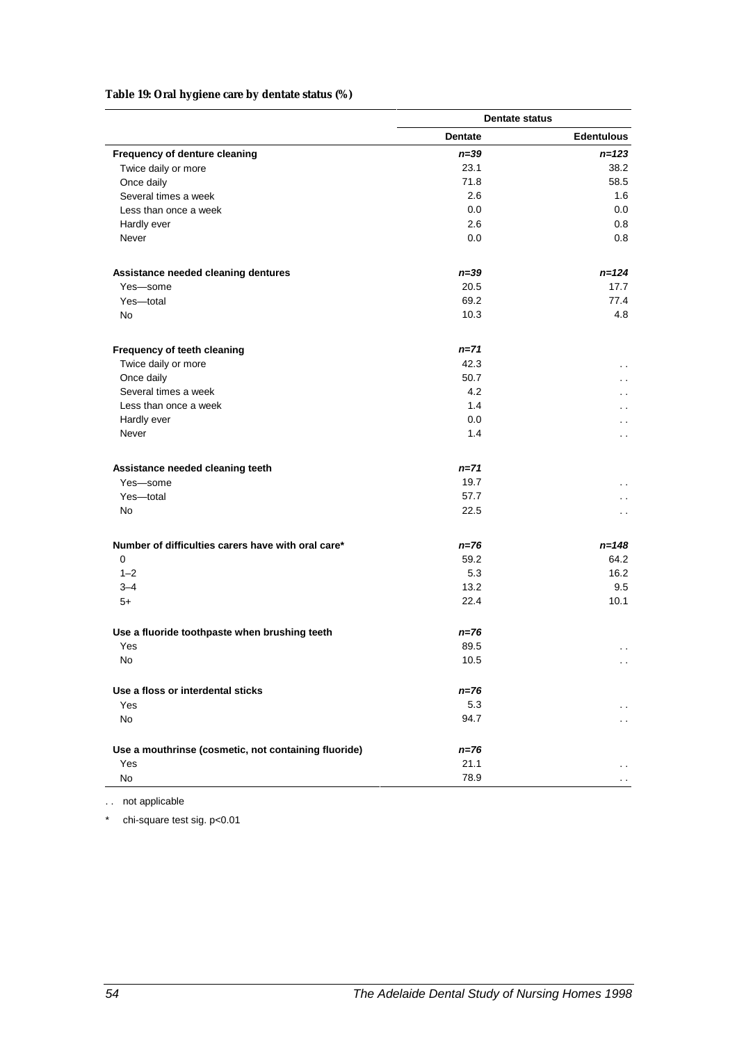**Table 19: Oral hygiene care by dentate status (%)**

| | Dentate status | |
|---|---|---|
| | **Dentate** | **Edentulous** |
| **Frequency of denture cleaning** | ***n=39*** | ***n=123*** |
| Twice daily or more | 23.1 | 38.2 |
| Once daily | 71.8 | 58.5 |
| Several times a week | 2.6 | 1.6 |
| Less than once a week | 0.0 | 0.0 |
| Hardly ever | 2.6 | 0.8 |
| Never | 0.0 | 0.8 |
| **Assistance needed cleaning dentures** | ***n=39*** | ***n=124*** |
| Yes—some | 20.5 | 17.7 |
| Yes—total | 69.2 | 77.4 |
| No | 10.3 | 4.8 |
| **Frequency of teeth cleaning** | ***n=71*** | |
| Twice daily or more | 42.3 | . . |
| Once daily | 50.7 | . . |
| Several times a week | 4.2 | . . |
| Less than once a week | 1.4 | . . |
| Hardly ever | 0.0 | . . |
| Never | 1.4 | . . |
| **Assistance needed cleaning teeth** | ***n=71*** | |
| Yes—some | 19.7 | . . |
| Yes—total | 57.7 | . . |
| No | 22.5 | . . |
| **Number of difficulties carers have with oral care*** | ***n=76*** | ***n=148*** |
| 0 | 59.2 | 64.2 |
| 1–2 | 5.3 | 16.2 |
| 3–4 | 13.2 | 9.5 |
| 5+ | 22.4 | 10.1 |
| **Use a fluoride toothpaste when brushing teeth** | ***n=76*** | |
| Yes | 89.5 | . . |
| No | 10.5 | . . |
| **Use a floss or interdental sticks** | ***n=76*** | |
| Yes | 5.3 | . . |
| No | 94.7 | . . |
| **Use a mouthrinse (cosmetic, not containing fluoride)** | ***n=76*** | |
| Yes | 21.1 | . . |
| No | 78.9 | . . |

. . not applicable

\* chi-square test sig. $p<0.01$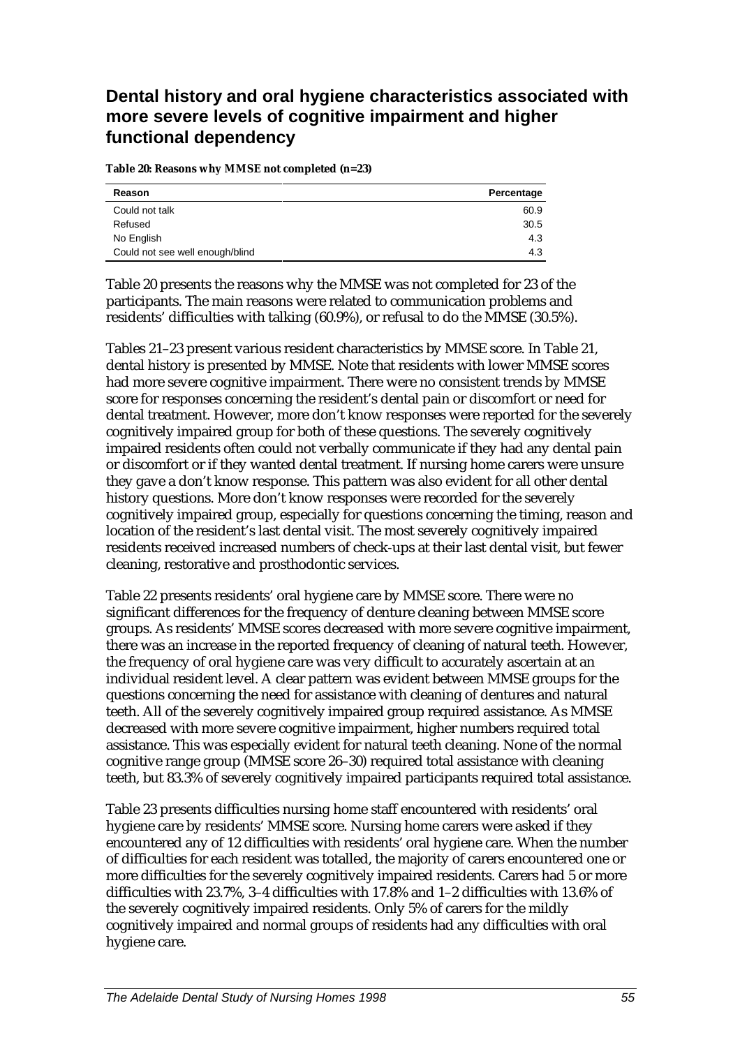## Dental history and oral hygiene characteristics associated with more severe levels of cognitive impairment and higher functional dependency

**Table 20: Reasons why MMSE not completed (n=23)**

| Reason | Percentage |
|---|---|
| Could not talk | 60.9 |
| Refused | 30.5 |
| No English | 4.3 |
| Could not see well enough/blind | 4.3 |

Table 20 presents the reasons why the MMSE was not completed for 23 of the participants. The main reasons were related to communication problems and residents' difficulties with talking (60.9%), or refusal to do the MMSE (30.5%).

Tables 21–23 present various resident characteristics by MMSE score. In Table 21, dental history is presented by MMSE. Note that residents with lower MMSE scores had more severe cognitive impairment. There were no consistent trends by MMSE score for responses concerning the resident's dental pain or discomfort or need for dental treatment. However, more don't know responses were reported for the severely cognitively impaired group for both of these questions. The severely cognitively impaired residents often could not verbally communicate if they had any dental pain or discomfort or if they wanted dental treatment. If nursing home carers were unsure they gave a don't know response. This pattern was also evident for all other dental history questions. More don't know responses were recorded for the severely cognitively impaired group, especially for questions concerning the timing, reason and location of the resident's last dental visit. The most severely cognitively impaired residents received increased numbers of check-ups at their last dental visit, but fewer cleaning, restorative and prosthodontic services.

Table 22 presents residents' oral hygiene care by MMSE score. There were no significant differences for the frequency of denture cleaning between MMSE score groups. As residents' MMSE scores decreased with more severe cognitive impairment, there was an increase in the reported frequency of cleaning of natural teeth. However, the frequency of oral hygiene care was very difficult to accurately ascertain at an individual resident level. A clear pattern was evident between MMSE groups for the questions concerning the need for assistance with cleaning of dentures and natural teeth. All of the severely cognitively impaired group required assistance. As MMSE decreased with more severe cognitive impairment, higher numbers required total assistance. This was especially evident for natural teeth cleaning. None of the normal cognitive range group (MMSE score 26–30) required total assistance with cleaning teeth, but 83.3% of severely cognitively impaired participants required total assistance.

Table 23 presents difficulties nursing home staff encountered with residents' oral hygiene care by residents' MMSE score. Nursing home carers were asked if they encountered any of 12 difficulties with residents' oral hygiene care. When the number of difficulties for each resident was totalled, the majority of carers encountered one or more difficulties for the severely cognitively impaired residents. Carers had 5 or more difficulties with 23.7%, 3–4 difficulties with 17.8% and 1–2 difficulties with 13.6% of the severely cognitively impaired residents. Only 5% of carers for the mildly cognitively impaired and normal groups of residents had any difficulties with oral hygiene care.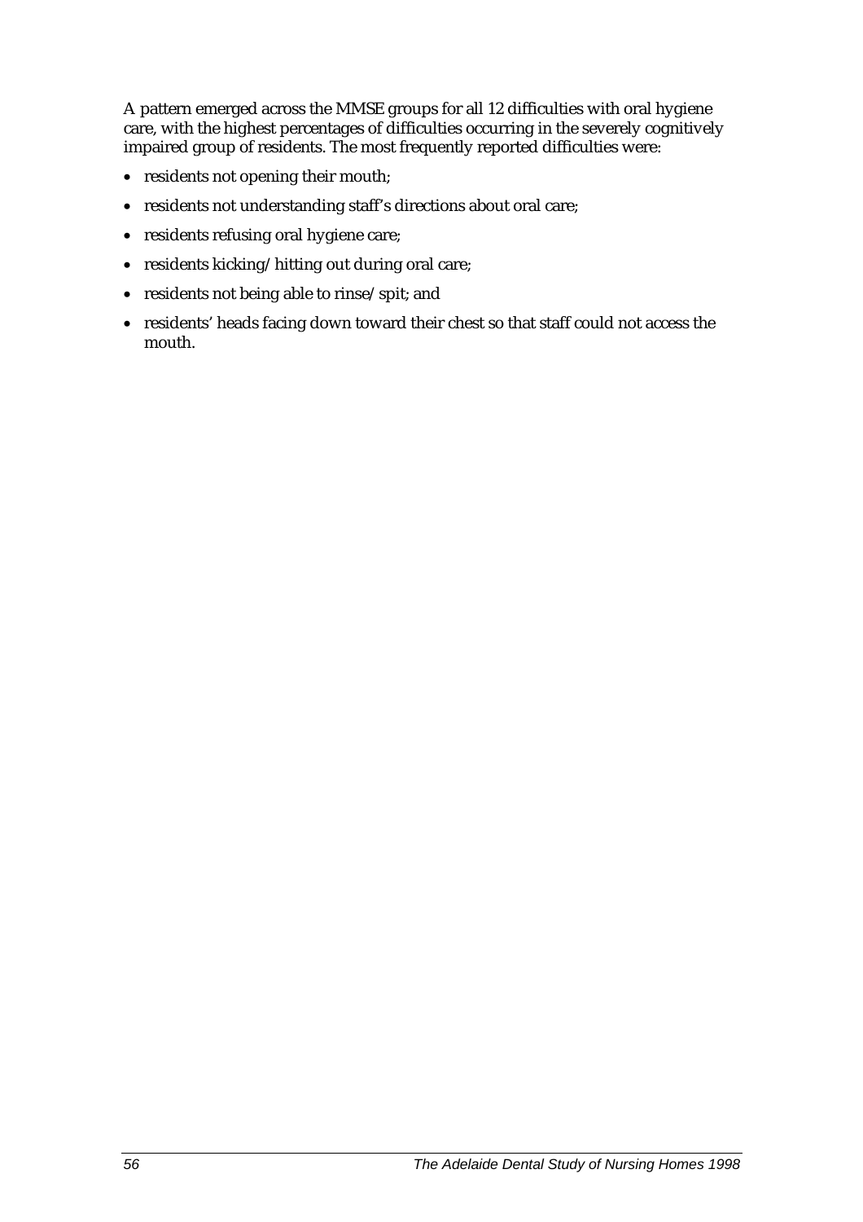A pattern emerged across the MMSE groups for all 12 difficulties with oral hygiene care, with the highest percentages of difficulties occurring in the severely cognitively impaired group of residents. The most frequently reported difficulties were:

- residents not opening their mouth;
- residents not understanding staff's directions about oral care;
- residents refusing oral hygiene care;
- residents kicking/hitting out during oral care;
- residents not being able to rinse/spit; and
- residents' heads facing down toward their chest so that staff could not access the mouth.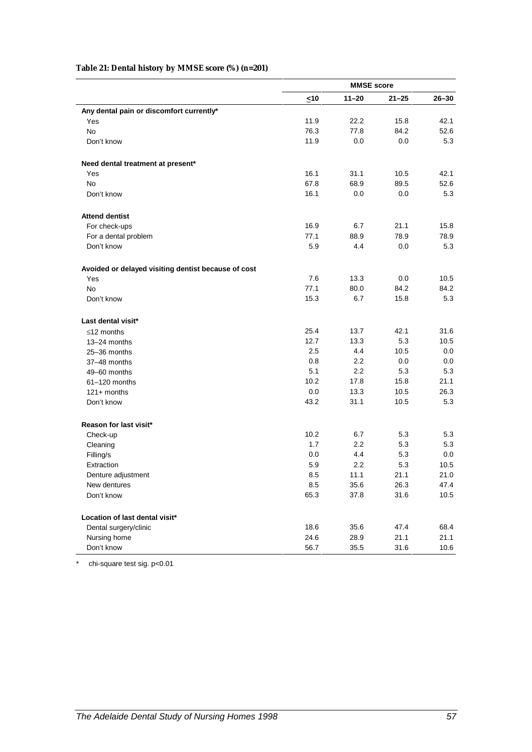**Table 21: Dental history by MMSE score (%) (n=201)**

| | MMSE score | | | |
|---|---|---|---|---|
| | ≤10 | 11–20 | 21–25 | 26–30 |
| **Any dental pain or discomfort currently*** | | | | |
| Yes | 11.9 | 22.2 | 15.8 | 42.1 |
| No | 76.3 | 77.8 | 84.2 | 52.6 |
| Don't know | 11.9 | 0.0 | 0.0 | 5.3 |
| **Need dental treatment at present*** | | | | |
| Yes | 16.1 | 31.1 | 10.5 | 42.1 |
| No | 67.8 | 68.9 | 89.5 | 52.6 |
| Don't know | 16.1 | 0.0 | 0.0 | 5.3 |
| **Attend dentist** | | | | |
| For check-ups | 16.9 | 6.7 | 21.1 | 15.8 |
| For a dental problem | 77.1 | 88.9 | 78.9 | 78.9 |
| Don't know | 5.9 | 4.4 | 0.0 | 5.3 |
| **Avoided or delayed visiting dentist because of cost** | | | | |
| Yes | 7.6 | 13.3 | 0.0 | 10.5 |
| No | 77.1 | 80.0 | 84.2 | 84.2 |
| Don't know | 15.3 | 6.7 | 15.8 | 5.3 |
| **Last dental visit*** | | | | |
| ≤12 months | 25.4 | 13.7 | 42.1 | 31.6 |
| 13–24 months | 12.7 | 13.3 | 5.3 | 10.5 |
| 25–36 months | 2.5 | 4.4 | 10.5 | 0.0 |
| 37–48 months | 0.8 | 2.2 | 0.0 | 0.0 |
| 49–60 months | 5.1 | 2.2 | 5.3 | 5.3 |
| 61–120 months | 10.2 | 17.8 | 15.8 | 21.1 |
| 121+ months | 0.0 | 13.3 | 10.5 | 26.3 |
| Don't know | 43.2 | 31.1 | 10.5 | 5.3 |
| **Reason for last visit*** | | | | |
| Check-up | 10.2 | 6.7 | 5.3 | 5.3 |
| Cleaning | 1.7 | 2.2 | 5.3 | 5.3 |
| Filling/s | 0.0 | 4.4 | 5.3 | 0.0 |
| Extraction | 5.9 | 2.2 | 5.3 | 10.5 |
| Denture adjustment | 8.5 | 11.1 | 21.1 | 21.0 |
| New dentures | 8.5 | 35.6 | 26.3 | 47.4 |
| Don't know | 65.3 | 37.8 | 31.6 | 10.5 |
| **Location of last dental visit*** | | | | |
| Dental surgery/clinic | 18.6 | 35.6 | 47.4 | 68.4 |
| Nursing home | 24.6 | 28.9 | 21.1 | 21.1 |
| Don't know | 56.7 | 35.5 | 31.6 | 10.6 |

\* chi-square test sig. $p<0.01$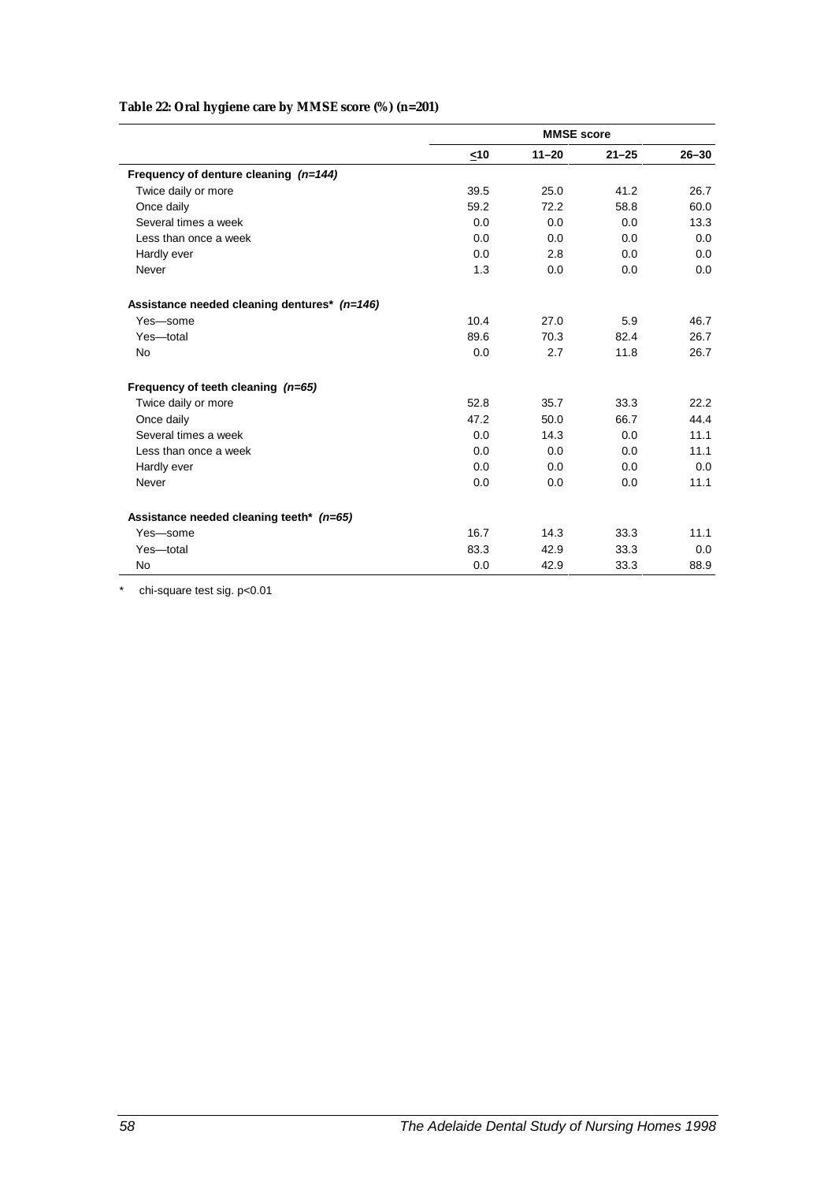**Table 22: Oral hygiene care by MMSE score (%) (n=201)**

| | MMSE score | | | |
|---|---|---|---|---|
| | ≤10 | 11–20 | 21–25 | 26–30 |
| **Frequency of denture cleaning *(n=144)*** | | | | |
| Twice daily or more | 39.5 | 25.0 | 41.2 | 26.7 |
| Once daily | 59.2 | 72.2 | 58.8 | 60.0 |
| Several times a week | 0.0 | 0.0 | 0.0 | 13.3 |
| Less than once a week | 0.0 | 0.0 | 0.0 | 0.0 |
| Hardly ever | 0.0 | 2.8 | 0.0 | 0.0 |
| Never | 1.3 | 0.0 | 0.0 | 0.0 |
| **Assistance needed cleaning dentures* *(n=146)*** | | | | |
| Yes—some | 10.4 | 27.0 | 5.9 | 46.7 |
| Yes—total | 89.6 | 70.3 | 82.4 | 26.7 |
| No | 0.0 | 2.7 | 11.8 | 26.7 |
| **Frequency of teeth cleaning *(n=65)*** | | | | |
| Twice daily or more | 52.8 | 35.7 | 33.3 | 22.2 |
| Once daily | 47.2 | 50.0 | 66.7 | 44.4 |
| Several times a week | 0.0 | 14.3 | 0.0 | 11.1 |
| Less than once a week | 0.0 | 0.0 | 0.0 | 11.1 |
| Hardly ever | 0.0 | 0.0 | 0.0 | 0.0 |
| Never | 0.0 | 0.0 | 0.0 | 11.1 |
| **Assistance needed cleaning teeth* *(n=65)*** | | | | |
| Yes—some | 16.7 | 14.3 | 33.3 | 11.1 |
| Yes—total | 83.3 | 42.9 | 33.3 | 0.0 |
| No | 0.0 | 42.9 | 33.3 | 88.9 |

\* chi-square test sig. $p<0.01$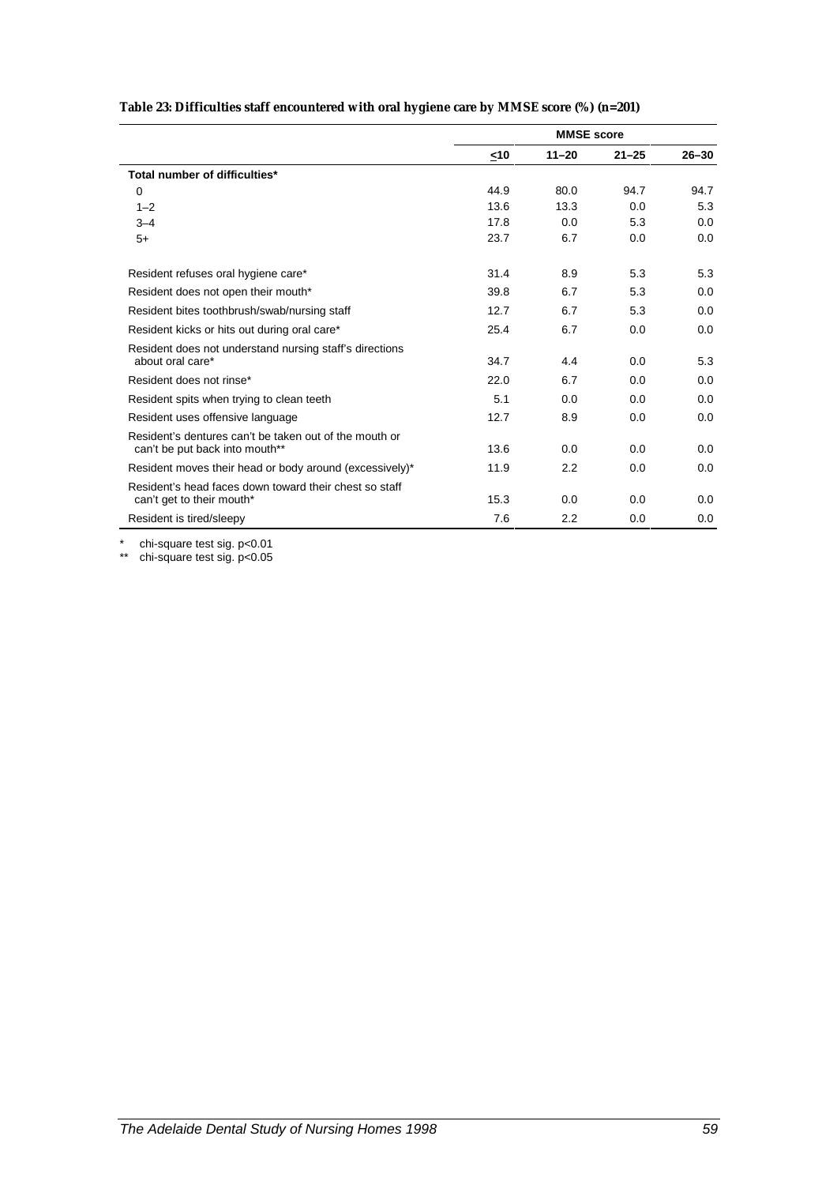**Table 23: Difficulties staff encountered with oral hygiene care by MMSE score (%) (n=201)**

| | MMSE score | | | |
|---|---|---|---|---|
| | ≤10 | 11–20 | 21–25 | 26–30 |
| **Total number of difficulties*** | | | | |
| 0 | 44.9 | 80.0 | 94.7 | 94.7 |
| 1–2 | 13.6 | 13.3 | 0.0 | 5.3 |
| 3–4 | 17.8 | 0.0 | 5.3 | 0.0 |
| 5+ | 23.7 | 6.7 | 0.0 | 0.0 |
| Resident refuses oral hygiene care* | 31.4 | 8.9 | 5.3 | 5.3 |
| Resident does not open their mouth* | 39.8 | 6.7 | 5.3 | 0.0 |
| Resident bites toothbrush/swab/nursing staff | 12.7 | 6.7 | 5.3 | 0.0 |
| Resident kicks or hits out during oral care* | 25.4 | 6.7 | 0.0 | 0.0 |
| Resident does not understand nursing staff's directions about oral care* | 34.7 | 4.4 | 0.0 | 5.3 |
| Resident does not rinse* | 22.0 | 6.7 | 0.0 | 0.0 |
| Resident spits when trying to clean teeth | 5.1 | 0.0 | 0.0 | 0.0 |
| Resident uses offensive language | 12.7 | 8.9 | 0.0 | 0.0 |
| Resident's dentures can't be taken out of the mouth or can't be put back into mouth** | 13.6 | 0.0 | 0.0 | 0.0 |
| Resident moves their head or body around (excessively)* | 11.9 | 2.2 | 0.0 | 0.0 |
| Resident's head faces down toward their chest so staff can't get to their mouth* | 15.3 | 0.0 | 0.0 | 0.0 |
| Resident is tired/sleepy | 7.6 | 2.2 | 0.0 | 0.0 |

\* chi-square test sig. $p<0.01$
\*\* chi-square test sig. $p<0.05$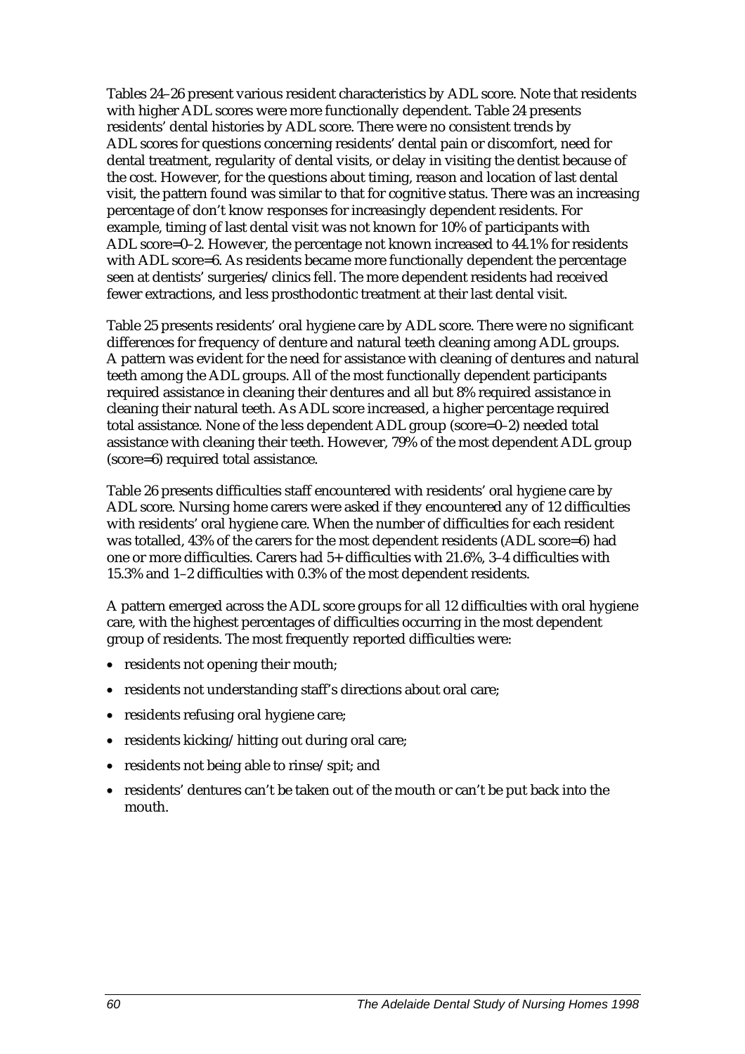Tables 24–26 present various resident characteristics by ADL score. Note that residents with higher ADL scores were more functionally dependent. Table 24 presents residents' dental histories by ADL score. There were no consistent trends by ADL scores for questions concerning residents' dental pain or discomfort, need for dental treatment, regularity of dental visits, or delay in visiting the dentist because of the cost. However, for the questions about timing, reason and location of last dental visit, the pattern found was similar to that for cognitive status. There was an increasing percentage of don't know responses for increasingly dependent residents. For example, timing of last dental visit was not known for 10% of participants with ADL score=0–2. However, the percentage not known increased to 44.1% for residents with ADL score=6. As residents became more functionally dependent the percentage seen at dentists' surgeries/clinics fell. The more dependent residents had received fewer extractions, and less prosthodontic treatment at their last dental visit.

Table 25 presents residents' oral hygiene care by ADL score. There were no significant differences for frequency of denture and natural teeth cleaning among ADL groups. A pattern was evident for the need for assistance with cleaning of dentures and natural teeth among the ADL groups. All of the most functionally dependent participants required assistance in cleaning their dentures and all but 8% required assistance in cleaning their natural teeth. As ADL score increased, a higher percentage required total assistance. None of the less dependent ADL group (score=0–2) needed total assistance with cleaning their teeth. However, 79% of the most dependent ADL group (score=6) required total assistance.

Table 26 presents difficulties staff encountered with residents' oral hygiene care by ADL score. Nursing home carers were asked if they encountered any of 12 difficulties with residents' oral hygiene care. When the number of difficulties for each resident was totalled, 43% of the carers for the most dependent residents (ADL score=6) had one or more difficulties. Carers had 5+ difficulties with 21.6%, 3–4 difficulties with 15.3% and 1–2 difficulties with 0.3% of the most dependent residents.

A pattern emerged across the ADL score groups for all 12 difficulties with oral hygiene care, with the highest percentages of difficulties occurring in the most dependent group of residents. The most frequently reported difficulties were:

- residents not opening their mouth;
- residents not understanding staff's directions about oral care;
- residents refusing oral hygiene care;
- residents kicking/hitting out during oral care;
- residents not being able to rinse/spit; and
- residents' dentures can't be taken out of the mouth or can't be put back into the mouth.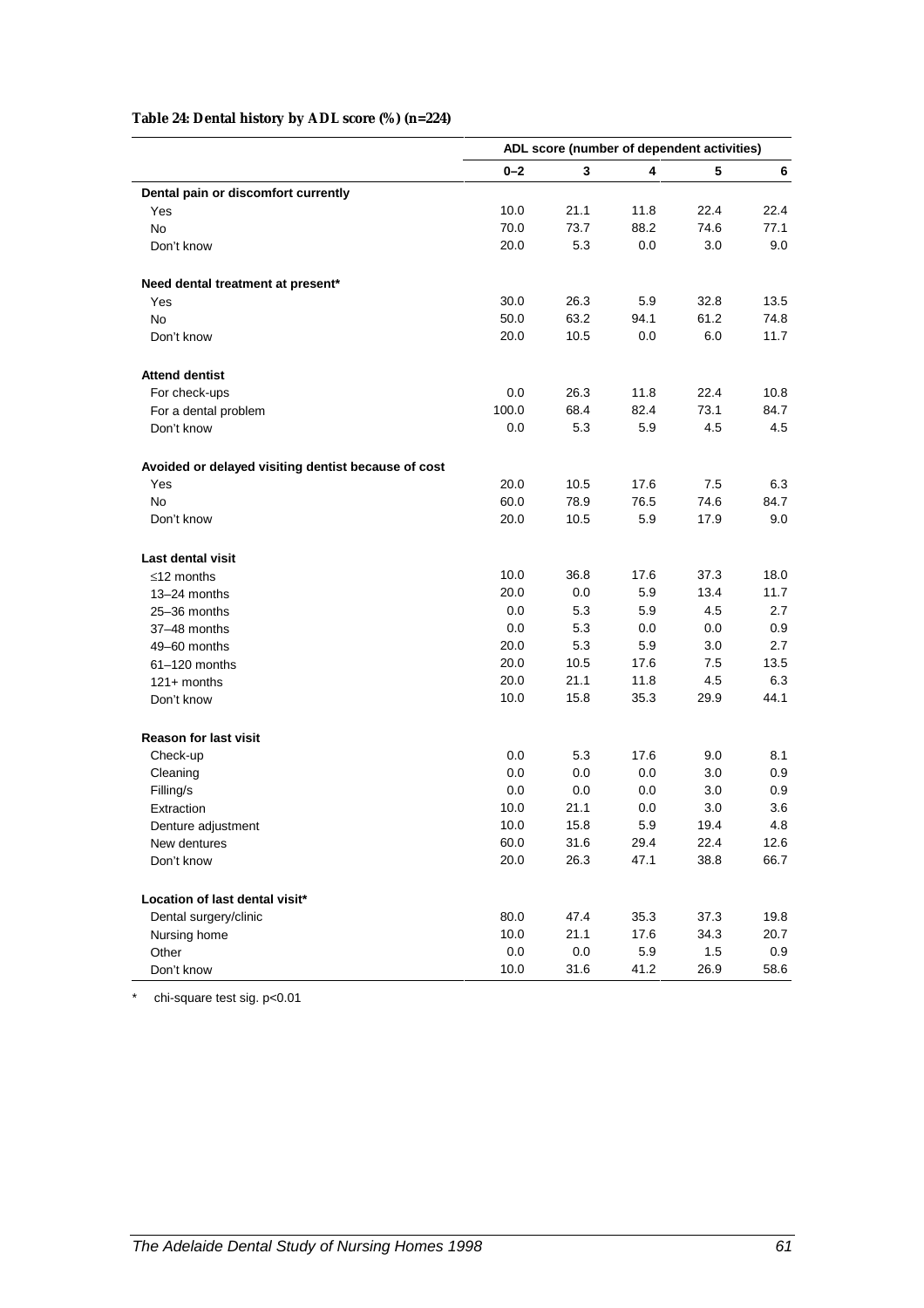**Table 24: Dental history by ADL score (%) (n=224)**

| | ADL score (number of dependent activities) | | | | |
|---|---|---|---|---|---|
| | 0–2 | 3 | 4 | 5 | 6 |
| **Dental pain or discomfort currently** | | | | | |
| Yes | 10.0 | 21.1 | 11.8 | 22.4 | 22.4 |
| No | 70.0 | 73.7 | 88.2 | 74.6 | 77.1 |
| Don't know | 20.0 | 5.3 | 0.0 | 3.0 | 9.0 |
| **Need dental treatment at present*** | | | | | |
| Yes | 30.0 | 26.3 | 5.9 | 32.8 | 13.5 |
| No | 50.0 | 63.2 | 94.1 | 61.2 | 74.8 |
| Don't know | 20.0 | 10.5 | 0.0 | 6.0 | 11.7 |
| **Attend dentist** | | | | | |
| For check-ups | 0.0 | 26.3 | 11.8 | 22.4 | 10.8 |
| For a dental problem | 100.0 | 68.4 | 82.4 | 73.1 | 84.7 |
| Don't know | 0.0 | 5.3 | 5.9 | 4.5 | 4.5 |
| **Avoided or delayed visiting dentist because of cost** | | | | | |
| Yes | 20.0 | 10.5 | 17.6 | 7.5 | 6.3 |
| No | 60.0 | 78.9 | 76.5 | 74.6 | 84.7 |
| Don't know | 20.0 | 10.5 | 5.9 | 17.9 | 9.0 |
| **Last dental visit** | | | | | |
| ≤12 months | 10.0 | 36.8 | 17.6 | 37.3 | 18.0 |
| 13–24 months | 20.0 | 0.0 | 5.9 | 13.4 | 11.7 |
| 25–36 months | 0.0 | 5.3 | 5.9 | 4.5 | 2.7 |
| 37–48 months | 0.0 | 5.3 | 0.0 | 0.0 | 0.9 |
| 49–60 months | 20.0 | 5.3 | 5.9 | 3.0 | 2.7 |
| 61–120 months | 20.0 | 10.5 | 17.6 | 7.5 | 13.5 |
| 121+ months | 20.0 | 21.1 | 11.8 | 4.5 | 6.3 |
| Don't know | 10.0 | 15.8 | 35.3 | 29.9 | 44.1 |
| **Reason for last visit** | | | | | |
| Check-up | 0.0 | 5.3 | 17.6 | 9.0 | 8.1 |
| Cleaning | 0.0 | 0.0 | 0.0 | 3.0 | 0.9 |
| Filling/s | 0.0 | 0.0 | 0.0 | 3.0 | 0.9 |
| Extraction | 10.0 | 21.1 | 0.0 | 3.0 | 3.6 |
| Denture adjustment | 10.0 | 15.8 | 5.9 | 19.4 | 4.8 |
| New dentures | 60.0 | 31.6 | 29.4 | 22.4 | 12.6 |
| Don't know | 20.0 | 26.3 | 47.1 | 38.8 | 66.7 |
| **Location of last dental visit*** | | | | | |
| Dental surgery/clinic | 80.0 | 47.4 | 35.3 | 37.3 | 19.8 |
| Nursing home | 10.0 | 21.1 | 17.6 | 34.3 | 20.7 |
| Other | 0.0 | 0.0 | 5.9 | 1.5 | 0.9 |
| Don't know | 10.0 | 31.6 | 41.2 | 26.9 | 58.6 |

\* chi-square test sig. $p<0.01$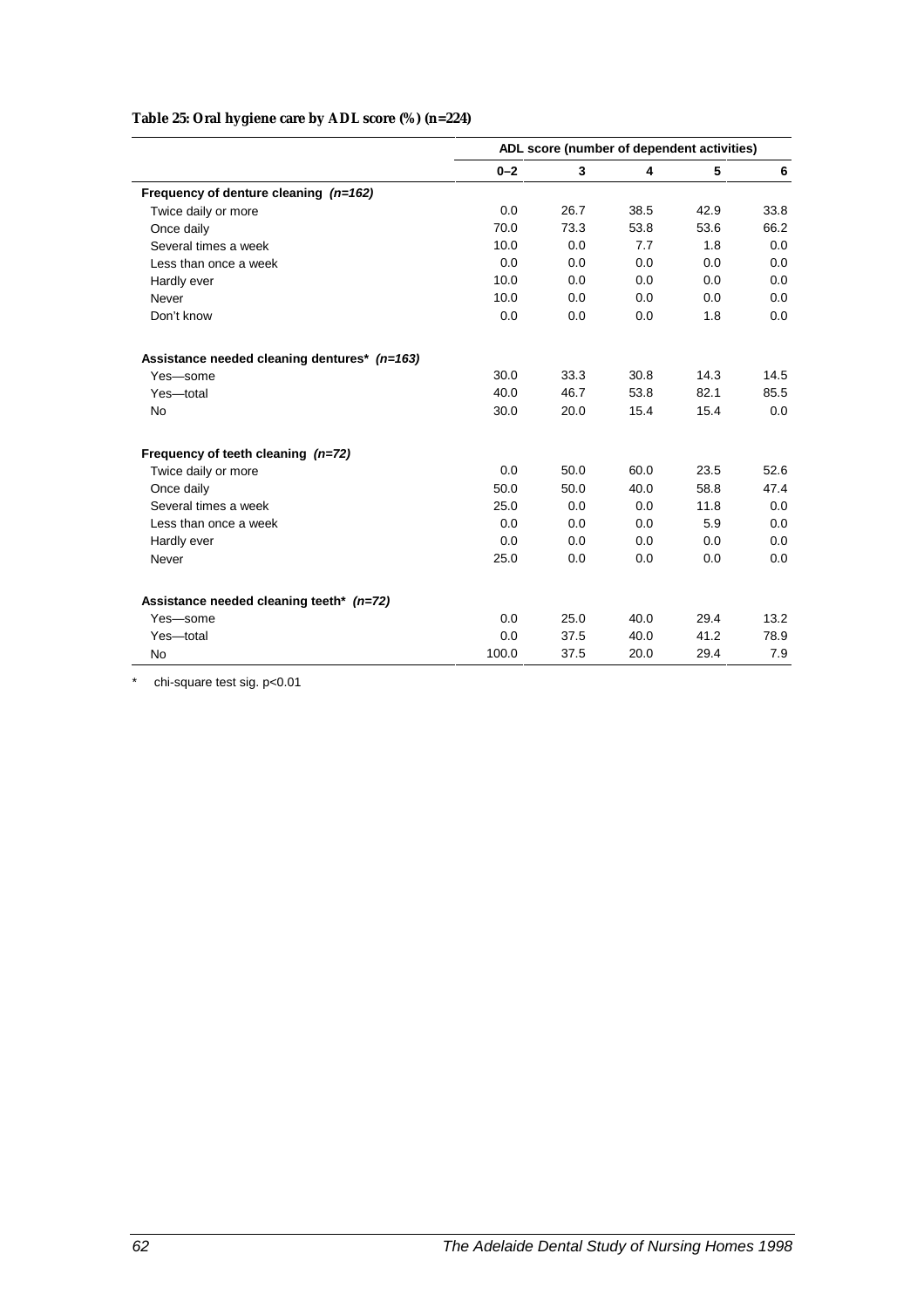**Table 25: Oral hygiene care by ADL score (%) (n=224)**

| | ADL score (number of dependent activities) | | | | |
|---|---|---|---|---|---|
| | **0–2** | **3** | **4** | **5** | **6** |
| **Frequency of denture cleaning *(n=162)*** | | | | | |
| Twice daily or more | 0.0 | 26.7 | 38.5 | 42.9 | 33.8 |
| Once daily | 70.0 | 73.3 | 53.8 | 53.6 | 66.2 |
| Several times a week | 10.0 | 0.0 | 7.7 | 1.8 | 0.0 |
| Less than once a week | 0.0 | 0.0 | 0.0 | 0.0 | 0.0 |
| Hardly ever | 10.0 | 0.0 | 0.0 | 0.0 | 0.0 |
| Never | 10.0 | 0.0 | 0.0 | 0.0 | 0.0 |
| Don't know | 0.0 | 0.0 | 0.0 | 1.8 | 0.0 |
| **Assistance needed cleaning dentures* *(n=163)*** | | | | | |
| Yes—some | 30.0 | 33.3 | 30.8 | 14.3 | 14.5 |
| Yes—total | 40.0 | 46.7 | 53.8 | 82.1 | 85.5 |
| No | 30.0 | 20.0 | 15.4 | 15.4 | 0.0 |
| **Frequency of teeth cleaning *(n=72)*** | | | | | |
| Twice daily or more | 0.0 | 50.0 | 60.0 | 23.5 | 52.6 |
| Once daily | 50.0 | 50.0 | 40.0 | 58.8 | 47.4 |
| Several times a week | 25.0 | 0.0 | 0.0 | 11.8 | 0.0 |
| Less than once a week | 0.0 | 0.0 | 0.0 | 5.9 | 0.0 |
| Hardly ever | 0.0 | 0.0 | 0.0 | 0.0 | 0.0 |
| Never | 25.0 | 0.0 | 0.0 | 0.0 | 0.0 |
| **Assistance needed cleaning teeth* *(n=72)*** | | | | | |
| Yes—some | 0.0 | 25.0 | 40.0 | 29.4 | 13.2 |
| Yes—total | 0.0 | 37.5 | 40.0 | 41.2 | 78.9 |
| No | 100.0 | 37.5 | 20.0 | 29.4 | 7.9 |

\* chi-square test sig. $p<0.01$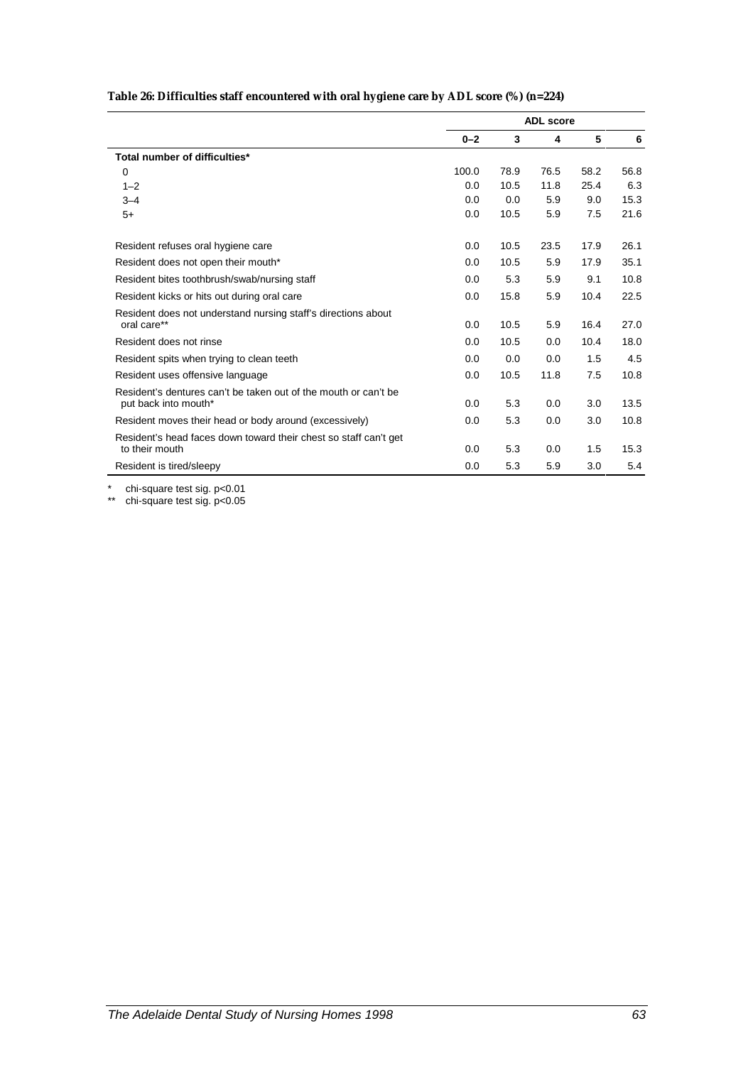**Table 26: Difficulties staff encountered with oral hygiene care by ADL score (%) (n=224)**

| | ADL score | | | | |
|---|---|---|---|---|---|
| | 0–2 | 3 | 4 | 5 | 6 |
| **Total number of difficulties*** | | | | | |
| 0 | 100.0 | 78.9 | 76.5 | 58.2 | 56.8 |
| 1–2 | 0.0 | 10.5 | 11.8 | 25.4 | 6.3 |
| 3–4 | 0.0 | 0.0 | 5.9 | 9.0 | 15.3 |
| 5+ | 0.0 | 10.5 | 5.9 | 7.5 | 21.6 |
| Resident refuses oral hygiene care | 0.0 | 10.5 | 23.5 | 17.9 | 26.1 |
| Resident does not open their mouth* | 0.0 | 10.5 | 5.9 | 17.9 | 35.1 |
| Resident bites toothbrush/swab/nursing staff | 0.0 | 5.3 | 5.9 | 9.1 | 10.8 |
| Resident kicks or hits out during oral care | 0.0 | 15.8 | 5.9 | 10.4 | 22.5 |
| Resident does not understand nursing staff's directions about oral care** | 0.0 | 10.5 | 5.9 | 16.4 | 27.0 |
| Resident does not rinse | 0.0 | 10.5 | 0.0 | 10.4 | 18.0 |
| Resident spits when trying to clean teeth | 0.0 | 0.0 | 0.0 | 1.5 | 4.5 |
| Resident uses offensive language | 0.0 | 10.5 | 11.8 | 7.5 | 10.8 |
| Resident's dentures can't be taken out of the mouth or can't be put back into mouth* | 0.0 | 5.3 | 0.0 | 3.0 | 13.5 |
| Resident moves their head or body around (excessively) | 0.0 | 5.3 | 0.0 | 3.0 | 10.8 |
| Resident's head faces down toward their chest so staff can't get to their mouth | 0.0 | 5.3 | 0.0 | 1.5 | 15.3 |
| Resident is tired/sleepy | 0.0 | 5.3 | 5.9 | 3.0 | 5.4 |

\* chi-square test sig. $p<0.01$

\*\* chi-square test sig. $p<0.05$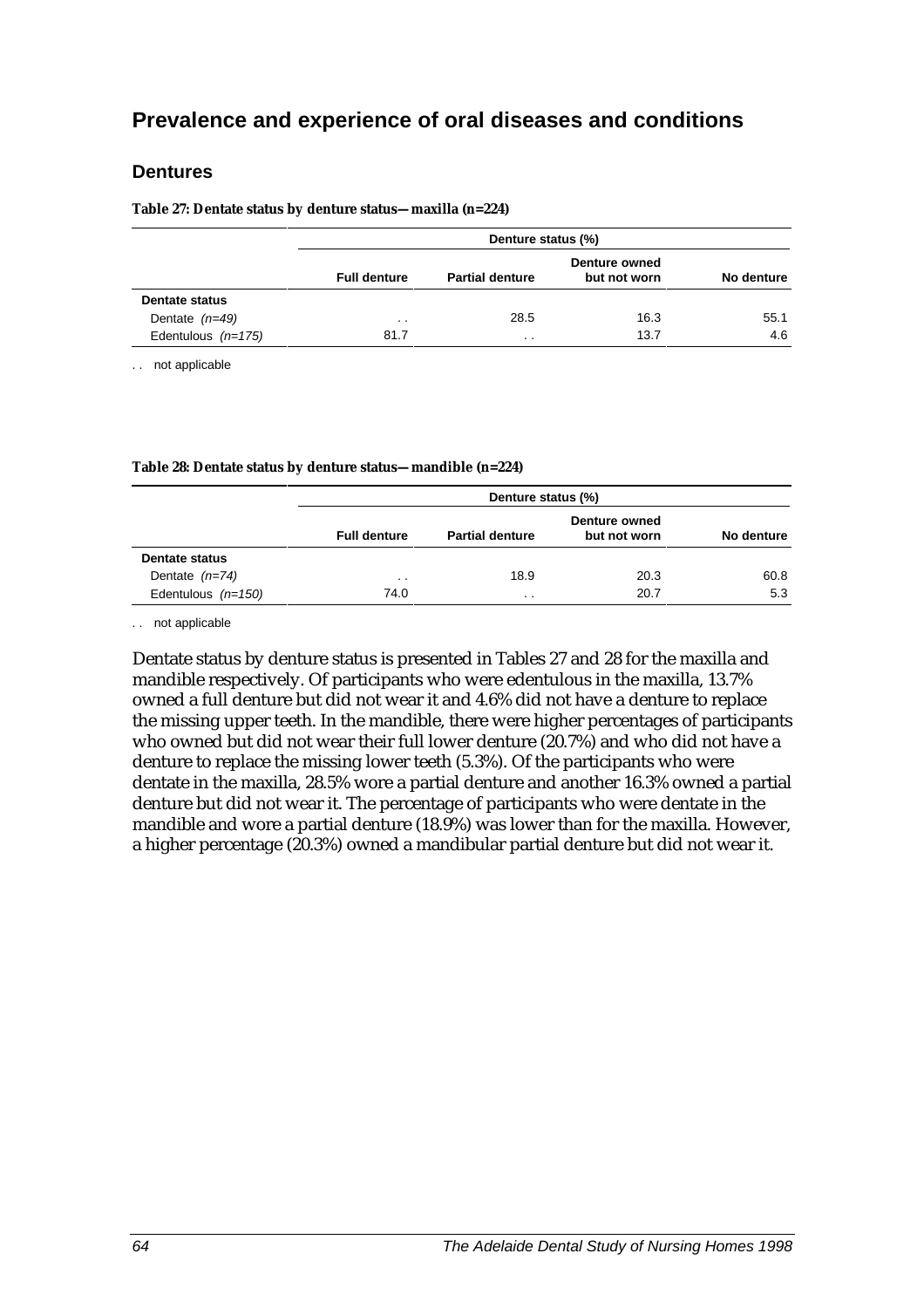## Prevalence and experience of oral diseases and conditions

### Dentures

**Table 27: Dentate status by denture status—maxilla (n=224)**

| | Denture status (%) | | | |
|---|---|---|---|---|
| | Full denture | Partial denture | Denture owned but not worn | No denture |
| **Dentate status** | | | | |
| Dentate *(n=49)* | . . | 28.5 | 16.3 | 55.1 |
| Edentulous *(n=175)* | 81.7 | . . | 13.7 | 4.6 |

. . not applicable

**Table 28: Dentate status by denture status—mandible (n=224)**

| | Denture status (%) | | | |
|---|---|---|---|---|
| | Full denture | Partial denture | Denture owned but not worn | No denture |
| **Dentate status** | | | | |
| Dentate *(n=74)* | . . | 18.9 | 20.3 | 60.8 |
| Edentulous *(n=150)* | 74.0 | . . | 20.7 | 5.3 |

. . not applicable

Dentate status by denture status is presented in Tables 27 and 28 for the maxilla and mandible respectively. Of participants who were edentulous in the maxilla, 13.7% owned a full denture but did not wear it and 4.6% did not have a denture to replace the missing upper teeth. In the mandible, there were higher percentages of participants who owned but did not wear their full lower denture (20.7%) and who did not have a denture to replace the missing lower teeth (5.3%). Of the participants who were dentate in the maxilla, 28.5% wore a partial denture and another 16.3% owned a partial denture but did not wear it. The percentage of participants who were dentate in the mandible and wore a partial denture (18.9%) was lower than for the maxilla. However, a higher percentage (20.3%) owned a mandibular partial denture but did not wear it.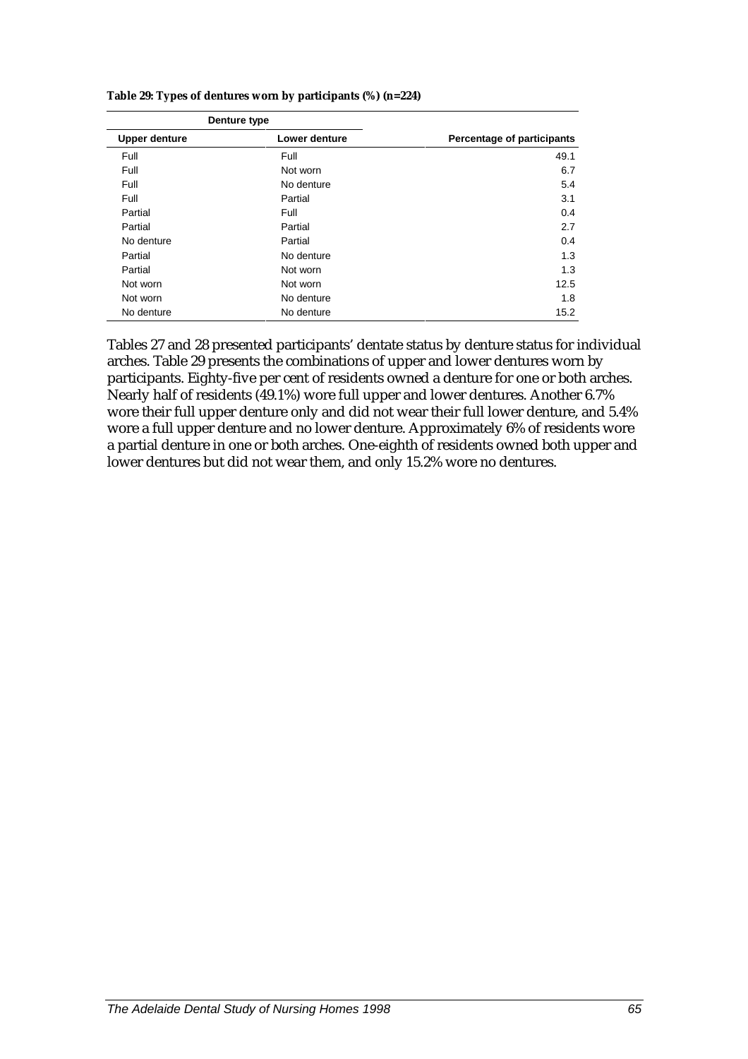**Table 29: Types of dentures worn by participants (%) (n=224)**

| Denture type | | |
|---|---|---|
| **Upper denture** | **Lower denture** | **Percentage of participants** |
| Full | Full | 49.1 |
| Full | Not worn | 6.7 |
| Full | No denture | 5.4 |
| Full | Partial | 3.1 |
| Partial | Full | 0.4 |
| Partial | Partial | 2.7 |
| No denture | Partial | 0.4 |
| Partial | No denture | 1.3 |
| Partial | Not worn | 1.3 |
| Not worn | Not worn | 12.5 |
| Not worn | No denture | 1.8 |
| No denture | No denture | 15.2 |

Tables 27 and 28 presented participants' dentate status by denture status for individual arches. Table 29 presents the combinations of upper and lower dentures worn by participants. Eighty-five per cent of residents owned a denture for one or both arches. Nearly half of residents (49.1%) wore full upper and lower dentures. Another 6.7% wore their full upper denture only and did not wear their full lower denture, and 5.4% wore a full upper denture and no lower denture. Approximately 6% of residents wore a partial denture in one or both arches. One-eighth of residents owned both upper and lower dentures but did not wear them, and only 15.2% wore no dentures.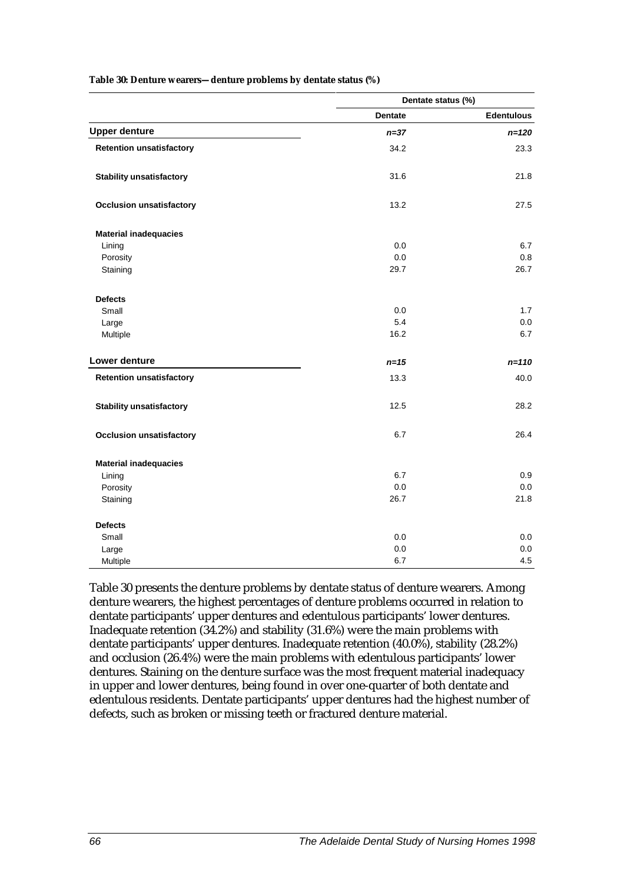**Table 30: Denture wearers—denture problems by dentate status (%)**

| | Dentate status (%) | |
|---|---|---|
| | **Dentate** | **Edentulous** |
| **Upper denture** | *n=37* | *n=120* |
| **Retention unsatisfactory** | 34.2 | 23.3 |
| **Stability unsatisfactory** | 31.6 | 21.8 |
| **Occlusion unsatisfactory** | 13.2 | 27.5 |
| **Material inadequacies** | | |
| Lining | 0.0 | 6.7 |
| Porosity | 0.0 | 0.8 |
| Staining | 29.7 | 26.7 |
| **Defects** | | |
| Small | 0.0 | 1.7 |
| Large | 5.4 | 0.0 |
| Multiple | 16.2 | 6.7 |
| **Lower denture** | *n=15* | *n=110* |
| **Retention unsatisfactory** | 13.3 | 40.0 |
| **Stability unsatisfactory** | 12.5 | 28.2 |
| **Occlusion unsatisfactory** | 6.7 | 26.4 |
| **Material inadequacies** | | |
| Lining | 6.7 | 0.9 |
| Porosity | 0.0 | 0.0 |
| Staining | 26.7 | 21.8 |
| **Defects** | | |
| Small | 0.0 | 0.0 |
| Large | 0.0 | 0.0 |
| Multiple | 6.7 | 4.5 |

Table 30 presents the denture problems by dentate status of denture wearers. Among denture wearers, the highest percentages of denture problems occurred in relation to dentate participants' upper dentures and edentulous participants' lower dentures. Inadequate retention (34.2%) and stability (31.6%) were the main problems with dentate participants' upper dentures. Inadequate retention (40.0%), stability (28.2%) and occlusion (26.4%) were the main problems with edentulous participants' lower dentures. Staining on the denture surface was the most frequent material inadequacy in upper and lower dentures, being found in over one-quarter of both dentate and edentulous residents. Dentate participants' upper dentures had the highest number of defects, such as broken or missing teeth or fractured denture material.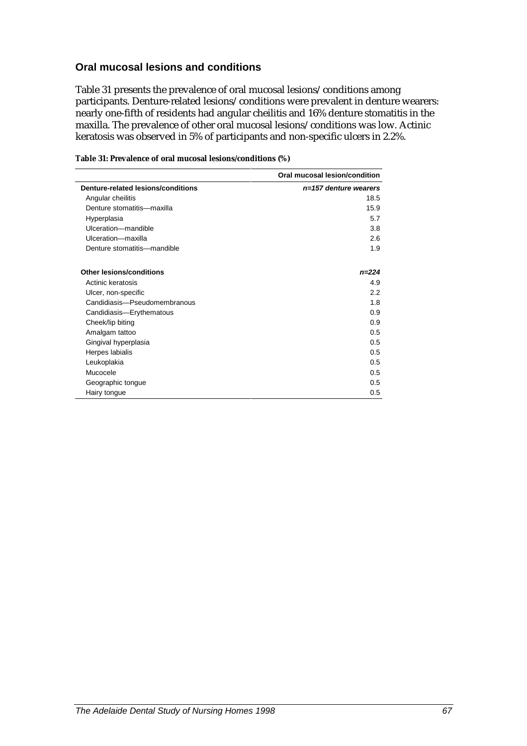## Oral mucosal lesions and conditions

Table 31 presents the prevalence of oral mucosal lesions/conditions among participants. Denture-related lesions/conditions were prevalent in denture wearers: nearly one-fifth of residents had angular cheilitis and 16% denture stomatitis in the maxilla. The prevalence of other oral mucosal lesions/conditions was low. Actinic keratosis was observed in 5% of participants and non-specific ulcers in 2.2%.

**Table 31: Prevalence of oral mucosal lesions/conditions (%)**

| | Oral mucosal lesion/condition |
|---|---|
| **Denture-related lesions/conditions** | ***n=157 denture wearers*** |
| Angular cheilitis | 18.5 |
| Denture stomatitis—maxilla | 15.9 |
| Hyperplasia | 5.7 |
| Ulceration—mandible | 3.8 |
| Ulceration—maxilla | 2.6 |
| Denture stomatitis—mandible | 1.9 |
| **Other lesions/conditions** | ***n=224*** |
| Actinic keratosis | 4.9 |
| Ulcer, non-specific | 2.2 |
| Candidiasis—Pseudomembranous | 1.8 |
| Candidiasis—Erythematous | 0.9 |
| Cheek/lip biting | 0.9 |
| Amalgam tattoo | 0.5 |
| Gingival hyperplasia | 0.5 |
| Herpes labialis | 0.5 |
| Leukoplakia | 0.5 |
| Mucocele | 0.5 |
| Geographic tongue | 0.5 |
| Hairy tongue | 0.5 |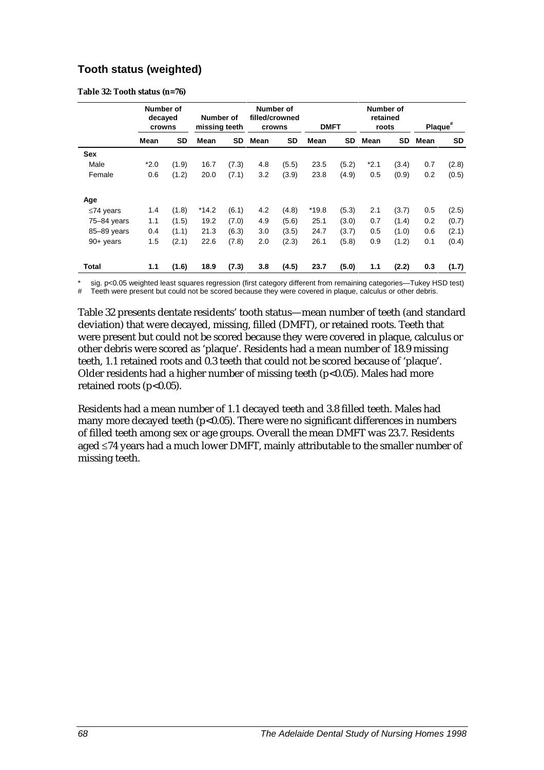## Tooth status (weighted)

**Table 32: Tooth status (n=76)**

| | Number of decayed crowns | | Number of missing teeth | | Number of filled/crowned crowns | | DMFT | | Number of retained roots | | Plaque[#] | |
|---|---|---|---|---|---|---|---|---|---|---|---|---|
| | **Mean** | **SD** | **Mean** | **SD** | **Mean** | **SD** | **Mean** | **SD** | **Mean** | **SD** | **Mean** | **SD** |
| **Sex** | | | | | | | | | | | | |
| Male | *2.0 | (1.9) | 16.7 | (7.3) | 4.8 | (5.5) | 23.5 | (5.2) | *2.1 | (3.4) | 0.7 | (2.8) |
| Female | 0.6 | (1.2) | 20.0 | (7.1) | 3.2 | (3.9) | 23.8 | (4.9) | 0.5 | (0.9) | 0.2 | (0.5) |
| **Age** | | | | | | | | | | | | |
| ≤74 years | 1.4 | (1.8) | *14.2 | (6.1) | 4.2 | (4.8) | *19.8 | (5.3) | 2.1 | (3.7) | 0.5 | (2.5) |
| 75–84 years | 1.1 | (1.5) | 19.2 | (7.0) | 4.9 | (5.6) | 25.1 | (3.0) | 0.7 | (1.4) | 0.2 | (0.7) |
| 85–89 years | 0.4 | (1.1) | 21.3 | (6.3) | 3.0 | (3.5) | 24.7 | (3.7) | 0.5 | (1.0) | 0.6 | (2.1) |
| 90+ years | 1.5 | (2.1) | 22.6 | (7.8) | 2.0 | (2.3) | 26.1 | (5.8) | 0.9 | (1.2) | 0.1 | (0.4) |
| **Total** | **1.1** | **(1.6)** | **18.9** | **(7.3)** | **3.8** | **(4.5)** | **23.7** | **(5.0)** | **1.1** | **(2.2)** | **0.3** | **(1.7)** |

\* sig. $p<0.05$ weighted least squares regression (first category different from remaining categories—Tukey HSD test)
\# Teeth were present but could not be scored because they were covered in plaque, calculus or other debris.

Table 32 presents dentate residents' tooth status—mean number of teeth (and standard deviation) that were decayed, missing, filled (DMFT), or retained roots. Teeth that were present but could not be scored because they were covered in plaque, calculus or other debris were scored as 'plaque'. Residents had a mean number of 18.9 missing teeth, 1.1 retained roots and 0.3 teeth that could not be scored because of 'plaque'. Older residents had a higher number of missing teeth ($p<0.05$). Males had more retained roots ($p<0.05$).

Residents had a mean number of 1.1 decayed teeth and 3.8 filled teeth. Males had many more decayed teeth ($p<0.05$). There were no significant differences in numbers of filled teeth among sex or age groups. Overall the mean DMFT was 23.7. Residents aged ≤74 years had a much lower DMFT, mainly attributable to the smaller number of missing teeth.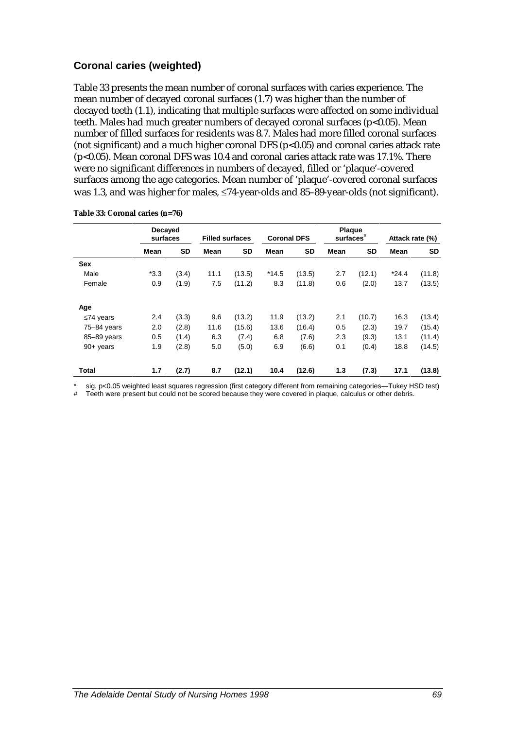### Coronal caries (weighted)

Table 33 presents the mean number of coronal surfaces with caries experience. The mean number of decayed coronal surfaces (1.7) was higher than the number of decayed teeth (1.1), indicating that multiple surfaces were affected on some individual teeth. Males had much greater numbers of decayed coronal surfaces ($p<0.05$). Mean number of filled surfaces for residents was 8.7. Males had more filled coronal surfaces (not significant) and a much higher coronal DFS ($p<0.05$) and coronal caries attack rate ($p<0.05$). Mean coronal DFS was 10.4 and coronal caries attack rate was 17.1%. There were no significant differences in numbers of decayed, filled or 'plaque'-covered surfaces among the age categories. Mean number of 'plaque'-covered coronal surfaces was 1.3, and was higher for males, ≤74-year-olds and 85–89-year-olds (not significant).

**Table 33: Coronal caries (n=76)**

| | Decayed surfaces | | Filled surfaces | | Coronal DFS | | Plaque surfaces# | | Attack rate (%) | |
|---|---|---|---|---|---|---|---|---|---|---|
| | Mean | SD | Mean | SD | Mean | SD | Mean | SD | Mean | SD |
| **Sex** | | | | | | | | | | |
| Male | *3.3 | (3.4) | 11.1 | (13.5) | *14.5 | (13.5) | 2.7 | (12.1) | *24.4 | (11.8) |
| Female | 0.9 | (1.9) | 7.5 | (11.2) | 8.3 | (11.8) | 0.6 | (2.0) | 13.7 | (13.5) |
| **Age** | | | | | | | | | | |
| ≤74 years | 2.4 | (3.3) | 9.6 | (13.2) | 11.9 | (13.2) | 2.1 | (10.7) | 16.3 | (13.4) |
| 75–84 years | 2.0 | (2.8) | 11.6 | (15.6) | 13.6 | (16.4) | 0.5 | (2.3) | 19.7 | (15.4) |
| 85–89 years | 0.5 | (1.4) | 6.3 | (7.4) | 6.8 | (7.6) | 2.3 | (9.3) | 13.1 | (11.4) |
| 90+ years | 1.9 | (2.8) | 5.0 | (5.0) | 6.9 | (6.6) | 0.1 | (0.4) | 18.8 | (14.5) |
| **Total** | **1.7** | **(2.7)** | **8.7** | **(12.1)** | **10.4** | **(12.6)** | **1.3** | **(7.3)** | **17.1** | **(13.8)** |

\* sig. $p<0.05$ weighted least squares regression (first category different from remaining categories—Tukey HSD test)

\# Teeth were present but could not be scored because they were covered in plaque, calculus or other debris.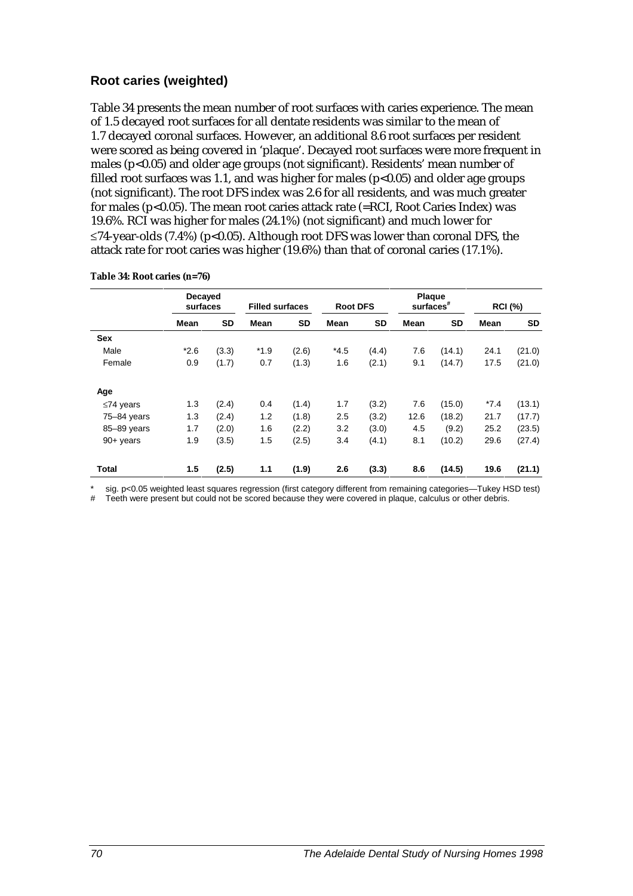## Root caries (weighted)

Table 34 presents the mean number of root surfaces with caries experience. The mean of 1.5 decayed root surfaces for all dentate residents was similar to the mean of 1.7 decayed coronal surfaces. However, an additional 8.6 root surfaces per resident were scored as being covered in 'plaque'. Decayed root surfaces were more frequent in males ($p<0.05$) and older age groups (not significant). Residents' mean number of filled root surfaces was 1.1, and was higher for males ($p<0.05$) and older age groups (not significant). The root DFS index was 2.6 for all residents, and was much greater for males ($p<0.05$). The mean root caries attack rate (=RCI, Root Caries Index) was 19.6%. RCI was higher for males (24.1%) (not significant) and much lower for ≤74-year-olds (7.4%) ($p<0.05$). Although root DFS was lower than coronal DFS, the attack rate for root caries was higher (19.6%) than that of coronal caries (17.1%).

**Table 34: Root caries (n=76)**

| | Decayed surfaces | | Filled surfaces | | Root DFS | | Plaque surfaces# | | RCI (%) | |
|---|---|---|---|---|---|---|---|---|---|---|
| | Mean | SD | Mean | SD | Mean | SD | Mean | SD | Mean | SD |
| **Sex** | | | | | | | | | | |
| Male | *2.6 | (3.3) | *1.9 | (2.6) | *4.5 | (4.4) | 7.6 | (14.1) | 24.1 | (21.0) |
| Female | 0.9 | (1.7) | 0.7 | (1.3) | 1.6 | (2.1) | 9.1 | (14.7) | 17.5 | (21.0) |
| **Age** | | | | | | | | | | |
| ≤74 years | 1.3 | (2.4) | 0.4 | (1.4) | 1.7 | (3.2) | 7.6 | (15.0) | *7.4 | (13.1) |
| 75–84 years | 1.3 | (2.4) | 1.2 | (1.8) | 2.5 | (3.2) | 12.6 | (18.2) | 21.7 | (17.7) |
| 85–89 years | 1.7 | (2.0) | 1.6 | (2.2) | 3.2 | (3.0) | 4.5 | (9.2) | 25.2 | (23.5) |
| 90+ years | 1.9 | (3.5) | 1.5 | (2.5) | 3.4 | (4.1) | 8.1 | (10.2) | 29.6 | (27.4) |
| **Total** | **1.5** | **(2.5)** | **1.1** | **(1.9)** | **2.6** | **(3.3)** | **8.6** | **(14.5)** | **19.6** | **(21.1)** |

\* sig. $p<0.05$ weighted least squares regression (first category different from remaining categories—Tukey HSD test)

\# Teeth were present but could not be scored because they were covered in plaque, calculus or other debris.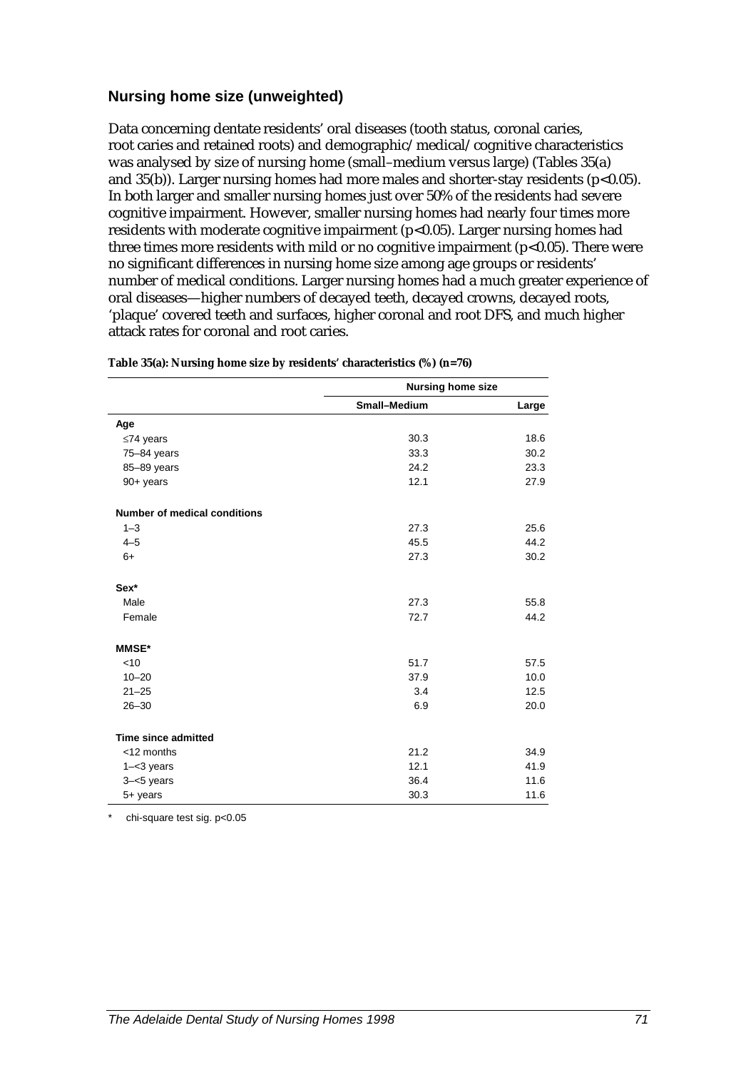## Nursing home size (unweighted)

Data concerning dentate residents' oral diseases (tooth status, coronal caries, root caries and retained roots) and demographic/medical/cognitive characteristics was analysed by size of nursing home (small–medium versus large) (Tables 35(a) and 35(b)). Larger nursing homes had more males and shorter-stay residents ($p<0.05$). In both larger and smaller nursing homes just over 50% of the residents had severe cognitive impairment. However, smaller nursing homes had nearly four times more residents with moderate cognitive impairment ($p<0.05$). Larger nursing homes had three times more residents with mild or no cognitive impairment ($p<0.05$). There were no significant differences in nursing home size among age groups or residents' number of medical conditions. Larger nursing homes had a much greater experience of oral diseases—higher numbers of decayed teeth, decayed crowns, decayed roots, 'plaque' covered teeth and surfaces, higher coronal and root DFS, and much higher attack rates for coronal and root caries.

**Table 35(a): Nursing home size by residents' characteristics (%) (n=76)**

| | Nursing home size | |
|---|---|---|
| | Small–Medium | Large |
| **Age** | | |
| ≤74 years | 30.3 | 18.6 |
| 75–84 years | 33.3 | 30.2 |
| 85–89 years | 24.2 | 23.3 |
| 90+ years | 12.1 | 27.9 |
| **Number of medical conditions** | | |
| 1–3 | 27.3 | 25.6 |
| 4–5 | 45.5 | 44.2 |
| 6+ | 27.3 | 30.2 |
| **Sex*** | | |
| Male | 27.3 | 55.8 |
| Female | 72.7 | 44.2 |
| **MMSE*** | | |
| <10 | 51.7 | 57.5 |
| 10–20 | 37.9 | 10.0 |
| 21–25 | 3.4 | 12.5 |
| 26–30 | 6.9 | 20.0 |
| **Time since admitted** | | |
| <12 months | 21.2 | 34.9 |
| 1–<3 years | 12.1 | 41.9 |
| 3–<5 years | 36.4 | 11.6 |
| 5+ years | 30.3 | 11.6 |

\* chi-square test sig. $p<0.05$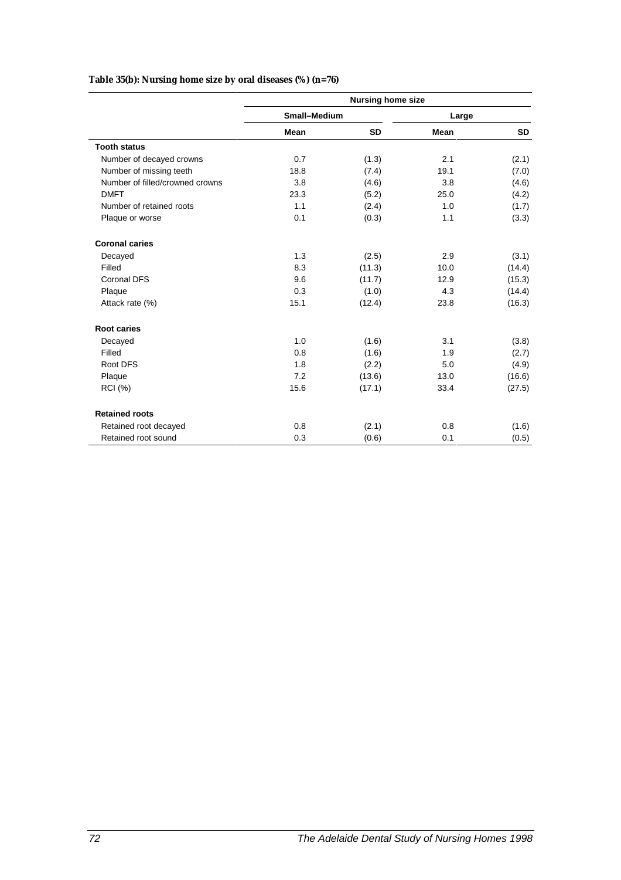**Table 35(b): Nursing home size by oral diseases (%) (n=76)**

| | Nursing home size | | | |
|---|---|---|---|---|
| | Small–Medium | | Large | |
| | Mean | SD | Mean | SD |
| **Tooth status** | | | | |
| Number of decayed crowns | 0.7 | (1.3) | 2.1 | (2.1) |
| Number of missing teeth | 18.8 | (7.4) | 19.1 | (7.0) |
| Number of filled/crowned crowns | 3.8 | (4.6) | 3.8 | (4.6) |
| DMFT | 23.3 | (5.2) | 25.0 | (4.2) |
| Number of retained roots | 1.1 | (2.4) | 1.0 | (1.7) |
| Plaque or worse | 0.1 | (0.3) | 1.1 | (3.3) |
| **Coronal caries** | | | | |
| Decayed | 1.3 | (2.5) | 2.9 | (3.1) |
| Filled | 8.3 | (11.3) | 10.0 | (14.4) |
| Coronal DFS | 9.6 | (11.7) | 12.9 | (15.3) |
| Plaque | 0.3 | (1.0) | 4.3 | (14.4) |
| Attack rate (%) | 15.1 | (12.4) | 23.8 | (16.3) |
| **Root caries** | | | | |
| Decayed | 1.0 | (1.6) | 3.1 | (3.8) |
| Filled | 0.8 | (1.6) | 1.9 | (2.7) |
| Root DFS | 1.8 | (2.2) | 5.0 | (4.9) |
| Plaque | 7.2 | (13.6) | 13.0 | (16.6) |
| RCI (%) | 15.6 | (17.1) | 33.4 | (27.5) |
| **Retained roots** | | | | |
| Retained root decayed | 0.8 | (2.1) | 0.8 | (1.6) |
| Retained root sound | 0.3 | (0.6) | 0.1 | (0.5) |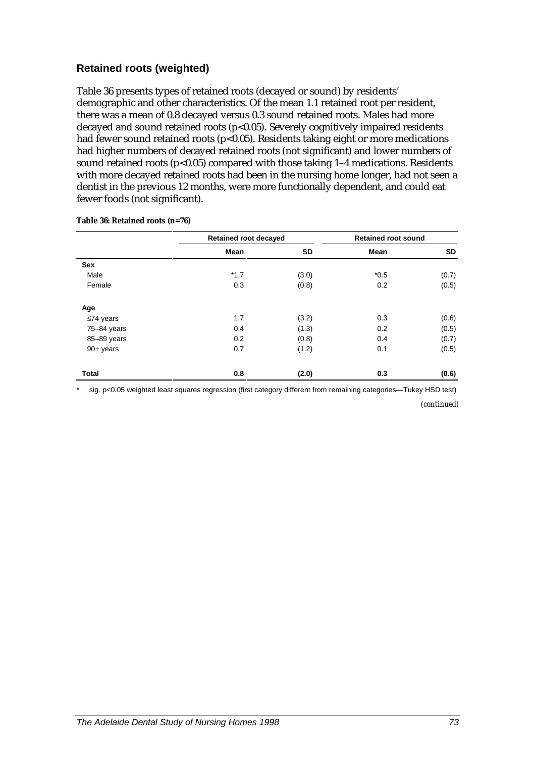## Retained roots (weighted)

Table 36 presents types of retained roots (decayed or sound) by residents' demographic and other characteristics. Of the mean 1.1 retained root per resident, there was a mean of 0.8 decayed versus 0.3 sound retained roots. Males had more decayed and sound retained roots ($p<0.05$). Severely cognitively impaired residents had fewer sound retained roots ($p<0.05$). Residents taking eight or more medications had higher numbers of decayed retained roots (not significant) and lower numbers of sound retained roots ($p<0.05$) compared with those taking 1–4 medications. Residents with more decayed retained roots had been in the nursing home longer, had not seen a dentist in the previous 12 months, were more functionally dependent, and could eat fewer foods (not significant).

**Table 36: Retained roots (n=76)**

| | Retained root decayed | | Retained root sound | |
|---|---|---|---|---|
| | **Mean** | **SD** | **Mean** | **SD** |
| **Sex** | | | | |
| Male | *1.7 | (3.0) | *0.5 | (0.7) |
| Female | 0.3 | (0.8) | 0.2 | (0.5) |
| **Age** | | | | |
| ≤74 years | 1.7 | (3.2) | 0.3 | (0.6) |
| 75–84 years | 0.4 | (1.3) | 0.2 | (0.5) |
| 85–89 years | 0.2 | (0.8) | 0.4 | (0.7) |
| 90+ years | 0.7 | (1.2) | 0.1 | (0.5) |
| **Total** | **0.8** | **(2.0)** | **0.3** | **(0.6)** |

\* sig. $p<0.05$ weighted least squares regression (first category different from remaining categories—Tukey HSD test)

*(continued)*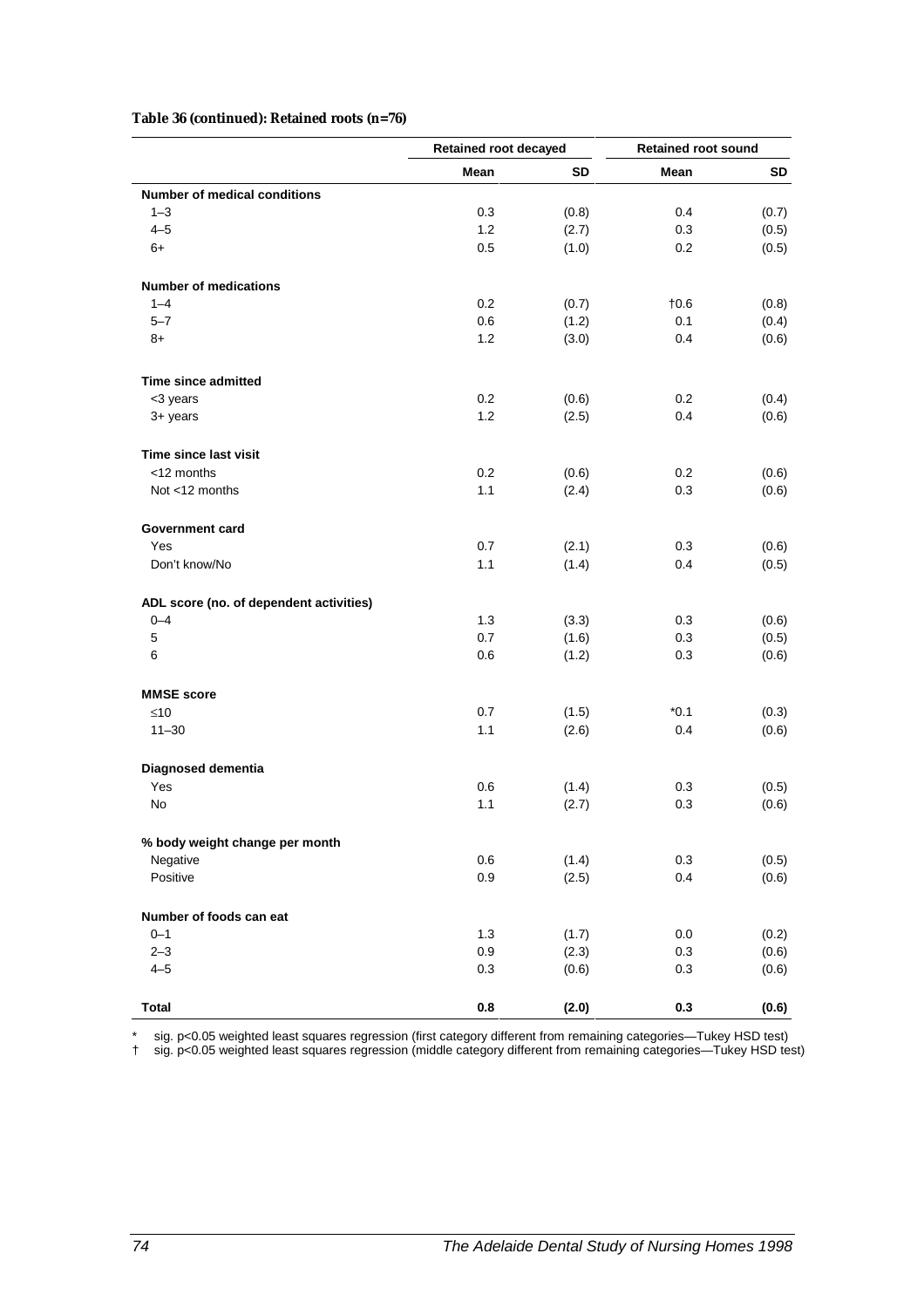**Table 36 (continued): Retained roots (n=76)**

| | Retained root decayed | | Retained root sound | |
|---|---|---|---|---|
| | **Mean** | **SD** | **Mean** | **SD** |
| **Number of medical conditions** | | | | |
| 1–3 | 0.3 | (0.8) | 0.4 | (0.7) |
| 4–5 | 1.2 | (2.7) | 0.3 | (0.5) |
| 6+ | 0.5 | (1.0) | 0.2 | (0.5) |
| **Number of medications** | | | | |
| 1–4 | 0.2 | (0.7) | †0.6 | (0.8) |
| 5–7 | 0.6 | (1.2) | 0.1 | (0.4) |
| 8+ | 1.2 | (3.0) | 0.4 | (0.6) |
| **Time since admitted** | | | | |
| <3 years | 0.2 | (0.6) | 0.2 | (0.4) |
| 3+ years | 1.2 | (2.5) | 0.4 | (0.6) |
| **Time since last visit** | | | | |
| <12 months | 0.2 | (0.6) | 0.2 | (0.6) |
| Not <12 months | 1.1 | (2.4) | 0.3 | (0.6) |
| **Government card** | | | | |
| Yes | 0.7 | (2.1) | 0.3 | (0.6) |
| Don't know/No | 1.1 | (1.4) | 0.4 | (0.5) |
| **ADL score (no. of dependent activities)** | | | | |
| 0–4 | 1.3 | (3.3) | 0.3 | (0.6) |
| 5 | 0.7 | (1.6) | 0.3 | (0.5) |
| 6 | 0.6 | (1.2) | 0.3 | (0.6) |
| **MMSE score** | | | | |
| ≤10 | 0.7 | (1.5) | *0.1 | (0.3) |
| 11–30 | 1.1 | (2.6) | 0.4 | (0.6) |
| **Diagnosed dementia** | | | | |
| Yes | 0.6 | (1.4) | 0.3 | (0.5) |
| No | 1.1 | (2.7) | 0.3 | (0.6) |
| **% body weight change per month** | | | | |
| Negative | 0.6 | (1.4) | 0.3 | (0.5) |
| Positive | 0.9 | (2.5) | 0.4 | (0.6) |
| **Number of foods can eat** | | | | |
| 0–1 | 1.3 | (1.7) | 0.0 | (0.2) |
| 2–3 | 0.9 | (2.3) | 0.3 | (0.6) |
| 4–5 | 0.3 | (0.6) | 0.3 | (0.6) |
| **Total** | **0.8** | **(2.0)** | **0.3** | **(0.6)** |

\* sig. $p<0.05$ weighted least squares regression (first category different from remaining categories—Tukey HSD test)
† sig. $p<0.05$ weighted least squares regression (middle category different from remaining categories—Tukey HSD test)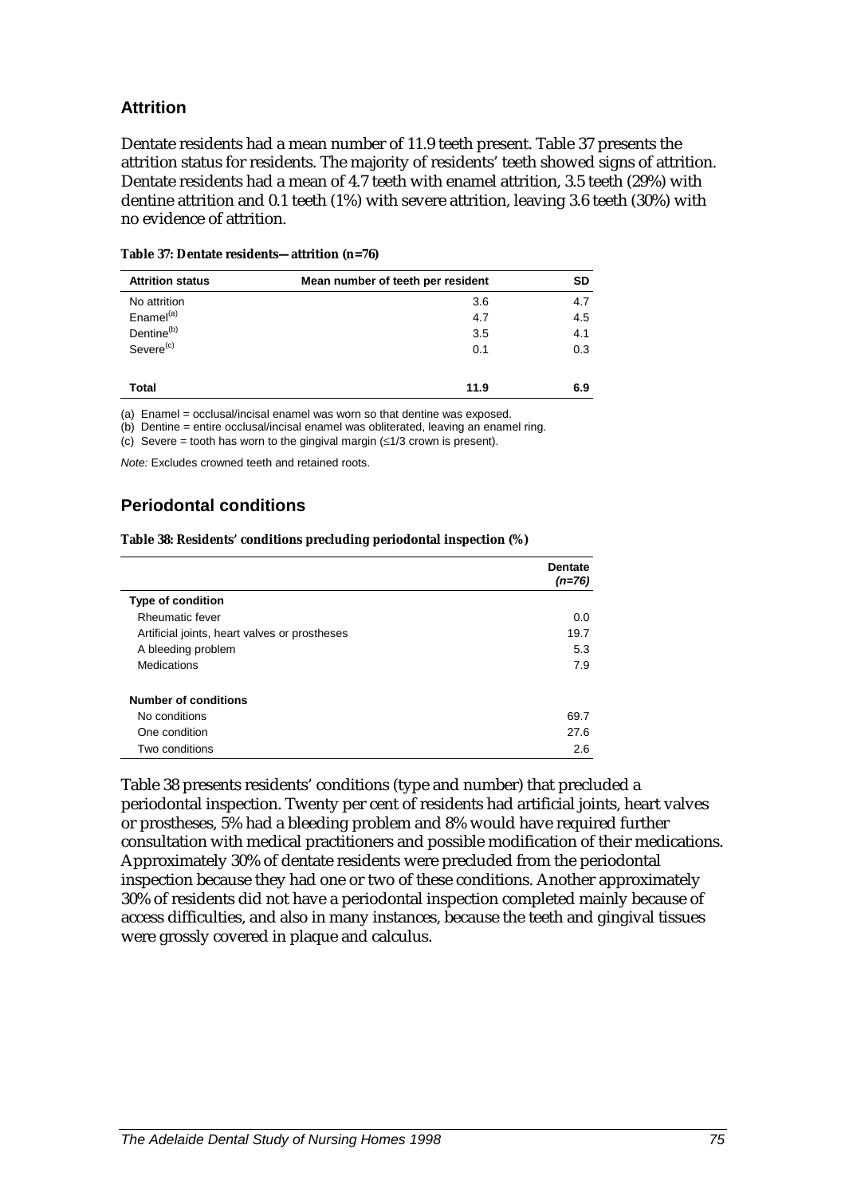## Attrition

Dentate residents had a mean number of 11.9 teeth present. Table 37 presents the attrition status for residents. The majority of residents' teeth showed signs of attrition. Dentate residents had a mean of 4.7 teeth with enamel attrition, 3.5 teeth (29%) with dentine attrition and 0.1 teeth (1%) with severe attrition, leaving 3.6 teeth (30%) with no evidence of attrition.

**Table 37: Dentate residents—attrition (n=76)**

| Attrition status | Mean number of teeth per resident | SD |
|---|---|---|
| No attrition | 3.6 | 4.7 |
| Enamel[(a)] | 4.7 | 4.5 |
| Dentine[(b)] | 3.5 | 4.1 |
| Severe[(c)] | 0.1 | 0.3 |
| **Total** | **11.9** | **6.9** |

(a) Enamel = occlusal/incisal enamel was worn so that dentine was exposed.

(b) Dentine = entire occlusal/incisal enamel was obliterated, leaving an enamel ring.

(c) Severe = tooth has worn to the gingival margin (≤1/3 crown is present).

*Note:* Excludes crowned teeth and retained roots.

## Periodontal conditions

**Table 38: Residents' conditions precluding periodontal inspection (%)**

| | **Dentate** *(n=76)* |
|---|---|
| **Type of condition** | |
| Rheumatic fever | 0.0 |
| Artificial joints, heart valves or prostheses | 19.7 |
| A bleeding problem | 5.3 |
| Medications | 7.9 |
| **Number of conditions** | |
| No conditions | 69.7 |
| One condition | 27.6 |
| Two conditions | 2.6 |

Table 38 presents residents' conditions (type and number) that precluded a periodontal inspection. Twenty per cent of residents had artificial joints, heart valves or prostheses, 5% had a bleeding problem and 8% would have required further consultation with medical practitioners and possible modification of their medications. Approximately 30% of dentate residents were precluded from the periodontal inspection because they had one or two of these conditions. Another approximately 30% of residents did not have a periodontal inspection completed mainly because of access difficulties, and also in many instances, because the teeth and gingival tissues were grossly covered in plaque and calculus.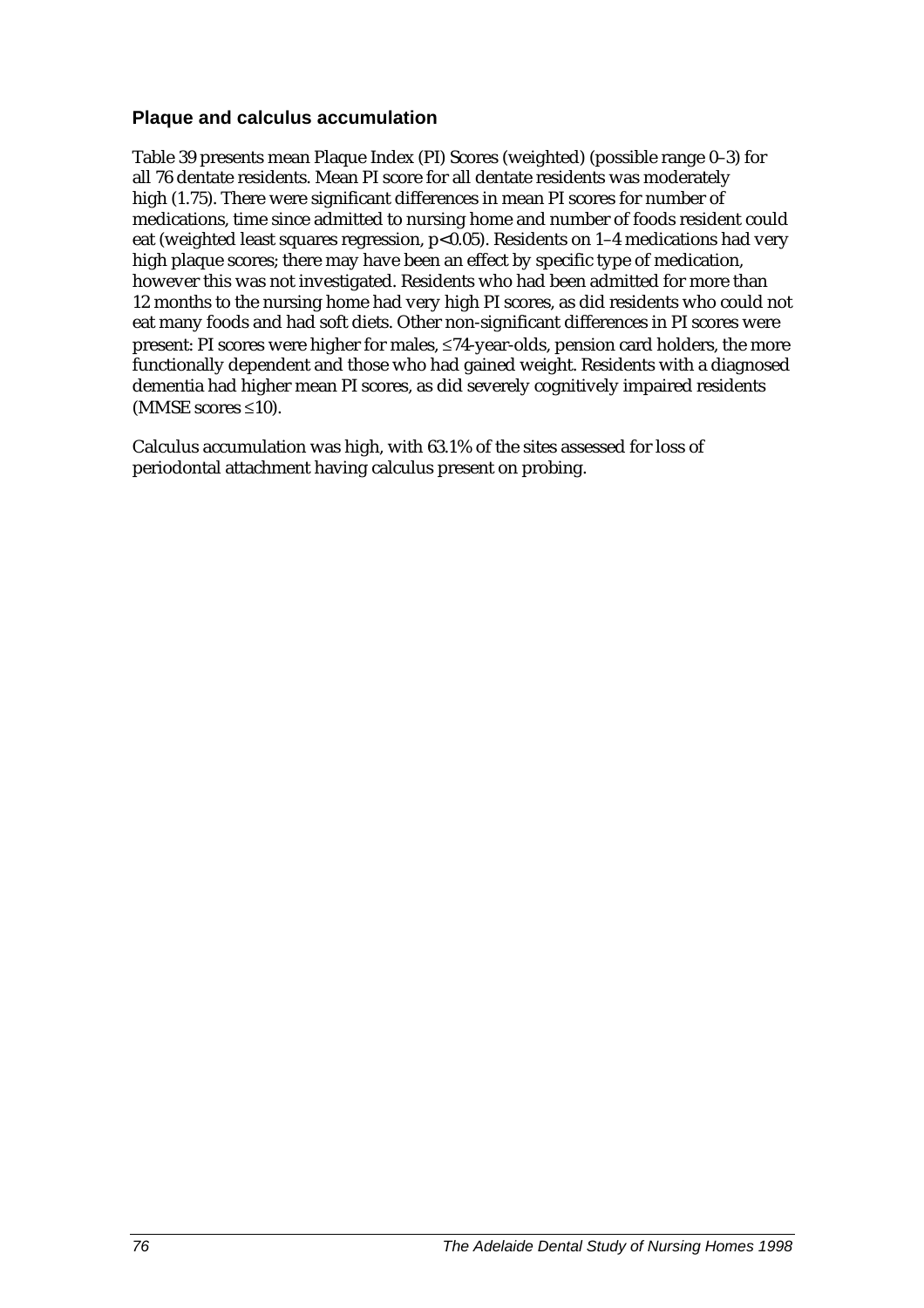### Plaque and calculus accumulation

Table 39 presents mean Plaque Index (PI) Scores (weighted) (possible range 0–3) for all 76 dentate residents. Mean PI score for all dentate residents was moderately high (1.75). There were significant differences in mean PI scores for number of medications, time since admitted to nursing home and number of foods resident could eat (weighted least squares regression, $p<0.05$). Residents on 1–4 medications had very high plaque scores; there may have been an effect by specific type of medication, however this was not investigated. Residents who had been admitted for more than 12 months to the nursing home had very high PI scores, as did residents who could not eat many foods and had soft diets. Other non-significant differences in PI scores were present: PI scores were higher for males, ≤74-year-olds, pension card holders, the more functionally dependent and those who had gained weight. Residents with a diagnosed dementia had higher mean PI scores, as did severely cognitively impaired residents (MMSE scores ≤10).

Calculus accumulation was high, with 63.1% of the sites assessed for loss of periodontal attachment having calculus present on probing.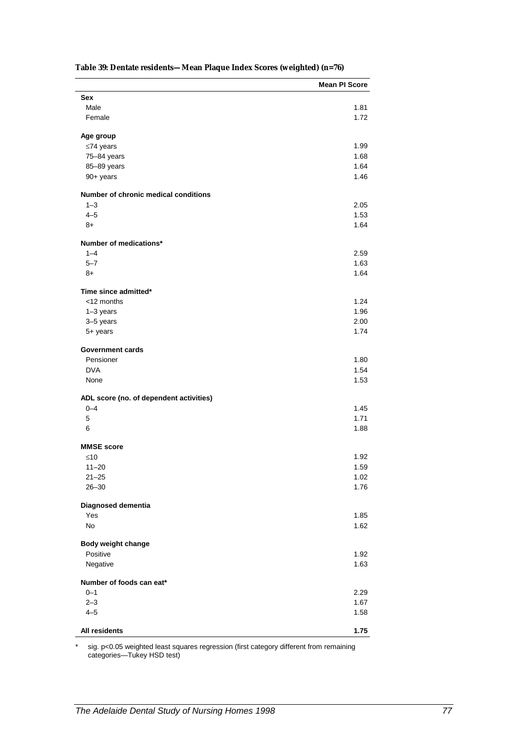**Table 39: Dentate residents—Mean Plaque Index Scores (weighted) (n=76)**

| | Mean PI Score |
|---|---|
| **Sex** | |
| Male | 1.81 |
| Female | 1.72 |
| **Age group** | |
| ≤74 years | 1.99 |
| 75–84 years | 1.68 |
| 85–89 years | 1.64 |
| 90+ years | 1.46 |
| **Number of chronic medical conditions** | |
| 1–3 | 2.05 |
| 4–5 | 1.53 |
| 8+ | 1.64 |
| **Number of medications*** | |
| 1–4 | 2.59 |
| 5–7 | 1.63 |
| 8+ | 1.64 |
| **Time since admitted*** | |
| <12 months | 1.24 |
| 1–3 years | 1.96 |
| 3–5 years | 2.00 |
| 5+ years | 1.74 |
| **Government cards** | |
| Pensioner | 1.80 |
| DVA | 1.54 |
| None | 1.53 |
| **ADL score (no. of dependent activities)** | |
| 0–4 | 1.45 |
| 5 | 1.71 |
| 6 | 1.88 |
| **MMSE score** | |
| ≤10 | 1.92 |
| 11–20 | 1.59 |
| 21–25 | 1.02 |
| 26–30 | 1.76 |
| **Diagnosed dementia** | |
| Yes | 1.85 |
| No | 1.62 |
| **Body weight change** | |
| Positive | 1.92 |
| Negative | 1.63 |
| **Number of foods can eat*** | |
| 0–1 | 2.29 |
| 2–3 | 1.67 |
| 4–5 | 1.58 |
| **All residents** | **1.75** |

\* sig. $p<0.05$ weighted least squares regression (first category different from remaining categories—Tukey HSD test)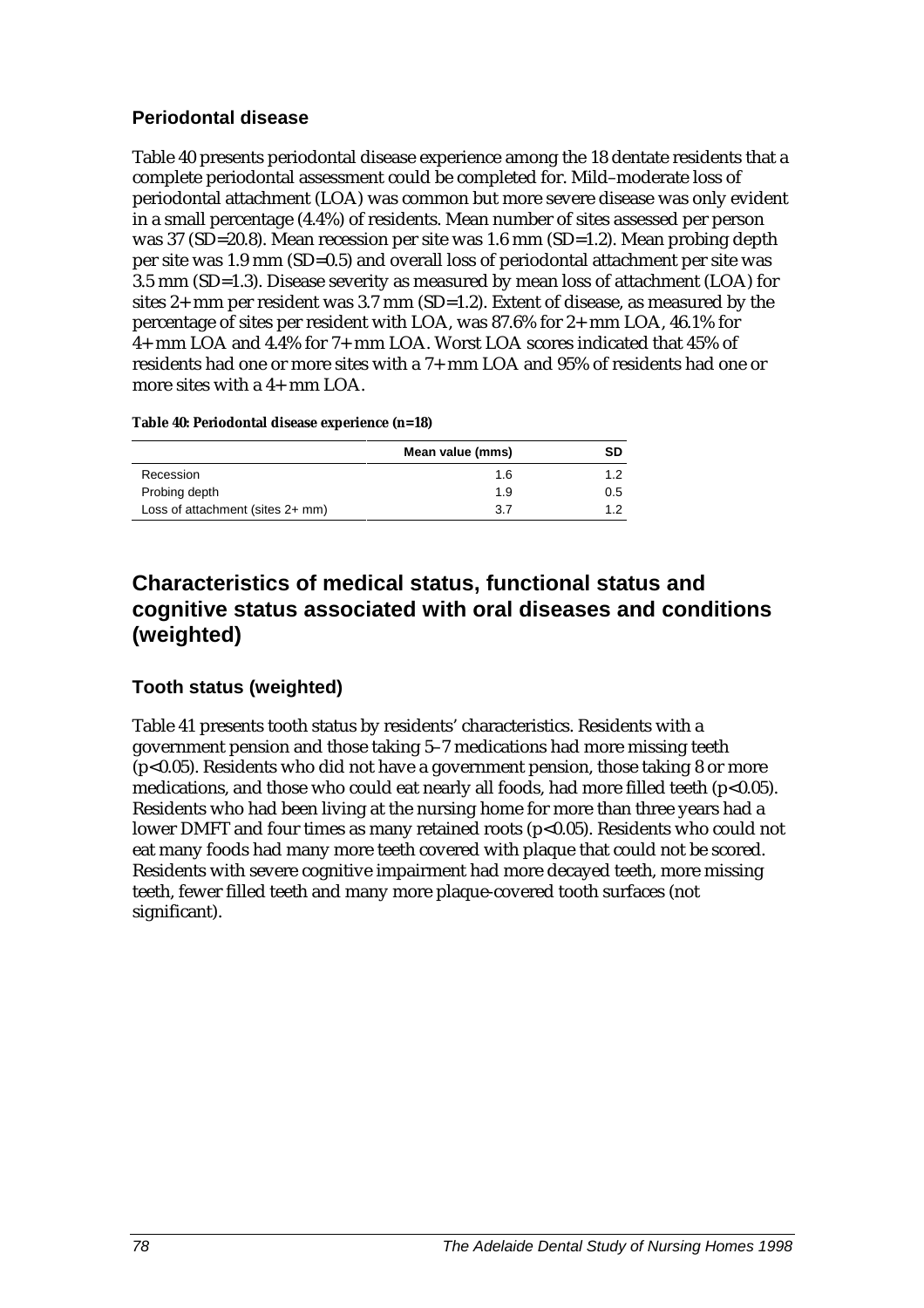### Periodontal disease

Table 40 presents periodontal disease experience among the 18 dentate residents that a complete periodontal assessment could be completed for. Mild–moderate loss of periodontal attachment (LOA) was common but more severe disease was only evident in a small percentage (4.4%) of residents. Mean number of sites assessed per person was 37 (SD=20.8). Mean recession per site was 1.6 mm (SD=1.2). Mean probing depth per site was 1.9 mm (SD=0.5) and overall loss of periodontal attachment per site was 3.5 mm (SD=1.3). Disease severity as measured by mean loss of attachment (LOA) for sites 2+ mm per resident was 3.7 mm (SD=1.2). Extent of disease, as measured by the percentage of sites per resident with LOA, was 87.6% for 2+ mm LOA, 46.1% for 4+ mm LOA and 4.4% for 7+ mm LOA. Worst LOA scores indicated that 45% of residents had one or more sites with a 7+ mm LOA and 95% of residents had one or more sites with a 4+ mm LOA.

**Table 40: Periodontal disease experience (n=18)**

| | Mean value (mms) | SD |
|---|---|---|
| Recession | 1.6 | 1.2 |
| Probing depth | 1.9 | 0.5 |
| Loss of attachment (sites 2+ mm) | 3.7 | 1.2 |

## Characteristics of medical status, functional status and cognitive status associated with oral diseases and conditions (weighted)

### Tooth status (weighted)

Table 41 presents tooth status by residents' characteristics. Residents with a government pension and those taking 5–7 medications had more missing teeth ($p<0.05$). Residents who did not have a government pension, those taking 8 or more medications, and those who could eat nearly all foods, had more filled teeth ($p<0.05$). Residents who had been living at the nursing home for more than three years had a lower DMFT and four times as many retained roots ($p<0.05$). Residents who could not eat many foods had many more teeth covered with plaque that could not be scored. Residents with severe cognitive impairment had more decayed teeth, more missing teeth, fewer filled teeth and many more plaque-covered tooth surfaces (not significant).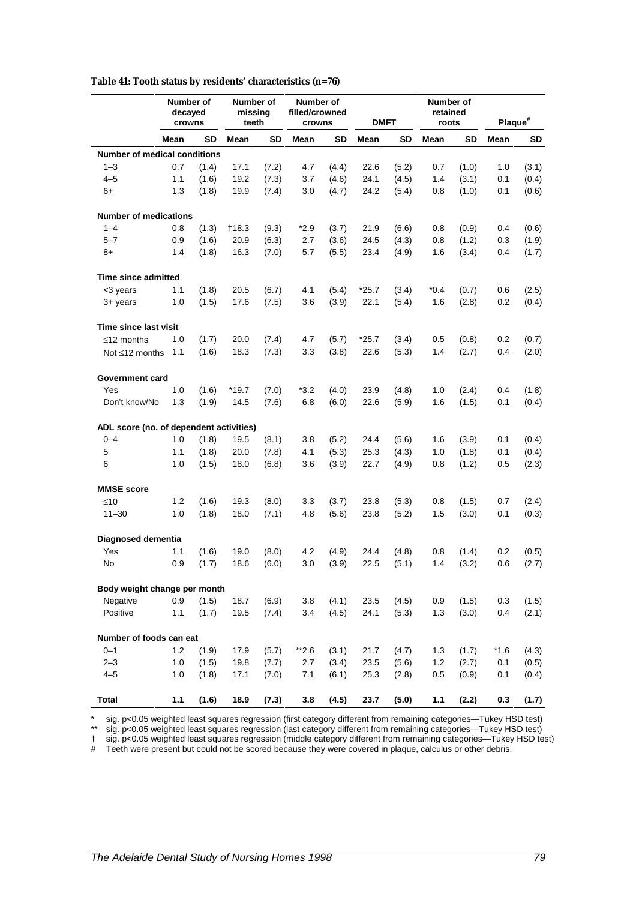**Table 41: Tooth status by residents' characteristics (n=76)**

| | Number of decayed crowns | | Number of missing teeth | | Number of filled/crowned crowns | | DMFT | | Number of retained roots | | Plaque# | |
|---|---|---|---|---|---|---|---|---|---|---|---|---|
| | Mean | SD | Mean | SD | Mean | SD | Mean | SD | Mean | SD | Mean | SD |
| **Number of medical conditions** | | | | | | | | | | | | |
| 1–3 | 0.7 | (1.4) | 17.1 | (7.2) | 4.7 | (4.4) | 22.6 | (5.2) | 0.7 | (1.0) | 1.0 | (3.1) |
| 4–5 | 1.1 | (1.6) | 19.2 | (7.3) | 3.7 | (4.6) | 24.1 | (4.5) | 1.4 | (3.1) | 0.1 | (0.4) |
| 6+ | 1.3 | (1.8) | 19.9 | (7.4) | 3.0 | (4.7) | 24.2 | (5.4) | 0.8 | (1.0) | 0.1 | (0.6) |
| **Number of medications** | | | | | | | | | | | | |
| 1–4 | 0.8 | (1.3) | †18.3 | (9.3) | *2.9 | (3.7) | 21.9 | (6.6) | 0.8 | (0.9) | 0.4 | (0.6) |
| 5–7 | 0.9 | (1.6) | 20.9 | (6.3) | 2.7 | (3.6) | 24.5 | (4.3) | 0.8 | (1.2) | 0.3 | (1.9) |
| 8+ | 1.4 | (1.8) | 16.3 | (7.0) | 5.7 | (5.5) | 23.4 | (4.9) | 1.6 | (3.4) | 0.4 | (1.7) |
| **Time since admitted** | | | | | | | | | | | | |
| <3 years | 1.1 | (1.8) | 20.5 | (6.7) | 4.1 | (5.4) | *25.7 | (3.4) | *0.4 | (0.7) | 0.6 | (2.5) |
| 3+ years | 1.0 | (1.5) | 17.6 | (7.5) | 3.6 | (3.9) | 22.1 | (5.4) | 1.6 | (2.8) | 0.2 | (0.4) |
| **Time since last visit** | | | | | | | | | | | | |
| ≤12 months | 1.0 | (1.7) | 20.0 | (7.4) | 4.7 | (5.7) | *25.7 | (3.4) | 0.5 | (0.8) | 0.2 | (0.7) |
| Not ≤12 months | 1.1 | (1.6) | 18.3 | (7.3) | 3.3 | (3.8) | 22.6 | (5.3) | 1.4 | (2.7) | 0.4 | (2.0) |
| **Government card** | | | | | | | | | | | | |
| Yes | 1.0 | (1.6) | *19.7 | (7.0) | *3.2 | (4.0) | 23.9 | (4.8) | 1.0 | (2.4) | 0.4 | (1.8) |
| Don't know/No | 1.3 | (1.9) | 14.5 | (7.6) | 6.8 | (6.0) | 22.6 | (5.9) | 1.6 | (1.5) | 0.1 | (0.4) |
| **ADL score (no. of dependent activities)** | | | | | | | | | | | | |
| 0–4 | 1.0 | (1.8) | 19.5 | (8.1) | 3.8 | (5.2) | 24.4 | (5.6) | 1.6 | (3.9) | 0.1 | (0.4) |
| 5 | 1.1 | (1.8) | 20.0 | (7.8) | 4.1 | (5.3) | 25.3 | (4.3) | 1.0 | (1.8) | 0.1 | (0.4) |
| 6 | 1.0 | (1.5) | 18.0 | (6.8) | 3.6 | (3.9) | 22.7 | (4.9) | 0.8 | (1.2) | 0.5 | (2.3) |
| **MMSE score** | | | | | | | | | | | | |
| ≤10 | 1.2 | (1.6) | 19.3 | (8.0) | 3.3 | (3.7) | 23.8 | (5.3) | 0.8 | (1.5) | 0.7 | (2.4) |
| 11–30 | 1.0 | (1.8) | 18.0 | (7.1) | 4.8 | (5.6) | 23.8 | (5.2) | 1.5 | (3.0) | 0.1 | (0.3) |
| **Diagnosed dementia** | | | | | | | | | | | | |
| Yes | 1.1 | (1.6) | 19.0 | (8.0) | 4.2 | (4.9) | 24.4 | (4.8) | 0.8 | (1.4) | 0.2 | (0.5) |
| No | 0.9 | (1.7) | 18.6 | (6.0) | 3.0 | (3.9) | 22.5 | (5.1) | 1.4 | (3.2) | 0.6 | (2.7) |
| **Body weight change per month** | | | | | | | | | | | | |
| Negative | 0.9 | (1.5) | 18.7 | (6.9) | 3.8 | (4.1) | 23.5 | (4.5) | 0.9 | (1.5) | 0.3 | (1.5) |
| Positive | 1.1 | (1.7) | 19.5 | (7.4) | 3.4 | (4.5) | 24.1 | (5.3) | 1.3 | (3.0) | 0.4 | (2.1) |
| **Number of foods can eat** | | | | | | | | | | | | |
| 0–1 | 1.2 | (1.9) | 17.9 | (5.7) | **2.6 | (3.1) | 21.7 | (4.7) | 1.3 | (1.7) | *1.6 | (4.3) |
| 2–3 | 1.0 | (1.5) | 19.8 | (7.7) | 2.7 | (3.4) | 23.5 | (5.6) | 1.2 | (2.7) | 0.1 | (0.5) |
| 4–5 | 1.0 | (1.8) | 17.1 | (7.0) | 7.1 | (6.1) | 25.3 | (2.8) | 0.5 | (0.9) | 0.1 | (0.4) |
| **Total** | **1.1** | **(1.6)** | **18.9** | **(7.3)** | **3.8** | **(4.5)** | **23.7** | **(5.0)** | **1.1** | **(2.2)** | **0.3** | **(1.7)** |

\* sig. $p<0.05$ weighted least squares regression (first category different from remaining categories—Tukey HSD test)
** sig. $p<0.05$ weighted least squares regression (last category different from remaining categories—Tukey HSD test)
† sig. $p<0.05$ weighted least squares regression (middle category different from remaining categories—Tukey HSD test)
\# Teeth were present but could not be scored because they were covered in plaque, calculus or other debris.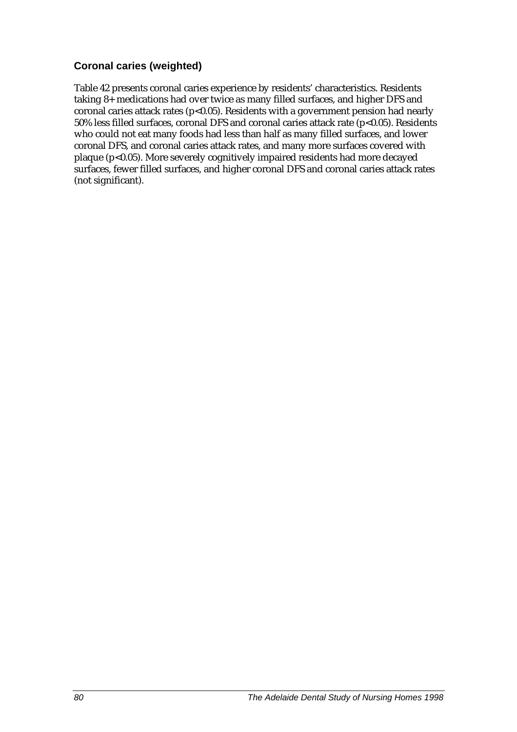### Coronal caries (weighted)

Table 42 presents coronal caries experience by residents' characteristics. Residents taking 8+ medications had over twice as many filled surfaces, and higher DFS and coronal caries attack rates ($p<0.05$). Residents with a government pension had nearly 50% less filled surfaces, coronal DFS and coronal caries attack rate ($p<0.05$). Residents who could not eat many foods had less than half as many filled surfaces, and lower coronal DFS, and coronal caries attack rates, and many more surfaces covered with plaque ($p<0.05$). More severely cognitively impaired residents had more decayed surfaces, fewer filled surfaces, and higher coronal DFS and coronal caries attack rates (not significant).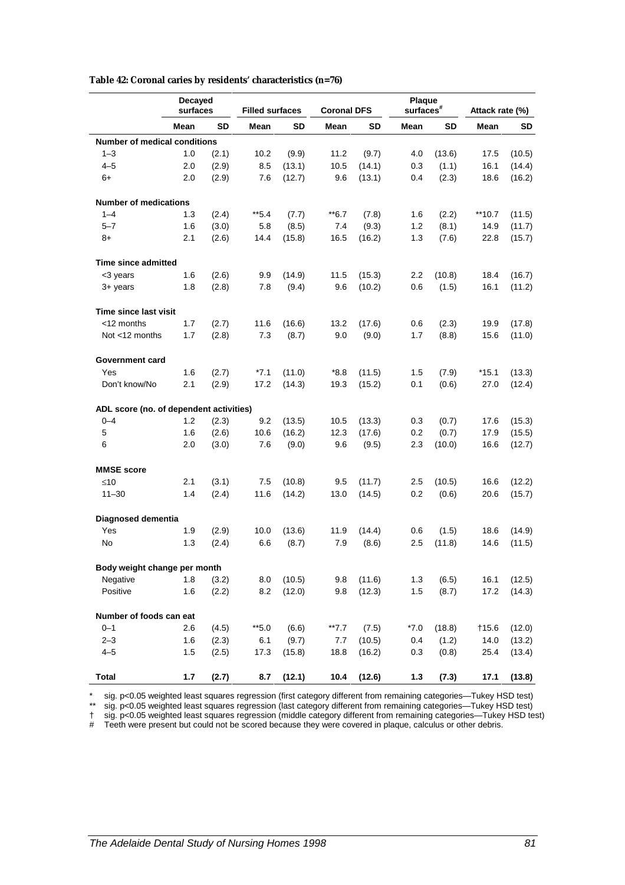**Table 42: Coronal caries by residents' characteristics (n=76)**

| | Decayed surfaces | | Filled surfaces | | Coronal DFS | | Plaque surfaces[#] | | Attack rate (%) | |
|---|---|---|---|---|---|---|---|---|---|---|
| | Mean | SD | Mean | SD | Mean | SD | Mean | SD | Mean | SD |
| **Number of medical conditions** | | | | | | | | | | |
| 1–3 | 1.0 | (2.1) | 10.2 | (9.9) | 11.2 | (9.7) | 4.0 | (13.6) | 17.5 | (10.5) |
| 4–5 | 2.0 | (2.9) | 8.5 | (13.1) | 10.5 | (14.1) | 0.3 | (1.1) | 16.1 | (14.4) |
| 6+ | 2.0 | (2.9) | 7.6 | (12.7) | 9.6 | (13.1) | 0.4 | (2.3) | 18.6 | (16.2) |
| **Number of medications** | | | | | | | | | | |
| 1–4 | 1.3 | (2.4) | **5.4 | (7.7) | **6.7 | (7.8) | 1.6 | (2.2) | **10.7 | (11.5) |
| 5–7 | 1.6 | (3.0) | 5.8 | (8.5) | 7.4 | (9.3) | 1.2 | (8.1) | 14.9 | (11.7) |
| 8+ | 2.1 | (2.6) | 14.4 | (15.8) | 16.5 | (16.2) | 1.3 | (7.6) | 22.8 | (15.7) |
| **Time since admitted** | | | | | | | | | | |
| <3 years | 1.6 | (2.6) | 9.9 | (14.9) | 11.5 | (15.3) | 2.2 | (10.8) | 18.4 | (16.7) |
| 3+ years | 1.8 | (2.8) | 7.8 | (9.4) | 9.6 | (10.2) | 0.6 | (1.5) | 16.1 | (11.2) |
| **Time since last visit** | | | | | | | | | | |
| <12 months | 1.7 | (2.7) | 11.6 | (16.6) | 13.2 | (17.6) | 0.6 | (2.3) | 19.9 | (17.8) |
| Not <12 months | 1.7 | (2.8) | 7.3 | (8.7) | 9.0 | (9.0) | 1.7 | (8.8) | 15.6 | (11.0) |
| **Government card** | | | | | | | | | | |
| Yes | 1.6 | (2.7) | *7.1 | (11.0) | *8.8 | (11.5) | 1.5 | (7.9) | *15.1 | (13.3) |
| Don't know/No | 2.1 | (2.9) | 17.2 | (14.3) | 19.3 | (15.2) | 0.1 | (0.6) | 27.0 | (12.4) |
| **ADL score (no. of dependent activities)** | | | | | | | | | | |
| 0–4 | 1.2 | (2.3) | 9.2 | (13.5) | 10.5 | (13.3) | 0.3 | (0.7) | 17.6 | (15.3) |
| 5 | 1.6 | (2.6) | 10.6 | (16.2) | 12.3 | (17.6) | 0.2 | (0.7) | 17.9 | (15.5) |
| 6 | 2.0 | (3.0) | 7.6 | (9.0) | 9.6 | (9.5) | 2.3 | (10.0) | 16.6 | (12.7) |
| **MMSE score** | | | | | | | | | | |
| ≤10 | 2.1 | (3.1) | 7.5 | (10.8) | 9.5 | (11.7) | 2.5 | (10.5) | 16.6 | (12.2) |
| 11–30 | 1.4 | (2.4) | 11.6 | (14.2) | 13.0 | (14.5) | 0.2 | (0.6) | 20.6 | (15.7) |
| **Diagnosed dementia** | | | | | | | | | | |
| Yes | 1.9 | (2.9) | 10.0 | (13.6) | 11.9 | (14.4) | 0.6 | (1.5) | 18.6 | (14.9) |
| No | 1.3 | (2.4) | 6.6 | (8.7) | 7.9 | (8.6) | 2.5 | (11.8) | 14.6 | (11.5) |
| **Body weight change per month** | | | | | | | | | | |
| Negative | 1.8 | (3.2) | 8.0 | (10.5) | 9.8 | (11.6) | 1.3 | (6.5) | 16.1 | (12.5) |
| Positive | 1.6 | (2.2) | 8.2 | (12.0) | 9.8 | (12.3) | 1.5 | (8.7) | 17.2 | (14.3) |
| **Number of foods can eat** | | | | | | | | | | |
| 0–1 | 2.6 | (4.5) | **5.0 | (6.6) | **7.7 | (7.5) | *7.0 | (18.8) | †15.6 | (12.0) |
| 2–3 | 1.6 | (2.3) | 6.1 | (9.7) | 7.7 | (10.5) | 0.4 | (1.2) | 14.0 | (13.2) |
| 4–5 | 1.5 | (2.5) | 17.3 | (15.8) | 18.8 | (16.2) | 0.3 | (0.8) | 25.4 | (13.4) |
| **Total** | **1.7** | **(2.7)** | **8.7** | **(12.1)** | **10.4** | **(12.6)** | **1.3** | **(7.3)** | **17.1** | **(13.8)** |

\* sig. p<0.05 weighted least squares regression (first category different from remaining categories—Tukey HSD test)

\** sig. p<0.05 weighted least squares regression (last category different from remaining categories—Tukey HSD test)

† sig. p<0.05 weighted least squares regression (middle category different from remaining categories—Tukey HSD test)

\# Teeth were present but could not be scored because they were covered in plaque, calculus or other debris.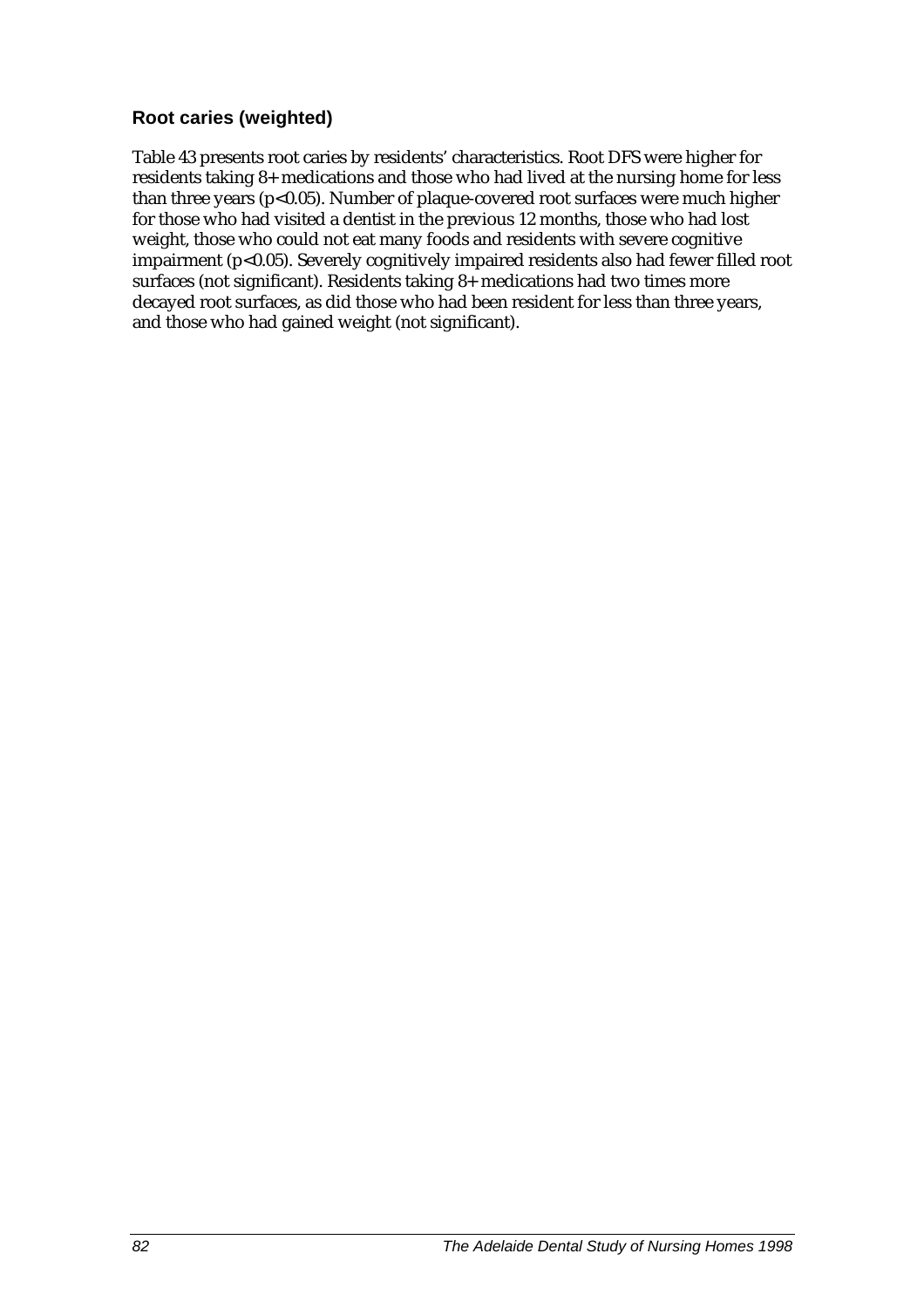### Root caries (weighted)

Table 43 presents root caries by residents' characteristics. Root DFS were higher for residents taking 8+ medications and those who had lived at the nursing home for less than three years ($p<0.05$). Number of plaque-covered root surfaces were much higher for those who had visited a dentist in the previous 12 months, those who had lost weight, those who could not eat many foods and residents with severe cognitive impairment ($p<0.05$). Severely cognitively impaired residents also had fewer filled root surfaces (not significant). Residents taking 8+ medications had two times more decayed root surfaces, as did those who had been resident for less than three years, and those who had gained weight (not significant).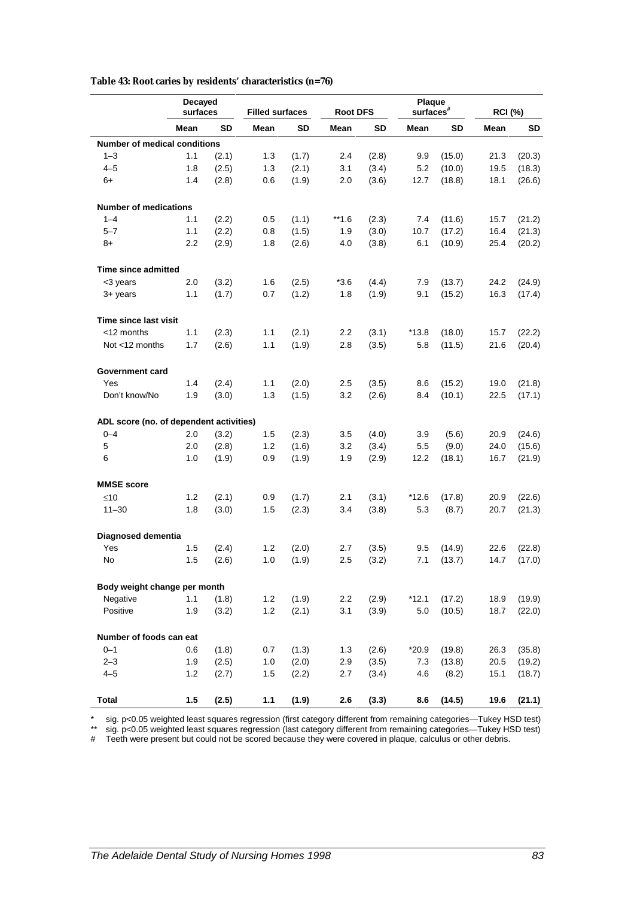**Table 43: Root caries by residents' characteristics (n=76)**

| | Decayed surfaces | | Filled surfaces | | Root DFS | | Plaque surfaces[#] | | RCI (%) | |
|---|---|---|---|---|---|---|---|---|---|---|
| | Mean | SD | Mean | SD | Mean | SD | Mean | SD | Mean | SD |
| **Number of medical conditions** | | | | | | | | | | |
| 1–3 | 1.1 | (2.1) | 1.3 | (1.7) | 2.4 | (2.8) | 9.9 | (15.0) | 21.3 | (20.3) |
| 4–5 | 1.8 | (2.5) | 1.3 | (2.1) | 3.1 | (3.4) | 5.2 | (10.0) | 19.5 | (18.3) |
| 6+ | 1.4 | (2.8) | 0.6 | (1.9) | 2.0 | (3.6) | 12.7 | (18.8) | 18.1 | (26.6) |
| **Number of medications** | | | | | | | | | | |
| 1–4 | 1.1 | (2.2) | 0.5 | (1.1) | **1.6 | (2.3) | 7.4 | (11.6) | 15.7 | (21.2) |
| 5–7 | 1.1 | (2.2) | 0.8 | (1.5) | 1.9 | (3.0) | 10.7 | (17.2) | 16.4 | (21.3) |
| 8+ | 2.2 | (2.9) | 1.8 | (2.6) | 4.0 | (3.8) | 6.1 | (10.9) | 25.4 | (20.2) |
| **Time since admitted** | | | | | | | | | | |
| <3 years | 2.0 | (3.2) | 1.6 | (2.5) | *3.6 | (4.4) | 7.9 | (13.7) | 24.2 | (24.9) |
| 3+ years | 1.1 | (1.7) | 0.7 | (1.2) | 1.8 | (1.9) | 9.1 | (15.2) | 16.3 | (17.4) |
| **Time since last visit** | | | | | | | | | | |
| <12 months | 1.1 | (2.3) | 1.1 | (2.1) | 2.2 | (3.1) | *13.8 | (18.0) | 15.7 | (22.2) |
| Not <12 months | 1.7 | (2.6) | 1.1 | (1.9) | 2.8 | (3.5) | 5.8 | (11.5) | 21.6 | (20.4) |
| **Government card** | | | | | | | | | | |
| Yes | 1.4 | (2.4) | 1.1 | (2.0) | 2.5 | (3.5) | 8.6 | (15.2) | 19.0 | (21.8) |
| Don't know/No | 1.9 | (3.0) | 1.3 | (1.5) | 3.2 | (2.6) | 8.4 | (10.1) | 22.5 | (17.1) |
| **ADL score (no. of dependent activities)** | | | | | | | | | | |
| 0–4 | 2.0 | (3.2) | 1.5 | (2.3) | 3.5 | (4.0) | 3.9 | (5.6) | 20.9 | (24.6) |
| 5 | 2.0 | (2.8) | 1.2 | (1.6) | 3.2 | (3.4) | 5.5 | (9.0) | 24.0 | (15.6) |
| 6 | 1.0 | (1.9) | 0.9 | (1.9) | 1.9 | (2.9) | 12.2 | (18.1) | 16.7 | (21.9) |
| **MMSE score** | | | | | | | | | | |
| ≤10 | 1.2 | (2.1) | 0.9 | (1.7) | 2.1 | (3.1) | *12.6 | (17.8) | 20.9 | (22.6) |
| 11–30 | 1.8 | (3.0) | 1.5 | (2.3) | 3.4 | (3.8) | 5.3 | (8.7) | 20.7 | (21.3) |
| **Diagnosed dementia** | | | | | | | | | | |
| Yes | 1.5 | (2.4) | 1.2 | (2.0) | 2.7 | (3.5) | 9.5 | (14.9) | 22.6 | (22.8) |
| No | 1.5 | (2.6) | 1.0 | (1.9) | 2.5 | (3.2) | 7.1 | (13.7) | 14.7 | (17.0) |
| **Body weight change per month** | | | | | | | | | | |
| Negative | 1.1 | (1.8) | 1.2 | (1.9) | 2.2 | (2.9) | *12.1 | (17.2) | 18.9 | (19.9) |
| Positive | 1.9 | (3.2) | 1.2 | (2.1) | 3.1 | (3.9) | 5.0 | (10.5) | 18.7 | (22.0) |
| **Number of foods can eat** | | | | | | | | | | |
| 0–1 | 0.6 | (1.8) | 0.7 | (1.3) | 1.3 | (2.6) | *20.9 | (19.8) | 26.3 | (35.8) |
| 2–3 | 1.9 | (2.5) | 1.0 | (2.0) | 2.9 | (3.5) | 7.3 | (13.8) | 20.5 | (19.2) |
| 4–5 | 1.2 | (2.7) | 1.5 | (2.2) | 2.7 | (3.4) | 4.6 | (8.2) | 15.1 | (18.7) |
| **Total** | **1.5** | **(2.5)** | **1.1** | **(1.9)** | **2.6** | **(3.3)** | **8.6** | **(14.5)** | **19.6** | **(21.1)** |

\* sig. $p<0.05$ weighted least squares regression (first category different from remaining categories—Tukey HSD test)
** sig. $p<0.05$ weighted least squares regression (last category different from remaining categories—Tukey HSD test)
# Teeth were present but could not be scored because they were covered in plaque, calculus or other debris.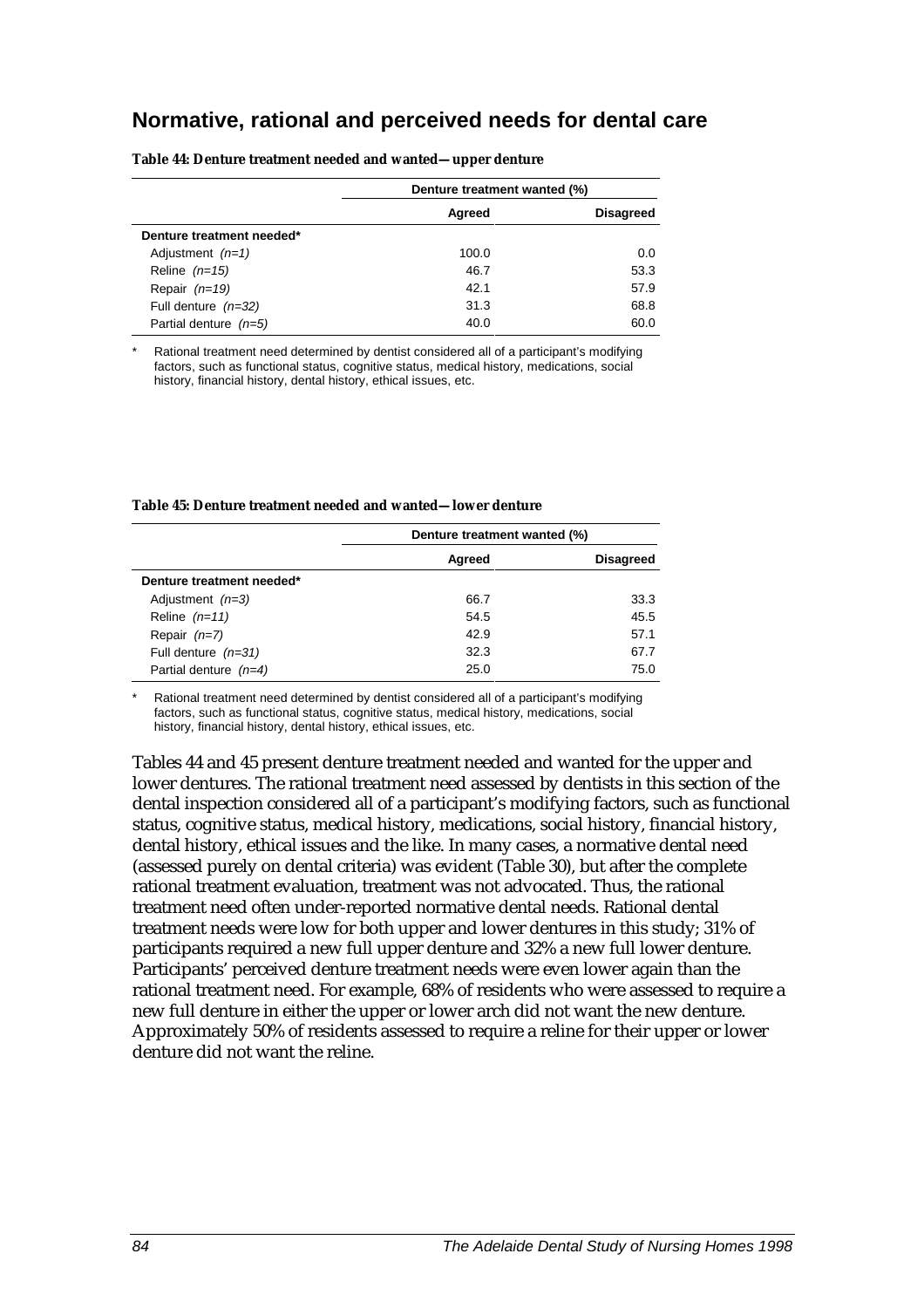## Normative, rational and perceived needs for dental care

**Table 44: Denture treatment needed and wanted—upper denture**

| | Denture treatment wanted (%) | |
|---|---|---|
| | **Agreed** | **Disagreed** |
| **Denture treatment needed*** | | |
| Adjustment *(n=1)* | 100.0 | 0.0 |
| Reline *(n=15)* | 46.7 | 53.3 |
| Repair *(n=19)* | 42.1 | 57.9 |
| Full denture *(n=32)* | 31.3 | 68.8 |
| Partial denture *(n=5)* | 40.0 | 60.0 |

\* Rational treatment need determined by dentist considered all of a participant's modifying factors, such as functional status, cognitive status, medical history, medications, social history, financial history, dental history, ethical issues, etc.

**Table 45: Denture treatment needed and wanted—lower denture**

| | Denture treatment wanted (%) | |
|---|---|---|
| | **Agreed** | **Disagreed** |
| **Denture treatment needed*** | | |
| Adjustment *(n=3)* | 66.7 | 33.3 |
| Reline *(n=11)* | 54.5 | 45.5 |
| Repair *(n=7)* | 42.9 | 57.1 |
| Full denture *(n=31)* | 32.3 | 67.7 |
| Partial denture *(n=4)* | 25.0 | 75.0 |

\* Rational treatment need determined by dentist considered all of a participant's modifying factors, such as functional status, cognitive status, medical history, medications, social history, financial history, dental history, ethical issues, etc.

Tables 44 and 45 present denture treatment needed and wanted for the upper and lower dentures. The rational treatment need assessed by dentists in this section of the dental inspection considered all of a participant's modifying factors, such as functional status, cognitive status, medical history, medications, social history, financial history, dental history, ethical issues and the like. In many cases, a normative dental need (assessed purely on dental criteria) was evident (Table 30), but after the complete rational treatment evaluation, treatment was not advocated. Thus, the rational treatment need often under-reported normative dental needs. Rational dental treatment needs were low for both upper and lower dentures in this study; 31% of participants required a new full upper denture and 32% a new full lower denture. Participants' perceived denture treatment needs were even lower again than the rational treatment need. For example, 68% of residents who were assessed to require a new full denture in either the upper or lower arch did not want the new denture. Approximately 50% of residents assessed to require a reline for their upper or lower denture did not want the reline.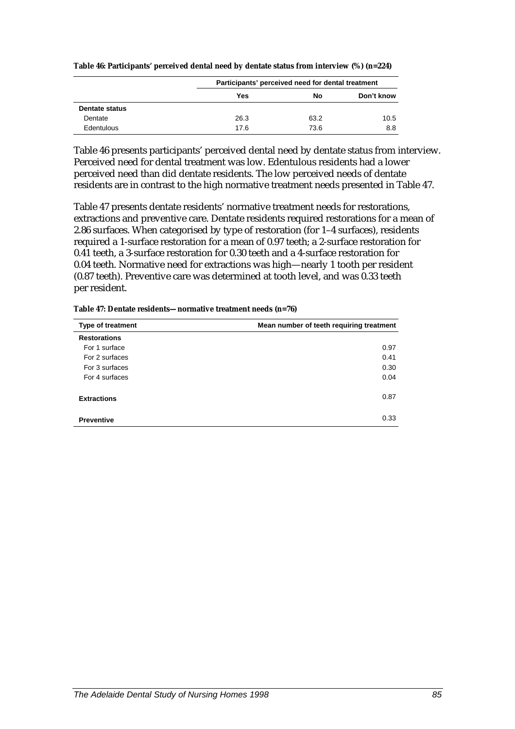**Table 46: Participants' perceived dental need by dentate status from interview (%) (n=224)**

| | Participants' perceived need for dental treatment | | |
|---|---|---|---|
| | Yes | No | Don't know |
| **Dentate status** | | | |
| Dentate | 26.3 | 63.2 | 10.5 |
| Edentulous | 17.6 | 73.6 | 8.8 |

Table 46 presents participants' perceived dental need by dentate status from interview. Perceived need for dental treatment was low. Edentulous residents had a lower perceived need than did dentate residents. The low perceived needs of dentate residents are in contrast to the high normative treatment needs presented in Table 47.

Table 47 presents dentate residents' normative treatment needs for restorations, extractions and preventive care. Dentate residents required restorations for a mean of 2.86 surfaces. When categorised by type of restoration (for 1–4 surfaces), residents required a 1-surface restoration for a mean of 0.97 teeth; a 2-surface restoration for 0.41 teeth, a 3-surface restoration for 0.30 teeth and a 4-surface restoration for 0.04 teeth. Normative need for extractions was high—nearly 1 tooth per resident (0.87 teeth). Preventive care was determined at tooth level, and was 0.33 teeth per resident.

**Table 47: Dentate residents—normative treatment needs (n=76)**

| Type of treatment | Mean number of teeth requiring treatment |
|---|---|
| **Restorations** | |
| For 1 surface | 0.97 |
| For 2 surfaces | 0.41 |
| For 3 surfaces | 0.30 |
| For 4 surfaces | 0.04 |
| **Extractions** | 0.87 |
| **Preventive** | 0.33 |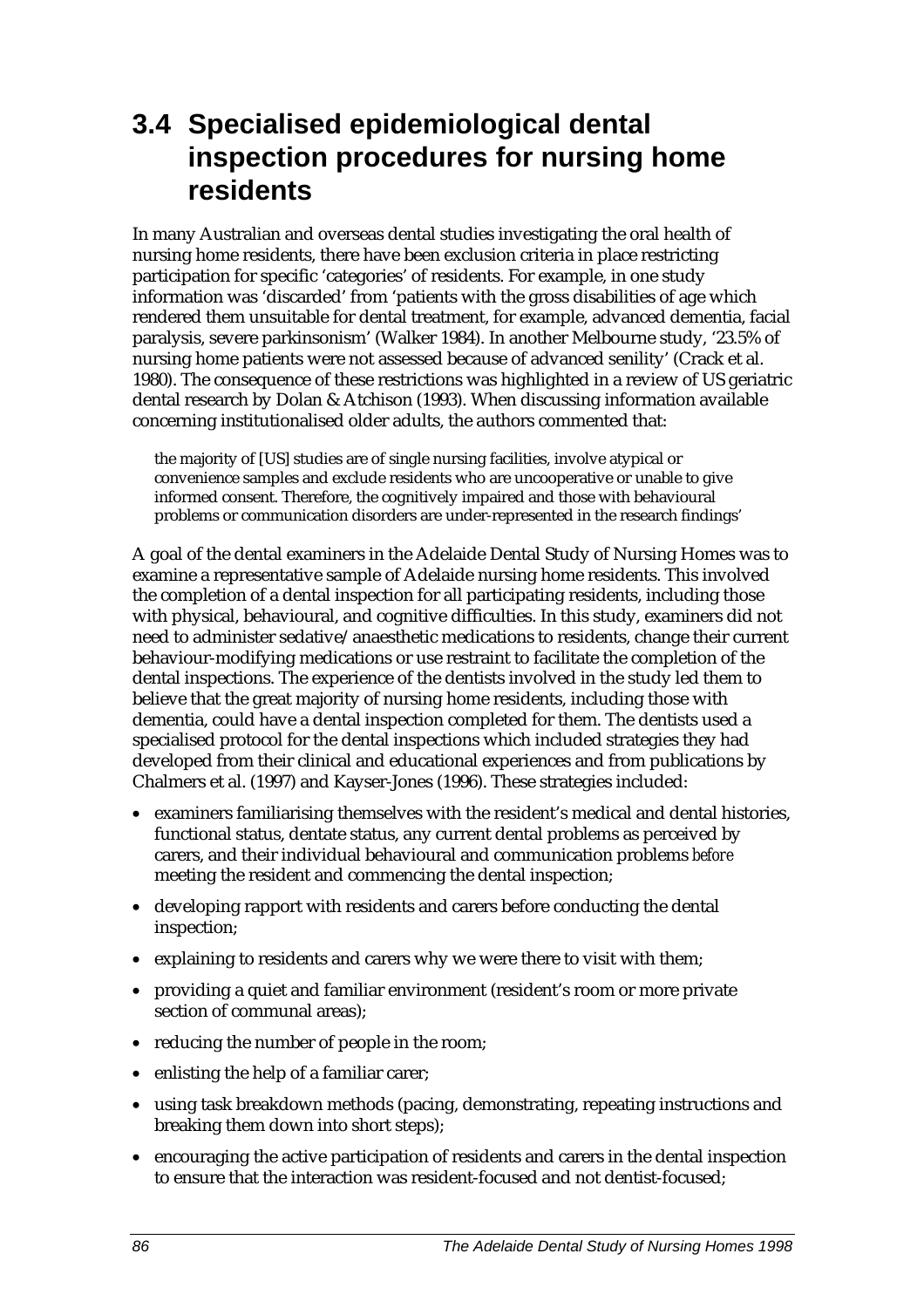## 3.4 Specialised epidemiological dental inspection procedures for nursing home residents

In many Australian and overseas dental studies investigating the oral health of nursing home residents, there have been exclusion criteria in place restricting participation for specific 'categories' of residents. For example, in one study information was 'discarded' from 'patients with the gross disabilities of age which rendered them unsuitable for dental treatment, for example, advanced dementia, facial paralysis, severe parkinsonism' (Walker 1984). In another Melbourne study, '23.5% of nursing home patients were not assessed because of advanced senility' (Crack et al. 1980). The consequence of these restrictions was highlighted in a review of US geriatric dental research by Dolan & Atchison (1993). When discussing information available concerning institutionalised older adults, the authors commented that:

> the majority of [US] studies are of single nursing facilities, involve atypical or convenience samples and exclude residents who are uncooperative or unable to give informed consent. Therefore, the cognitively impaired and those with behavioural problems or communication disorders are under-represented in the research findings'

A goal of the dental examiners in the Adelaide Dental Study of Nursing Homes was to examine a representative sample of Adelaide nursing home residents. This involved the completion of a dental inspection for all participating residents, including those with physical, behavioural, and cognitive difficulties. In this study, examiners did not need to administer sedative/anaesthetic medications to residents, change their current behaviour-modifying medications or use restraint to facilitate the completion of the dental inspections. The experience of the dentists involved in the study led them to believe that the great majority of nursing home residents, including those with dementia, could have a dental inspection completed for them. The dentists used a specialised protocol for the dental inspections which included strategies they had developed from their clinical and educational experiences and from publications by Chalmers et al. (1997) and Kayser-Jones (1996). These strategies included:

- examiners familiarising themselves with the resident's medical and dental histories, functional status, dentate status, any current dental problems as perceived by carers, and their individual behavioural and communication problems *before* meeting the resident and commencing the dental inspection;
- developing rapport with residents and carers before conducting the dental inspection;
- explaining to residents and carers why we were there to visit with them;
- providing a quiet and familiar environment (resident's room or more private section of communal areas);
- reducing the number of people in the room;
- enlisting the help of a familiar carer;
- using task breakdown methods (pacing, demonstrating, repeating instructions and breaking them down into short steps);
- encouraging the active participation of residents and carers in the dental inspection to ensure that the interaction was resident-focused and not dentist-focused;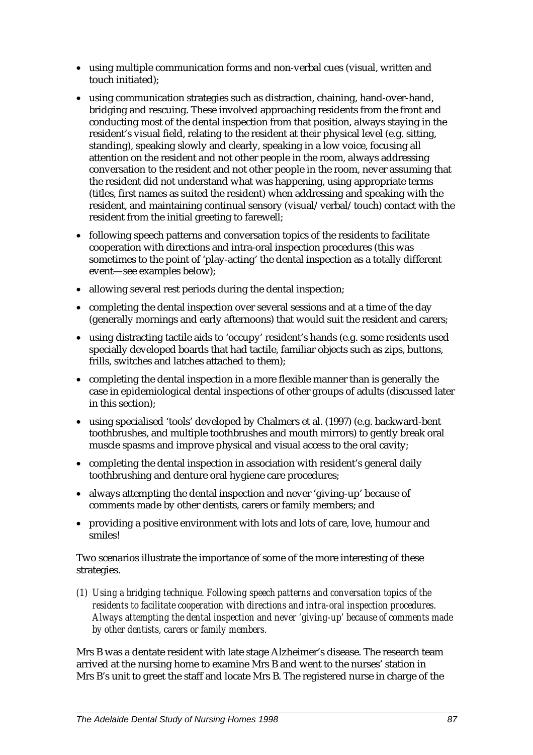- using multiple communication forms and non-verbal cues (visual, written and touch initiated);
- using communication strategies such as distraction, chaining, hand-over-hand, bridging and rescuing. These involved approaching residents from the front and conducting most of the dental inspection from that position, always staying in the resident's visual field, relating to the resident at their physical level (e.g. sitting, standing), speaking slowly and clearly, speaking in a low voice, focusing all attention on the resident and not other people in the room, always addressing conversation to the resident and not other people in the room, never assuming that the resident did not understand what was happening, using appropriate terms (titles, first names as suited the resident) when addressing and speaking with the resident, and maintaining continual sensory (visual/verbal/touch) contact with the resident from the initial greeting to farewell;
- following speech patterns and conversation topics of the residents to facilitate cooperation with directions and intra-oral inspection procedures (this was sometimes to the point of 'play-acting' the dental inspection as a totally different event—see examples below);
- allowing several rest periods during the dental inspection;
- completing the dental inspection over several sessions and at a time of the day (generally mornings and early afternoons) that would suit the resident and carers;
- using distracting tactile aids to 'occupy' resident's hands (e.g. some residents used specially developed boards that had tactile, familiar objects such as zips, buttons, frills, switches and latches attached to them);
- completing the dental inspection in a more flexible manner than is generally the case in epidemiological dental inspections of other groups of adults (discussed later in this section);
- using specialised 'tools' developed by Chalmers et al. (1997) (e.g. backward-bent toothbrushes, and multiple toothbrushes and mouth mirrors) to gently break oral muscle spasms and improve physical and visual access to the oral cavity;
- completing the dental inspection in association with resident's general daily toothbrushing and denture oral hygiene care procedures;
- always attempting the dental inspection and never 'giving-up' because of comments made by other dentists, carers or family members; and
- providing a positive environment with lots and lots of care, love, humour and smiles!

Two scenarios illustrate the importance of some of the more interesting of these strategies.

(1) *Using a bridging technique. Following speech patterns and conversation topics of the residents to facilitate cooperation with directions and intra-oral inspection procedures. Always attempting the dental inspection and never 'giving-up' because of comments made by other dentists, carers or family members.*

Mrs B was a dentate resident with late stage Alzheimer's disease. The research team arrived at the nursing home to examine Mrs B and went to the nurses' station in Mrs B's unit to greet the staff and locate Mrs B. The registered nurse in charge of the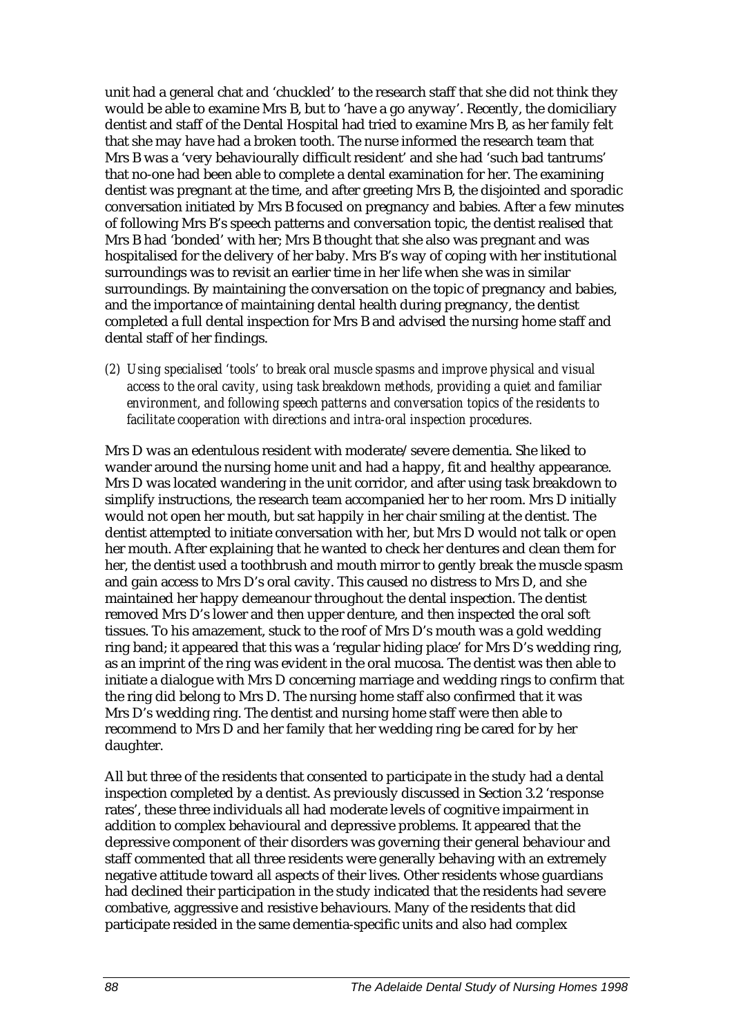unit had a general chat and 'chuckled' to the research staff that she did not think they would be able to examine Mrs B, but to 'have a go anyway'. Recently, the domiciliary dentist and staff of the Dental Hospital had tried to examine Mrs B, as her family felt that she may have had a broken tooth. The nurse informed the research team that Mrs B was a 'very behaviourally difficult resident' and she had 'such bad tantrums' that no-one had been able to complete a dental examination for her. The examining dentist was pregnant at the time, and after greeting Mrs B, the disjointed and sporadic conversation initiated by Mrs B focused on pregnancy and babies. After a few minutes of following Mrs B's speech patterns and conversation topic, the dentist realised that Mrs B had 'bonded' with her; Mrs B thought that she also was pregnant and was hospitalised for the delivery of her baby. Mrs B's way of coping with her institutional surroundings was to revisit an earlier time in her life when she was in similar surroundings. By maintaining the conversation on the topic of pregnancy and babies, and the importance of maintaining dental health during pregnancy, the dentist completed a full dental inspection for Mrs B and advised the nursing home staff and dental staff of her findings.

*(2) Using specialised 'tools' to break oral muscle spasms and improve physical and visual access to the oral cavity, using task breakdown methods, providing a quiet and familiar environment, and following speech patterns and conversation topics of the residents to facilitate cooperation with directions and intra-oral inspection procedures.*

Mrs D was an edentulous resident with moderate/severe dementia. She liked to wander around the nursing home unit and had a happy, fit and healthy appearance. Mrs D was located wandering in the unit corridor, and after using task breakdown to simplify instructions, the research team accompanied her to her room. Mrs D initially would not open her mouth, but sat happily in her chair smiling at the dentist. The dentist attempted to initiate conversation with her, but Mrs D would not talk or open her mouth. After explaining that he wanted to check her dentures and clean them for her, the dentist used a toothbrush and mouth mirror to gently break the muscle spasm and gain access to Mrs D's oral cavity. This caused no distress to Mrs D, and she maintained her happy demeanour throughout the dental inspection. The dentist removed Mrs D's lower and then upper denture, and then inspected the oral soft tissues. To his amazement, stuck to the roof of Mrs D's mouth was a gold wedding ring band; it appeared that this was a 'regular hiding place' for Mrs D's wedding ring, as an imprint of the ring was evident in the oral mucosa. The dentist was then able to initiate a dialogue with Mrs D concerning marriage and wedding rings to confirm that the ring did belong to Mrs D. The nursing home staff also confirmed that it was Mrs D's wedding ring. The dentist and nursing home staff were then able to recommend to Mrs D and her family that her wedding ring be cared for by her daughter.

All but three of the residents that consented to participate in the study had a dental inspection completed by a dentist. As previously discussed in Section 3.2 'response rates', these three individuals all had moderate levels of cognitive impairment in addition to complex behavioural and depressive problems. It appeared that the depressive component of their disorders was governing their general behaviour and staff commented that all three residents were generally behaving with an extremely negative attitude toward all aspects of their lives. Other residents whose guardians had declined their participation in the study indicated that the residents had severe combative, aggressive and resistive behaviours. Many of the residents that did participate resided in the same dementia-specific units and also had complex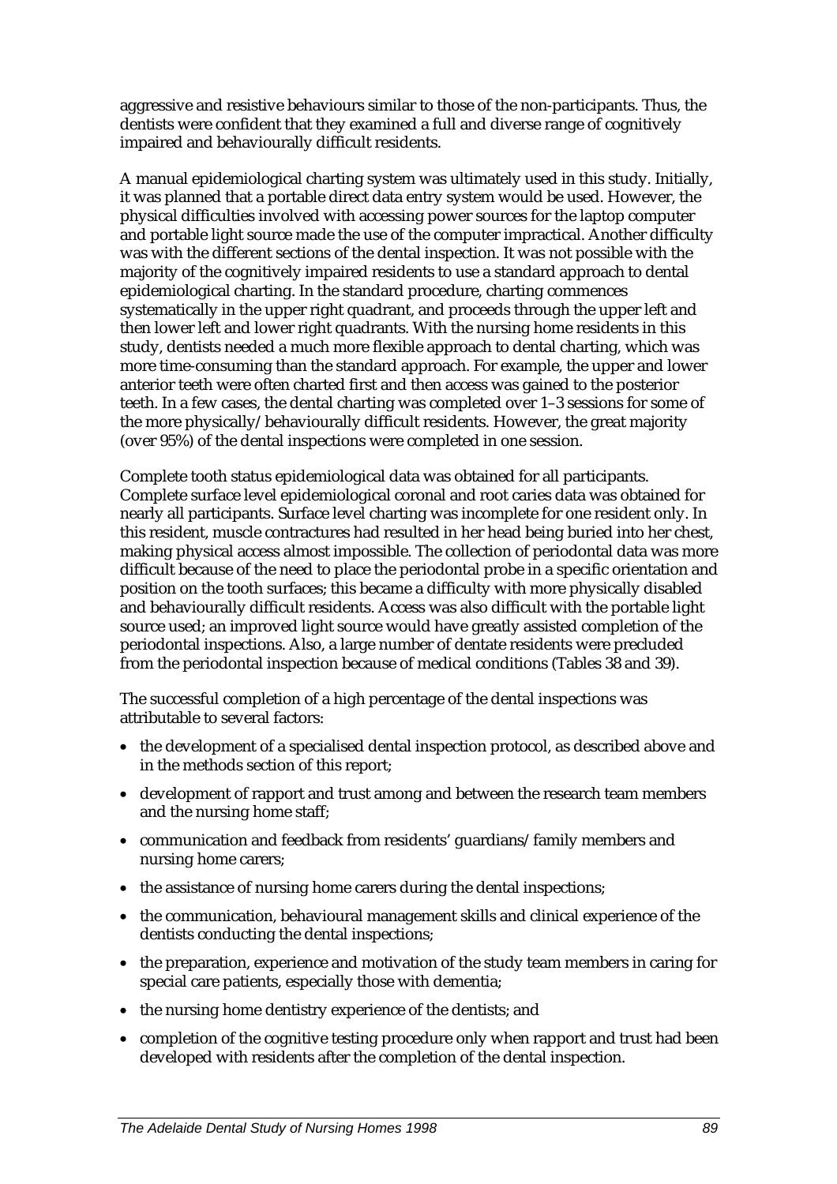aggressive and resistive behaviours similar to those of the non-participants. Thus, the dentists were confident that they examined a full and diverse range of cognitively impaired and behaviourally difficult residents.

A manual epidemiological charting system was ultimately used in this study. Initially, it was planned that a portable direct data entry system would be used. However, the physical difficulties involved with accessing power sources for the laptop computer and portable light source made the use of the computer impractical. Another difficulty was with the different sections of the dental inspection. It was not possible with the majority of the cognitively impaired residents to use a standard approach to dental epidemiological charting. In the standard procedure, charting commences systematically in the upper right quadrant, and proceeds through the upper left and then lower left and lower right quadrants. With the nursing home residents in this study, dentists needed a much more flexible approach to dental charting, which was more time-consuming than the standard approach. For example, the upper and lower anterior teeth were often charted first and then access was gained to the posterior teeth. In a few cases, the dental charting was completed over 1–3 sessions for some of the more physically/behaviourally difficult residents. However, the great majority (over 95%) of the dental inspections were completed in one session.

Complete tooth status epidemiological data was obtained for all participants. Complete surface level epidemiological coronal and root caries data was obtained for nearly all participants. Surface level charting was incomplete for one resident only. In this resident, muscle contractures had resulted in her head being buried into her chest, making physical access almost impossible. The collection of periodontal data was more difficult because of the need to place the periodontal probe in a specific orientation and position on the tooth surfaces; this became a difficulty with more physically disabled and behaviourally difficult residents. Access was also difficult with the portable light source used; an improved light source would have greatly assisted completion of the periodontal inspections. Also, a large number of dentate residents were precluded from the periodontal inspection because of medical conditions (Tables 38 and 39).

The successful completion of a high percentage of the dental inspections was attributable to several factors:

- the development of a specialised dental inspection protocol, as described above and in the methods section of this report;
- development of rapport and trust among and between the research team members and the nursing home staff;
- communication and feedback from residents' guardians/family members and nursing home carers;
- the assistance of nursing home carers during the dental inspections;
- the communication, behavioural management skills and clinical experience of the dentists conducting the dental inspections;
- the preparation, experience and motivation of the study team members in caring for special care patients, especially those with dementia;
- the nursing home dentistry experience of the dentists; and
- completion of the cognitive testing procedure only when rapport and trust had been developed with residents after the completion of the dental inspection.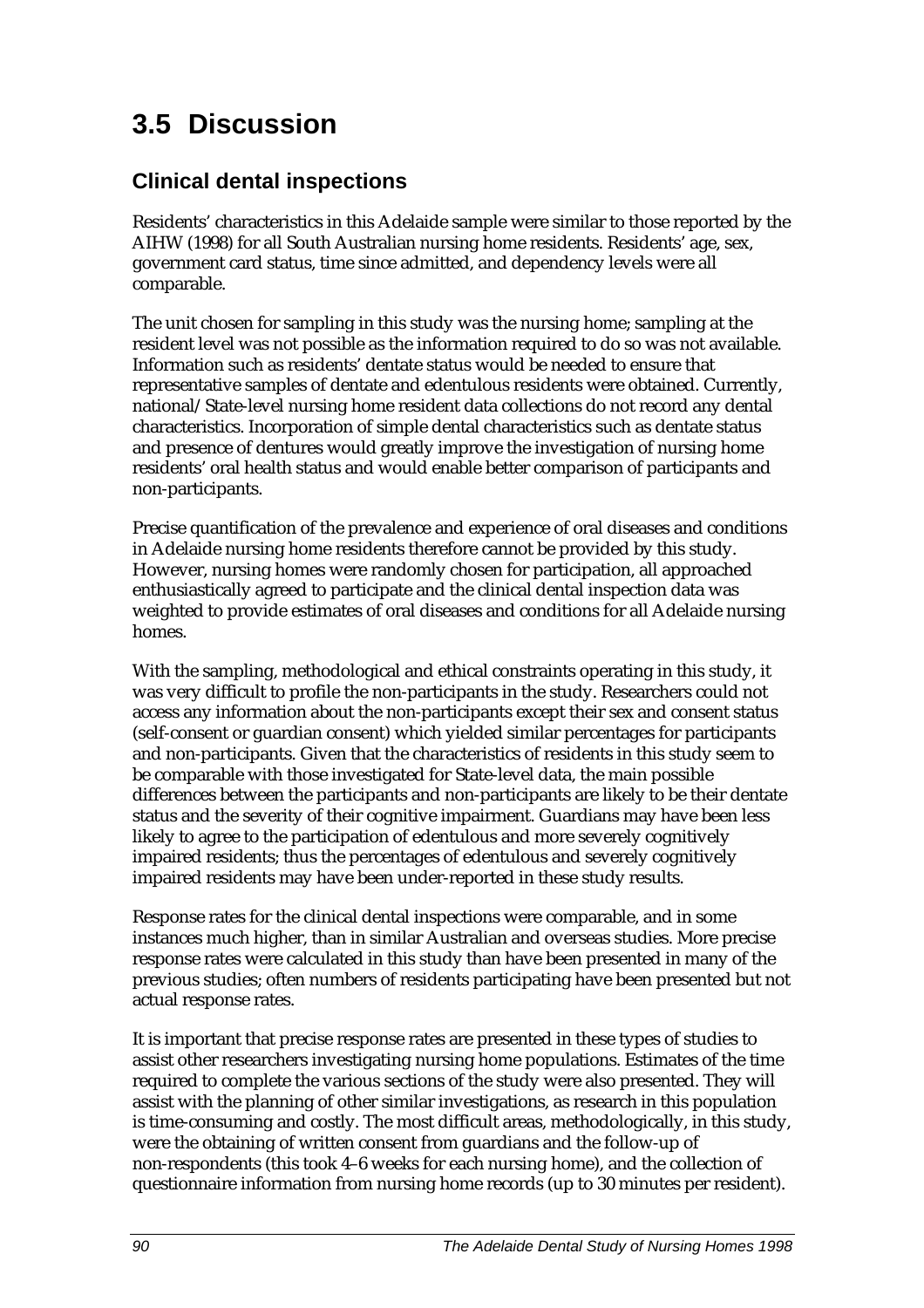# 3.5 Discussion

## Clinical dental inspections

Residents' characteristics in this Adelaide sample were similar to those reported by the AIHW (1998) for all South Australian nursing home residents. Residents' age, sex, government card status, time since admitted, and dependency levels were all comparable.

The unit chosen for sampling in this study was the nursing home; sampling at the resident level was not possible as the information required to do so was not available. Information such as residents' dentate status would be needed to ensure that representative samples of dentate and edentulous residents were obtained. Currently, national/State-level nursing home resident data collections do not record any dental characteristics. Incorporation of simple dental characteristics such as dentate status and presence of dentures would greatly improve the investigation of nursing home residents' oral health status and would enable better comparison of participants and non-participants.

Precise quantification of the prevalence and experience of oral diseases and conditions in Adelaide nursing home residents therefore cannot be provided by this study. However, nursing homes were randomly chosen for participation, all approached enthusiastically agreed to participate and the clinical dental inspection data was weighted to provide estimates of oral diseases and conditions for all Adelaide nursing homes.

With the sampling, methodological and ethical constraints operating in this study, it was very difficult to profile the non-participants in the study. Researchers could not access any information about the non-participants except their sex and consent status (self-consent or guardian consent) which yielded similar percentages for participants and non-participants. Given that the characteristics of residents in this study seem to be comparable with those investigated for State-level data, the main possible differences between the participants and non-participants are likely to be their dentate status and the severity of their cognitive impairment. Guardians may have been less likely to agree to the participation of edentulous and more severely cognitively impaired residents; thus the percentages of edentulous and severely cognitively impaired residents may have been under-reported in these study results.

Response rates for the clinical dental inspections were comparable, and in some instances much higher, than in similar Australian and overseas studies. More precise response rates were calculated in this study than have been presented in many of the previous studies; often numbers of residents participating have been presented but not actual response rates.

It is important that precise response rates are presented in these types of studies to assist other researchers investigating nursing home populations. Estimates of the time required to complete the various sections of the study were also presented. They will assist with the planning of other similar investigations, as research in this population is time-consuming and costly. The most difficult areas, methodologically, in this study, were the obtaining of written consent from guardians and the follow-up of non-respondents (this took 4–6 weeks for each nursing home), and the collection of questionnaire information from nursing home records (up to 30 minutes per resident).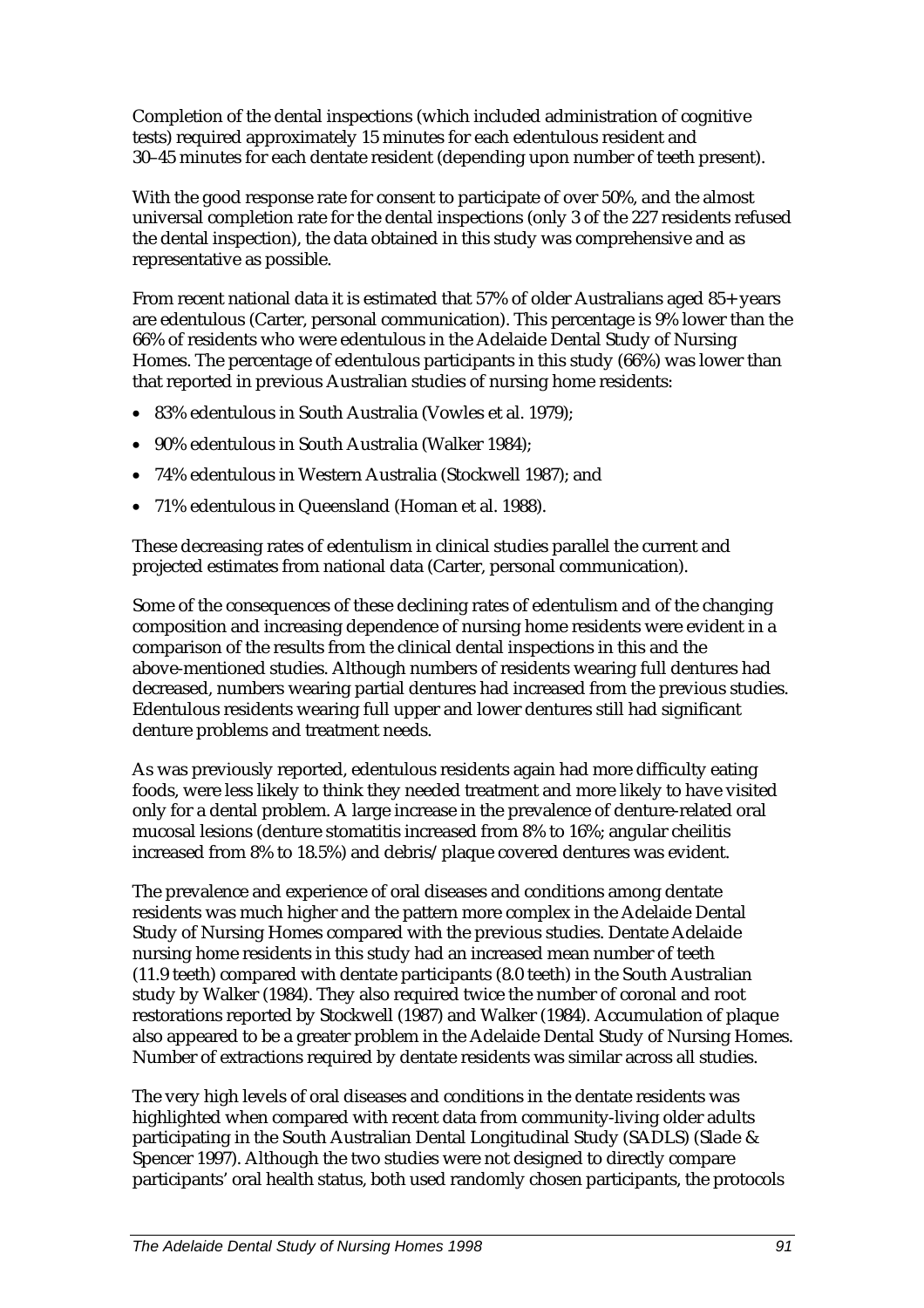Completion of the dental inspections (which included administration of cognitive tests) required approximately 15 minutes for each edentulous resident and 30–45 minutes for each dentate resident (depending upon number of teeth present).

With the good response rate for consent to participate of over 50%, and the almost universal completion rate for the dental inspections (only 3 of the 227 residents refused the dental inspection), the data obtained in this study was comprehensive and as representative as possible.

From recent national data it is estimated that 57% of older Australians aged 85+ years are edentulous (Carter, personal communication). This percentage is 9% lower than the 66% of residents who were edentulous in the Adelaide Dental Study of Nursing Homes. The percentage of edentulous participants in this study (66%) was lower than that reported in previous Australian studies of nursing home residents:

- 83% edentulous in South Australia (Vowles et al. 1979);
- 90% edentulous in South Australia (Walker 1984);
- 74% edentulous in Western Australia (Stockwell 1987); and
- 71% edentulous in Queensland (Homan et al. 1988).

These decreasing rates of edentulism in clinical studies parallel the current and projected estimates from national data (Carter, personal communication).

Some of the consequences of these declining rates of edentulism and of the changing composition and increasing dependence of nursing home residents were evident in a comparison of the results from the clinical dental inspections in this and the above-mentioned studies. Although numbers of residents wearing full dentures had decreased, numbers wearing partial dentures had increased from the previous studies. Edentulous residents wearing full upper and lower dentures still had significant denture problems and treatment needs.

As was previously reported, edentulous residents again had more difficulty eating foods, were less likely to think they needed treatment and more likely to have visited only for a dental problem. A large increase in the prevalence of denture-related oral mucosal lesions (denture stomatitis increased from 8% to 16%; angular cheilitis increased from 8% to 18.5%) and debris/plaque covered dentures was evident.

The prevalence and experience of oral diseases and conditions among dentate residents was much higher and the pattern more complex in the Adelaide Dental Study of Nursing Homes compared with the previous studies. Dentate Adelaide nursing home residents in this study had an increased mean number of teeth (11.9 teeth) compared with dentate participants (8.0 teeth) in the South Australian study by Walker (1984). They also required twice the number of coronal and root restorations reported by Stockwell (1987) and Walker (1984). Accumulation of plaque also appeared to be a greater problem in the Adelaide Dental Study of Nursing Homes. Number of extractions required by dentate residents was similar across all studies.

The very high levels of oral diseases and conditions in the dentate residents was highlighted when compared with recent data from community-living older adults participating in the South Australian Dental Longitudinal Study (SADLS) (Slade & Spencer 1997). Although the two studies were not designed to directly compare participants' oral health status, both used randomly chosen participants, the protocols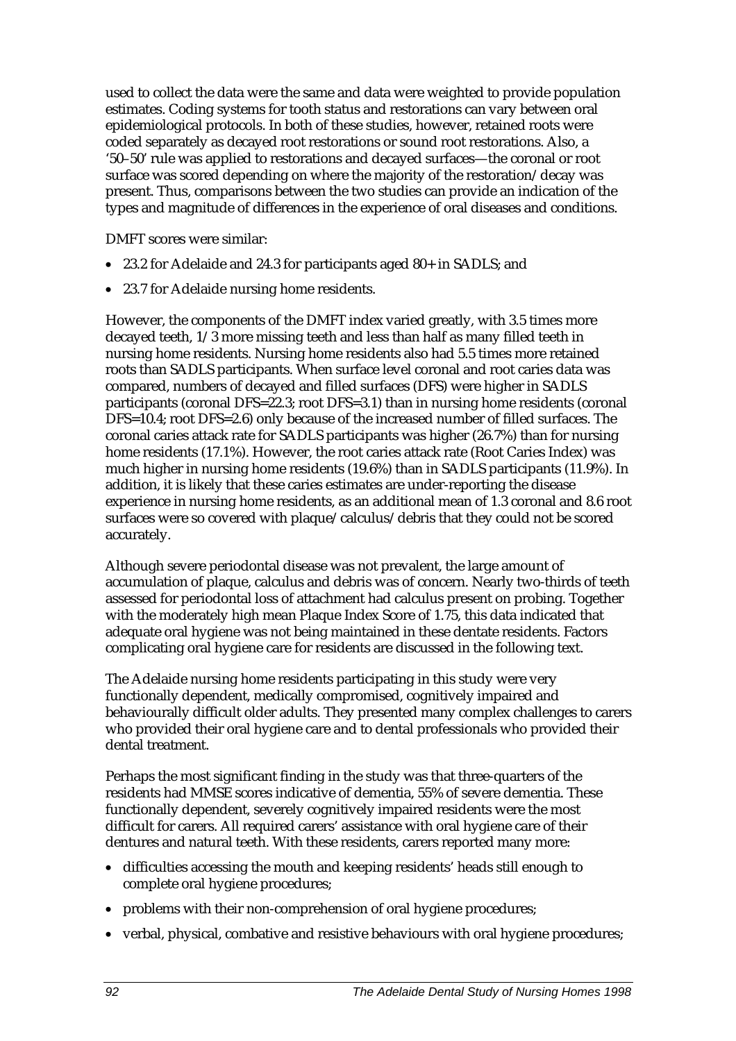used to collect the data were the same and data were weighted to provide population estimates. Coding systems for tooth status and restorations can vary between oral epidemiological protocols. In both of these studies, however, retained roots were coded separately as decayed root restorations or sound root restorations. Also, a '50–50' rule was applied to restorations and decayed surfaces—the coronal or root surface was scored depending on where the majority of the restoration/decay was present. Thus, comparisons between the two studies can provide an indication of the types and magnitude of differences in the experience of oral diseases and conditions.

DMFT scores were similar:

- 23.2 for Adelaide and 24.3 for participants aged 80+ in SADLS; and
- 23.7 for Adelaide nursing home residents.

However, the components of the DMFT index varied greatly, with 3.5 times more decayed teeth, 1/3 more missing teeth and less than half as many filled teeth in nursing home residents. Nursing home residents also had 5.5 times more retained roots than SADLS participants. When surface level coronal and root caries data was compared, numbers of decayed and filled surfaces (DFS) were higher in SADLS participants (coronal DFS=22.3; root DFS=3.1) than in nursing home residents (coronal DFS=10.4; root DFS=2.6) only because of the increased number of filled surfaces. The coronal caries attack rate for SADLS participants was higher (26.7%) than for nursing home residents (17.1%). However, the root caries attack rate (Root Caries Index) was much higher in nursing home residents (19.6%) than in SADLS participants (11.9%). In addition, it is likely that these caries estimates are under-reporting the disease experience in nursing home residents, as an additional mean of 1.3 coronal and 8.6 root surfaces were so covered with plaque/calculus/debris that they could not be scored accurately.

Although severe periodontal disease was not prevalent, the large amount of accumulation of plaque, calculus and debris was of concern. Nearly two-thirds of teeth assessed for periodontal loss of attachment had calculus present on probing. Together with the moderately high mean Plaque Index Score of 1.75, this data indicated that adequate oral hygiene was not being maintained in these dentate residents. Factors complicating oral hygiene care for residents are discussed in the following text.

The Adelaide nursing home residents participating in this study were very functionally dependent, medically compromised, cognitively impaired and behaviourally difficult older adults. They presented many complex challenges to carers who provided their oral hygiene care and to dental professionals who provided their dental treatment.

Perhaps the most significant finding in the study was that three-quarters of the residents had MMSE scores indicative of dementia, 55% of severe dementia. These functionally dependent, severely cognitively impaired residents were the most difficult for carers. All required carers' assistance with oral hygiene care of their dentures and natural teeth. With these residents, carers reported many more:

- difficulties accessing the mouth and keeping residents' heads still enough to complete oral hygiene procedures;
- problems with their non-comprehension of oral hygiene procedures;
- verbal, physical, combative and resistive behaviours with oral hygiene procedures;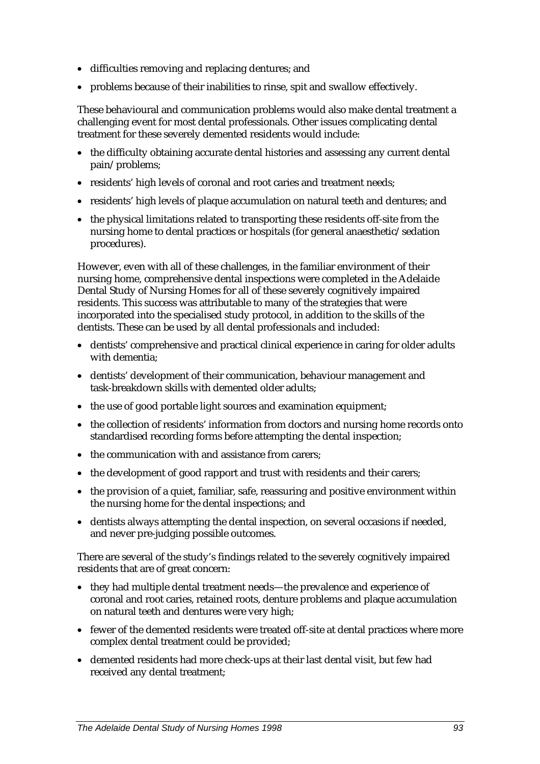- difficulties removing and replacing dentures; and
- problems because of their inabilities to rinse, spit and swallow effectively.

These behavioural and communication problems would also make dental treatment a challenging event for most dental professionals. Other issues complicating dental treatment for these severely demented residents would include:

- the difficulty obtaining accurate dental histories and assessing any current dental pain/problems;
- residents' high levels of coronal and root caries and treatment needs;
- residents' high levels of plaque accumulation on natural teeth and dentures; and
- the physical limitations related to transporting these residents off-site from the nursing home to dental practices or hospitals (for general anaesthetic/sedation procedures).

However, even with all of these challenges, in the familiar environment of their nursing home, comprehensive dental inspections were completed in the Adelaide Dental Study of Nursing Homes for all of these severely cognitively impaired residents. This success was attributable to many of the strategies that were incorporated into the specialised study protocol, in addition to the skills of the dentists. These can be used by all dental professionals and included:

- dentists' comprehensive and practical clinical experience in caring for older adults with dementia;
- dentists' development of their communication, behaviour management and task-breakdown skills with demented older adults;
- the use of good portable light sources and examination equipment;
- the collection of residents' information from doctors and nursing home records onto standardised recording forms before attempting the dental inspection;
- the communication with and assistance from carers;
- the development of good rapport and trust with residents and their carers;
- the provision of a quiet, familiar, safe, reassuring and positive environment within the nursing home for the dental inspections; and
- dentists always attempting the dental inspection, on several occasions if needed, and never pre-judging possible outcomes.

There are several of the study's findings related to the severely cognitively impaired residents that are of great concern:

- they had multiple dental treatment needs—the prevalence and experience of coronal and root caries, retained roots, denture problems and plaque accumulation on natural teeth and dentures were very high;
- fewer of the demented residents were treated off-site at dental practices where more complex dental treatment could be provided;
- demented residents had more check-ups at their last dental visit, but few had received any dental treatment;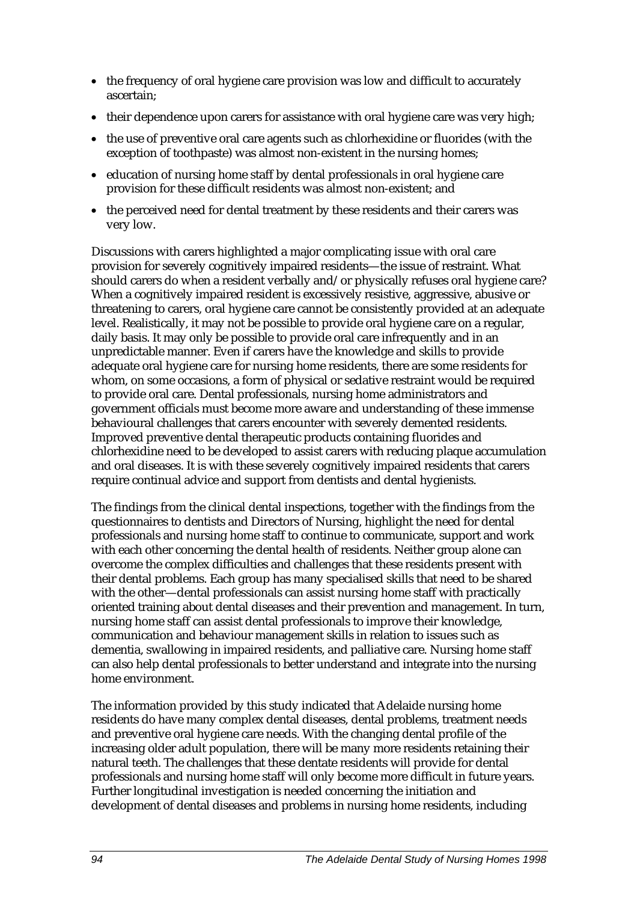- the frequency of oral hygiene care provision was low and difficult to accurately ascertain;
- their dependence upon carers for assistance with oral hygiene care was very high;
- the use of preventive oral care agents such as chlorhexidine or fluorides (with the exception of toothpaste) was almost non-existent in the nursing homes;
- education of nursing home staff by dental professionals in oral hygiene care provision for these difficult residents was almost non-existent; and
- the perceived need for dental treatment by these residents and their carers was very low.

Discussions with carers highlighted a major complicating issue with oral care provision for severely cognitively impaired residents—the issue of restraint. What should carers do when a resident verbally and/or physically refuses oral hygiene care? When a cognitively impaired resident is excessively resistive, aggressive, abusive or threatening to carers, oral hygiene care cannot be consistently provided at an adequate level. Realistically, it may not be possible to provide oral hygiene care on a regular, daily basis. It may only be possible to provide oral care infrequently and in an unpredictable manner. Even if carers have the knowledge and skills to provide adequate oral hygiene care for nursing home residents, there are some residents for whom, on some occasions, a form of physical or sedative restraint would be required to provide oral care. Dental professionals, nursing home administrators and government officials must become more aware and understanding of these immense behavioural challenges that carers encounter with severely demented residents. Improved preventive dental therapeutic products containing fluorides and chlorhexidine need to be developed to assist carers with reducing plaque accumulation and oral diseases. It is with these severely cognitively impaired residents that carers require continual advice and support from dentists and dental hygienists.

The findings from the clinical dental inspections, together with the findings from the questionnaires to dentists and Directors of Nursing, highlight the need for dental professionals and nursing home staff to continue to communicate, support and work with each other concerning the dental health of residents. Neither group alone can overcome the complex difficulties and challenges that these residents present with their dental problems. Each group has many specialised skills that need to be shared with the other—dental professionals can assist nursing home staff with practically oriented training about dental diseases and their prevention and management. In turn, nursing home staff can assist dental professionals to improve their knowledge, communication and behaviour management skills in relation to issues such as dementia, swallowing in impaired residents, and palliative care. Nursing home staff can also help dental professionals to better understand and integrate into the nursing home environment.

The information provided by this study indicated that Adelaide nursing home residents do have many complex dental diseases, dental problems, treatment needs and preventive oral hygiene care needs. With the changing dental profile of the increasing older adult population, there will be many more residents retaining their natural teeth. The challenges that these dentate residents will provide for dental professionals and nursing home staff will only become more difficult in future years. Further longitudinal investigation is needed concerning the initiation and development of dental diseases and problems in nursing home residents, including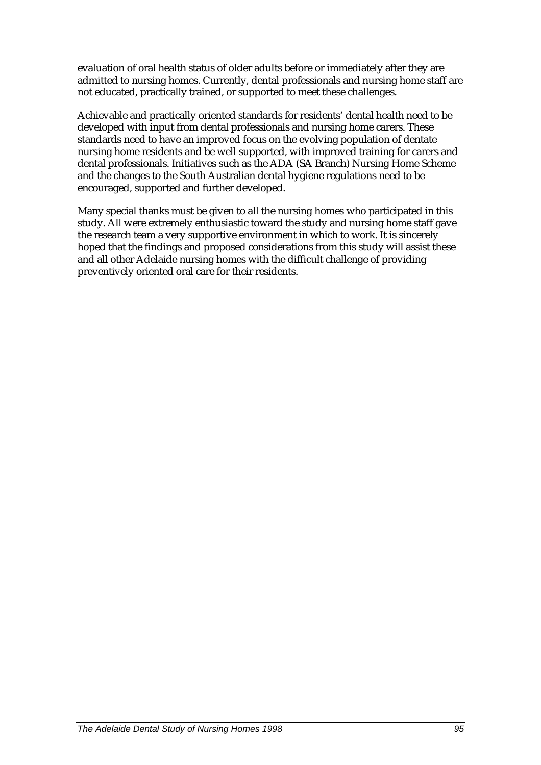evaluation of oral health status of older adults before or immediately after they are admitted to nursing homes. Currently, dental professionals and nursing home staff are not educated, practically trained, or supported to meet these challenges.

Achievable and practically oriented standards for residents' dental health need to be developed with input from dental professionals and nursing home carers. These standards need to have an improved focus on the evolving population of dentate nursing home residents and be well supported, with improved training for carers and dental professionals. Initiatives such as the ADA (SA Branch) Nursing Home Scheme and the changes to the South Australian dental hygiene regulations need to be encouraged, supported and further developed.

Many special thanks must be given to all the nursing homes who participated in this study. All were extremely enthusiastic toward the study and nursing home staff gave the research team a very supportive environment in which to work. It is sincerely hoped that the findings and proposed considerations from this study will assist these and all other Adelaide nursing homes with the difficult challenge of providing preventively oriented oral care for their residents.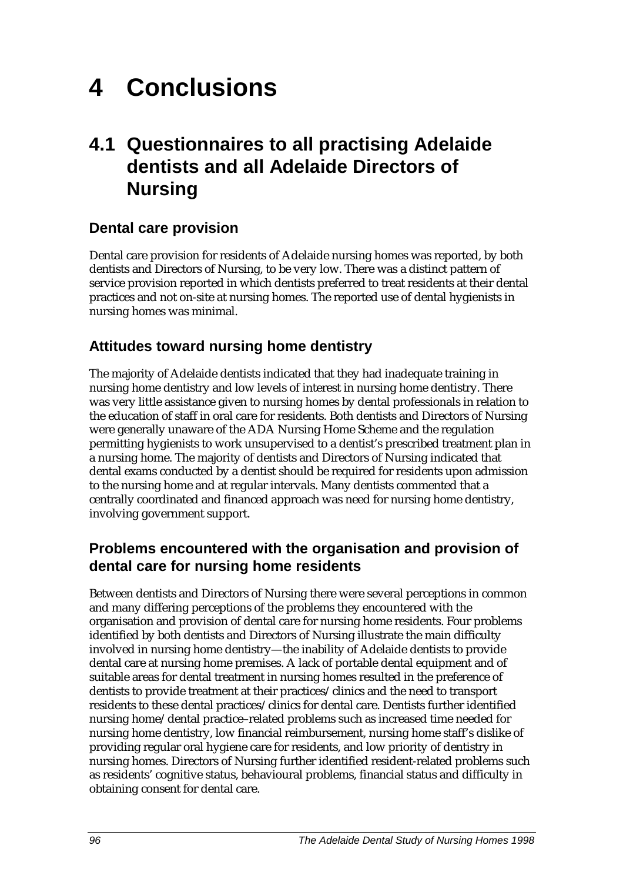# 4 Conclusions

## 4.1 Questionnaires to all practising Adelaide dentists and all Adelaide Directors of Nursing

### Dental care provision

Dental care provision for residents of Adelaide nursing homes was reported, by both dentists and Directors of Nursing, to be very low. There was a distinct pattern of service provision reported in which dentists preferred to treat residents at their dental practices and not on-site at nursing homes. The reported use of dental hygienists in nursing homes was minimal.

### Attitudes toward nursing home dentistry

The majority of Adelaide dentists indicated that they had inadequate training in nursing home dentistry and low levels of interest in nursing home dentistry. There was very little assistance given to nursing homes by dental professionals in relation to the education of staff in oral care for residents. Both dentists and Directors of Nursing were generally unaware of the ADA Nursing Home Scheme and the regulation permitting hygienists to work unsupervised to a dentist's prescribed treatment plan in a nursing home. The majority of dentists and Directors of Nursing indicated that dental exams conducted by a dentist should be required for residents upon admission to the nursing home and at regular intervals. Many dentists commented that a centrally coordinated and financed approach was need for nursing home dentistry, involving government support.

### Problems encountered with the organisation and provision of dental care for nursing home residents

Between dentists and Directors of Nursing there were several perceptions in common and many differing perceptions of the problems they encountered with the organisation and provision of dental care for nursing home residents. Four problems identified by both dentists and Directors of Nursing illustrate the main difficulty involved in nursing home dentistry—the inability of Adelaide dentists to provide dental care at nursing home premises. A lack of portable dental equipment and of suitable areas for dental treatment in nursing homes resulted in the preference of dentists to provide treatment at their practices/clinics and the need to transport residents to these dental practices/clinics for dental care. Dentists further identified nursing home/dental practice–related problems such as increased time needed for nursing home dentistry, low financial reimbursement, nursing home staff's dislike of providing regular oral hygiene care for residents, and low priority of dentistry in nursing homes. Directors of Nursing further identified resident-related problems such as residents' cognitive status, behavioural problems, financial status and difficulty in obtaining consent for dental care.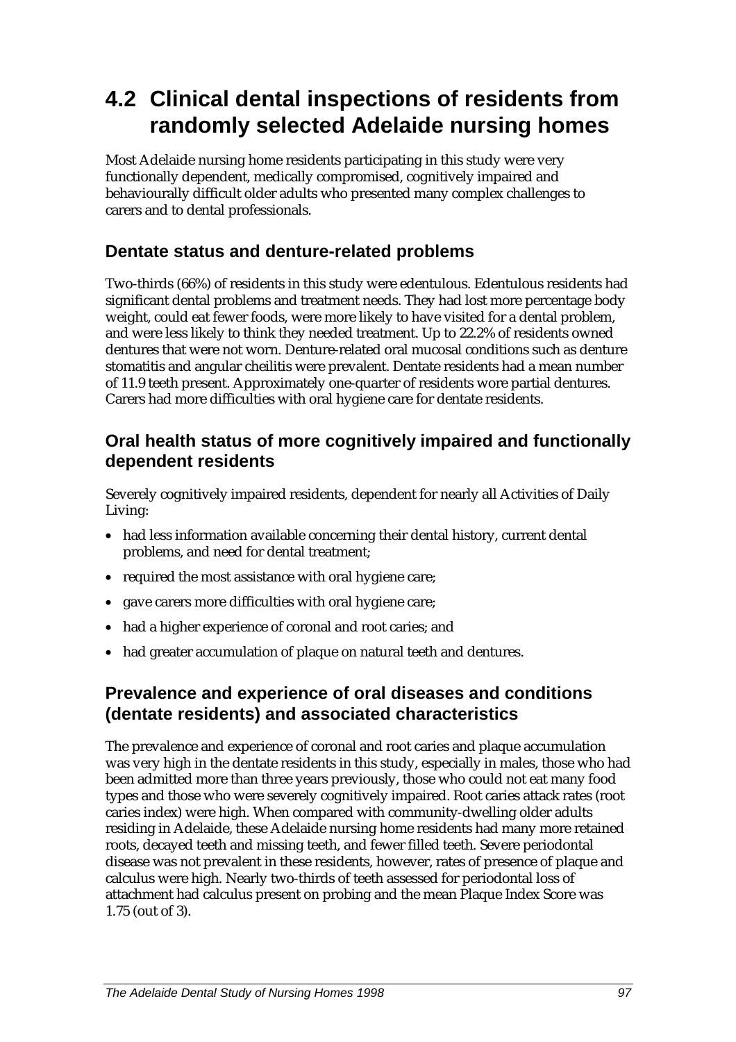# 4.2 Clinical dental inspections of residents from randomly selected Adelaide nursing homes

Most Adelaide nursing home residents participating in this study were very functionally dependent, medically compromised, cognitively impaired and behaviourally difficult older adults who presented many complex challenges to carers and to dental professionals.

## Dentate status and denture-related problems

Two-thirds (66%) of residents in this study were edentulous. Edentulous residents had significant dental problems and treatment needs. They had lost more percentage body weight, could eat fewer foods, were more likely to have visited for a dental problem, and were less likely to think they needed treatment. Up to 22.2% of residents owned dentures that were not worn. Denture-related oral mucosal conditions such as denture stomatitis and angular cheilitis were prevalent. Dentate residents had a mean number of 11.9 teeth present. Approximately one-quarter of residents wore partial dentures. Carers had more difficulties with oral hygiene care for dentate residents.

## Oral health status of more cognitively impaired and functionally dependent residents

Severely cognitively impaired residents, dependent for nearly all Activities of Daily Living:

- had less information available concerning their dental history, current dental problems, and need for dental treatment;
- required the most assistance with oral hygiene care;
- gave carers more difficulties with oral hygiene care;
- had a higher experience of coronal and root caries; and
- had greater accumulation of plaque on natural teeth and dentures.

## Prevalence and experience of oral diseases and conditions (dentate residents) and associated characteristics

The prevalence and experience of coronal and root caries and plaque accumulation was very high in the dentate residents in this study, especially in males, those who had been admitted more than three years previously, those who could not eat many food types and those who were severely cognitively impaired. Root caries attack rates (root caries index) were high. When compared with community-dwelling older adults residing in Adelaide, these Adelaide nursing home residents had many more retained roots, decayed teeth and missing teeth, and fewer filled teeth. Severe periodontal disease was not prevalent in these residents, however, rates of presence of plaque and calculus were high. Nearly two-thirds of teeth assessed for periodontal loss of attachment had calculus present on probing and the mean Plaque Index Score was 1.75 (out of 3).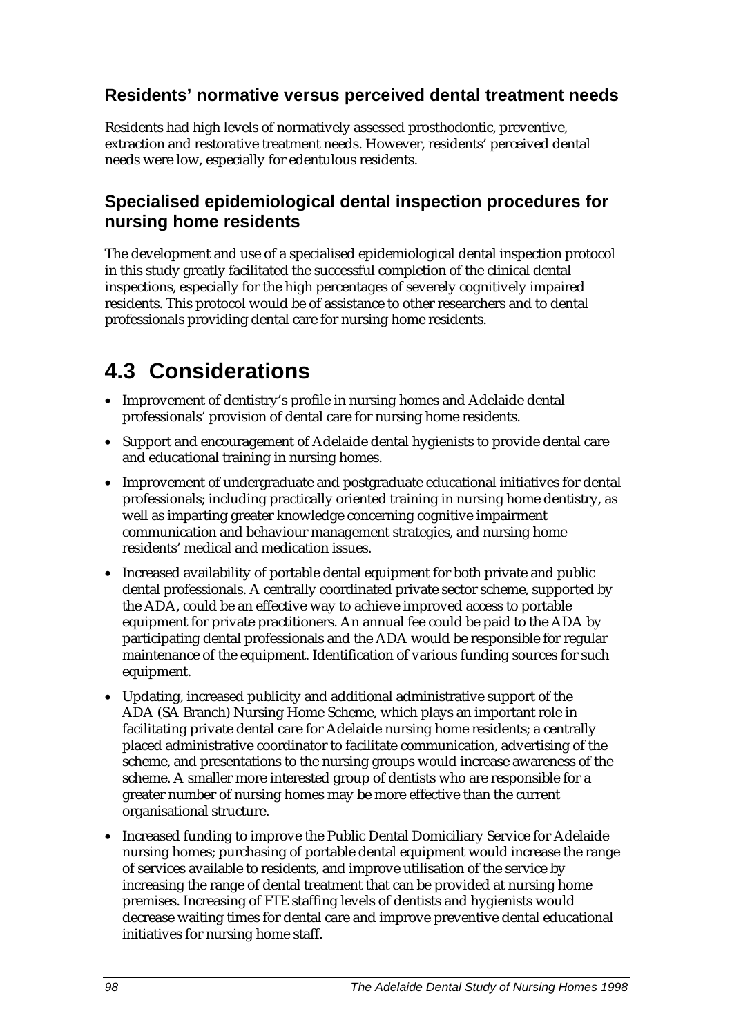### Residents' normative versus perceived dental treatment needs

Residents had high levels of normatively assessed prosthodontic, preventive, extraction and restorative treatment needs. However, residents' perceived dental needs were low, especially for edentulous residents.

### Specialised epidemiological dental inspection procedures for nursing home residents

The development and use of a specialised epidemiological dental inspection protocol in this study greatly facilitated the successful completion of the clinical dental inspections, especially for the high percentages of severely cognitively impaired residents. This protocol would be of assistance to other researchers and to dental professionals providing dental care for nursing home residents.

## 4.3 Considerations

- Improvement of dentistry's profile in nursing homes and Adelaide dental professionals' provision of dental care for nursing home residents.
- Support and encouragement of Adelaide dental hygienists to provide dental care and educational training in nursing homes.
- Improvement of undergraduate and postgraduate educational initiatives for dental professionals; including practically oriented training in nursing home dentistry, as well as imparting greater knowledge concerning cognitive impairment communication and behaviour management strategies, and nursing home residents' medical and medication issues.
- Increased availability of portable dental equipment for both private and public dental professionals. A centrally coordinated private sector scheme, supported by the ADA, could be an effective way to achieve improved access to portable equipment for private practitioners. An annual fee could be paid to the ADA by participating dental professionals and the ADA would be responsible for regular maintenance of the equipment. Identification of various funding sources for such equipment.
- Updating, increased publicity and additional administrative support of the ADA (SA Branch) Nursing Home Scheme, which plays an important role in facilitating private dental care for Adelaide nursing home residents; a centrally placed administrative coordinator to facilitate communication, advertising of the scheme, and presentations to the nursing groups would increase awareness of the scheme. A smaller more interested group of dentists who are responsible for a greater number of nursing homes may be more effective than the current organisational structure.
- Increased funding to improve the Public Dental Domiciliary Service for Adelaide nursing homes; purchasing of portable dental equipment would increase the range of services available to residents, and improve utilisation of the service by increasing the range of dental treatment that can be provided at nursing home premises. Increasing of FTE staffing levels of dentists and hygienists would decrease waiting times for dental care and improve preventive dental educational initiatives for nursing home staff.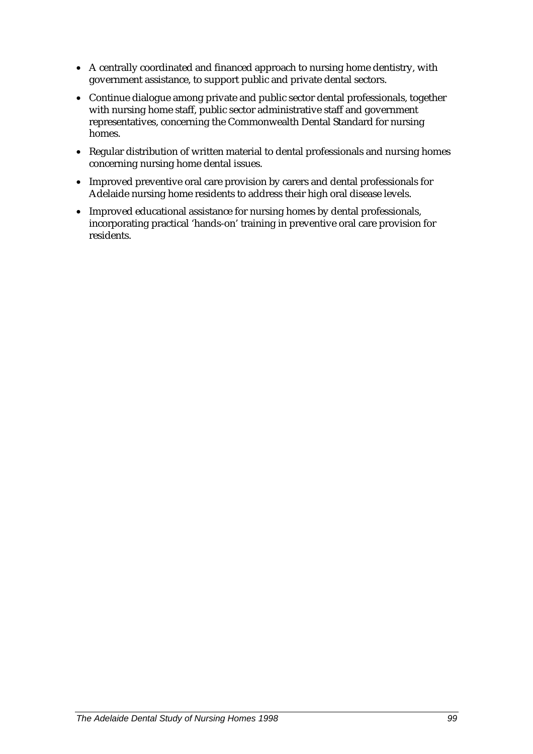- A centrally coordinated and financed approach to nursing home dentistry, with government assistance, to support public and private dental sectors.
- Continue dialogue among private and public sector dental professionals, together with nursing home staff, public sector administrative staff and government representatives, concerning the Commonwealth Dental Standard for nursing homes.
- Regular distribution of written material to dental professionals and nursing homes concerning nursing home dental issues.
- Improved preventive oral care provision by carers and dental professionals for Adelaide nursing home residents to address their high oral disease levels.
- Improved educational assistance for nursing homes by dental professionals, incorporating practical 'hands-on' training in preventive oral care provision for residents.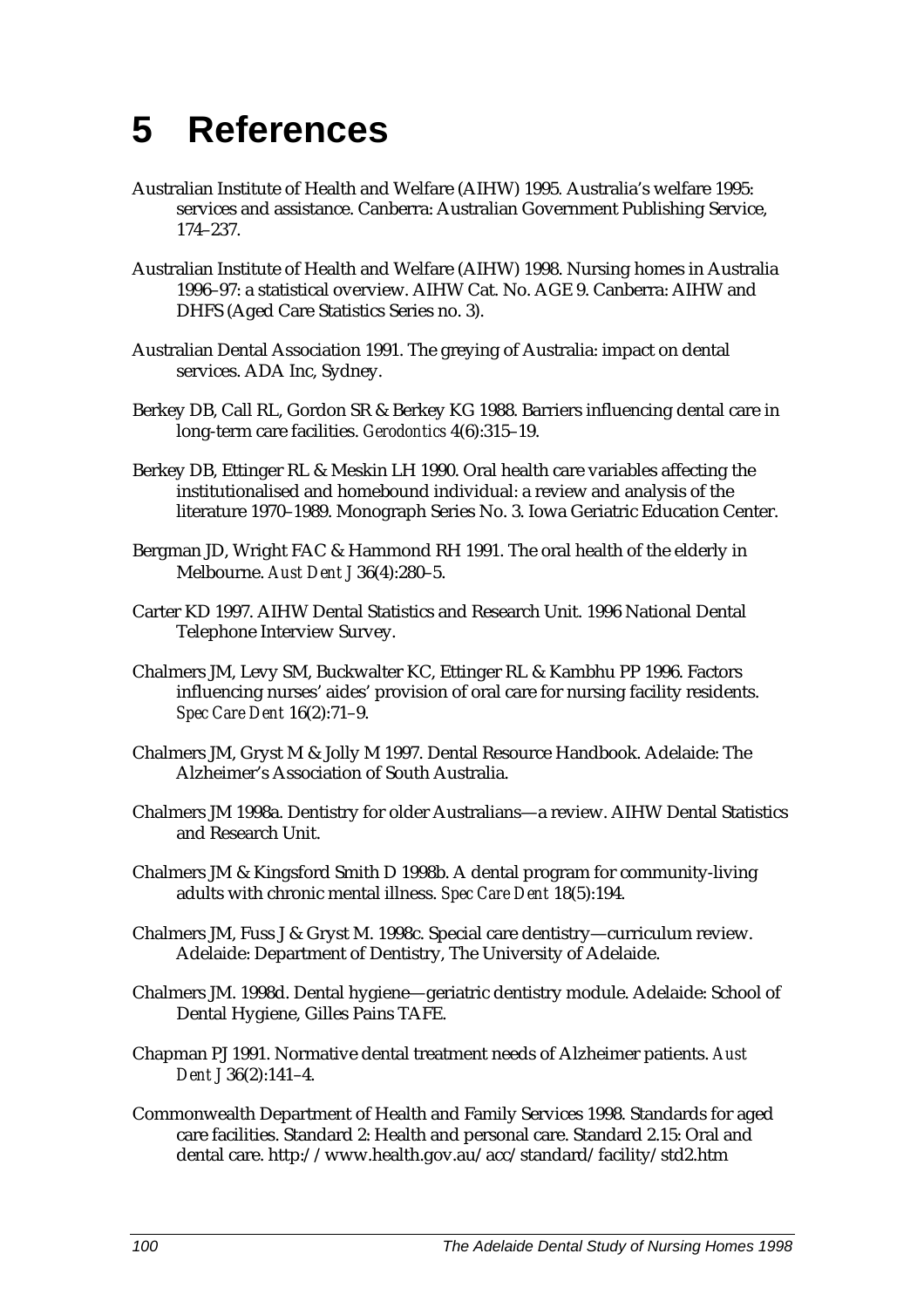# 5 References

Australian Institute of Health and Welfare (AIHW) 1995. Australia's welfare 1995: services and assistance. Canberra: Australian Government Publishing Service, 174–237.

Australian Institute of Health and Welfare (AIHW) 1998. Nursing homes in Australia 1996–97: a statistical overview. AIHW Cat. No. AGE 9. Canberra: AIHW and DHFS (Aged Care Statistics Series no. 3).

Australian Dental Association 1991. The greying of Australia: impact on dental services. ADA Inc, Sydney.

Berkey DB, Call RL, Gordon SR & Berkey KG 1988. Barriers influencing dental care in long-term care facilities. *Gerodontics* 4(6):315–19.

Berkey DB, Ettinger RL & Meskin LH 1990. Oral health care variables affecting the institutionalised and homebound individual: a review and analysis of the literature 1970–1989. Monograph Series No. 3. Iowa Geriatric Education Center.

Bergman JD, Wright FAC & Hammond RH 1991. The oral health of the elderly in Melbourne. *Aust Dent J* 36(4):280–5.

Carter KD 1997. AIHW Dental Statistics and Research Unit. 1996 National Dental Telephone Interview Survey.

Chalmers JM, Levy SM, Buckwalter KC, Ettinger RL & Kambhu PP 1996. Factors influencing nurses' aides' provision of oral care for nursing facility residents. *Spec Care Dent* 16(2):71–9.

Chalmers JM, Gryst M & Jolly M 1997. Dental Resource Handbook. Adelaide: The Alzheimer's Association of South Australia.

Chalmers JM 1998a. Dentistry for older Australians—a review. AIHW Dental Statistics and Research Unit.

Chalmers JM & Kingsford Smith D 1998b. A dental program for community-living adults with chronic mental illness. *Spec Care Dent* 18(5):194.

Chalmers JM, Fuss J & Gryst M. 1998c. Special care dentistry—curriculum review. Adelaide: Department of Dentistry, The University of Adelaide.

Chalmers JM. 1998d. Dental hygiene—geriatric dentistry module. Adelaide: School of Dental Hygiene, Gilles Pains TAFE.

Chapman PJ 1991. Normative dental treatment needs of Alzheimer patients. *Aust Dent J* 36(2):141–4.

Commonwealth Department of Health and Family Services 1998. Standards for aged care facilities. Standard 2: Health and personal care. Standard 2.15: Oral and dental care. http://www.health.gov.au/acc/standard/facility/std2.htm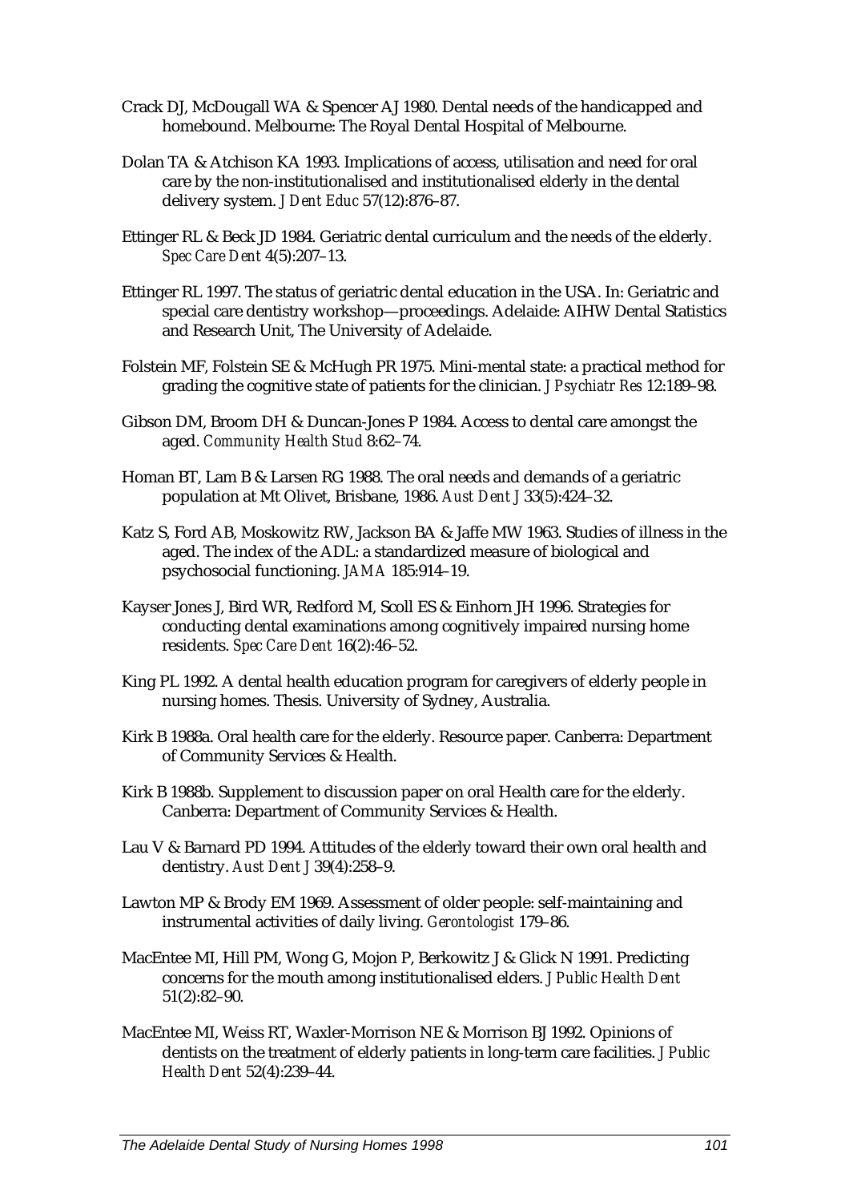Crack DJ, McDougall WA & Spencer AJ 1980. Dental needs of the handicapped and homebound. Melbourne: The Royal Dental Hospital of Melbourne.

Dolan TA & Atchison KA 1993. Implications of access, utilisation and need for oral care by the non-institutionalised and institutionalised elderly in the dental delivery system. *J Dent Educ* 57(12):876–87.

Ettinger RL & Beck JD 1984. Geriatric dental curriculum and the needs of the elderly. *Spec Care Dent* 4(5):207–13.

Ettinger RL 1997. The status of geriatric dental education in the USA. In: Geriatric and special care dentistry workshop—proceedings. Adelaide: AIHW Dental Statistics and Research Unit, The University of Adelaide.

Folstein MF, Folstein SE & McHugh PR 1975. Mini-mental state: a practical method for grading the cognitive state of patients for the clinician. *J Psychiatr Res* 12:189–98.

Gibson DM, Broom DH & Duncan-Jones P 1984. Access to dental care amongst the aged. *Community Health Stud* 8:62–74.

Homan BT, Lam B & Larsen RG 1988. The oral needs and demands of a geriatric population at Mt Olivet, Brisbane, 1986. *Aust Dent J* 33(5):424–32.

Katz S, Ford AB, Moskowitz RW, Jackson BA & Jaffe MW 1963. Studies of illness in the aged. The index of the ADL: a standardized measure of biological and psychosocial functioning. *JAMA* 185:914–19.

Kayser Jones J, Bird WR, Redford M, Scoll ES & Einhorn JH 1996. Strategies for conducting dental examinations among cognitively impaired nursing home residents. *Spec Care Dent* 16(2):46–52.

King PL 1992. A dental health education program for caregivers of elderly people in nursing homes. Thesis. University of Sydney, Australia.

Kirk B 1988a. Oral health care for the elderly. Resource paper. Canberra: Department of Community Services & Health.

Kirk B 1988b. Supplement to discussion paper on oral Health care for the elderly. Canberra: Department of Community Services & Health.

Lau V & Barnard PD 1994. Attitudes of the elderly toward their own oral health and dentistry. *Aust Dent J* 39(4):258–9.

Lawton MP & Brody EM 1969. Assessment of older people: self-maintaining and instrumental activities of daily living. *Gerontologist* 179–86.

MacEntee MI, Hill PM, Wong G, Mojon P, Berkowitz J & Glick N 1991. Predicting concerns for the mouth among institutionalised elders. *J Public Health Dent* 51(2):82–90.

MacEntee MI, Weiss RT, Waxler-Morrison NE & Morrison BJ 1992. Opinions of dentists on the treatment of elderly patients in long-term care facilities. *J Public Health Dent* 52(4):239–44.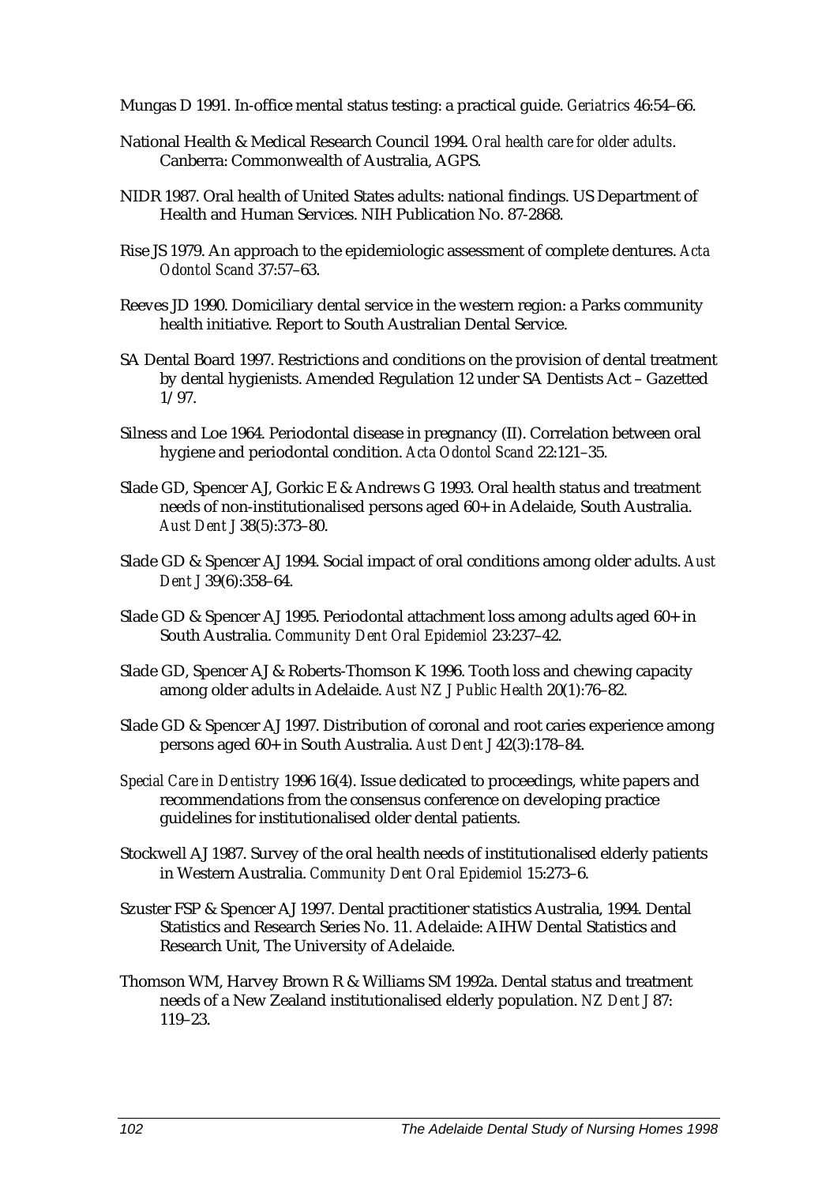Mungas D 1991. In-office mental status testing: a practical guide. *Geriatrics* 46:54–66.

National Health & Medical Research Council 1994. *Oral health care for older adults*. Canberra: Commonwealth of Australia, AGPS.

NIDR 1987. Oral health of United States adults: national findings. US Department of Health and Human Services. NIH Publication No. 87-2868.

Rise JS 1979. An approach to the epidemiologic assessment of complete dentures. *Acta Odontol Scand* 37:57–63.

Reeves JD 1990. Domiciliary dental service in the western region: a Parks community health initiative. Report to South Australian Dental Service.

SA Dental Board 1997. Restrictions and conditions on the provision of dental treatment by dental hygienists. Amended Regulation 12 under SA Dentists Act – Gazetted 1/97.

Silness and Loe 1964. Periodontal disease in pregnancy (II). Correlation between oral hygiene and periodontal condition. *Acta Odontol Scand* 22:121–35.

Slade GD, Spencer AJ, Gorkic E & Andrews G 1993. Oral health status and treatment needs of non-institutionalised persons aged 60+ in Adelaide, South Australia. *Aust Dent J* 38(5):373–80.

Slade GD & Spencer AJ 1994. Social impact of oral conditions among older adults. *Aust Dent J* 39(6):358–64.

Slade GD & Spencer AJ 1995. Periodontal attachment loss among adults aged 60+ in South Australia. *Community Dent Oral Epidemiol* 23:237–42.

Slade GD, Spencer AJ & Roberts-Thomson K 1996. Tooth loss and chewing capacity among older adults in Adelaide. *Aust NZ J Public Health* 20(1):76–82.

Slade GD & Spencer AJ 1997. Distribution of coronal and root caries experience among persons aged 60+ in South Australia. *Aust Dent J* 42(3):178–84.

*Special Care in Dentistry* 1996 16(4). Issue dedicated to proceedings, white papers and recommendations from the consensus conference on developing practice guidelines for institutionalised older dental patients.

Stockwell AJ 1987. Survey of the oral health needs of institutionalised elderly patients in Western Australia. *Community Dent Oral Epidemiol* 15:273–6.

Szuster FSP & Spencer AJ 1997. Dental practitioner statistics Australia, 1994. Dental Statistics and Research Series No. 11. Adelaide: AIHW Dental Statistics and Research Unit, The University of Adelaide.

Thomson WM, Harvey Brown R & Williams SM 1992a. Dental status and treatment needs of a New Zealand institutionalised elderly population. *NZ Dent J* 87: 119–23.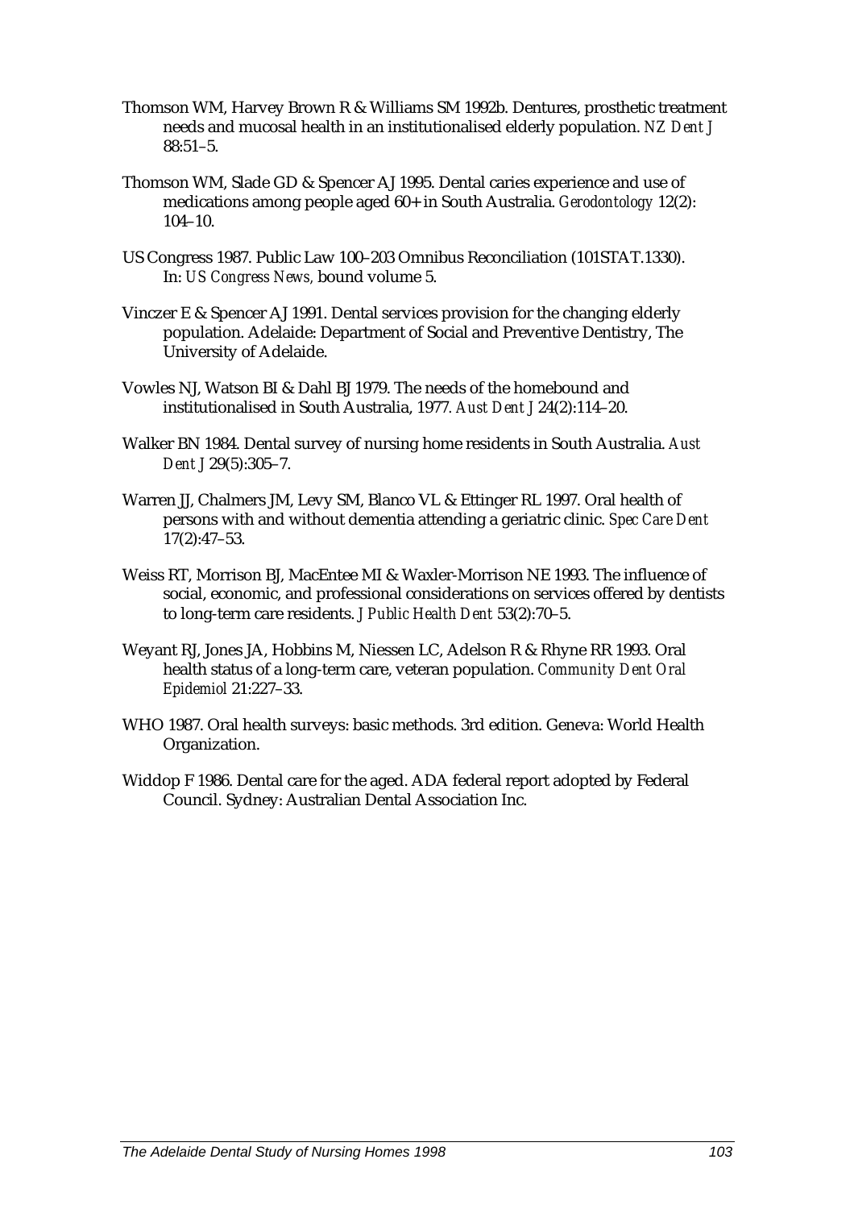Thomson WM, Harvey Brown R & Williams SM 1992b. Dentures, prosthetic treatment needs and mucosal health in an institutionalised elderly population. *NZ Dent J* 88:51–5.

Thomson WM, Slade GD & Spencer AJ 1995. Dental caries experience and use of medications among people aged 60+ in South Australia. *Gerodontology* 12(2): 104–10.

US Congress 1987. Public Law 100–203 Omnibus Reconciliation (101STAT.1330). In: *US Congress News,* bound volume 5.

Vinczer E & Spencer AJ 1991. Dental services provision for the changing elderly population. Adelaide: Department of Social and Preventive Dentistry, The University of Adelaide.

Vowles NJ, Watson BI & Dahl BJ 1979. The needs of the homebound and institutionalised in South Australia, 1977. *Aust Dent J* 24(2):114–20.

Walker BN 1984. Dental survey of nursing home residents in South Australia. *Aust Dent J* 29(5):305–7.

Warren JJ, Chalmers JM, Levy SM, Blanco VL & Ettinger RL 1997. Oral health of persons with and without dementia attending a geriatric clinic. *Spec Care Dent* 17(2):47–53.

Weiss RT, Morrison BJ, MacEntee MI & Waxler-Morrison NE 1993. The influence of social, economic, and professional considerations on services offered by dentists to long-term care residents. *J Public Health Dent* 53(2):70–5.

Weyant RJ, Jones JA, Hobbins M, Niessen LC, Adelson R & Rhyne RR 1993. Oral health status of a long-term care, veteran population. *Community Dent Oral Epidemiol* 21:227–33.

WHO 1987. Oral health surveys: basic methods. 3rd edition. Geneva: World Health Organization.

Widdop F 1986. Dental care for the aged. ADA federal report adopted by Federal Council. Sydney: Australian Dental Association Inc.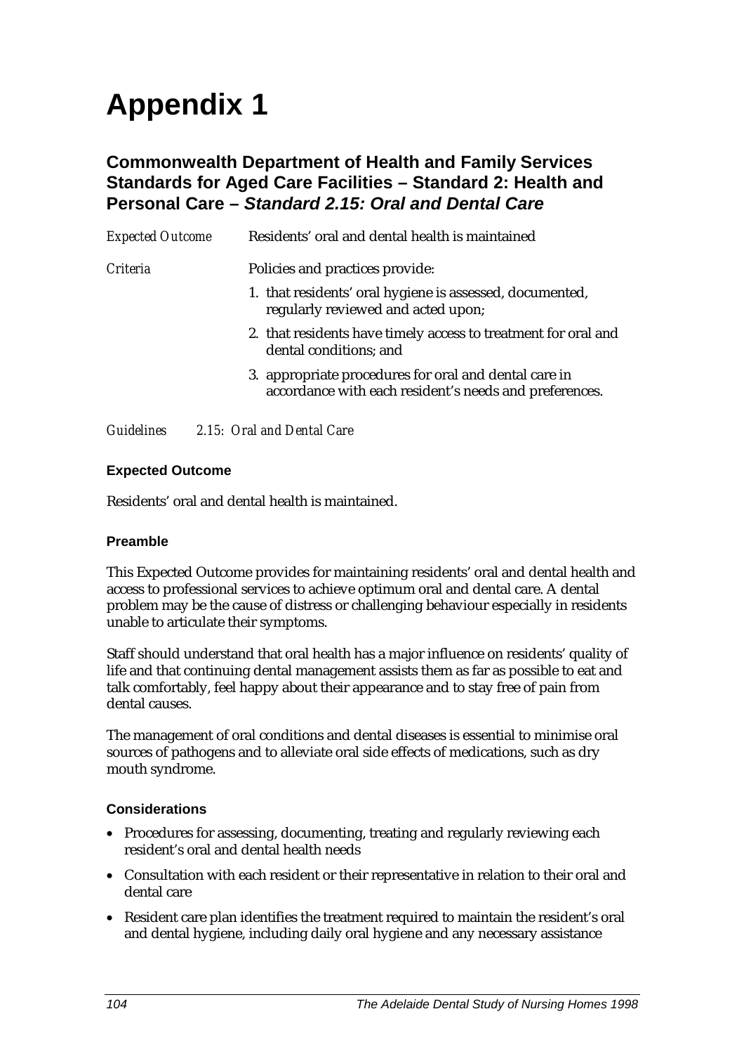# Appendix 1

## Commonwealth Department of Health and Family Services Standards for Aged Care Facilities – Standard 2: Health and Personal Care – *Standard 2.15: Oral and Dental Care*

*Expected Outcome* Residents' oral and dental health is maintained

*Criteria* Policies and practices provide:

1. that residents' oral hygiene is assessed, documented, regularly reviewed and acted upon;
2. that residents have timely access to treatment for oral and dental conditions; and
3. appropriate procedures for oral and dental care in accordance with each resident's needs and preferences.

*Guidelines 2.15: Oral and Dental Care*

#### Expected Outcome

Residents' oral and dental health is maintained.

#### Preamble

This Expected Outcome provides for maintaining residents' oral and dental health and access to professional services to achieve optimum oral and dental care. A dental problem may be the cause of distress or challenging behaviour especially in residents unable to articulate their symptoms.

Staff should understand that oral health has a major influence on residents' quality of life and that continuing dental management assists them as far as possible to eat and talk comfortably, feel happy about their appearance and to stay free of pain from dental causes.

The management of oral conditions and dental diseases is essential to minimise oral sources of pathogens and to alleviate oral side effects of medications, such as dry mouth syndrome.

#### Considerations

- Procedures for assessing, documenting, treating and regularly reviewing each resident's oral and dental health needs
- Consultation with each resident or their representative in relation to their oral and dental care
- Resident care plan identifies the treatment required to maintain the resident's oral and dental hygiene, including daily oral hygiene and any necessary assistance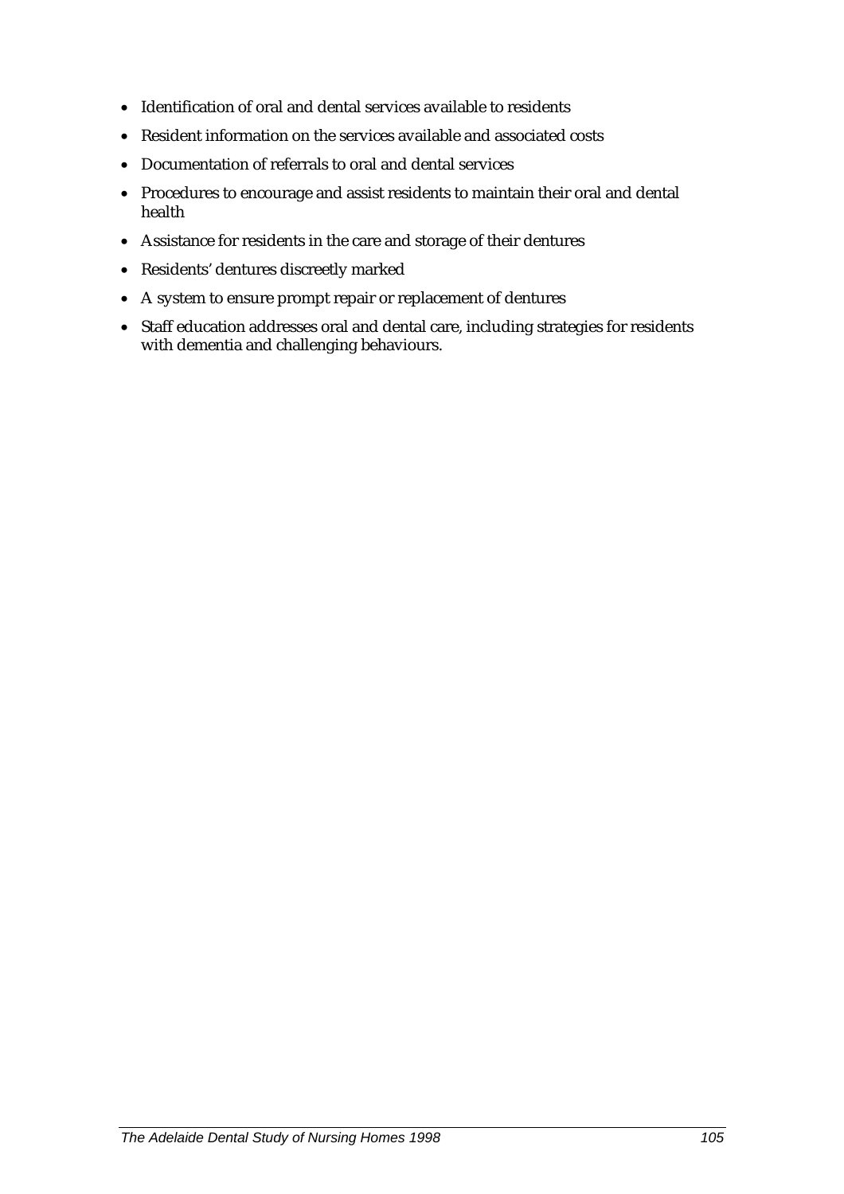- Identification of oral and dental services available to residents
- Resident information on the services available and associated costs
- Documentation of referrals to oral and dental services
- Procedures to encourage and assist residents to maintain their oral and dental health
- Assistance for residents in the care and storage of their dentures
- Residents' dentures discreetly marked
- A system to ensure prompt repair or replacement of dentures
- Staff education addresses oral and dental care, including strategies for residents with dementia and challenging behaviours.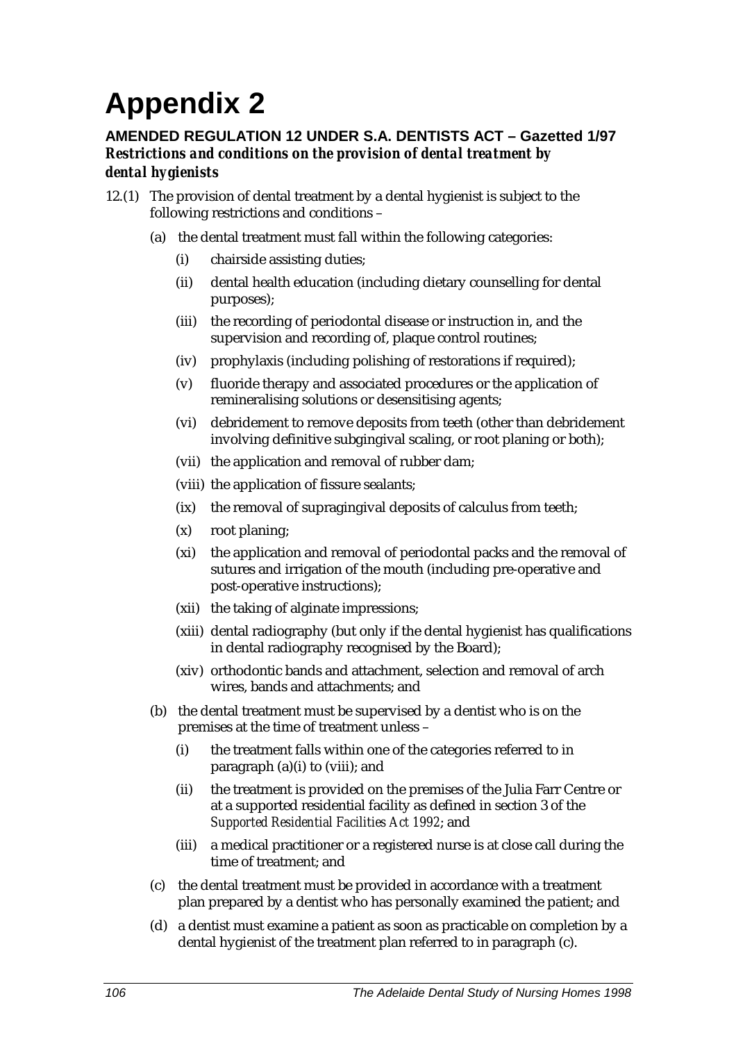# Appendix 2

**AMENDED REGULATION 12 UNDER S.A. DENTISTS ACT – Gazetted 1/97**

***Restrictions and conditions on the provision of dental treatment by dental hygienists***

12.(1) The provision of dental treatment by a dental hygienist is subject to the following restrictions and conditions –

- (a) the dental treatment must fall within the following categories:
  - (i) chairside assisting duties;
  - (ii) dental health education (including dietary counselling for dental purposes);
  - (iii) the recording of periodontal disease or instruction in, and the supervision and recording of, plaque control routines;
  - (iv) prophylaxis (including polishing of restorations if required);
  - (v) fluoride therapy and associated procedures or the application of remineralising solutions or desensitising agents;
  - (vi) debridement to remove deposits from teeth (other than debridement involving definitive subgingival scaling, or root planing or both);
  - (vii) the application and removal of rubber dam;
  - (viii) the application of fissure sealants;
  - (ix) the removal of supragingival deposits of calculus from teeth;
  - (x) root planing;
  - (xi) the application and removal of periodontal packs and the removal of sutures and irrigation of the mouth (including pre-operative and post-operative instructions);
  - (xii) the taking of alginate impressions;
  - (xiii) dental radiography (but only if the dental hygienist has qualifications in dental radiography recognised by the Board);
  - (xiv) orthodontic bands and attachment, selection and removal of arch wires, bands and attachments; and
- (b) the dental treatment must be supervised by a dentist who is on the premises at the time of treatment unless –
  - (i) the treatment falls within one of the categories referred to in paragraph (a)(i) to (viii); and
  - (ii) the treatment is provided on the premises of the Julia Farr Centre or at a supported residential facility as defined in section 3 of the *Supported Residential Facilities Act 1992*; and
  - (iii) a medical practitioner or a registered nurse is at close call during the time of treatment; and
- (c) the dental treatment must be provided in accordance with a treatment plan prepared by a dentist who has personally examined the patient; and
- (d) a dentist must examine a patient as soon as practicable on completion by a dental hygienist of the treatment plan referred to in paragraph (c).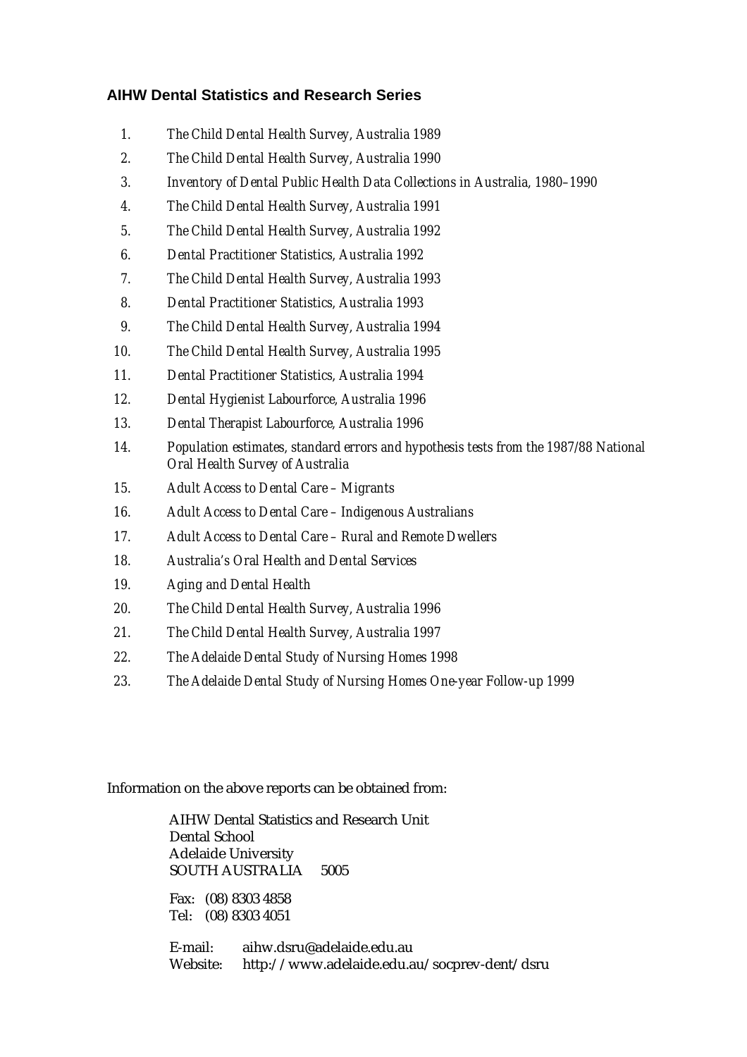### AIHW Dental Statistics and Research Series

1. *The Child Dental Health Survey, Australia 1989*
2. *The Child Dental Health Survey, Australia 1990*
3. *Inventory of Dental Public Health Data Collections in Australia, 1980–1990*
4. *The Child Dental Health Survey, Australia 1991*
5. *The Child Dental Health Survey, Australia 1992*
6. *Dental Practitioner Statistics, Australia 1992*
7. *The Child Dental Health Survey, Australia 1993*
8. *Dental Practitioner Statistics, Australia 1993*
9. *The Child Dental Health Survey, Australia 1994*
10. *The Child Dental Health Survey, Australia 1995*
11. *Dental Practitioner Statistics, Australia 1994*
12. *Dental Hygienist Labourforce, Australia 1996*
13. *Dental Therapist Labourforce, Australia 1996*
14. *Population estimates, standard errors and hypothesis tests from the 1987/88 National Oral Health Survey of Australia*
15. *Adult Access to Dental Care – Migrants*
16. *Adult Access to Dental Care – Indigenous Australians*
17. *Adult Access to Dental Care – Rural and Remote Dwellers*
18. *Australia's Oral Health and Dental Services*
19. *Aging and Dental Health*
20. *The Child Dental Health Survey, Australia 1996*
21. *The Child Dental Health Survey, Australia 1997*
22. *The Adelaide Dental Study of Nursing Homes 1998*
23. *The Adelaide Dental Study of Nursing Homes One-year Follow-up 1999*

Information on the above reports can be obtained from:

AIHW Dental Statistics and Research Unit
Dental School
Adelaide University
SOUTH AUSTRALIA 5005

Fax: (08) 8303 4858
Tel: (08) 8303 4051

E-mail: aihw.dsru@adelaide.edu.au
Website: http://www.adelaide.edu.au/socprev-dent/dsru